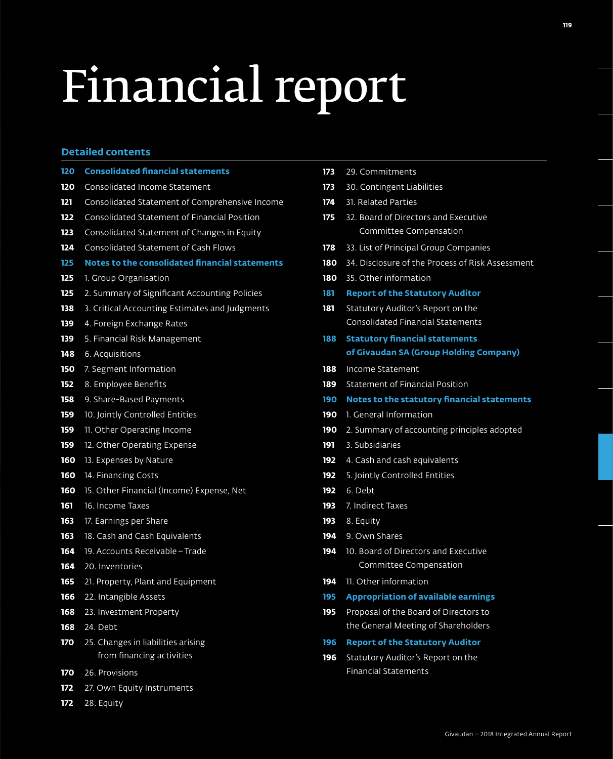# Financial report

## Detailed contents

**120 Consolidated financial statements**

120 Consolidated Income Statement
121 Consolidated Statement of Comprehensive Income
122 Consolidated Statement of Financial Position
123 Consolidated Statement of Changes in Equity
124 Consolidated Statement of Cash Flows

**125 Notes to the consolidated financial statements**

125 1. Group Organisation
125 2. Summary of Significant Accounting Policies
138 3. Critical Accounting Estimates and Judgments
139 4. Foreign Exchange Rates
139 5. Financial Risk Management
148 6. Acquisitions
150 7. Segment Information
152 8. Employee Benefits
158 9. Share-Based Payments
159 10. Jointly Controlled Entities
159 11. Other Operating Income
159 12. Other Operating Expense
160 13. Expenses by Nature
160 14. Financing Costs
160 15. Other Financial (Income) Expense, Net
161 16. Income Taxes
163 17. Earnings per Share
163 18. Cash and Cash Equivalents
164 19. Accounts Receivable – Trade
164 20. Inventories
165 21. Property, Plant and Equipment
166 22. Intangible Assets
168 23. Investment Property
168 24. Debt
170 25. Changes in liabilities arising from financing activities
170 26. Provisions
172 27. Own Equity Instruments
172 28. Equity
173 29. Commitments
173 30. Contingent Liabilities
174 31. Related Parties
175 32. Board of Directors and Executive Committee Compensation
178 33. List of Principal Group Companies
180 34. Disclosure of the Process of Risk Assessment
180 35. Other information

**181 Report of the Statutory Auditor**

181 Statutory Auditor's Report on the Consolidated Financial Statements

**188 Statutory financial statements of Givaudan SA (Group Holding Company)**

188 Income Statement
189 Statement of Financial Position

**190 Notes to the statutory financial statements**

190 1. General Information
190 2. Summary of accounting principles adopted
191 3. Subsidiaries
192 4. Cash and cash equivalents
192 5. Jointly Controlled Entities
192 6. Debt
193 7. Indirect Taxes
193 8. Equity
194 9. Own Shares
194 10. Board of Directors and Executive Committee Compensation
194 11. Other information

**195 Appropriation of available earnings**

195 Proposal of the Board of Directors to the General Meeting of Shareholders

**196 Report of the Statutory Auditor**

196 Statutory Auditor's Report on the Financial Statements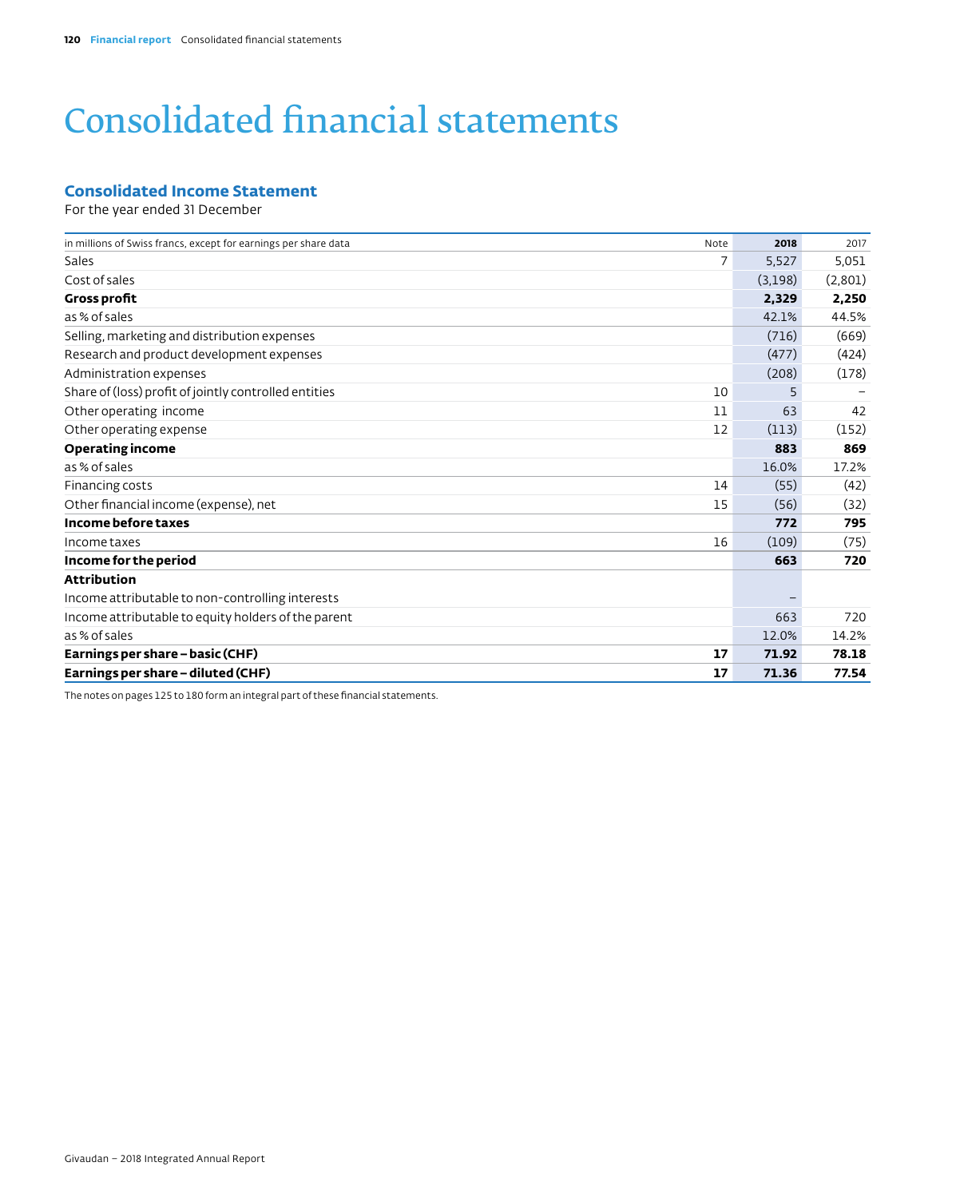# Consolidated financial statements

## Consolidated Income Statement

For the year ended 31 December

| in millions of Swiss francs, except for earnings per share data | Note | 2018 | 2017 |
|---|---|---|---|
| Sales | 7 | 5,527 | 5,051 |
| Cost of sales | | (3,198) | (2,801) |
| **Gross profit** | | **2,329** | **2,250** |
| as % of sales | | 42.1% | 44.5% |
| Selling, marketing and distribution expenses | | (716) | (669) |
| Research and product development expenses | | (477) | (424) |
| Administration expenses | | (208) | (178) |
| Share of (loss) profit of jointly controlled entities | 10 | 5 | – |
| Other operating income | 11 | 63 | 42 |
| Other operating expense | 12 | (113) | (152) |
| **Operating income** | | **883** | **869** |
| as % of sales | | 16.0% | 17.2% |
| Financing costs | 14 | (55) | (42) |
| Other financial income (expense), net | 15 | (56) | (32) |
| **Income before taxes** | | **772** | **795** |
| Income taxes | 16 | (109) | (75) |
| **Income for the period** | | **663** | **720** |
| **Attribution** | | | |
| Income attributable to non-controlling interests | | – | |
| Income attributable to equity holders of the parent | | 663 | 720 |
| as % of sales | | 12.0% | 14.2% |
| **Earnings per share – basic (CHF)** | **17** | **71.92** | **78.18** |
| **Earnings per share – diluted (CHF)** | **17** | **71.36** | **77.54** |

The notes on pages 125 to 180 form an integral part of these financial statements.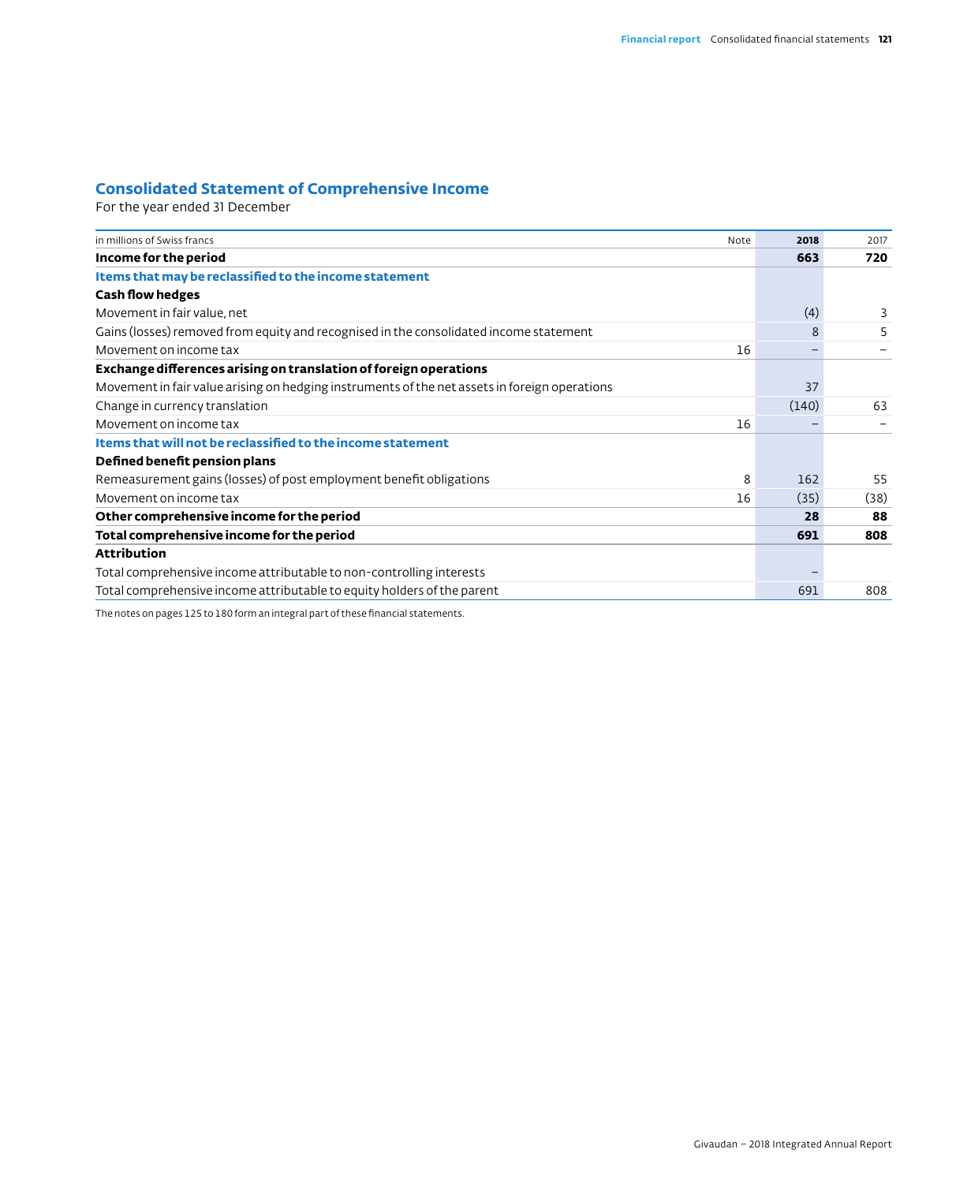## Consolidated Statement of Comprehensive Income

For the year ended 31 December

| in millions of Swiss francs | Note | 2018 | 2017 |
|---|---|---|---|
| **Income for the period** | | **663** | **720** |
| **Items that may be reclassified to the income statement** | | | |
| **Cash flow hedges** | | | |
| Movement in fair value, net | | (4) | 3 |
| Gains (losses) removed from equity and recognised in the consolidated income statement | | 8 | 5 |
| Movement on income tax | 16 | – | – |
| **Exchange differences arising on translation of foreign operations** | | | |
| Movement in fair value arising on hedging instruments of the net assets in foreign operations | | 37 | |
| Change in currency translation | | (140) | 63 |
| Movement on income tax | 16 | – | – |
| **Items that will not be reclassified to the income statement** | | | |
| **Defined benefit pension plans** | | | |
| Remeasurement gains (losses) of post employment benefit obligations | 8 | 162 | 55 |
| Movement on income tax | 16 | (35) | (38) |
| **Other comprehensive income for the period** | | **28** | **88** |
| **Total comprehensive income for the period** | | **691** | **808** |
| **Attribution** | | | |
| Total comprehensive income attributable to non-controlling interests | | – | |
| Total comprehensive income attributable to equity holders of the parent | | 691 | 808 |

The notes on pages 125 to 180 form an integral part of these financial statements.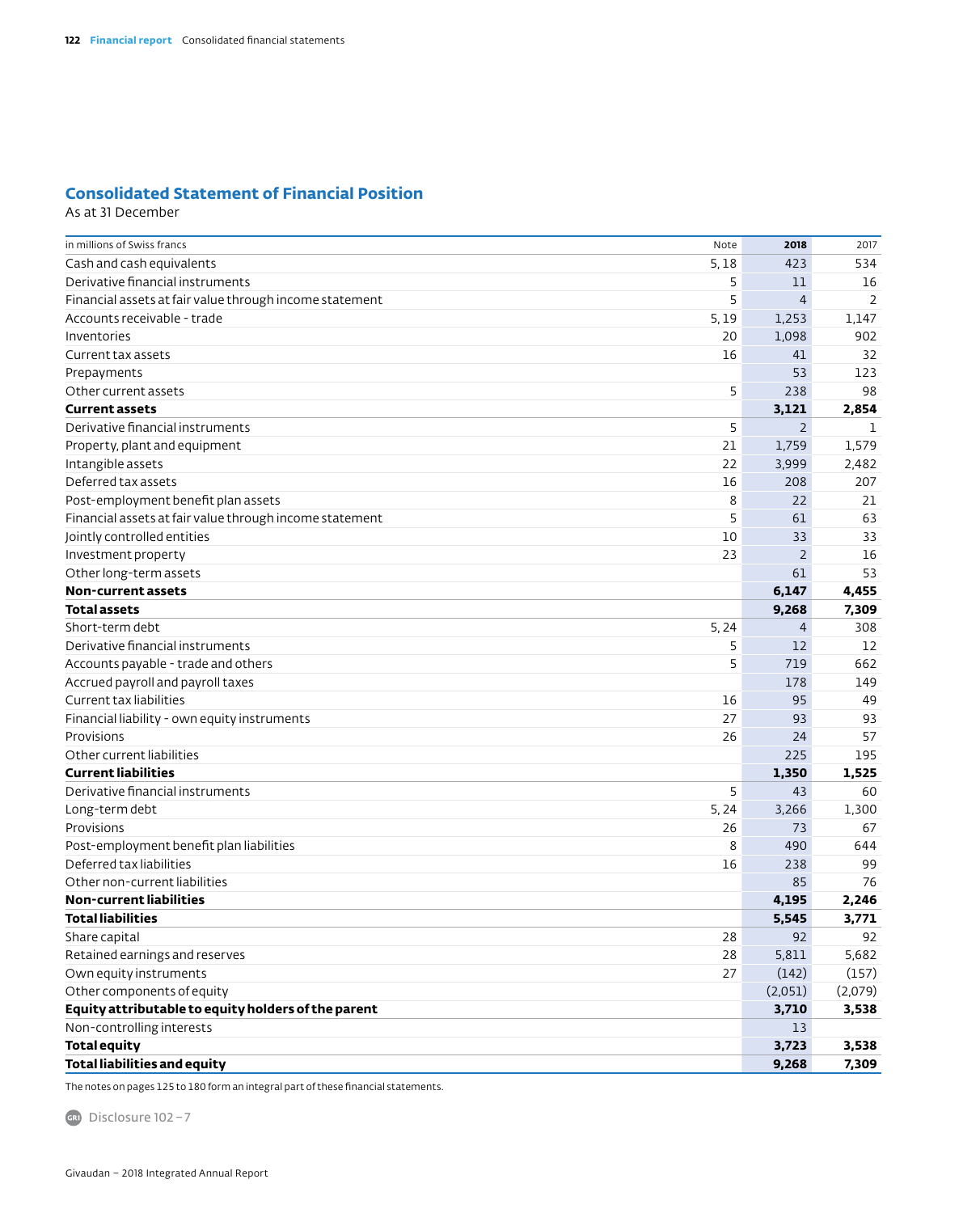## Consolidated Statement of Financial Position

As at 31 December

| in millions of Swiss francs | Note | 2018 | 2017 |
|---|---|---|---|
| Cash and cash equivalents | 5, 18 | 423 | 534 |
| Derivative financial instruments | 5 | 11 | 16 |
| Financial assets at fair value through income statement | 5 | 4 | 2 |
| Accounts receivable - trade | 5, 19 | 1,253 | 1,147 |
| Inventories | 20 | 1,098 | 902 |
| Current tax assets | 16 | 41 | 32 |
| Prepayments | | 53 | 123 |
| Other current assets | 5 | 238 | 98 |
| **Current assets** | | **3,121** | **2,854** |
| Derivative financial instruments | 5 | 2 | 1 |
| Property, plant and equipment | 21 | 1,759 | 1,579 |
| Intangible assets | 22 | 3,999 | 2,482 |
| Deferred tax assets | 16 | 208 | 207 |
| Post-employment benefit plan assets | 8 | 22 | 21 |
| Financial assets at fair value through income statement | 5 | 61 | 63 |
| Jointly controlled entities | 10 | 33 | 33 |
| Investment property | 23 | 2 | 16 |
| Other long-term assets | | 61 | 53 |
| **Non-current assets** | | **6,147** | **4,455** |
| **Total assets** | | **9,268** | **7,309** |
| Short-term debt | 5, 24 | 4 | 308 |
| Derivative financial instruments | 5 | 12 | 12 |
| Accounts payable - trade and others | 5 | 719 | 662 |
| Accrued payroll and payroll taxes | | 178 | 149 |
| Current tax liabilities | 16 | 95 | 49 |
| Financial liability - own equity instruments | 27 | 93 | 93 |
| Provisions | 26 | 24 | 57 |
| Other current liabilities | | 225 | 195 |
| **Current liabilities** | | **1,350** | **1,525** |
| Derivative financial instruments | 5 | 43 | 60 |
| Long-term debt | 5, 24 | 3,266 | 1,300 |
| Provisions | 26 | 73 | 67 |
| Post-employment benefit plan liabilities | 8 | 490 | 644 |
| Deferred tax liabilities | 16 | 238 | 99 |
| Other non-current liabilities | | 85 | 76 |
| **Non-current liabilities** | | **4,195** | **2,246** |
| **Total liabilities** | | **5,545** | **3,771** |
| Share capital | 28 | 92 | 92 |
| Retained earnings and reserves | 28 | 5,811 | 5,682 |
| Own equity instruments | 27 | (142) | (157) |
| Other components of equity | | (2,051) | (2,079) |
| **Equity attributable to equity holders of the parent** | | **3,710** | **3,538** |
| Non-controlling interests | | 13 | |
| **Total equity** | | **3,723** | **3,538** |
| **Total liabilities and equity** | | **9,268** | **7,309** |

The notes on pages 125 to 180 form an integral part of these financial statements.

GRI Disclosure 102 – 7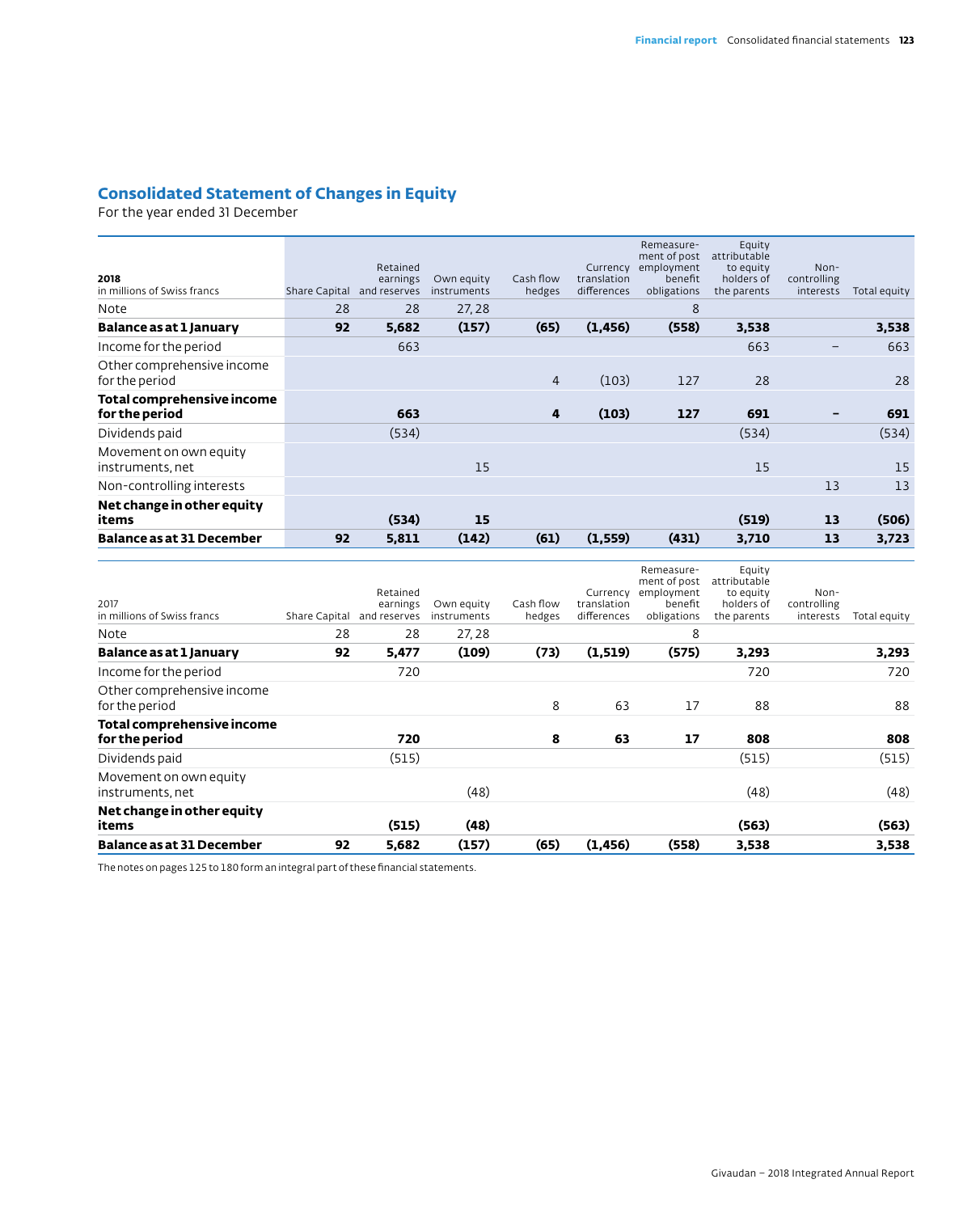## Consolidated Statement of Changes in Equity

For the year ended 31 December

| **2018**<br>in millions of Swiss francs | Share Capital | Retained earnings and reserves | Own equity instruments | Cash flow hedges | Currency translation differences | Remeasurement of post employment benefit obligations | Equity attributable to equity holders of the parents | Non-controlling interests | Total equity |
|---|---|---|---|---|---|---|---|---|---|
| Note | 28 | 28 | 27, 28 | | | 8 | | | |
| **Balance as at 1 January** | **92** | **5,682** | **(157)** | **(65)** | **(1,456)** | **(558)** | **3,538** | | **3,538** |
| Income for the period | | 663 | | | | | 663 | – | 663 |
| Other comprehensive income for the period | | | | 4 | (103) | 127 | 28 | | 28 |
| **Total comprehensive income for the period** | | **663** | | **4** | **(103)** | **127** | **691** | **–** | **691** |
| Dividends paid | | (534) | | | | | (534) | | (534) |
| Movement on own equity instruments, net | | | 15 | | | | 15 | | 15 |
| Non-controlling interests | | | | | | | | 13 | 13 |
| **Net change in other equity items** | | **(534)** | **15** | | | | **(519)** | **13** | **(506)** |
| **Balance as at 31 December** | **92** | **5,811** | **(142)** | **(61)** | **(1,559)** | **(431)** | **3,710** | **13** | **3,723** |

| 2017<br>in millions of Swiss francs | Share Capital | Retained earnings and reserves | Own equity instruments | Cash flow hedges | Currency translation differences | Remeasurement of post employment benefit obligations | Equity attributable to equity holders of the parents | Non-controlling interests | Total equity |
|---|---|---|---|---|---|---|---|---|---|
| Note | 28 | 28 | 27, 28 | | | 8 | | | |
| **Balance as at 1 January** | **92** | **5,477** | **(109)** | **(73)** | **(1,519)** | **(575)** | **3,293** | | **3,293** |
| Income for the period | | 720 | | | | | 720 | | 720 |
| Other comprehensive income for the period | | | | 8 | 63 | 17 | 88 | | 88 |
| **Total comprehensive income for the period** | | **720** | | **8** | **63** | **17** | **808** | | **808** |
| Dividends paid | | (515) | | | | | (515) | | (515) |
| Movement on own equity instruments, net | | | (48) | | | | (48) | | (48) |
| **Net change in other equity items** | | **(515)** | **(48)** | | | | **(563)** | | **(563)** |
| **Balance as at 31 December** | **92** | **5,682** | **(157)** | **(65)** | **(1,456)** | **(558)** | **3,538** | | **3,538** |

The notes on pages 125 to 180 form an integral part of these financial statements.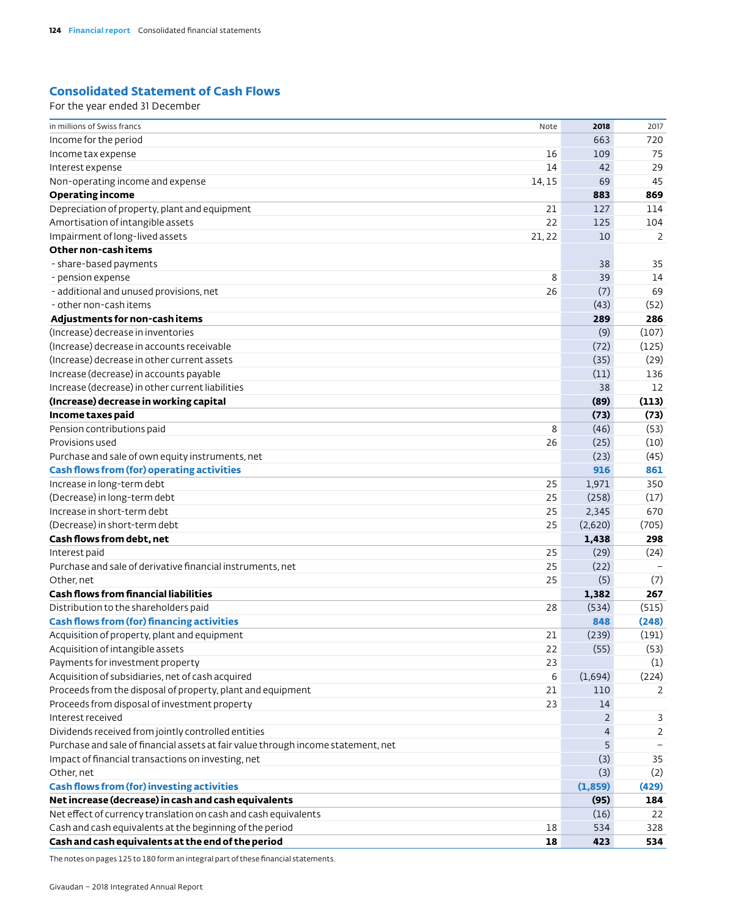## Consolidated Statement of Cash Flows

For the year ended 31 December

| in millions of Swiss francs | Note | 2018 | 2017 |
|---|---|---|---|
| Income for the period | | 663 | 720 |
| Income tax expense | 16 | 109 | 75 |
| Interest expense | 14 | 42 | 29 |
| Non-operating income and expense | 14, 15 | 69 | 45 |
| **Operating income** | | **883** | **869** |
| Depreciation of property, plant and equipment | 21 | 127 | 114 |
| Amortisation of intangible assets | 22 | 125 | 104 |
| Impairment of long-lived assets | 21, 22 | 10 | 2 |
| **Other non-cash items** | | | |
| - share-based payments | | 38 | 35 |
| - pension expense | 8 | 39 | 14 |
| - additional and unused provisions, net | 26 | (7) | 69 |
| - other non-cash items | | (43) | (52) |
| **Adjustments for non-cash items** | | **289** | **286** |
| (Increase) decrease in inventories | | (9) | (107) |
| (Increase) decrease in accounts receivable | | (72) | (125) |
| (Increase) decrease in other current assets | | (35) | (29) |
| Increase (decrease) in accounts payable | | (11) | 136 |
| Increase (decrease) in other current liabilities | | 38 | 12 |
| **(Increase) decrease in working capital** | | **(89)** | **(113)** |
| **Income taxes paid** | | **(73)** | **(73)** |
| Pension contributions paid | 8 | (46) | (53) |
| Provisions used | 26 | (25) | (10) |
| Purchase and sale of own equity instruments, net | | (23) | (45) |
| **Cash flows from (for) operating activities** | | **916** | **861** |
| Increase in long-term debt | 25 | 1,971 | 350 |
| (Decrease) in long-term debt | 25 | (258) | (17) |
| Increase in short-term debt | 25 | 2,345 | 670 |
| (Decrease) in short-term debt | 25 | (2,620) | (705) |
| **Cash flows from debt, net** | | **1,438** | **298** |
| Interest paid | 25 | (29) | (24) |
| Purchase and sale of derivative financial instruments, net | 25 | (22) | – |
| Other, net | 25 | (5) | (7) |
| **Cash flows from financial liabilities** | | **1,382** | **267** |
| Distribution to the shareholders paid | 28 | (534) | (515) |
| **Cash flows from (for) financing activities** | | **848** | **(248)** |
| Acquisition of property, plant and equipment | 21 | (239) | (191) |
| Acquisition of intangible assets | 22 | (55) | (53) |
| Payments for investment property | 23 | | (1) |
| Acquisition of subsidiaries, net of cash acquired | 6 | (1,694) | (224) |
| Proceeds from the disposal of property, plant and equipment | 21 | 110 | 2 |
| Proceeds from disposal of investment property | 23 | 14 | |
| Interest received | | 2 | 3 |
| Dividends received from jointly controlled entities | | 4 | 2 |
| Purchase and sale of financial assets at fair value through income statement, net | | 5 | – |
| Impact of financial transactions on investing, net | | (3) | 35 |
| Other, net | | (3) | (2) |
| **Cash flows from (for) investing activities** | | **(1,859)** | **(429)** |
| **Net increase (decrease) in cash and cash equivalents** | | **(95)** | **184** |
| Net effect of currency translation on cash and cash equivalents | | (16) | 22 |
| Cash and cash equivalents at the beginning of the period | 18 | 534 | 328 |
| **Cash and cash equivalents at the end of the period** | **18** | **423** | **534** |

The notes on pages 125 to 180 form an integral part of these financial statements.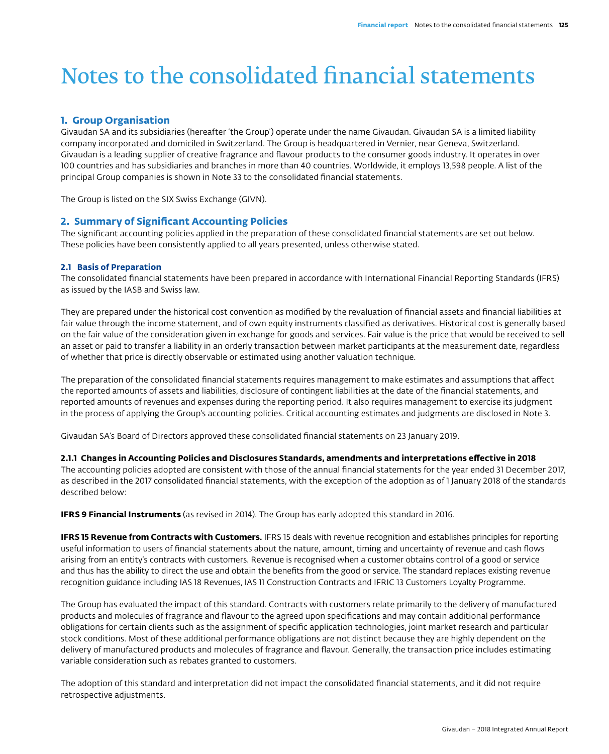# Notes to the consolidated financial statements

## 1. Group Organisation

Givaudan SA and its subsidiaries (hereafter 'the Group') operate under the name Givaudan. Givaudan SA is a limited liability company incorporated and domiciled in Switzerland. The Group is headquartered in Vernier, near Geneva, Switzerland. Givaudan is a leading supplier of creative fragrance and flavour products to the consumer goods industry. It operates in over 100 countries and has subsidiaries and branches in more than 40 countries. Worldwide, it employs 13,598 people. A list of the principal Group companies is shown in Note 33 to the consolidated financial statements.

The Group is listed on the SIX Swiss Exchange (GIVN).

## 2. Summary of Significant Accounting Policies

The significant accounting policies applied in the preparation of these consolidated financial statements are set out below. These policies have been consistently applied to all years presented, unless otherwise stated.

### 2.1 Basis of Preparation

The consolidated financial statements have been prepared in accordance with International Financial Reporting Standards (IFRS) as issued by the IASB and Swiss law.

They are prepared under the historical cost convention as modified by the revaluation of financial assets and financial liabilities at fair value through the income statement, and of own equity instruments classified as derivatives. Historical cost is generally based on the fair value of the consideration given in exchange for goods and services. Fair value is the price that would be received to sell an asset or paid to transfer a liability in an orderly transaction between market participants at the measurement date, regardless of whether that price is directly observable or estimated using another valuation technique.

The preparation of the consolidated financial statements requires management to make estimates and assumptions that affect the reported amounts of assets and liabilities, disclosure of contingent liabilities at the date of the financial statements, and reported amounts of revenues and expenses during the reporting period. It also requires management to exercise its judgment in the process of applying the Group's accounting policies. Critical accounting estimates and judgments are disclosed in Note 3.

Givaudan SA's Board of Directors approved these consolidated financial statements on 23 January 2019.

#### 2.1.1 Changes in Accounting Policies and Disclosures Standards, amendments and interpretations effective in 2018

The accounting policies adopted are consistent with those of the annual financial statements for the year ended 31 December 2017, as described in the 2017 consolidated financial statements, with the exception of the adoption as of 1 January 2018 of the standards described below:

**IFRS 9 Financial Instruments** (as revised in 2014). The Group has early adopted this standard in 2016.

**IFRS 15 Revenue from Contracts with Customers.** IFRS 15 deals with revenue recognition and establishes principles for reporting useful information to users of financial statements about the nature, amount, timing and uncertainty of revenue and cash flows arising from an entity's contracts with customers. Revenue is recognised when a customer obtains control of a good or service and thus has the ability to direct the use and obtain the benefits from the good or service. The standard replaces existing revenue recognition guidance including IAS 18 Revenues, IAS 11 Construction Contracts and IFRIC 13 Customers Loyalty Programme.

The Group has evaluated the impact of this standard. Contracts with customers relate primarily to the delivery of manufactured products and molecules of fragrance and flavour to the agreed upon specifications and may contain additional performance obligations for certain clients such as the assignment of specific application technologies, joint market research and particular stock conditions. Most of these additional performance obligations are not distinct because they are highly dependent on the delivery of manufactured products and molecules of fragrance and flavour. Generally, the transaction price includes estimating variable consideration such as rebates granted to customers.

The adoption of this standard and interpretation did not impact the consolidated financial statements, and it did not require retrospective adjustments.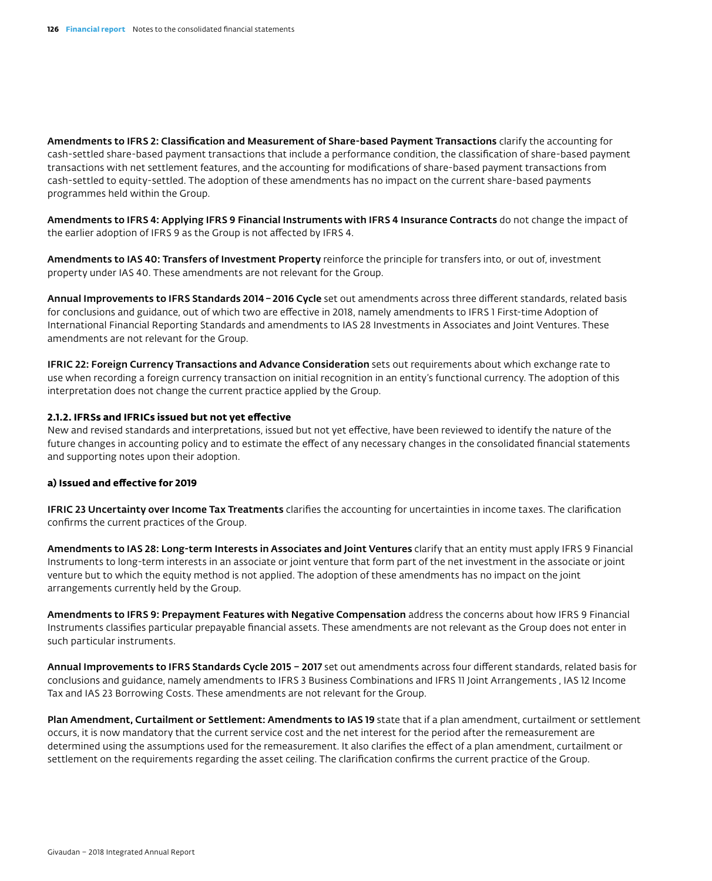**Amendments to IFRS 2: Classification and Measurement of Share-based Payment Transactions** clarify the accounting for cash-settled share-based payment transactions that include a performance condition, the classification of share-based payment transactions with net settlement features, and the accounting for modifications of share-based payment transactions from cash-settled to equity-settled. The adoption of these amendments has no impact on the current share-based payments programmes held within the Group.

**Amendments to IFRS 4: Applying IFRS 9 Financial Instruments with IFRS 4 Insurance Contracts** do not change the impact of the earlier adoption of IFRS 9 as the Group is not affected by IFRS 4.

**Amendments to IAS 40: Transfers of Investment Property** reinforce the principle for transfers into, or out of, investment property under IAS 40. These amendments are not relevant for the Group.

**Annual Improvements to IFRS Standards 2014 – 2016 Cycle** set out amendments across three different standards, related basis for conclusions and guidance, out of which two are effective in 2018, namely amendments to IFRS 1 First-time Adoption of International Financial Reporting Standards and amendments to IAS 28 Investments in Associates and Joint Ventures. These amendments are not relevant for the Group.

**IFRIC 22: Foreign Currency Transactions and Advance Consideration** sets out requirements about which exchange rate to use when recording a foreign currency transaction on initial recognition in an entity's functional currency. The adoption of this interpretation does not change the current practice applied by the Group.

#### 2.1.2. IFRSs and IFRICs issued but not yet effective

New and revised standards and interpretations, issued but not yet effective, have been reviewed to identify the nature of the future changes in accounting policy and to estimate the effect of any necessary changes in the consolidated financial statements and supporting notes upon their adoption.

**a) Issued and effective for 2019**

**IFRIC 23 Uncertainty over Income Tax Treatments** clarifies the accounting for uncertainties in income taxes. The clarification confirms the current practices of the Group.

**Amendments to IAS 28: Long-term Interests in Associates and Joint Ventures** clarify that an entity must apply IFRS 9 Financial Instruments to long-term interests in an associate or joint venture that form part of the net investment in the associate or joint venture but to which the equity method is not applied. The adoption of these amendments has no impact on the joint arrangements currently held by the Group.

**Amendments to IFRS 9: Prepayment Features with Negative Compensation** address the concerns about how IFRS 9 Financial Instruments classifies particular prepayable financial assets. These amendments are not relevant as the Group does not enter in such particular instruments.

**Annual Improvements to IFRS Standards Cycle 2015 – 2017** set out amendments across four different standards, related basis for conclusions and guidance, namely amendments to IFRS 3 Business Combinations and IFRS 11 Joint Arrangements , IAS 12 Income Tax and IAS 23 Borrowing Costs. These amendments are not relevant for the Group.

**Plan Amendment, Curtailment or Settlement: Amendments to IAS 19** state that if a plan amendment, curtailment or settlement occurs, it is now mandatory that the current service cost and the net interest for the period after the remeasurement are determined using the assumptions used for the remeasurement. It also clarifies the effect of a plan amendment, curtailment or settlement on the requirements regarding the asset ceiling. The clarification confirms the current practice of the Group.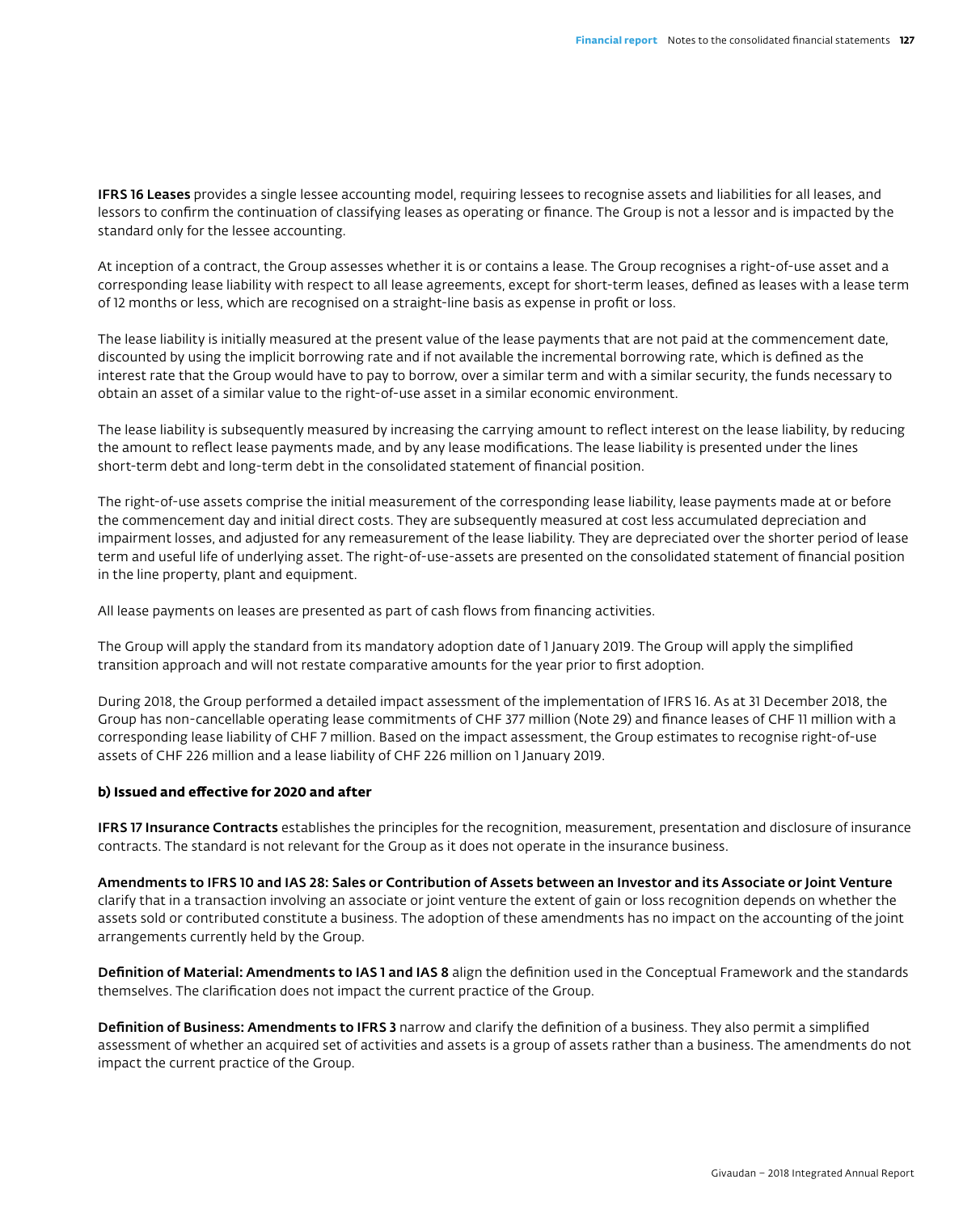**IFRS 16 Leases** provides a single lessee accounting model, requiring lessees to recognise assets and liabilities for all leases, and lessors to confirm the continuation of classifying leases as operating or finance. The Group is not a lessor and is impacted by the standard only for the lessee accounting.

At inception of a contract, the Group assesses whether it is or contains a lease. The Group recognises a right-of-use asset and a corresponding lease liability with respect to all lease agreements, except for short-term leases, defined as leases with a lease term of 12 months or less, which are recognised on a straight-line basis as expense in profit or loss.

The lease liability is initially measured at the present value of the lease payments that are not paid at the commencement date, discounted by using the implicit borrowing rate and if not available the incremental borrowing rate, which is defined as the interest rate that the Group would have to pay to borrow, over a similar term and with a similar security, the funds necessary to obtain an asset of a similar value to the right-of-use asset in a similar economic environment.

The lease liability is subsequently measured by increasing the carrying amount to reflect interest on the lease liability, by reducing the amount to reflect lease payments made, and by any lease modifications. The lease liability is presented under the lines short-term debt and long-term debt in the consolidated statement of financial position.

The right-of-use assets comprise the initial measurement of the corresponding lease liability, lease payments made at or before the commencement day and initial direct costs. They are subsequently measured at cost less accumulated depreciation and impairment losses, and adjusted for any remeasurement of the lease liability. They are depreciated over the shorter period of lease term and useful life of underlying asset. The right-of-use-assets are presented on the consolidated statement of financial position in the line property, plant and equipment.

All lease payments on leases are presented as part of cash flows from financing activities.

The Group will apply the standard from its mandatory adoption date of 1 January 2019. The Group will apply the simplified transition approach and will not restate comparative amounts for the year prior to first adoption.

During 2018, the Group performed a detailed impact assessment of the implementation of IFRS 16. As at 31 December 2018, the Group has non-cancellable operating lease commitments of CHF 377 million (Note 29) and finance leases of CHF 11 million with a corresponding lease liability of CHF 7 million. Based on the impact assessment, the Group estimates to recognise right-of-use assets of CHF 226 million and a lease liability of CHF 226 million on 1 January 2019.

### b) Issued and effective for 2020 and after

**IFRS 17 Insurance Contracts** establishes the principles for the recognition, measurement, presentation and disclosure of insurance contracts. The standard is not relevant for the Group as it does not operate in the insurance business.

**Amendments to IFRS 10 and IAS 28: Sales or Contribution of Assets between an Investor and its Associate or Joint Venture** clarify that in a transaction involving an associate or joint venture the extent of gain or loss recognition depends on whether the assets sold or contributed constitute a business. The adoption of these amendments has no impact on the accounting of the joint arrangements currently held by the Group.

**Definition of Material: Amendments to IAS 1 and IAS 8** align the definition used in the Conceptual Framework and the standards themselves. The clarification does not impact the current practice of the Group.

**Definition of Business: Amendments to IFRS 3** narrow and clarify the definition of a business. They also permit a simplified assessment of whether an acquired set of activities and assets is a group of assets rather than a business. The amendments do not impact the current practice of the Group.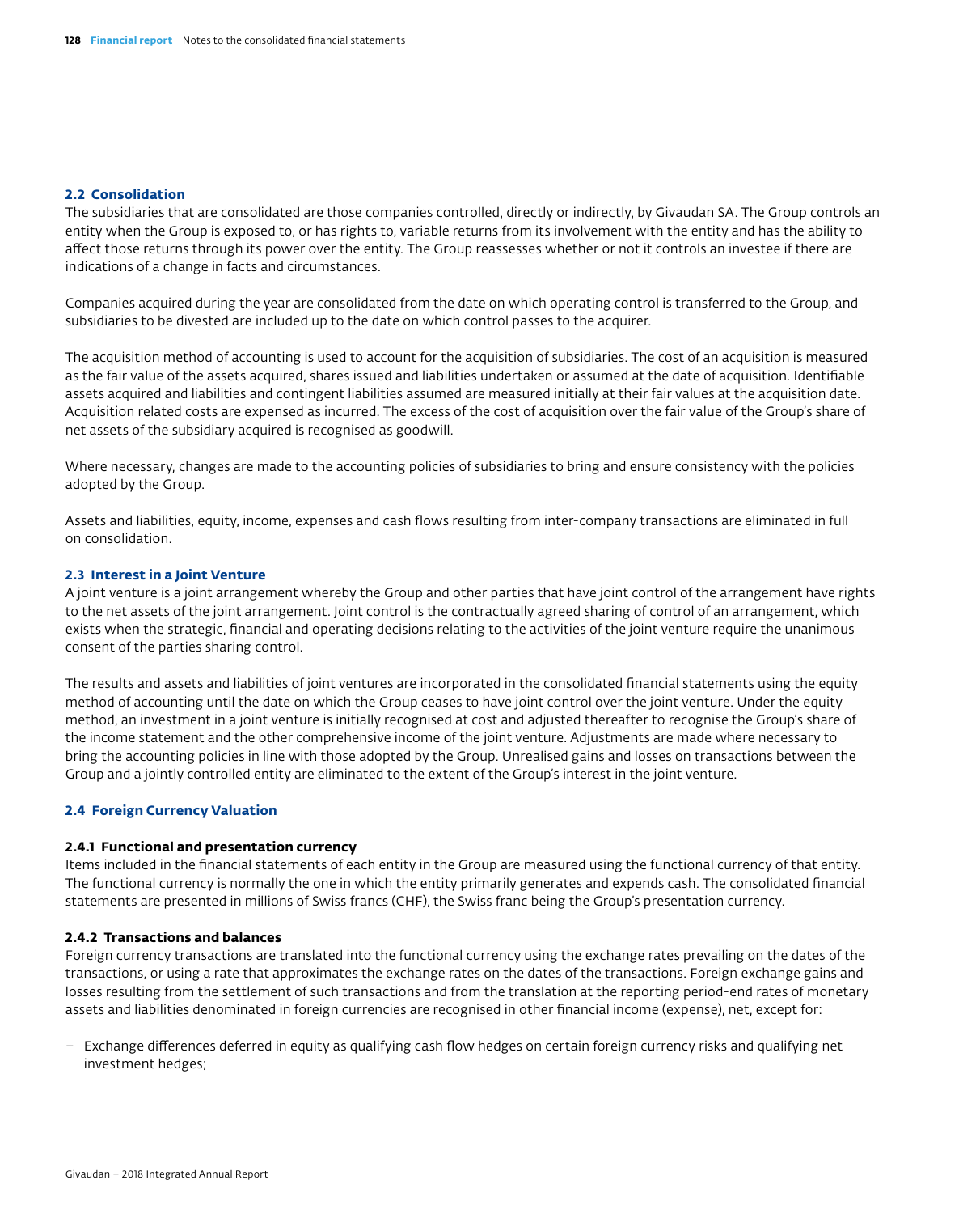### 2.2 Consolidation

The subsidiaries that are consolidated are those companies controlled, directly or indirectly, by Givaudan SA. The Group controls an entity when the Group is exposed to, or has rights to, variable returns from its involvement with the entity and has the ability to affect those returns through its power over the entity. The Group reassesses whether or not it controls an investee if there are indications of a change in facts and circumstances.

Companies acquired during the year are consolidated from the date on which operating control is transferred to the Group, and subsidiaries to be divested are included up to the date on which control passes to the acquirer.

The acquisition method of accounting is used to account for the acquisition of subsidiaries. The cost of an acquisition is measured as the fair value of the assets acquired, shares issued and liabilities undertaken or assumed at the date of acquisition. Identifiable assets acquired and liabilities and contingent liabilities assumed are measured initially at their fair values at the acquisition date. Acquisition related costs are expensed as incurred. The excess of the cost of acquisition over the fair value of the Group's share of net assets of the subsidiary acquired is recognised as goodwill.

Where necessary, changes are made to the accounting policies of subsidiaries to bring and ensure consistency with the policies adopted by the Group.

Assets and liabilities, equity, income, expenses and cash flows resulting from inter-company transactions are eliminated in full on consolidation.

### 2.3 Interest in a Joint Venture

A joint venture is a joint arrangement whereby the Group and other parties that have joint control of the arrangement have rights to the net assets of the joint arrangement. Joint control is the contractually agreed sharing of control of an arrangement, which exists when the strategic, financial and operating decisions relating to the activities of the joint venture require the unanimous consent of the parties sharing control.

The results and assets and liabilities of joint ventures are incorporated in the consolidated financial statements using the equity method of accounting until the date on which the Group ceases to have joint control over the joint venture. Under the equity method, an investment in a joint venture is initially recognised at cost and adjusted thereafter to recognise the Group's share of the income statement and the other comprehensive income of the joint venture. Adjustments are made where necessary to bring the accounting policies in line with those adopted by the Group. Unrealised gains and losses on transactions between the Group and a jointly controlled entity are eliminated to the extent of the Group's interest in the joint venture.

### 2.4 Foreign Currency Valuation

#### 2.4.1 Functional and presentation currency

Items included in the financial statements of each entity in the Group are measured using the functional currency of that entity. The functional currency is normally the one in which the entity primarily generates and expends cash. The consolidated financial statements are presented in millions of Swiss francs (CHF), the Swiss franc being the Group's presentation currency.

#### 2.4.2 Transactions and balances

Foreign currency transactions are translated into the functional currency using the exchange rates prevailing on the dates of the transactions, or using a rate that approximates the exchange rates on the dates of the transactions. Foreign exchange gains and losses resulting from the settlement of such transactions and from the translation at the reporting period-end rates of monetary assets and liabilities denominated in foreign currencies are recognised in other financial income (expense), net, except for:

- Exchange differences deferred in equity as qualifying cash flow hedges on certain foreign currency risks and qualifying net investment hedges;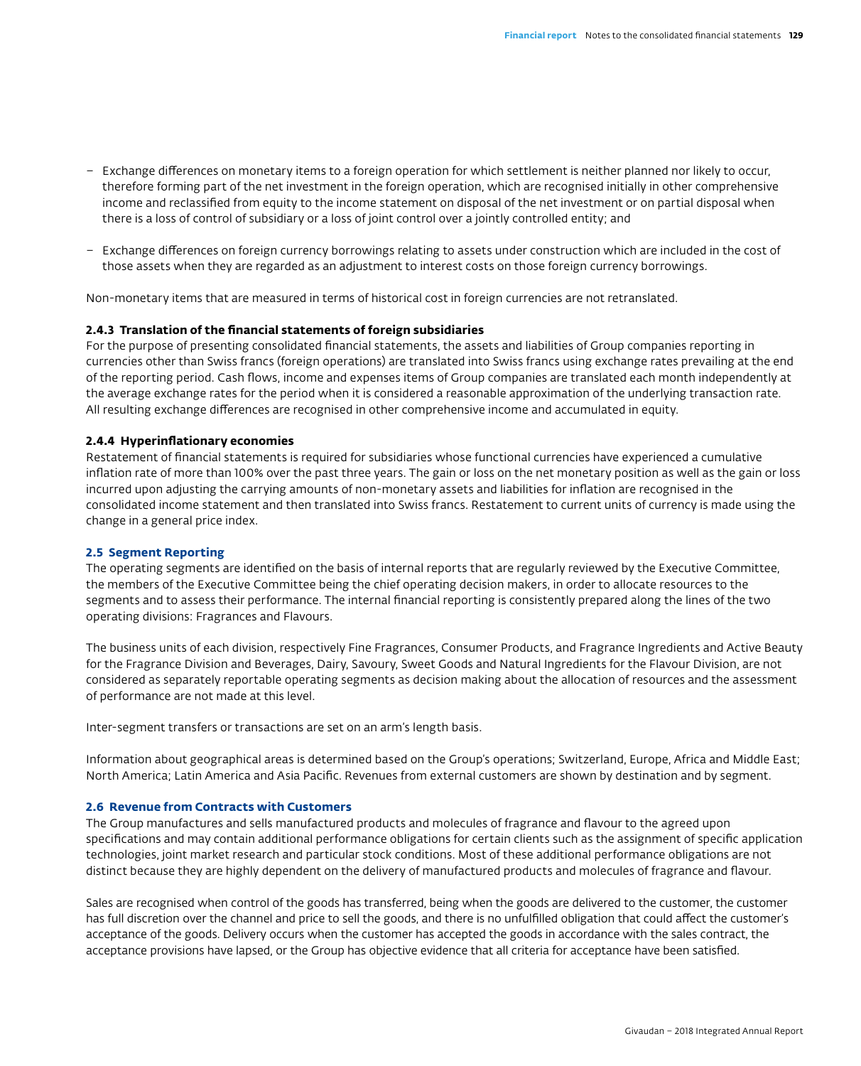- Exchange differences on monetary items to a foreign operation for which settlement is neither planned nor likely to occur, therefore forming part of the net investment in the foreign operation, which are recognised initially in other comprehensive income and reclassified from equity to the income statement on disposal of the net investment or on partial disposal when there is a loss of control of subsidiary or a loss of joint control over a jointly controlled entity; and

- Exchange differences on foreign currency borrowings relating to assets under construction which are included in the cost of those assets when they are regarded as an adjustment to interest costs on those foreign currency borrowings.

Non-monetary items that are measured in terms of historical cost in foreign currencies are not retranslated.

#### 2.4.3 Translation of the financial statements of foreign subsidiaries

For the purpose of presenting consolidated financial statements, the assets and liabilities of Group companies reporting in currencies other than Swiss francs (foreign operations) are translated into Swiss francs using exchange rates prevailing at the end of the reporting period. Cash flows, income and expenses items of Group companies are translated each month independently at the average exchange rates for the period when it is considered a reasonable approximation of the underlying transaction rate. All resulting exchange differences are recognised in other comprehensive income and accumulated in equity.

#### 2.4.4 Hyperinflationary economies

Restatement of financial statements is required for subsidiaries whose functional currencies have experienced a cumulative inflation rate of more than 100% over the past three years. The gain or loss on the net monetary position as well as the gain or loss incurred upon adjusting the carrying amounts of non-monetary assets and liabilities for inflation are recognised in the consolidated income statement and then translated into Swiss francs. Restatement to current units of currency is made using the change in a general price index.

### 2.5 Segment Reporting

The operating segments are identified on the basis of internal reports that are regularly reviewed by the Executive Committee, the members of the Executive Committee being the chief operating decision makers, in order to allocate resources to the segments and to assess their performance. The internal financial reporting is consistently prepared along the lines of the two operating divisions: Fragrances and Flavours.

The business units of each division, respectively Fine Fragrances, Consumer Products, and Fragrance Ingredients and Active Beauty for the Fragrance Division and Beverages, Dairy, Savoury, Sweet Goods and Natural Ingredients for the Flavour Division, are not considered as separately reportable operating segments as decision making about the allocation of resources and the assessment of performance are not made at this level.

Inter-segment transfers or transactions are set on an arm's length basis.

Information about geographical areas is determined based on the Group's operations; Switzerland, Europe, Africa and Middle East; North America; Latin America and Asia Pacific. Revenues from external customers are shown by destination and by segment.

### 2.6 Revenue from Contracts with Customers

The Group manufactures and sells manufactured products and molecules of fragrance and flavour to the agreed upon specifications and may contain additional performance obligations for certain clients such as the assignment of specific application technologies, joint market research and particular stock conditions. Most of these additional performance obligations are not distinct because they are highly dependent on the delivery of manufactured products and molecules of fragrance and flavour.

Sales are recognised when control of the goods has transferred, being when the goods are delivered to the customer, the customer has full discretion over the channel and price to sell the goods, and there is no unfulfilled obligation that could affect the customer's acceptance of the goods. Delivery occurs when the customer has accepted the goods in accordance with the sales contract, the acceptance provisions have lapsed, or the Group has objective evidence that all criteria for acceptance have been satisfied.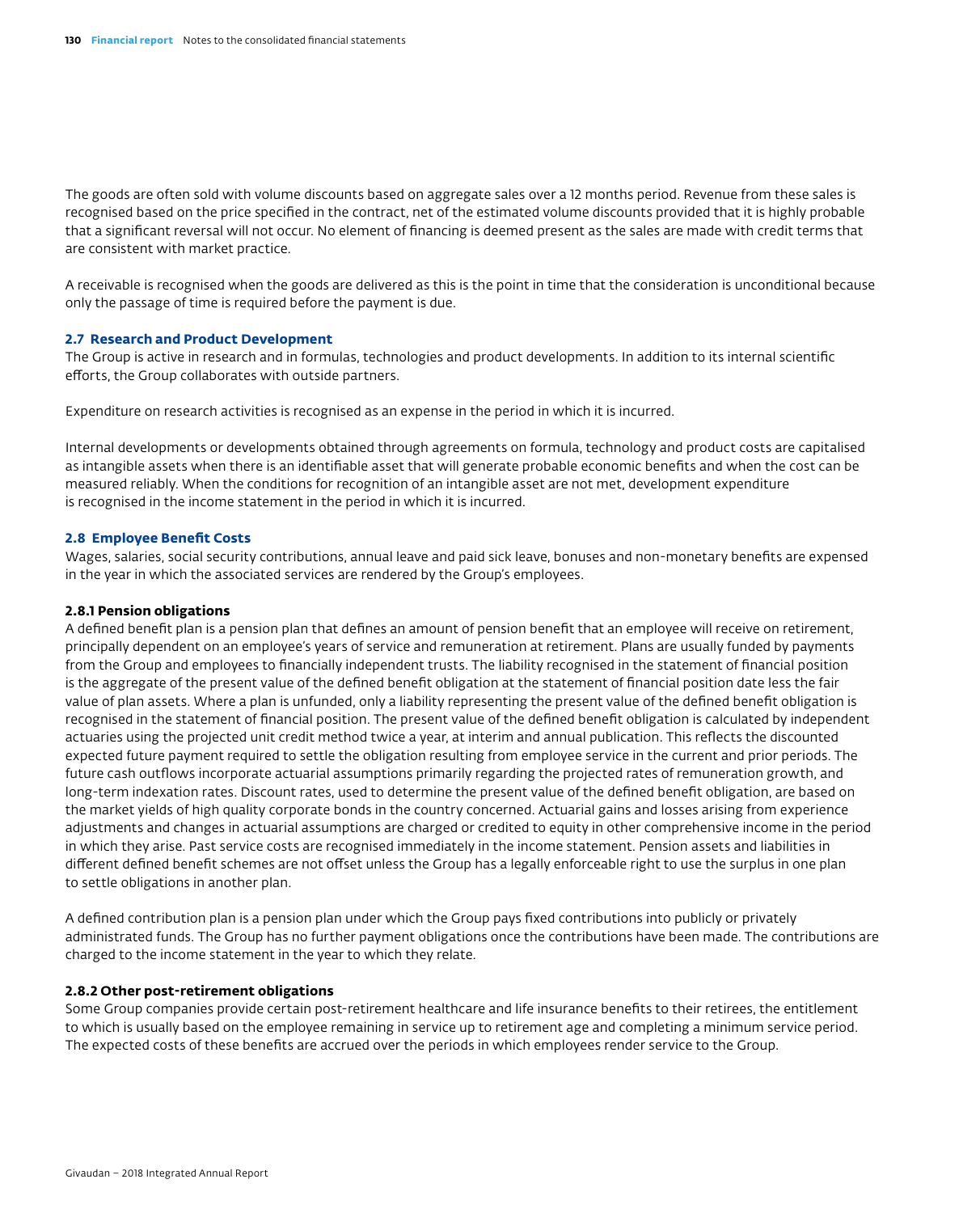The goods are often sold with volume discounts based on aggregate sales over a 12 months period. Revenue from these sales is recognised based on the price specified in the contract, net of the estimated volume discounts provided that it is highly probable that a significant reversal will not occur. No element of financing is deemed present as the sales are made with credit terms that are consistent with market practice.

A receivable is recognised when the goods are delivered as this is the point in time that the consideration is unconditional because only the passage of time is required before the payment is due.

### 2.7 Research and Product Development

The Group is active in research and in formulas, technologies and product developments. In addition to its internal scientific efforts, the Group collaborates with outside partners.

Expenditure on research activities is recognised as an expense in the period in which it is incurred.

Internal developments or developments obtained through agreements on formula, technology and product costs are capitalised as intangible assets when there is an identifiable asset that will generate probable economic benefits and when the cost can be measured reliably. When the conditions for recognition of an intangible asset are not met, development expenditure is recognised in the income statement in the period in which it is incurred.

### 2.8 Employee Benefit Costs

Wages, salaries, social security contributions, annual leave and paid sick leave, bonuses and non-monetary benefits are expensed in the year in which the associated services are rendered by the Group's employees.

#### 2.8.1 Pension obligations

A defined benefit plan is a pension plan that defines an amount of pension benefit that an employee will receive on retirement, principally dependent on an employee's years of service and remuneration at retirement. Plans are usually funded by payments from the Group and employees to financially independent trusts. The liability recognised in the statement of financial position is the aggregate of the present value of the defined benefit obligation at the statement of financial position date less the fair value of plan assets. Where a plan is unfunded, only a liability representing the present value of the defined benefit obligation is recognised in the statement of financial position. The present value of the defined benefit obligation is calculated by independent actuaries using the projected unit credit method twice a year, at interim and annual publication. This reflects the discounted expected future payment required to settle the obligation resulting from employee service in the current and prior periods. The future cash outflows incorporate actuarial assumptions primarily regarding the projected rates of remuneration growth, and long-term indexation rates. Discount rates, used to determine the present value of the defined benefit obligation, are based on the market yields of high quality corporate bonds in the country concerned. Actuarial gains and losses arising from experience adjustments and changes in actuarial assumptions are charged or credited to equity in other comprehensive income in the period in which they arise. Past service costs are recognised immediately in the income statement. Pension assets and liabilities in different defined benefit schemes are not offset unless the Group has a legally enforceable right to use the surplus in one plan to settle obligations in another plan.

A defined contribution plan is a pension plan under which the Group pays fixed contributions into publicly or privately administrated funds. The Group has no further payment obligations once the contributions have been made. The contributions are charged to the income statement in the year to which they relate.

#### 2.8.2 Other post-retirement obligations

Some Group companies provide certain post-retirement healthcare and life insurance benefits to their retirees, the entitlement to which is usually based on the employee remaining in service up to retirement age and completing a minimum service period. The expected costs of these benefits are accrued over the periods in which employees render service to the Group.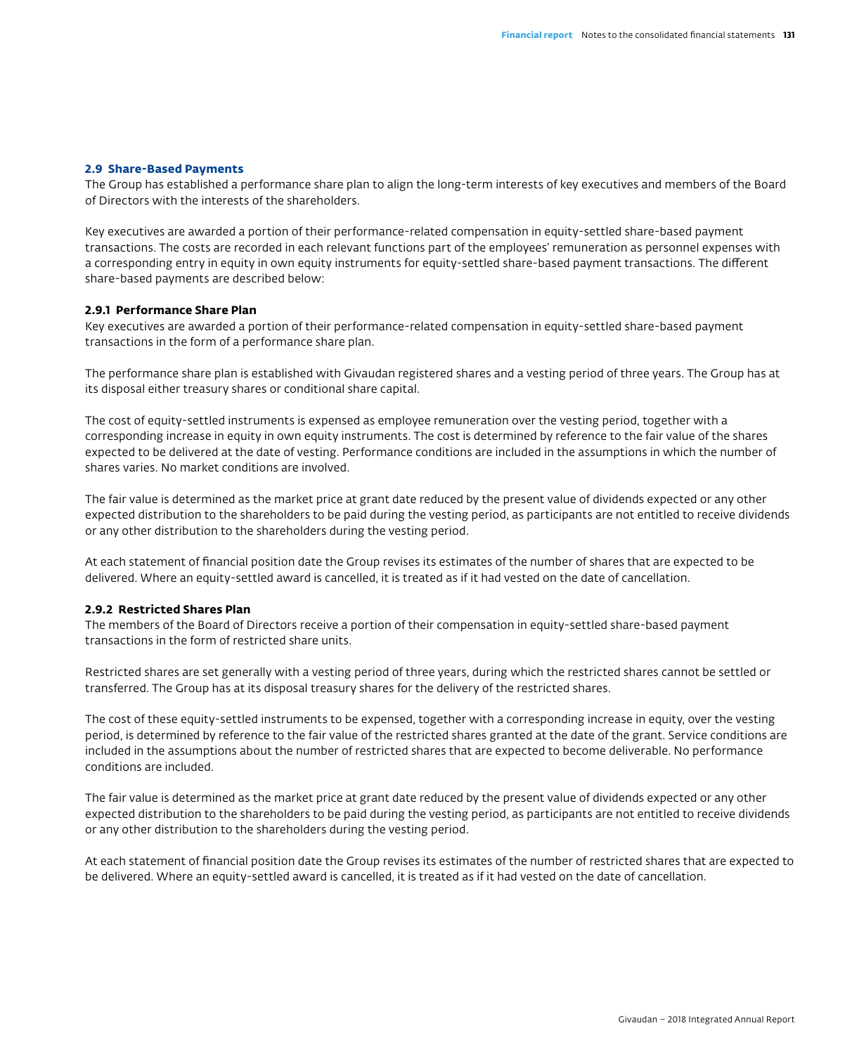### 2.9 Share-Based Payments

The Group has established a performance share plan to align the long-term interests of key executives and members of the Board of Directors with the interests of the shareholders.

Key executives are awarded a portion of their performance-related compensation in equity-settled share-based payment transactions. The costs are recorded in each relevant functions part of the employees' remuneration as personnel expenses with a corresponding entry in equity in own equity instruments for equity-settled share-based payment transactions. The different share-based payments are described below:

#### 2.9.1 Performance Share Plan

Key executives are awarded a portion of their performance-related compensation in equity-settled share-based payment transactions in the form of a performance share plan.

The performance share plan is established with Givaudan registered shares and a vesting period of three years. The Group has at its disposal either treasury shares or conditional share capital.

The cost of equity-settled instruments is expensed as employee remuneration over the vesting period, together with a corresponding increase in equity in own equity instruments. The cost is determined by reference to the fair value of the shares expected to be delivered at the date of vesting. Performance conditions are included in the assumptions in which the number of shares varies. No market conditions are involved.

The fair value is determined as the market price at grant date reduced by the present value of dividends expected or any other expected distribution to the shareholders to be paid during the vesting period, as participants are not entitled to receive dividends or any other distribution to the shareholders during the vesting period.

At each statement of financial position date the Group revises its estimates of the number of shares that are expected to be delivered. Where an equity-settled award is cancelled, it is treated as if it had vested on the date of cancellation.

#### 2.9.2 Restricted Shares Plan

The members of the Board of Directors receive a portion of their compensation in equity-settled share-based payment transactions in the form of restricted share units.

Restricted shares are set generally with a vesting period of three years, during which the restricted shares cannot be settled or transferred. The Group has at its disposal treasury shares for the delivery of the restricted shares.

The cost of these equity-settled instruments to be expensed, together with a corresponding increase in equity, over the vesting period, is determined by reference to the fair value of the restricted shares granted at the date of the grant. Service conditions are included in the assumptions about the number of restricted shares that are expected to become deliverable. No performance conditions are included.

The fair value is determined as the market price at grant date reduced by the present value of dividends expected or any other expected distribution to the shareholders to be paid during the vesting period, as participants are not entitled to receive dividends or any other distribution to the shareholders during the vesting period.

At each statement of financial position date the Group revises its estimates of the number of restricted shares that are expected to be delivered. Where an equity-settled award is cancelled, it is treated as if it had vested on the date of cancellation.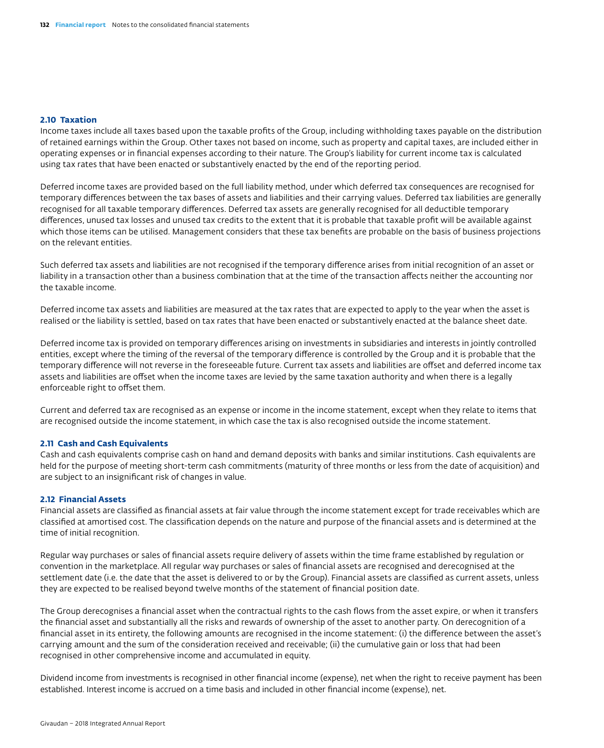### 2.10 Taxation

Income taxes include all taxes based upon the taxable profits of the Group, including withholding taxes payable on the distribution of retained earnings within the Group. Other taxes not based on income, such as property and capital taxes, are included either in operating expenses or in financial expenses according to their nature. The Group's liability for current income tax is calculated using tax rates that have been enacted or substantively enacted by the end of the reporting period.

Deferred income taxes are provided based on the full liability method, under which deferred tax consequences are recognised for temporary differences between the tax bases of assets and liabilities and their carrying values. Deferred tax liabilities are generally recognised for all taxable temporary differences. Deferred tax assets are generally recognised for all deductible temporary differences, unused tax losses and unused tax credits to the extent that it is probable that taxable profit will be available against which those items can be utilised. Management considers that these tax benefits are probable on the basis of business projections on the relevant entities.

Such deferred tax assets and liabilities are not recognised if the temporary difference arises from initial recognition of an asset or liability in a transaction other than a business combination that at the time of the transaction affects neither the accounting nor the taxable income.

Deferred income tax assets and liabilities are measured at the tax rates that are expected to apply to the year when the asset is realised or the liability is settled, based on tax rates that have been enacted or substantively enacted at the balance sheet date.

Deferred income tax is provided on temporary differences arising on investments in subsidiaries and interests in jointly controlled entities, except where the timing of the reversal of the temporary difference is controlled by the Group and it is probable that the temporary difference will not reverse in the foreseeable future. Current tax assets and liabilities are offset and deferred income tax assets and liabilities are offset when the income taxes are levied by the same taxation authority and when there is a legally enforceable right to offset them.

Current and deferred tax are recognised as an expense or income in the income statement, except when they relate to items that are recognised outside the income statement, in which case the tax is also recognised outside the income statement.

### 2.11 Cash and Cash Equivalents

Cash and cash equivalents comprise cash on hand and demand deposits with banks and similar institutions. Cash equivalents are held for the purpose of meeting short-term cash commitments (maturity of three months or less from the date of acquisition) and are subject to an insignificant risk of changes in value.

### 2.12 Financial Assets

Financial assets are classified as financial assets at fair value through the income statement except for trade receivables which are classified at amortised cost. The classification depends on the nature and purpose of the financial assets and is determined at the time of initial recognition.

Regular way purchases or sales of financial assets require delivery of assets within the time frame established by regulation or convention in the marketplace. All regular way purchases or sales of financial assets are recognised and derecognised at the settlement date (i.e. the date that the asset is delivered to or by the Group). Financial assets are classified as current assets, unless they are expected to be realised beyond twelve months of the statement of financial position date.

The Group derecognises a financial asset when the contractual rights to the cash flows from the asset expire, or when it transfers the financial asset and substantially all the risks and rewards of ownership of the asset to another party. On derecognition of a financial asset in its entirety, the following amounts are recognised in the income statement: (i) the difference between the asset's carrying amount and the sum of the consideration received and receivable; (ii) the cumulative gain or loss that had been recognised in other comprehensive income and accumulated in equity.

Dividend income from investments is recognised in other financial income (expense), net when the right to receive payment has been established. Interest income is accrued on a time basis and included in other financial income (expense), net.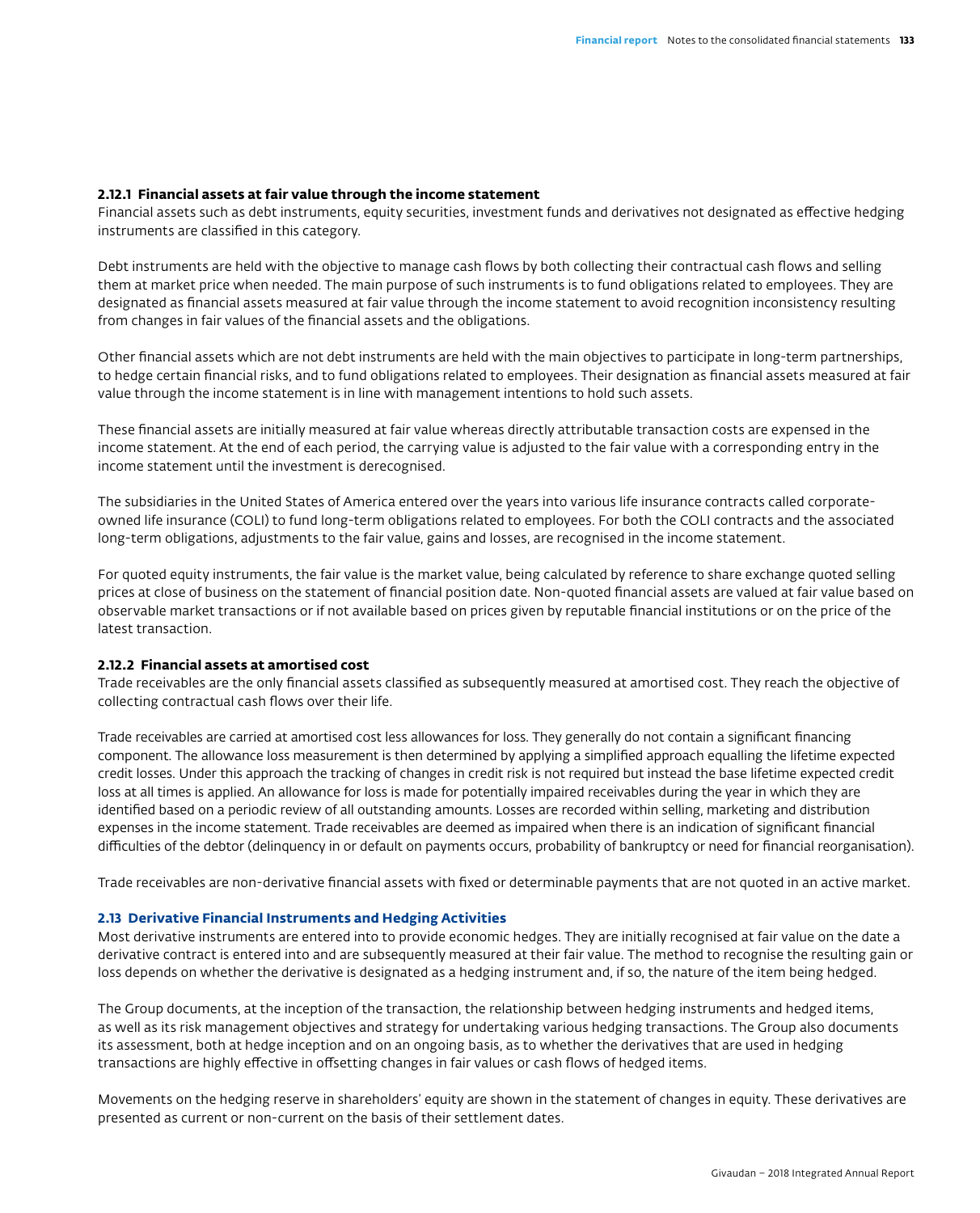### 2.12.1 Financial assets at fair value through the income statement

Financial assets such as debt instruments, equity securities, investment funds and derivatives not designated as effective hedging instruments are classified in this category.

Debt instruments are held with the objective to manage cash flows by both collecting their contractual cash flows and selling them at market price when needed. The main purpose of such instruments is to fund obligations related to employees. They are designated as financial assets measured at fair value through the income statement to avoid recognition inconsistency resulting from changes in fair values of the financial assets and the obligations.

Other financial assets which are not debt instruments are held with the main objectives to participate in long-term partnerships, to hedge certain financial risks, and to fund obligations related to employees. Their designation as financial assets measured at fair value through the income statement is in line with management intentions to hold such assets.

These financial assets are initially measured at fair value whereas directly attributable transaction costs are expensed in the income statement. At the end of each period, the carrying value is adjusted to the fair value with a corresponding entry in the income statement until the investment is derecognised.

The subsidiaries in the United States of America entered over the years into various life insurance contracts called corporate-owned life insurance (COLI) to fund long-term obligations related to employees. For both the COLI contracts and the associated long-term obligations, adjustments to the fair value, gains and losses, are recognised in the income statement.

For quoted equity instruments, the fair value is the market value, being calculated by reference to share exchange quoted selling prices at close of business on the statement of financial position date. Non-quoted financial assets are valued at fair value based on observable market transactions or if not available based on prices given by reputable financial institutions or on the price of the latest transaction.

### 2.12.2 Financial assets at amortised cost

Trade receivables are the only financial assets classified as subsequently measured at amortised cost. They reach the objective of collecting contractual cash flows over their life.

Trade receivables are carried at amortised cost less allowances for loss. They generally do not contain a significant financing component. The allowance loss measurement is then determined by applying a simplified approach equalling the lifetime expected credit losses. Under this approach the tracking of changes in credit risk is not required but instead the base lifetime expected credit loss at all times is applied. An allowance for loss is made for potentially impaired receivables during the year in which they are identified based on a periodic review of all outstanding amounts. Losses are recorded within selling, marketing and distribution expenses in the income statement. Trade receivables are deemed as impaired when there is an indication of significant financial difficulties of the debtor (delinquency in or default on payments occurs, probability of bankruptcy or need for financial reorganisation).

Trade receivables are non-derivative financial assets with fixed or determinable payments that are not quoted in an active market.

## 2.13 Derivative Financial Instruments and Hedging Activities

Most derivative instruments are entered into to provide economic hedges. They are initially recognised at fair value on the date a derivative contract is entered into and are subsequently measured at their fair value. The method to recognise the resulting gain or loss depends on whether the derivative is designated as a hedging instrument and, if so, the nature of the item being hedged.

The Group documents, at the inception of the transaction, the relationship between hedging instruments and hedged items, as well as its risk management objectives and strategy for undertaking various hedging transactions. The Group also documents its assessment, both at hedge inception and on an ongoing basis, as to whether the derivatives that are used in hedging transactions are highly effective in offsetting changes in fair values or cash flows of hedged items.

Movements on the hedging reserve in shareholders' equity are shown in the statement of changes in equity. These derivatives are presented as current or non-current on the basis of their settlement dates.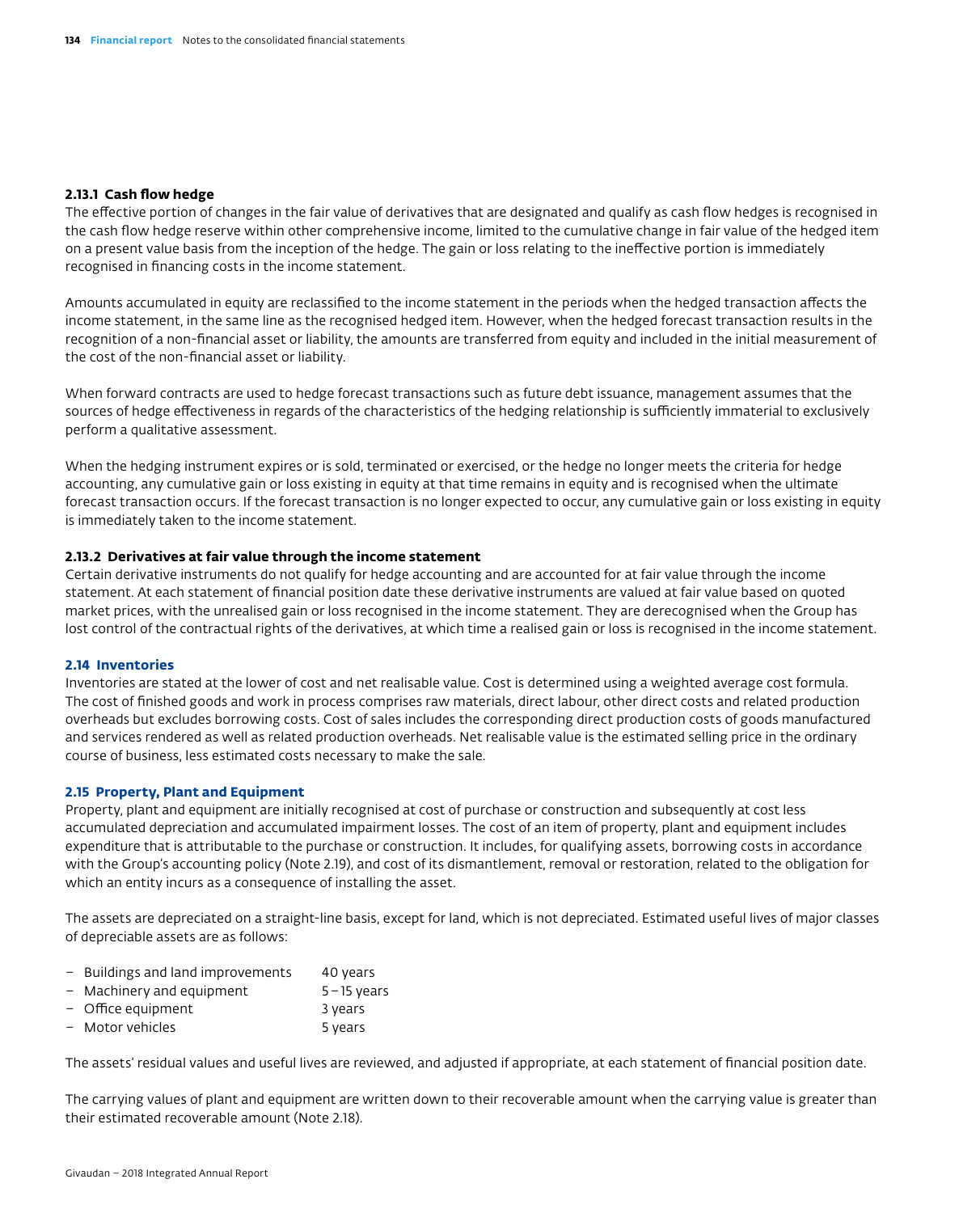#### 2.13.1 Cash flow hedge

The effective portion of changes in the fair value of derivatives that are designated and qualify as cash flow hedges is recognised in the cash flow hedge reserve within other comprehensive income, limited to the cumulative change in fair value of the hedged item on a present value basis from the inception of the hedge. The gain or loss relating to the ineffective portion is immediately recognised in financing costs in the income statement.

Amounts accumulated in equity are reclassified to the income statement in the periods when the hedged transaction affects the income statement, in the same line as the recognised hedged item. However, when the hedged forecast transaction results in the recognition of a non-financial asset or liability, the amounts are transferred from equity and included in the initial measurement of the cost of the non-financial asset or liability.

When forward contracts are used to hedge forecast transactions such as future debt issuance, management assumes that the sources of hedge effectiveness in regards of the characteristics of the hedging relationship is sufficiently immaterial to exclusively perform a qualitative assessment.

When the hedging instrument expires or is sold, terminated or exercised, or the hedge no longer meets the criteria for hedge accounting, any cumulative gain or loss existing in equity at that time remains in equity and is recognised when the ultimate forecast transaction occurs. If the forecast transaction is no longer expected to occur, any cumulative gain or loss existing in equity is immediately taken to the income statement.

#### 2.13.2 Derivatives at fair value through the income statement

Certain derivative instruments do not qualify for hedge accounting and are accounted for at fair value through the income statement. At each statement of financial position date these derivative instruments are valued at fair value based on quoted market prices, with the unrealised gain or loss recognised in the income statement. They are derecognised when the Group has lost control of the contractual rights of the derivatives, at which time a realised gain or loss is recognised in the income statement.

### 2.14 Inventories

Inventories are stated at the lower of cost and net realisable value. Cost is determined using a weighted average cost formula. The cost of finished goods and work in process comprises raw materials, direct labour, other direct costs and related production overheads but excludes borrowing costs. Cost of sales includes the corresponding direct production costs of goods manufactured and services rendered as well as related production overheads. Net realisable value is the estimated selling price in the ordinary course of business, less estimated costs necessary to make the sale.

### 2.15 Property, Plant and Equipment

Property, plant and equipment are initially recognised at cost of purchase or construction and subsequently at cost less accumulated depreciation and accumulated impairment losses. The cost of an item of property, plant and equipment includes expenditure that is attributable to the purchase or construction. It includes, for qualifying assets, borrowing costs in accordance with the Group's accounting policy (Note 2.19), and cost of its dismantlement, removal or restoration, related to the obligation for which an entity incurs as a consequence of installing the asset.

The assets are depreciated on a straight-line basis, except for land, which is not depreciated. Estimated useful lives of major classes of depreciable assets are as follows:

- Buildings and land improvements 40 years
- Machinery and equipment 5 – 15 years
- Office equipment 3 years
- Motor vehicles 5 years

The assets' residual values and useful lives are reviewed, and adjusted if appropriate, at each statement of financial position date.

The carrying values of plant and equipment are written down to their recoverable amount when the carrying value is greater than their estimated recoverable amount (Note 2.18).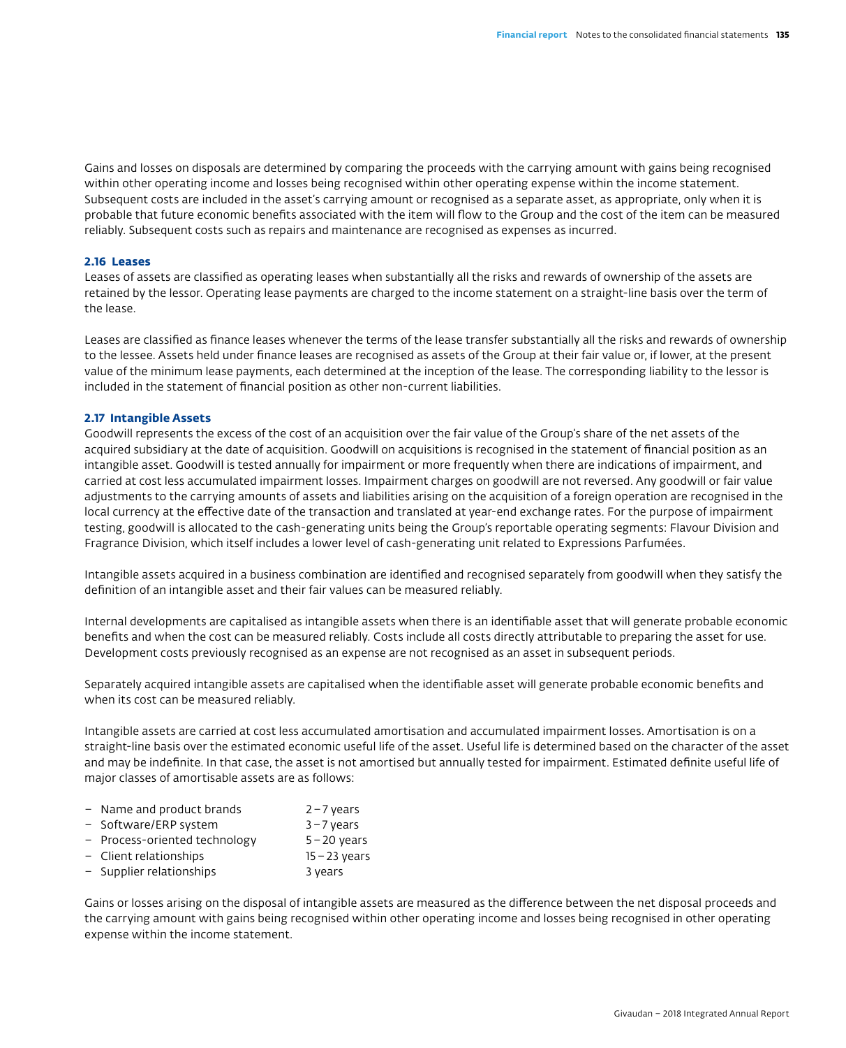Gains and losses on disposals are determined by comparing the proceeds with the carrying amount with gains being recognised within other operating income and losses being recognised within other operating expense within the income statement. Subsequent costs are included in the asset's carrying amount or recognised as a separate asset, as appropriate, only when it is probable that future economic benefits associated with the item will flow to the Group and the cost of the item can be measured reliably. Subsequent costs such as repairs and maintenance are recognised as expenses as incurred.

### 2.16 Leases

Leases of assets are classified as operating leases when substantially all the risks and rewards of ownership of the assets are retained by the lessor. Operating lease payments are charged to the income statement on a straight-line basis over the term of the lease.

Leases are classified as finance leases whenever the terms of the lease transfer substantially all the risks and rewards of ownership to the lessee. Assets held under finance leases are recognised as assets of the Group at their fair value or, if lower, at the present value of the minimum lease payments, each determined at the inception of the lease. The corresponding liability to the lessor is included in the statement of financial position as other non-current liabilities.

### 2.17 Intangible Assets

Goodwill represents the excess of the cost of an acquisition over the fair value of the Group's share of the net assets of the acquired subsidiary at the date of acquisition. Goodwill on acquisitions is recognised in the statement of financial position as an intangible asset. Goodwill is tested annually for impairment or more frequently when there are indications of impairment, and carried at cost less accumulated impairment losses. Impairment charges on goodwill are not reversed. Any goodwill or fair value adjustments to the carrying amounts of assets and liabilities arising on the acquisition of a foreign operation are recognised in the local currency at the effective date of the transaction and translated at year-end exchange rates. For the purpose of impairment testing, goodwill is allocated to the cash-generating units being the Group's reportable operating segments: Flavour Division and Fragrance Division, which itself includes a lower level of cash-generating unit related to Expressions Parfumées.

Intangible assets acquired in a business combination are identified and recognised separately from goodwill when they satisfy the definition of an intangible asset and their fair values can be measured reliably.

Internal developments are capitalised as intangible assets when there is an identifiable asset that will generate probable economic benefits and when the cost can be measured reliably. Costs include all costs directly attributable to preparing the asset for use. Development costs previously recognised as an expense are not recognised as an asset in subsequent periods.

Separately acquired intangible assets are capitalised when the identifiable asset will generate probable economic benefits and when its cost can be measured reliably.

Intangible assets are carried at cost less accumulated amortisation and accumulated impairment losses. Amortisation is on a straight-line basis over the estimated economic useful life of the asset. Useful life is determined based on the character of the asset and may be indefinite. In that case, the asset is not amortised but annually tested for impairment. Estimated definite useful life of major classes of amortisable assets are as follows:

- Name and product brands — 2 – 7 years
- Software/ERP system — 3 – 7 years
- Process-oriented technology — 5 – 20 years
- Client relationships — 15 – 23 years
- Supplier relationships — 3 years

Gains or losses arising on the disposal of intangible assets are measured as the difference between the net disposal proceeds and the carrying amount with gains being recognised within other operating income and losses being recognised in other operating expense within the income statement.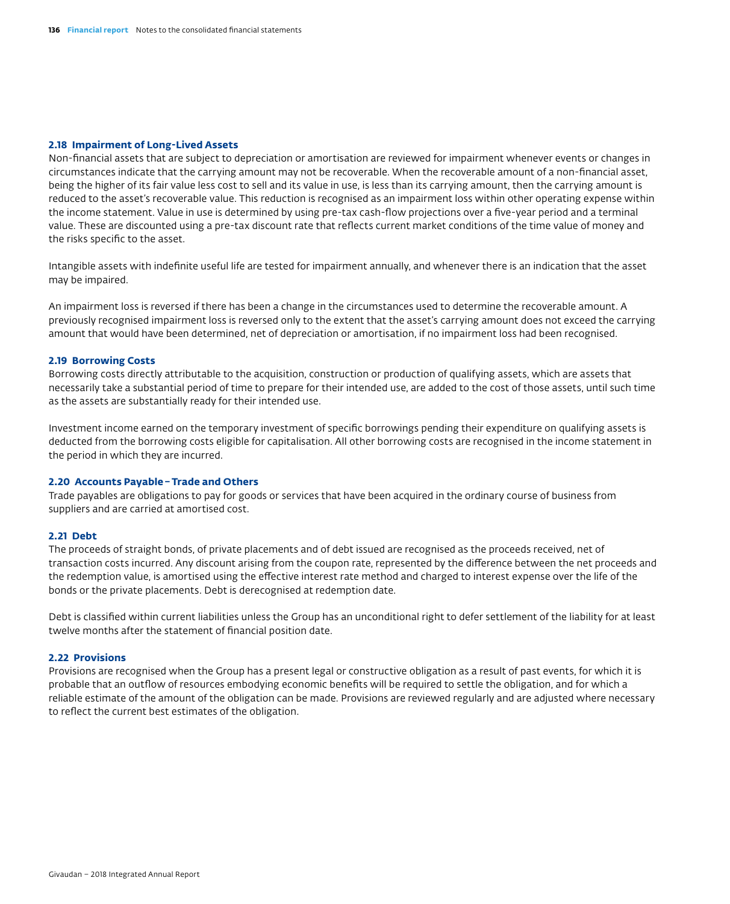### 2.18 Impairment of Long-Lived Assets

Non-financial assets that are subject to depreciation or amortisation are reviewed for impairment whenever events or changes in circumstances indicate that the carrying amount may not be recoverable. When the recoverable amount of a non-financial asset, being the higher of its fair value less cost to sell and its value in use, is less than its carrying amount, then the carrying amount is reduced to the asset's recoverable value. This reduction is recognised as an impairment loss within other operating expense within the income statement. Value in use is determined by using pre-tax cash-flow projections over a five-year period and a terminal value. These are discounted using a pre-tax discount rate that reflects current market conditions of the time value of money and the risks specific to the asset.

Intangible assets with indefinite useful life are tested for impairment annually, and whenever there is an indication that the asset may be impaired.

An impairment loss is reversed if there has been a change in the circumstances used to determine the recoverable amount. A previously recognised impairment loss is reversed only to the extent that the asset's carrying amount does not exceed the carrying amount that would have been determined, net of depreciation or amortisation, if no impairment loss had been recognised.

### 2.19 Borrowing Costs

Borrowing costs directly attributable to the acquisition, construction or production of qualifying assets, which are assets that necessarily take a substantial period of time to prepare for their intended use, are added to the cost of those assets, until such time as the assets are substantially ready for their intended use.

Investment income earned on the temporary investment of specific borrowings pending their expenditure on qualifying assets is deducted from the borrowing costs eligible for capitalisation. All other borrowing costs are recognised in the income statement in the period in which they are incurred.

### 2.20 Accounts Payable – Trade and Others

Trade payables are obligations to pay for goods or services that have been acquired in the ordinary course of business from suppliers and are carried at amortised cost.

### 2.21 Debt

The proceeds of straight bonds, of private placements and of debt issued are recognised as the proceeds received, net of transaction costs incurred. Any discount arising from the coupon rate, represented by the difference between the net proceeds and the redemption value, is amortised using the effective interest rate method and charged to interest expense over the life of the bonds or the private placements. Debt is derecognised at redemption date.

Debt is classified within current liabilities unless the Group has an unconditional right to defer settlement of the liability for at least twelve months after the statement of financial position date.

### 2.22 Provisions

Provisions are recognised when the Group has a present legal or constructive obligation as a result of past events, for which it is probable that an outflow of resources embodying economic benefits will be required to settle the obligation, and for which a reliable estimate of the amount of the obligation can be made. Provisions are reviewed regularly and are adjusted where necessary to reflect the current best estimates of the obligation.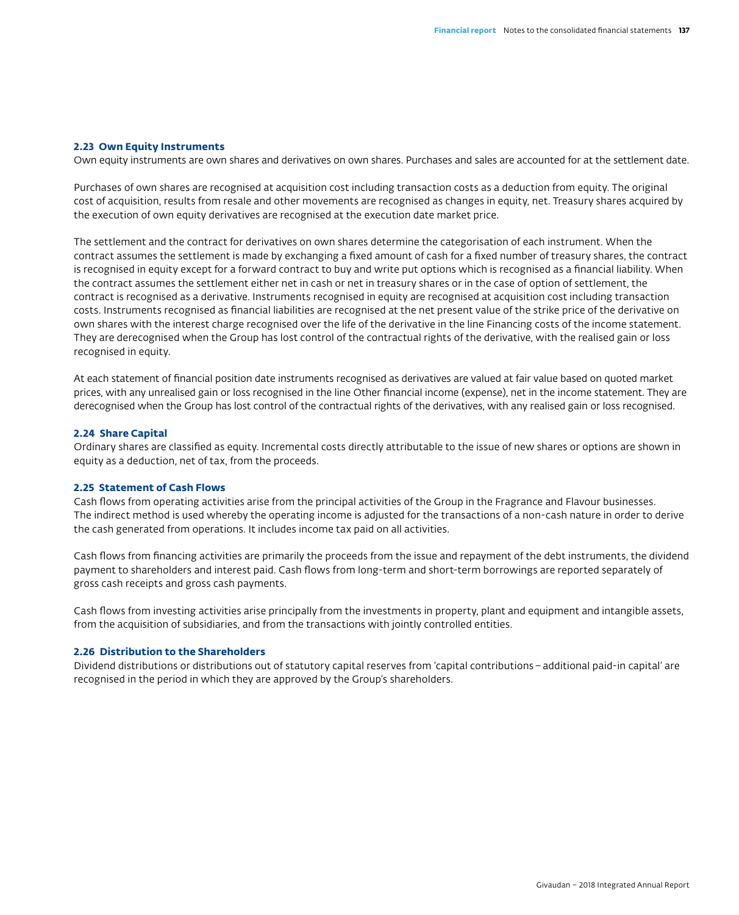### 2.23 Own Equity Instruments

Own equity instruments are own shares and derivatives on own shares. Purchases and sales are accounted for at the settlement date.

Purchases of own shares are recognised at acquisition cost including transaction costs as a deduction from equity. The original cost of acquisition, results from resale and other movements are recognised as changes in equity, net. Treasury shares acquired by the execution of own equity derivatives are recognised at the execution date market price.

The settlement and the contract for derivatives on own shares determine the categorisation of each instrument. When the contract assumes the settlement is made by exchanging a fixed amount of cash for a fixed number of treasury shares, the contract is recognised in equity except for a forward contract to buy and write put options which is recognised as a financial liability. When the contract assumes the settlement either net in cash or net in treasury shares or in the case of option of settlement, the contract is recognised as a derivative. Instruments recognised in equity are recognised at acquisition cost including transaction costs. Instruments recognised as financial liabilities are recognised at the net present value of the strike price of the derivative on own shares with the interest charge recognised over the life of the derivative in the line Financing costs of the income statement. They are derecognised when the Group has lost control of the contractual rights of the derivative, with the realised gain or loss recognised in equity.

At each statement of financial position date instruments recognised as derivatives are valued at fair value based on quoted market prices, with any unrealised gain or loss recognised in the line Other financial income (expense), net in the income statement. They are derecognised when the Group has lost control of the contractual rights of the derivatives, with any realised gain or loss recognised.

### 2.24 Share Capital

Ordinary shares are classified as equity. Incremental costs directly attributable to the issue of new shares or options are shown in equity as a deduction, net of tax, from the proceeds.

### 2.25 Statement of Cash Flows

Cash flows from operating activities arise from the principal activities of the Group in the Fragrance and Flavour businesses. The indirect method is used whereby the operating income is adjusted for the transactions of a non-cash nature in order to derive the cash generated from operations. It includes income tax paid on all activities.

Cash flows from financing activities are primarily the proceeds from the issue and repayment of the debt instruments, the dividend payment to shareholders and interest paid. Cash flows from long-term and short-term borrowings are reported separately of gross cash receipts and gross cash payments.

Cash flows from investing activities arise principally from the investments in property, plant and equipment and intangible assets, from the acquisition of subsidiaries, and from the transactions with jointly controlled entities.

### 2.26 Distribution to the Shareholders

Dividend distributions or distributions out of statutory capital reserves from 'capital contributions – additional paid-in capital' are recognised in the period in which they are approved by the Group's shareholders.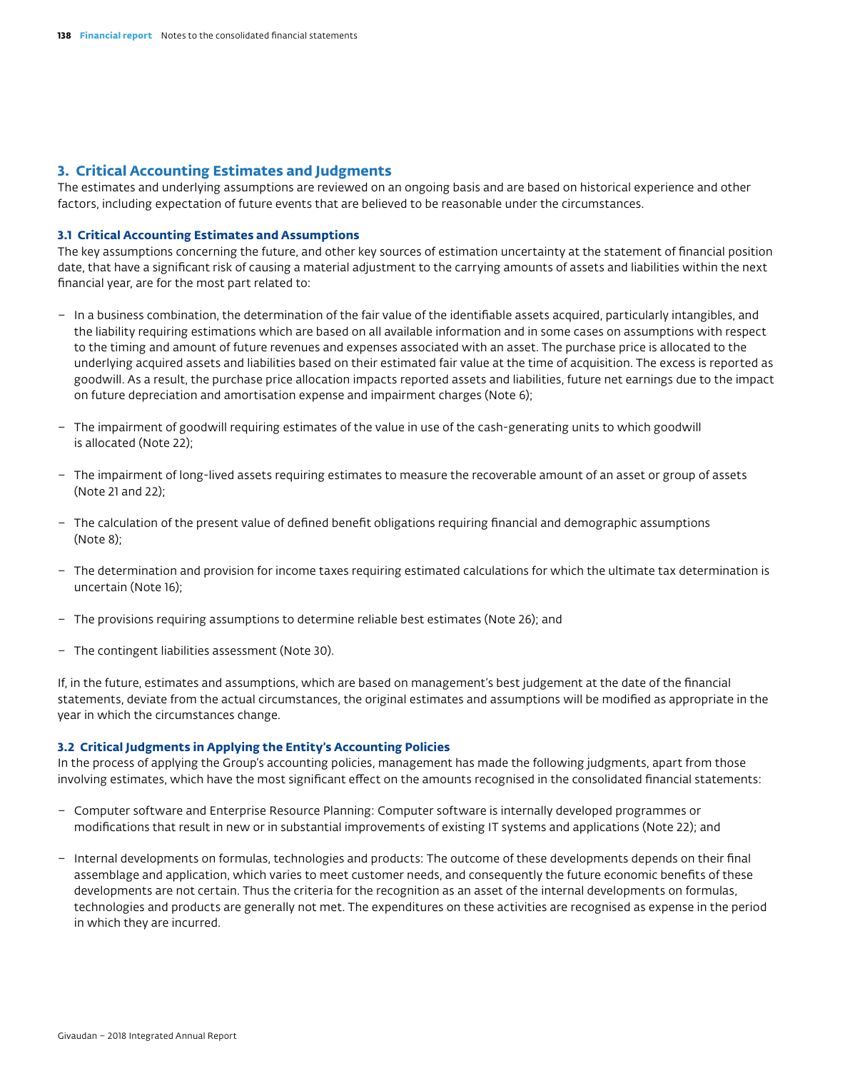## 3. Critical Accounting Estimates and Judgments

The estimates and underlying assumptions are reviewed on an ongoing basis and are based on historical experience and other factors, including expectation of future events that are believed to be reasonable under the circumstances.

### 3.1 Critical Accounting Estimates and Assumptions

The key assumptions concerning the future, and other key sources of estimation uncertainty at the statement of financial position date, that have a significant risk of causing a material adjustment to the carrying amounts of assets and liabilities within the next financial year, are for the most part related to:

- In a business combination, the determination of the fair value of the identifiable assets acquired, particularly intangibles, and the liability requiring estimations which are based on all available information and in some cases on assumptions with respect to the timing and amount of future revenues and expenses associated with an asset. The purchase price is allocated to the underlying acquired assets and liabilities based on their estimated fair value at the time of acquisition. The excess is reported as goodwill. As a result, the purchase price allocation impacts reported assets and liabilities, future net earnings due to the impact on future depreciation and amortisation expense and impairment charges (Note 6);

- The impairment of goodwill requiring estimates of the value in use of the cash-generating units to which goodwill is allocated (Note 22);

- The impairment of long-lived assets requiring estimates to measure the recoverable amount of an asset or group of assets (Note 21 and 22);

- The calculation of the present value of defined benefit obligations requiring financial and demographic assumptions (Note 8);

- The determination and provision for income taxes requiring estimated calculations for which the ultimate tax determination is uncertain (Note 16);

- The provisions requiring assumptions to determine reliable best estimates (Note 26); and

- The contingent liabilities assessment (Note 30).

If, in the future, estimates and assumptions, which are based on management's best judgement at the date of the financial statements, deviate from the actual circumstances, the original estimates and assumptions will be modified as appropriate in the year in which the circumstances change.

### 3.2 Critical Judgments in Applying the Entity's Accounting Policies

In the process of applying the Group's accounting policies, management has made the following judgments, apart from those involving estimates, which have the most significant effect on the amounts recognised in the consolidated financial statements:

- Computer software and Enterprise Resource Planning: Computer software is internally developed programmes or modifications that result in new or in substantial improvements of existing IT systems and applications (Note 22); and

- Internal developments on formulas, technologies and products: The outcome of these developments depends on their final assemblage and application, which varies to meet customer needs, and consequently the future economic benefits of these developments are not certain. Thus the criteria for the recognition as an asset of the internal developments on formulas, technologies and products are generally not met. The expenditures on these activities are recognised as expense in the period in which they are incurred.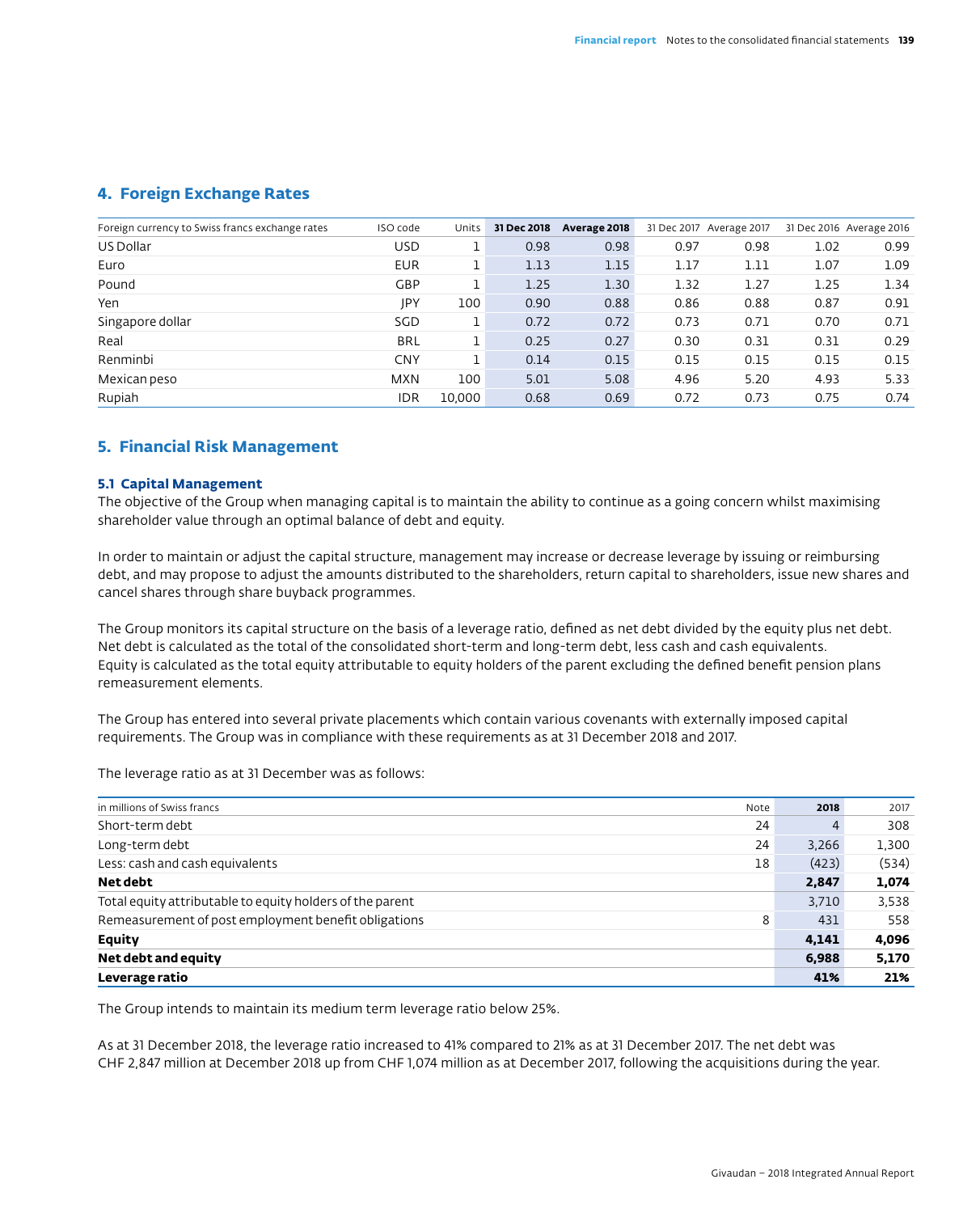## 4. Foreign Exchange Rates

| Foreign currency to Swiss francs exchange rates | ISO code | Units | 31 Dec 2018 | Average 2018 | 31 Dec 2017 | Average 2017 | 31 Dec 2016 | Average 2016 |
|---|---|---|---|---|---|---|---|---|
| US Dollar | USD | 1 | 0.98 | 0.98 | 0.97 | 0.98 | 1.02 | 0.99 |
| Euro | EUR | 1 | 1.13 | 1.15 | 1.17 | 1.11 | 1.07 | 1.09 |
| Pound | GBP | 1 | 1.25 | 1.30 | 1.32 | 1.27 | 1.25 | 1.34 |
| Yen | JPY | 100 | 0.90 | 0.88 | 0.86 | 0.88 | 0.87 | 0.91 |
| Singapore dollar | SGD | 1 | 0.72 | 0.72 | 0.73 | 0.71 | 0.70 | 0.71 |
| Real | BRL | 1 | 0.25 | 0.27 | 0.30 | 0.31 | 0.31 | 0.29 |
| Renminbi | CNY | 1 | 0.14 | 0.15 | 0.15 | 0.15 | 0.15 | 0.15 |
| Mexican peso | MXN | 100 | 5.01 | 5.08 | 4.96 | 5.20 | 4.93 | 5.33 |
| Rupiah | IDR | 10,000 | 0.68 | 0.69 | 0.72 | 0.73 | 0.75 | 0.74 |

## 5. Financial Risk Management

### 5.1 Capital Management

The objective of the Group when managing capital is to maintain the ability to continue as a going concern whilst maximising shareholder value through an optimal balance of debt and equity.

In order to maintain or adjust the capital structure, management may increase or decrease leverage by issuing or reimbursing debt, and may propose to adjust the amounts distributed to the shareholders, return capital to shareholders, issue new shares and cancel shares through share buyback programmes.

The Group monitors its capital structure on the basis of a leverage ratio, defined as net debt divided by the equity plus net debt. Net debt is calculated as the total of the consolidated short-term and long-term debt, less cash and cash equivalents. Equity is calculated as the total equity attributable to equity holders of the parent excluding the defined benefit pension plans remeasurement elements.

The Group has entered into several private placements which contain various covenants with externally imposed capital requirements. The Group was in compliance with these requirements as at 31 December 2018 and 2017.

The leverage ratio as at 31 December was as follows:

| in millions of Swiss francs | Note | 2018 | 2017 |
|---|---|---|---|
| Short-term debt | 24 | 4 | 308 |
| Long-term debt | 24 | 3,266 | 1,300 |
| Less: cash and cash equivalents | 18 | (423) | (534) |
| **Net debt** | | **2,847** | **1,074** |
| Total equity attributable to equity holders of the parent | | 3,710 | 3,538 |
| Remeasurement of post employment benefit obligations | 8 | 431 | 558 |
| **Equity** | | **4,141** | **4,096** |
| **Net debt and equity** | | **6,988** | **5,170** |
| **Leverage ratio** | | **41%** | **21%** |

The Group intends to maintain its medium term leverage ratio below 25%.

As at 31 December 2018, the leverage ratio increased to 41% compared to 21% as at 31 December 2017. The net debt was CHF 2,847 million at December 2018 up from CHF 1,074 million as at December 2017, following the acquisitions during the year.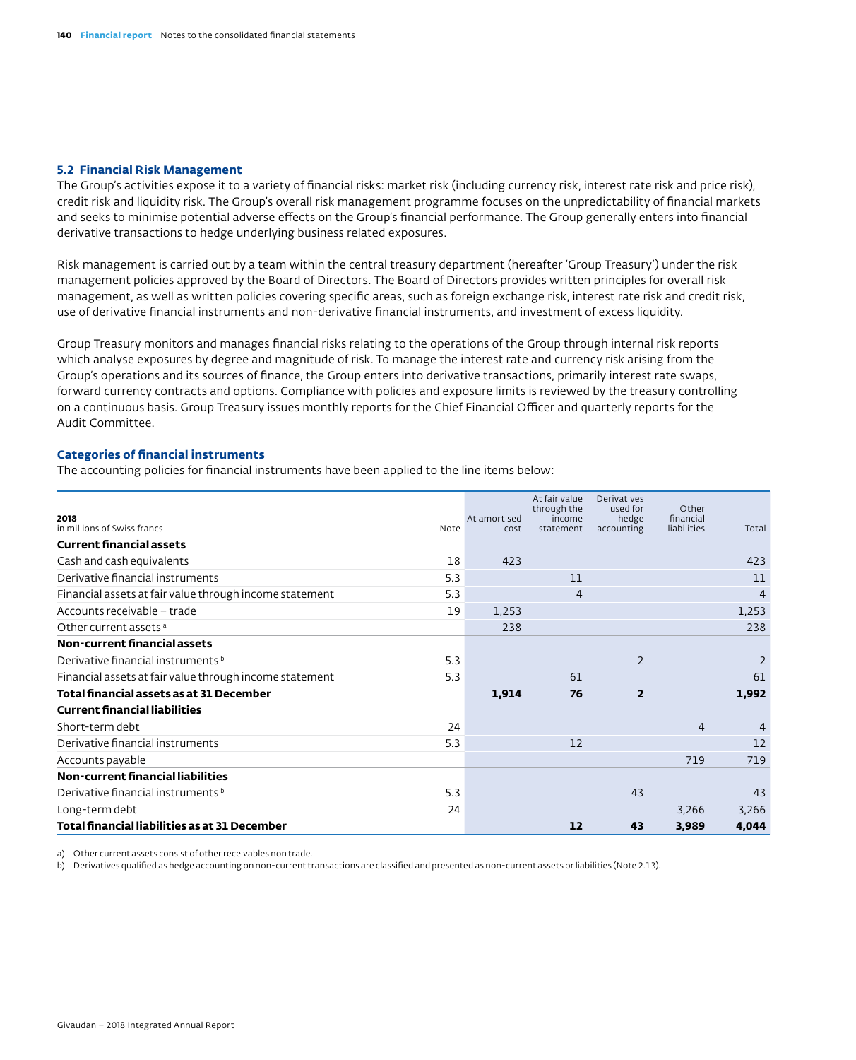## 5.2 Financial Risk Management

The Group's activities expose it to a variety of financial risks: market risk (including currency risk, interest rate risk and price risk), credit risk and liquidity risk. The Group's overall risk management programme focuses on the unpredictability of financial markets and seeks to minimise potential adverse effects on the Group's financial performance. The Group generally enters into financial derivative transactions to hedge underlying business related exposures.

Risk management is carried out by a team within the central treasury department (hereafter 'Group Treasury') under the risk management policies approved by the Board of Directors. The Board of Directors provides written principles for overall risk management, as well as written policies covering specific areas, such as foreign exchange risk, interest rate risk and credit risk, use of derivative financial instruments and non-derivative financial instruments, and investment of excess liquidity.

Group Treasury monitors and manages financial risks relating to the operations of the Group through internal risk reports which analyse exposures by degree and magnitude of risk. To manage the interest rate and currency risk arising from the Group's operations and its sources of finance, the Group enters into derivative transactions, primarily interest rate swaps, forward currency contracts and options. Compliance with policies and exposure limits is reviewed by the treasury controlling on a continuous basis. Group Treasury issues monthly reports for the Chief Financial Officer and quarterly reports for the Audit Committee.

### Categories of financial instruments

The accounting policies for financial instruments have been applied to the line items below:

| 2018<br>in millions of Swiss francs | Note | At amortised cost | At fair value through the income statement | Derivatives used for hedge accounting | Other financial liabilities | Total |
|---|---|---|---|---|---|---|
| **Current financial assets** | | | | | | |
| Cash and cash equivalents | 18 | 423 | | | | 423 |
| Derivative financial instruments | 5.3 | | 11 | | | 11 |
| Financial assets at fair value through income statement | 5.3 | | 4 | | | 4 |
| Accounts receivable – trade | 19 | 1,253 | | | | 1,253 |
| Other current assets [a] | | 238 | | | | 238 |
| **Non-current financial assets** | | | | | | |
| Derivative financial instruments [b] | 5.3 | | | 2 | | 2 |
| Financial assets at fair value through income statement | 5.3 | | 61 | | | 61 |
| **Total financial assets as at 31 December** | | **1,914** | **76** | **2** | | **1,992** |
| **Current financial liabilities** | | | | | | |
| Short-term debt | 24 | | | | 4 | 4 |
| Derivative financial instruments | 5.3 | | 12 | | | 12 |
| Accounts payable | | | | | 719 | 719 |
| **Non-current financial liabilities** | | | | | | |
| Derivative financial instruments [b] | 5.3 | | | 43 | | 43 |
| Long-term debt | 24 | | | | 3,266 | 3,266 |
| **Total financial liabilities as at 31 December** | | | **12** | **43** | **3,989** | **4,044** |

a) Other current assets consist of other receivables non trade.

b) Derivatives qualified as hedge accounting on non-current transactions are classified and presented as non-current assets or liabilities (Note 2.13).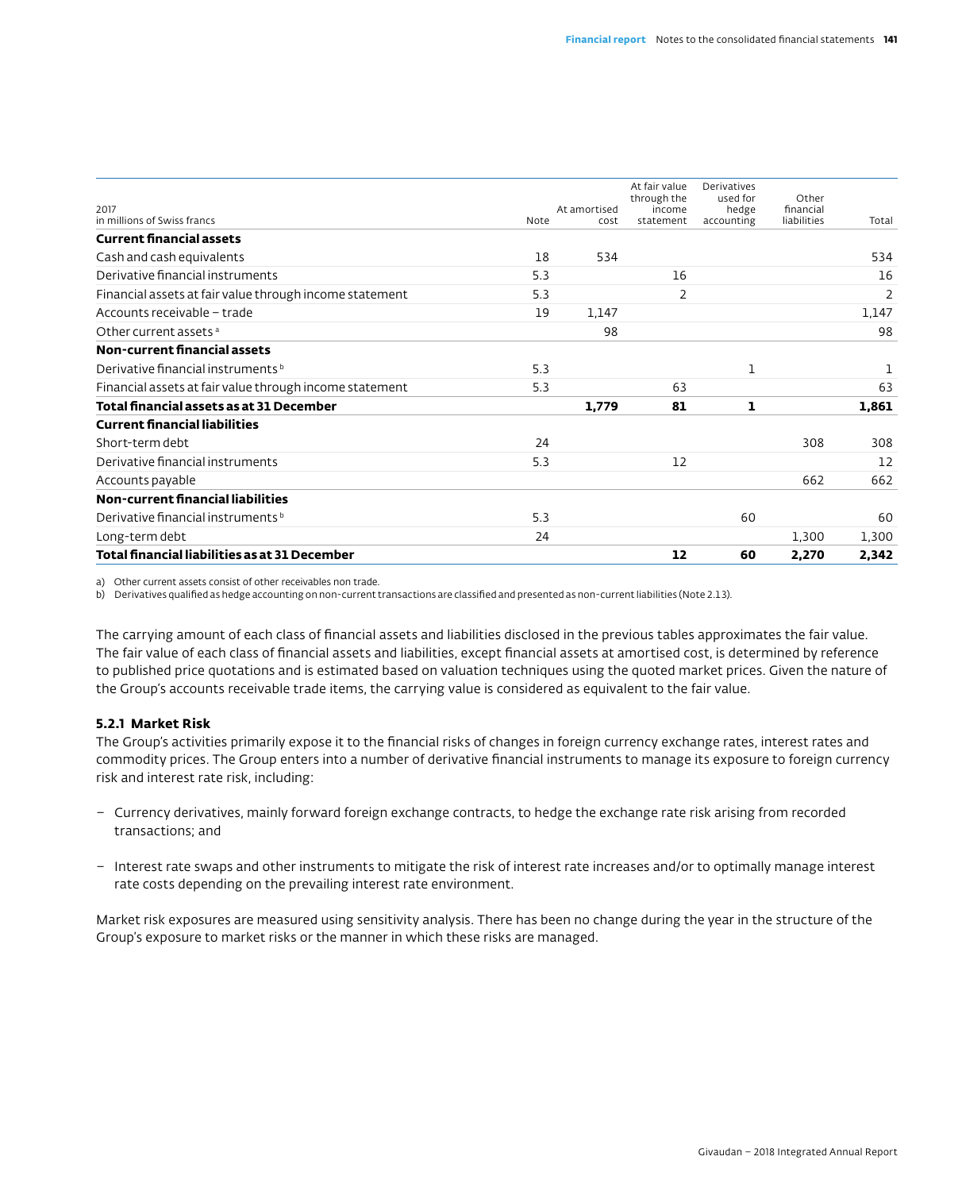| 2017<br>in millions of Swiss francs | Note | At amortised cost | At fair value through the income statement | Derivatives used for hedge accounting | Other financial liabilities | Total |
|---|---|---|---|---|---|---|
| **Current financial assets** | | | | | | |
| Cash and cash equivalents | 18 | 534 | | | | 534 |
| Derivative financial instruments | 5.3 | | 16 | | | 16 |
| Financial assets at fair value through income statement | 5.3 | | 2 | | | 2 |
| Accounts receivable – trade | 19 | 1,147 | | | | 1,147 |
| Other current assets [a] | | 98 | | | | 98 |
| **Non-current financial assets** | | | | | | |
| Derivative financial instruments [b] | 5.3 | | | 1 | | 1 |
| Financial assets at fair value through income statement | 5.3 | | 63 | | | 63 |
| **Total financial assets as at 31 December** | | **1,779** | **81** | **1** | | **1,861** |
| **Current financial liabilities** | | | | | | |
| Short-term debt | 24 | | | | 308 | 308 |
| Derivative financial instruments | 5.3 | | 12 | | | 12 |
| Accounts payable | | | | | 662 | 662 |
| **Non-current financial liabilities** | | | | | | |
| Derivative financial instruments [b] | 5.3 | | | 60 | | 60 |
| Long-term debt | 24 | | | | 1,300 | 1,300 |
| **Total financial liabilities as at 31 December** | | | **12** | **60** | **2,270** | **2,342** |

a) Other current assets consist of other receivables non trade.
b) Derivatives qualified as hedge accounting on non-current transactions are classified and presented as non-current liabilities (Note 2.13).

The carrying amount of each class of financial assets and liabilities disclosed in the previous tables approximates the fair value. The fair value of each class of financial assets and liabilities, except financial assets at amortised cost, is determined by reference to published price quotations and is estimated based on valuation techniques using the quoted market prices. Given the nature of the Group's accounts receivable trade items, the carrying value is considered as equivalent to the fair value.

### 5.2.1 Market Risk

The Group's activities primarily expose it to the financial risks of changes in foreign currency exchange rates, interest rates and commodity prices. The Group enters into a number of derivative financial instruments to manage its exposure to foreign currency risk and interest rate risk, including:

- Currency derivatives, mainly forward foreign exchange contracts, to hedge the exchange rate risk arising from recorded transactions; and
- Interest rate swaps and other instruments to mitigate the risk of interest rate increases and/or to optimally manage interest rate costs depending on the prevailing interest rate environment.

Market risk exposures are measured using sensitivity analysis. There has been no change during the year in the structure of the Group's exposure to market risks or the manner in which these risks are managed.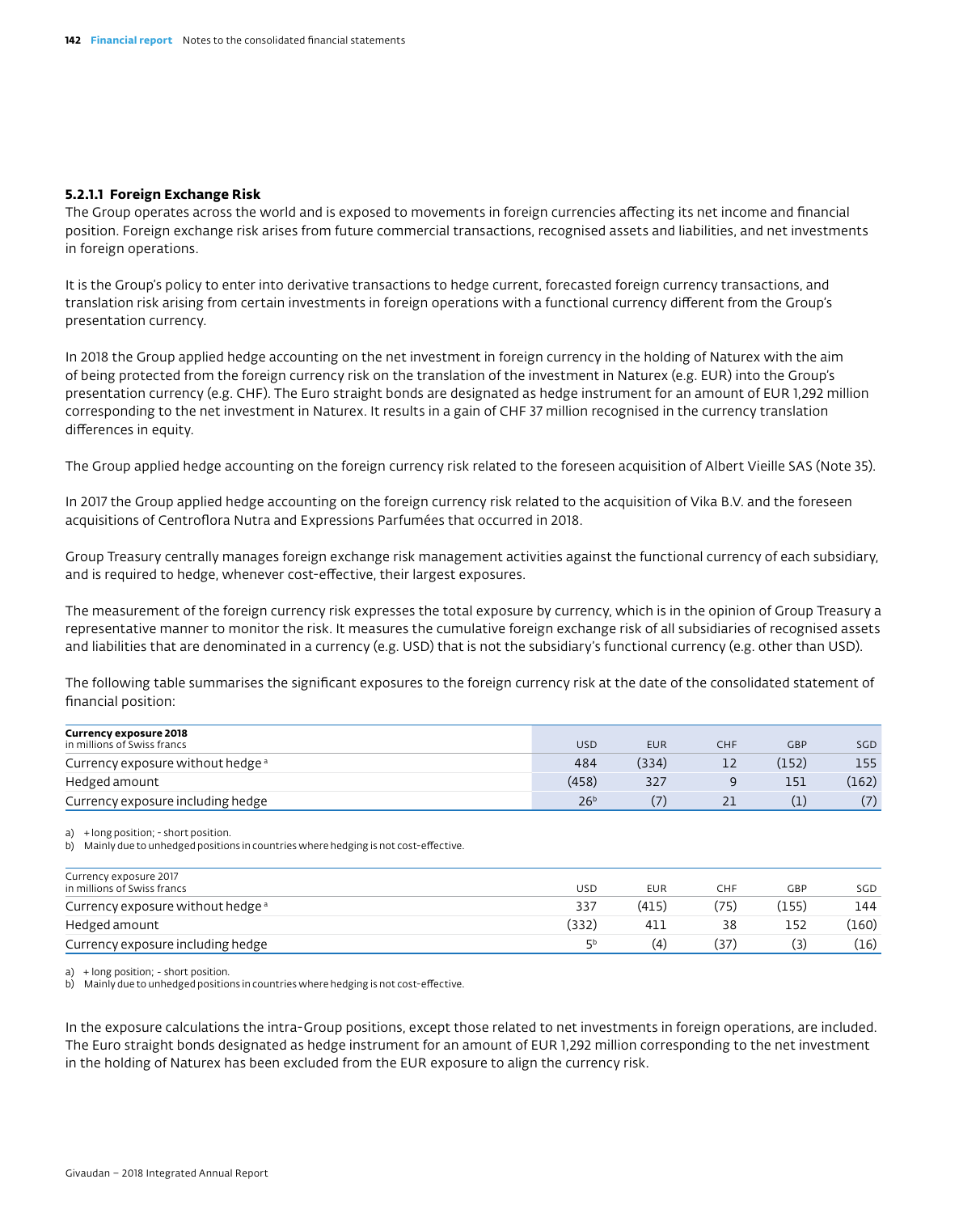#### 5.2.1.1 Foreign Exchange Risk

The Group operates across the world and is exposed to movements in foreign currencies affecting its net income and financial position. Foreign exchange risk arises from future commercial transactions, recognised assets and liabilities, and net investments in foreign operations.

It is the Group's policy to enter into derivative transactions to hedge current, forecasted foreign currency transactions, and translation risk arising from certain investments in foreign operations with a functional currency different from the Group's presentation currency.

In 2018 the Group applied hedge accounting on the net investment in foreign currency in the holding of Naturex with the aim of being protected from the foreign currency risk on the translation of the investment in Naturex (e.g. EUR) into the Group's presentation currency (e.g. CHF). The Euro straight bonds are designated as hedge instrument for an amount of EUR 1,292 million corresponding to the net investment in Naturex. It results in a gain of CHF 37 million recognised in the currency translation differences in equity.

The Group applied hedge accounting on the foreign currency risk related to the foreseen acquisition of Albert Vieille SAS (Note 35).

In 2017 the Group applied hedge accounting on the foreign currency risk related to the acquisition of Vika B.V. and the foreseen acquisitions of Centroflora Nutra and Expressions Parfumées that occurred in 2018.

Group Treasury centrally manages foreign exchange risk management activities against the functional currency of each subsidiary, and is required to hedge, whenever cost-effective, their largest exposures.

The measurement of the foreign currency risk expresses the total exposure by currency, which is in the opinion of Group Treasury a representative manner to monitor the risk. It measures the cumulative foreign exchange risk of all subsidiaries of recognised assets and liabilities that are denominated in a currency (e.g. USD) that is not the subsidiary's functional currency (e.g. other than USD).

The following table summarises the significant exposures to the foreign currency risk at the date of the consolidated statement of financial position:

| **Currency exposure 2018** in millions of Swiss francs | USD | EUR | CHF | GBP | SGD |
|---|---|---|---|---|---|
| Currency exposure without hedge [a] | 484 | (334) | 12 | (152) | 155 |
| Hedged amount | (458) | 327 | 9 | 151 | (162) |
| Currency exposure including hedge | 26[b] | (7) | 21 | (1) | (7) |

a) + long position; - short position.
b) Mainly due to unhedged positions in countries where hedging is not cost-effective.

| Currency exposure 2017 in millions of Swiss francs | USD | EUR | CHF | GBP | SGD |
|---|---|---|---|---|---|
| Currency exposure without hedge [a] | 337 | (415) | (75) | (155) | 144 |
| Hedged amount | (332) | 411 | 38 | 152 | (160) |
| Currency exposure including hedge | 5[b] | (4) | (37) | (3) | (16) |

a) + long position; - short position.
b) Mainly due to unhedged positions in countries where hedging is not cost-effective.

In the exposure calculations the intra-Group positions, except those related to net investments in foreign operations, are included. The Euro straight bonds designated as hedge instrument for an amount of EUR 1,292 million corresponding to the net investment in the holding of Naturex has been excluded from the EUR exposure to align the currency risk.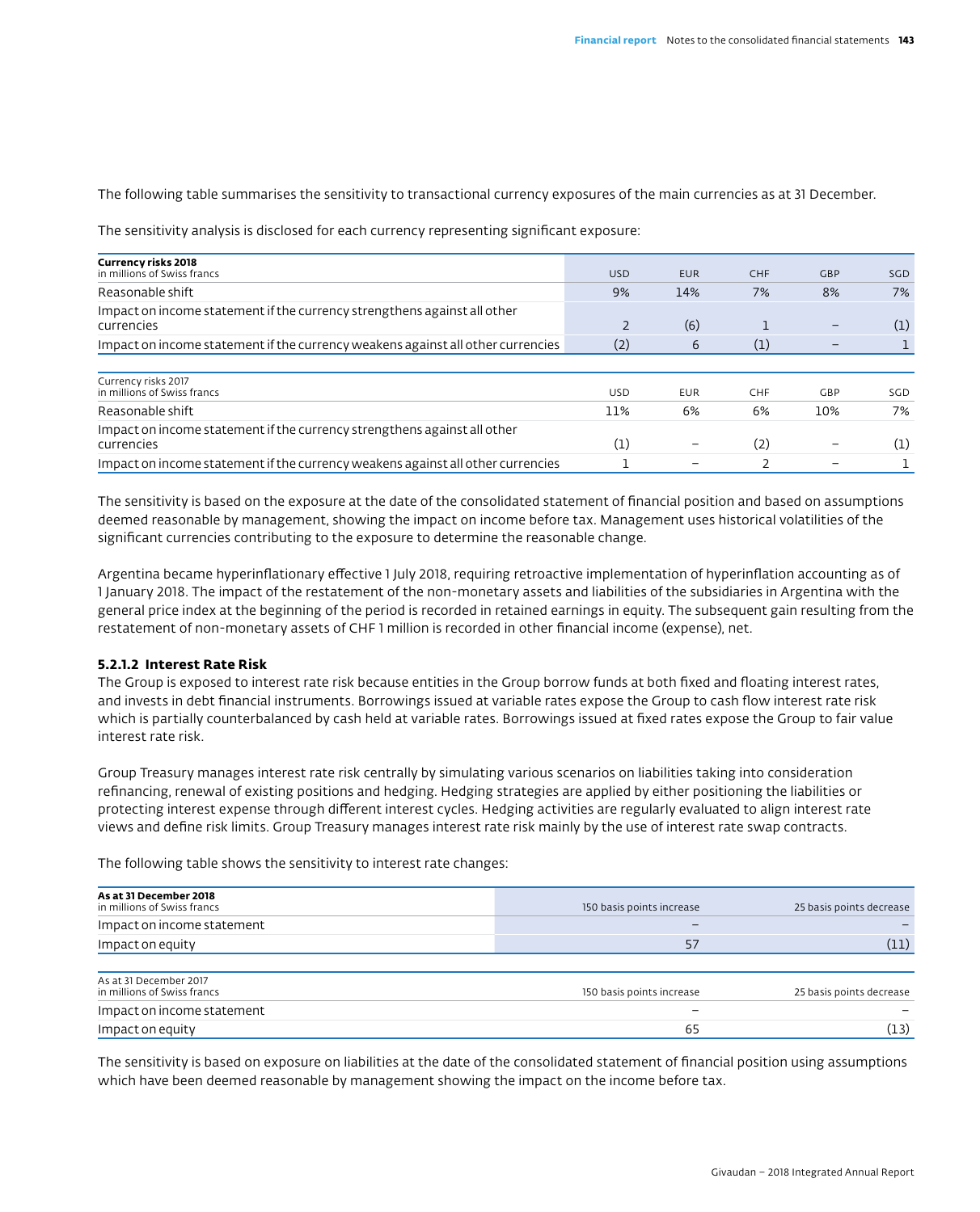The following table summarises the sensitivity to transactional currency exposures of the main currencies as at 31 December.

The sensitivity analysis is disclosed for each currency representing significant exposure:

| **Currency risks 2018** in millions of Swiss francs | USD | EUR | CHF | GBP | SGD |
|---|---|---|---|---|---|
| Reasonable shift | 9% | 14% | 7% | 8% | 7% |
| Impact on income statement if the currency strengthens against all other currencies | 2 | (6) | 1 | – | (1) |
| Impact on income statement if the currency weakens against all other currencies | (2) | 6 | (1) | – | 1 |

| Currency risks 2017 in millions of Swiss francs | USD | EUR | CHF | GBP | SGD |
|---|---|---|---|---|---|
| Reasonable shift | 11% | 6% | 6% | 10% | 7% |
| Impact on income statement if the currency strengthens against all other currencies | (1) | – | (2) | – | (1) |
| Impact on income statement if the currency weakens against all other currencies | 1 | – | 2 | – | 1 |

The sensitivity is based on the exposure at the date of the consolidated statement of financial position and based on assumptions deemed reasonable by management, showing the impact on income before tax. Management uses historical volatilities of the significant currencies contributing to the exposure to determine the reasonable change.

Argentina became hyperinflationary effective 1 July 2018, requiring retroactive implementation of hyperinflation accounting as of 1 January 2018. The impact of the restatement of the non-monetary assets and liabilities of the subsidiaries in Argentina with the general price index at the beginning of the period is recorded in retained earnings in equity. The subsequent gain resulting from the restatement of non-monetary assets of CHF 1 million is recorded in other financial income (expense), net.

#### 5.2.1.2 Interest Rate Risk

The Group is exposed to interest rate risk because entities in the Group borrow funds at both fixed and floating interest rates, and invests in debt financial instruments. Borrowings issued at variable rates expose the Group to cash flow interest rate risk which is partially counterbalanced by cash held at variable rates. Borrowings issued at fixed rates expose the Group to fair value interest rate risk.

Group Treasury manages interest rate risk centrally by simulating various scenarios on liabilities taking into consideration refinancing, renewal of existing positions and hedging. Hedging strategies are applied by either positioning the liabilities or protecting interest expense through different interest cycles. Hedging activities are regularly evaluated to align interest rate views and define risk limits. Group Treasury manages interest rate risk mainly by the use of interest rate swap contracts.

The following table shows the sensitivity to interest rate changes:

| **As at 31 December 2018** in millions of Swiss francs | 150 basis points increase | 25 basis points decrease |
|---|---|---|
| Impact on income statement | – | – |
| Impact on equity | 57 | (11) |

| As at 31 December 2017 in millions of Swiss francs | 150 basis points increase | 25 basis points decrease |
|---|---|---|
| Impact on income statement | – | – |
| Impact on equity | 65 | (13) |

The sensitivity is based on exposure on liabilities at the date of the consolidated statement of financial position using assumptions which have been deemed reasonable by management showing the impact on the income before tax.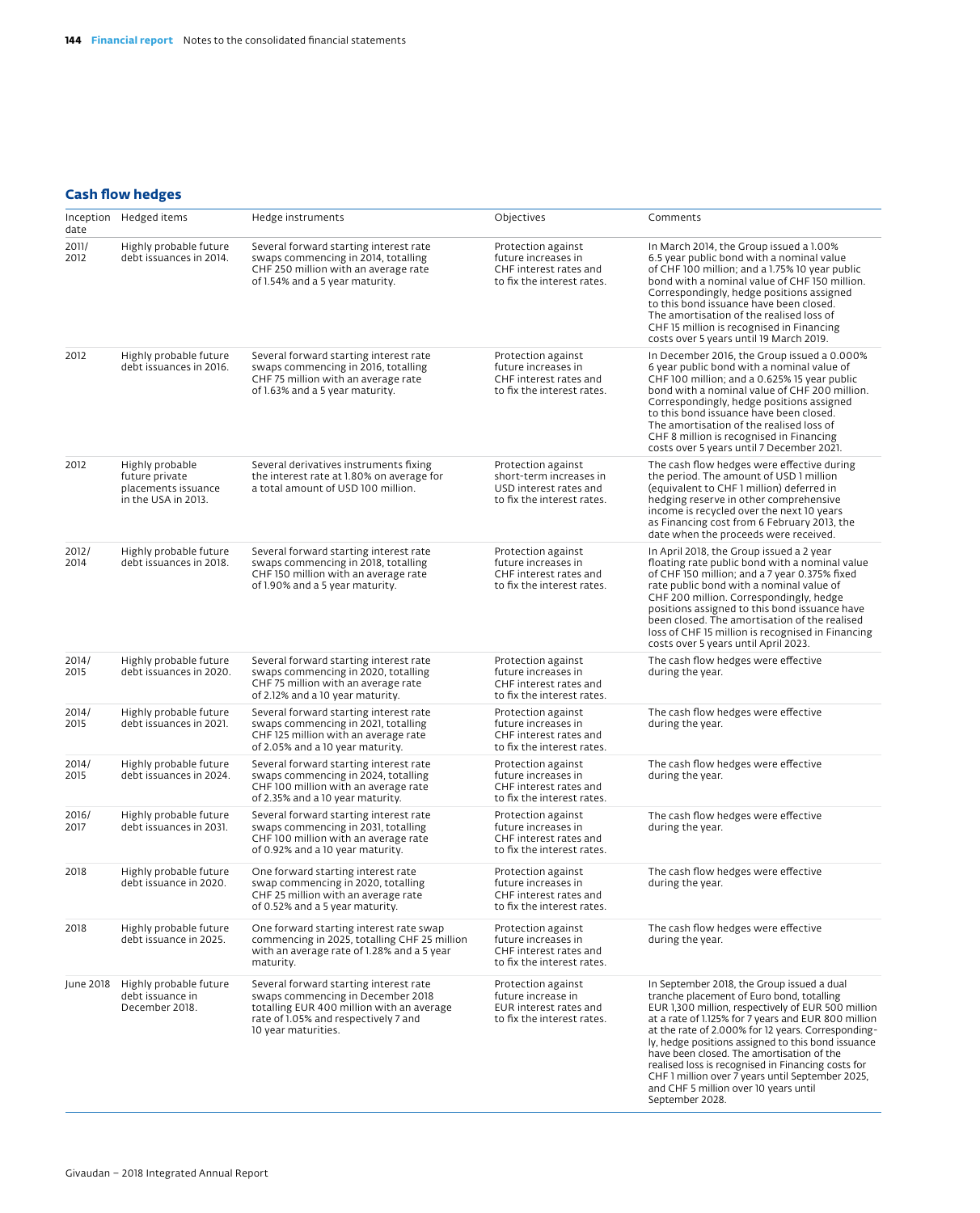## Cash flow hedges

| Inception date | Hedged items | Hedge instruments | Objectives | Comments |
|---|---|---|---|---|
| 2011/ 2012 | Highly probable future debt issuances in 2014. | Several forward starting interest rate swaps commencing in 2014, totalling CHF 250 million with an average rate of 1.54% and a 5 year maturity. | Protection against future increases in CHF interest rates and to fix the interest rates. | In March 2014, the Group issued a 1.00% 6.5 year public bond with a nominal value of CHF 100 million; and a 1.75% 10 year public bond with a nominal value of CHF 150 million. Correspondingly, hedge positions assigned to this bond issuance have been closed. The amortisation of the realised loss of CHF 15 million is recognised in Financing costs over 5 years until 19 March 2019. |
| 2012 | Highly probable future debt issuances in 2016. | Several forward starting interest rate swaps commencing in 2016, totalling CHF 75 million with an average rate of 1.63% and a 5 year maturity. | Protection against future increases in CHF interest rates and to fix the interest rates. | In December 2016, the Group issued a 0.000% 6 year public bond with a nominal value of CHF 100 million; and a 0.625% 15 year public bond with a nominal value of CHF 200 million. Correspondingly, hedge positions assigned to this bond issuance have been closed. The amortisation of the realised loss of CHF 8 million is recognised in Financing costs over 5 years until 7 December 2021. |
| 2012 | Highly probable future private placements issuance in the USA in 2013. | Several derivatives instruments fixing the interest rate at 1.80% on average for a total amount of USD 100 million. | Protection against short-term increases in USD interest rates and to fix the interest rates. | The cash flow hedges were effective during the period. The amount of USD 1 million (equivalent to CHF 1 million) deferred in hedging reserve in other comprehensive income is recycled over the next 10 years as Financing cost from 6 February 2013, the date when the proceeds were received. |
| 2012/ 2014 | Highly probable future debt issuances in 2018. | Several forward starting interest rate swaps commencing in 2018, totalling CHF 150 million with an average rate of 1.90% and a 5 year maturity. | Protection against future increases in CHF interest rates and to fix the interest rates. | In April 2018, the Group issued a 2 year floating rate public bond with a nominal value of CHF 150 million; and a 7 year 0.375% fixed rate public bond with a nominal value of CHF 200 million. Correspondingly, hedge positions assigned to this bond issuance have been closed. The amortisation of the realised loss of CHF 15 million is recognised in Financing costs over 5 years until April 2023. |
| 2014/ 2015 | Highly probable future debt issuances in 2020. | Several forward starting interest rate swaps commencing in 2020, totalling CHF 75 million with an average rate of 2.12% and a 10 year maturity. | Protection against future increases in CHF interest rates and to fix the interest rates. | The cash flow hedges were effective during the year. |
| 2014/ 2015 | Highly probable future debt issuances in 2021. | Several forward starting interest rate swaps commencing in 2021, totalling CHF 125 million with an average rate of 2.05% and a 10 year maturity. | Protection against future increases in CHF interest rates and to fix the interest rates. | The cash flow hedges were effective during the year. |
| 2014/ 2015 | Highly probable future debt issuances in 2024. | Several forward starting interest rate swaps commencing in 2024, totalling CHF 100 million with an average rate of 2.35% and a 10 year maturity. | Protection against future increases in CHF interest rates and to fix the interest rates. | The cash flow hedges were effective during the year. |
| 2016/ 2017 | Highly probable future debt issuances in 2031. | Several forward starting interest rate swaps commencing in 2031, totalling CHF 100 million with an average rate of 0.92% and a 10 year maturity. | Protection against future increases in CHF interest rates and to fix the interest rates. | The cash flow hedges were effective during the year. |
| 2018 | Highly probable future debt issuance in 2020. | One forward starting interest rate swap commencing in 2020, totalling CHF 25 million with an average rate of 0.52% and a 5 year maturity. | Protection against future increases in CHF interest rates and to fix the interest rates. | The cash flow hedges were effective during the year. |
| 2018 | Highly probable future debt issuance in 2025. | One forward starting interest rate swap commencing in 2025, totalling CHF 25 million with an average rate of 1.28% and a 5 year maturity. | Protection against future increases in CHF interest rates and to fix the interest rates. | The cash flow hedges were effective during the year. |
| June 2018 | Highly probable future debt issuance in December 2018. | Several forward starting interest rate swaps commencing in December 2018 totalling EUR 400 million with an average rate of 1.05% and respectively 7 and 10 year maturities. | Protection against future increase in EUR interest rates and to fix the interest rates. | In September 2018, the Group issued a dual tranche placement of Euro bond, totalling EUR 1,300 million, respectively of EUR 500 million at a rate of 1.125% for 7 years and EUR 800 million at the rate of 2.000% for 12 years. Correspondingly, hedge positions assigned to this bond issuance have been closed. The amortisation of the realised loss is recognised in Financing costs for CHF 1 million over 7 years until September 2025, and CHF 5 million over 10 years until September 2028. |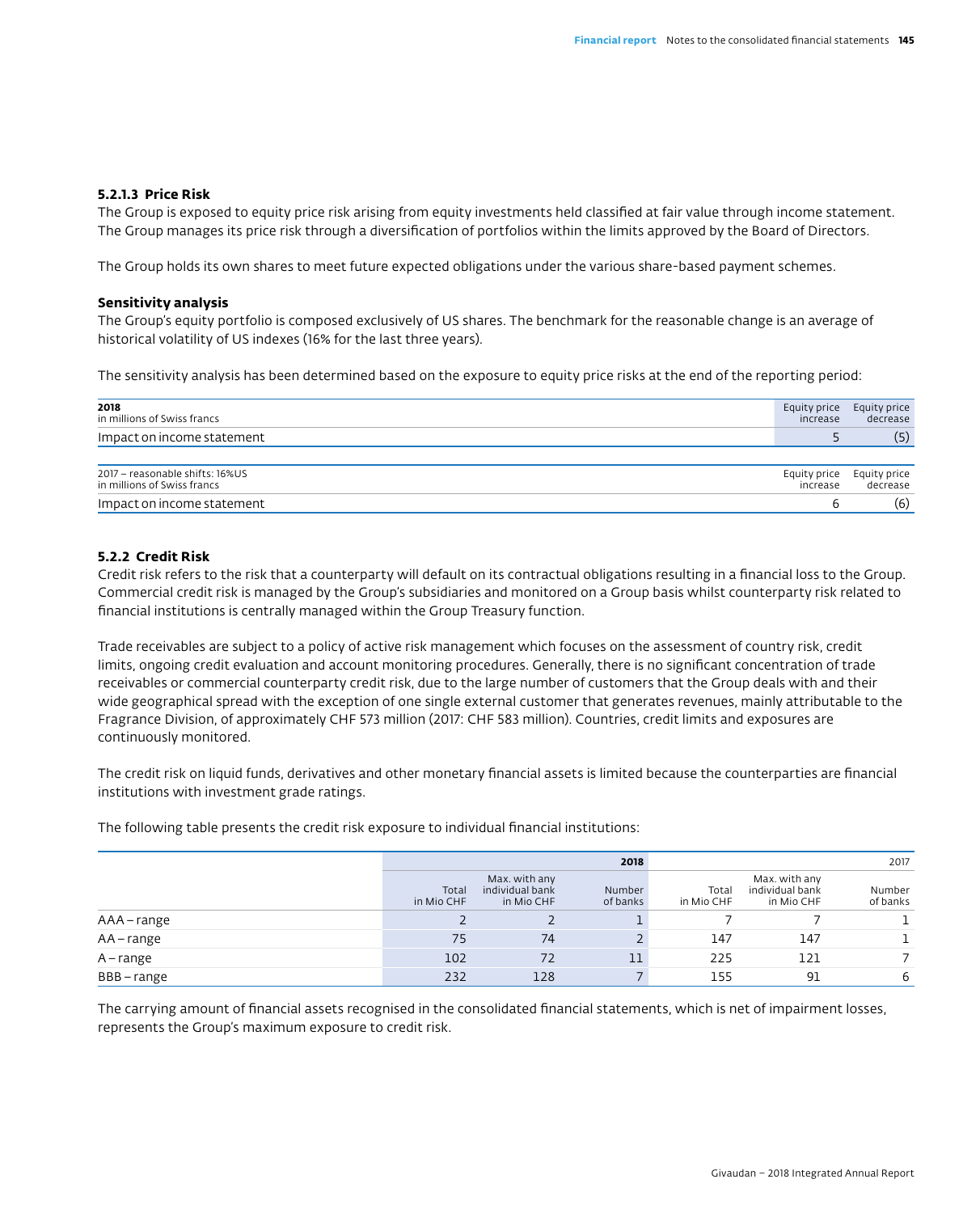#### 5.2.1.3 Price Risk

The Group is exposed to equity price risk arising from equity investments held classified at fair value through income statement. The Group manages its price risk through a diversification of portfolios within the limits approved by the Board of Directors.

The Group holds its own shares to meet future expected obligations under the various share-based payment schemes.

**Sensitivity analysis**

The Group's equity portfolio is composed exclusively of US shares. The benchmark for the reasonable change is an average of historical volatility of US indexes (16% for the last three years).

The sensitivity analysis has been determined based on the exposure to equity price risks at the end of the reporting period:

| **2018**<br>in millions of Swiss francs | Equity price increase | Equity price decrease |
|---|---|---|
| Impact on income statement | 5 | (5) |

| 2017 – reasonable shifts: 16%US<br>in millions of Swiss francs | Equity price increase | Equity price decrease |
|---|---|---|
| Impact on income statement | 6 | (6) |

#### 5.2.2 Credit Risk

Credit risk refers to the risk that a counterparty will default on its contractual obligations resulting in a financial loss to the Group. Commercial credit risk is managed by the Group's subsidiaries and monitored on a Group basis whilst counterparty risk related to financial institutions is centrally managed within the Group Treasury function.

Trade receivables are subject to a policy of active risk management which focuses on the assessment of country risk, credit limits, ongoing credit evaluation and account monitoring procedures. Generally, there is no significant concentration of trade receivables or commercial counterparty credit risk, due to the large number of customers that the Group deals with and their wide geographical spread with the exception of one single external customer that generates revenues, mainly attributable to the Fragrance Division, of approximately CHF 573 million (2017: CHF 583 million). Countries, credit limits and exposures are continuously monitored.

The credit risk on liquid funds, derivatives and other monetary financial assets is limited because the counterparties are financial institutions with investment grade ratings.

The following table presents the credit risk exposure to individual financial institutions:

| | **2018** | | | 2017 | | |
|---|---|---|---|---|---|---|
| | Total in Mio CHF | Max. with any individual bank in Mio CHF | Number of banks | Total in Mio CHF | Max. with any individual bank in Mio CHF | Number of banks |
| AAA – range | 2 | 2 | 1 | 7 | 7 | 1 |
| AA – range | 75 | 74 | 2 | 147 | 147 | 1 |
| A – range | 102 | 72 | 11 | 225 | 121 | 7 |
| BBB – range | 232 | 128 | 7 | 155 | 91 | 6 |

The carrying amount of financial assets recognised in the consolidated financial statements, which is net of impairment losses, represents the Group's maximum exposure to credit risk.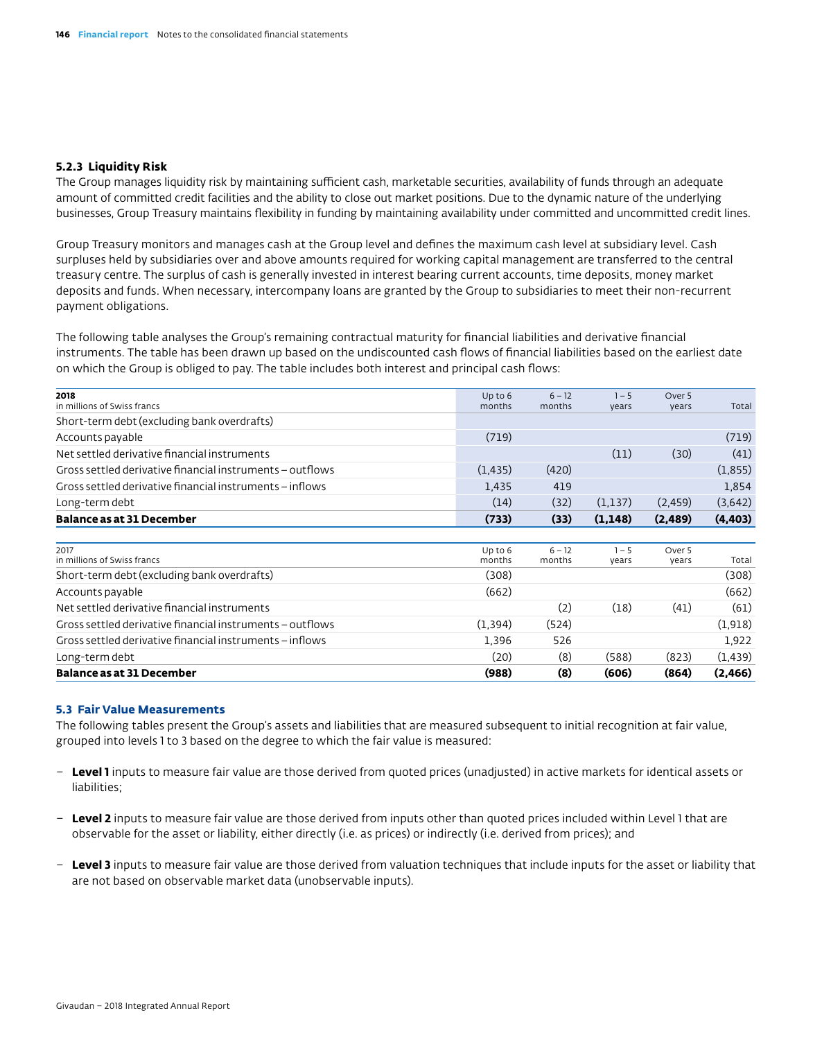#### 5.2.3 Liquidity Risk

The Group manages liquidity risk by maintaining sufficient cash, marketable securities, availability of funds through an adequate amount of committed credit facilities and the ability to close out market positions. Due to the dynamic nature of the underlying businesses, Group Treasury maintains flexibility in funding by maintaining availability under committed and uncommitted credit lines.

Group Treasury monitors and manages cash at the Group level and defines the maximum cash level at subsidiary level. Cash surpluses held by subsidiaries over and above amounts required for working capital management are transferred to the central treasury centre. The surplus of cash is generally invested in interest bearing current accounts, time deposits, money market deposits and funds. When necessary, intercompany loans are granted by the Group to subsidiaries to meet their non-recurrent payment obligations.

The following table analyses the Group's remaining contractual maturity for financial liabilities and derivative financial instruments. The table has been drawn up based on the undiscounted cash flows of financial liabilities based on the earliest date on which the Group is obliged to pay. The table includes both interest and principal cash flows:

| **2018**<br>in millions of Swiss francs | Up to 6 months | 6 – 12 months | 1 – 5 years | Over 5 years | Total |
|---|---|---|---|---|---|
| Short-term debt (excluding bank overdrafts) | | | | | |
| Accounts payable | (719) | | | | (719) |
| Net settled derivative financial instruments | | | (11) | (30) | (41) |
| Gross settled derivative financial instruments – outflows | (1,435) | (420) | | | (1,855) |
| Gross settled derivative financial instruments – inflows | 1,435 | 419 | | | 1,854 |
| Long-term debt | (14) | (32) | (1,137) | (2,459) | (3,642) |
| **Balance as at 31 December** | **(733)** | **(33)** | **(1,148)** | **(2,489)** | **(4,403)** |

| 2017<br>in millions of Swiss francs | Up to 6 months | 6 – 12 months | 1 – 5 years | Over 5 years | Total |
|---|---|---|---|---|---|
| Short-term debt (excluding bank overdrafts) | (308) | | | | (308) |
| Accounts payable | (662) | | | | (662) |
| Net settled derivative financial instruments | | (2) | (18) | (41) | (61) |
| Gross settled derivative financial instruments – outflows | (1,394) | (524) | | | (1,918) |
| Gross settled derivative financial instruments – inflows | 1,396 | 526 | | | 1,922 |
| Long-term debt | (20) | (8) | (588) | (823) | (1,439) |
| **Balance as at 31 December** | **(988)** | **(8)** | **(606)** | **(864)** | **(2,466)** |

### 5.3 Fair Value Measurements

The following tables present the Group's assets and liabilities that are measured subsequent to initial recognition at fair value, grouped into levels 1 to 3 based on the degree to which the fair value is measured:

- **Level 1** inputs to measure fair value are those derived from quoted prices (unadjusted) in active markets for identical assets or liabilities;
- **Level 2** inputs to measure fair value are those derived from inputs other than quoted prices included within Level 1 that are observable for the asset or liability, either directly (i.e. as prices) or indirectly (i.e. derived from prices); and
- **Level 3** inputs to measure fair value are those derived from valuation techniques that include inputs for the asset or liability that are not based on observable market data (unobservable inputs).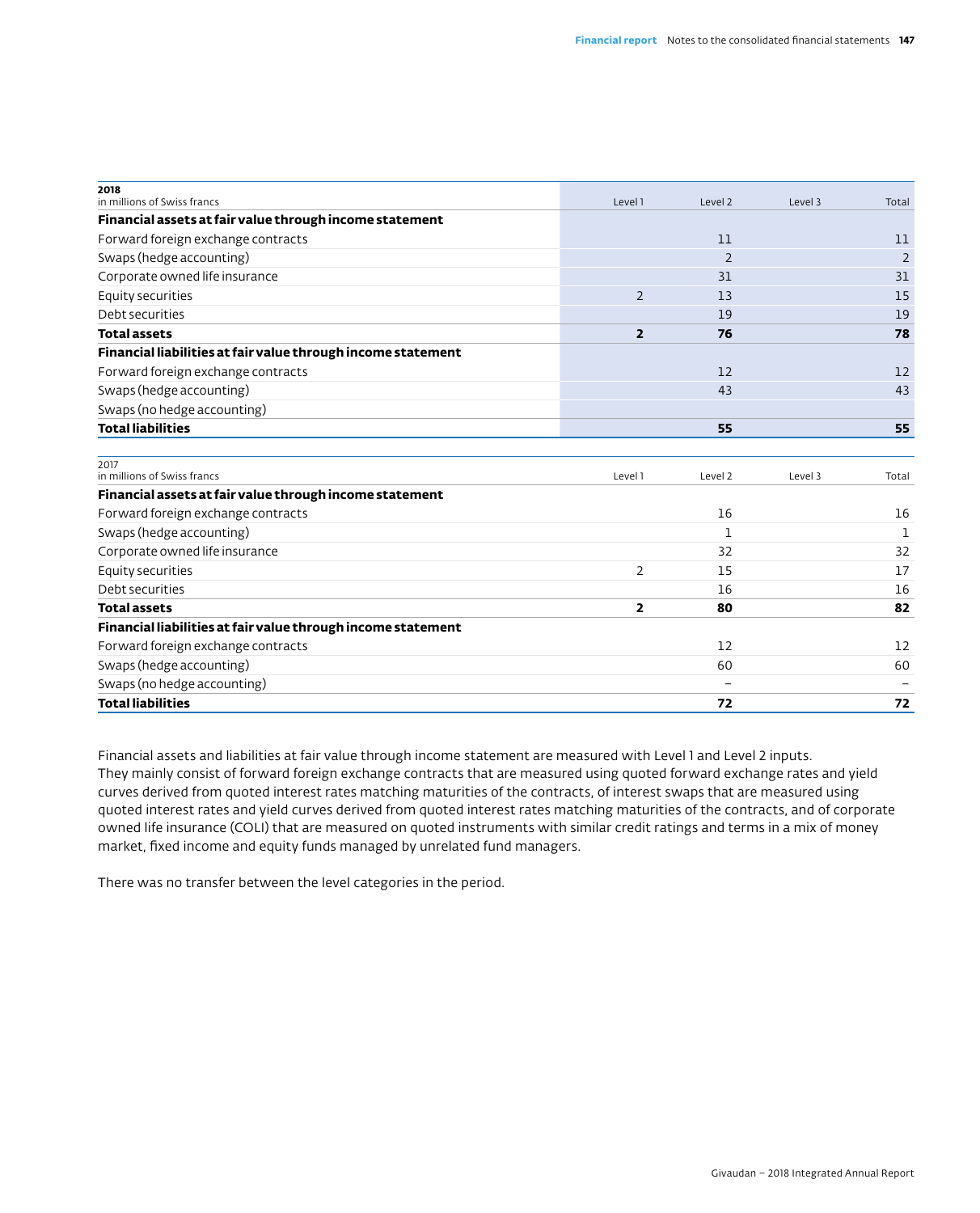| 2018<br>in millions of Swiss francs | Level 1 | Level 2 | Level 3 | Total |
|---|---|---|---|---|
| **Financial assets at fair value through income statement** | | | | |
| Forward foreign exchange contracts | | 11 | | 11 |
| Swaps (hedge accounting) | | 2 | | 2 |
| Corporate owned life insurance | | 31 | | 31 |
| Equity securities | 2 | 13 | | 15 |
| Debt securities | | 19 | | 19 |
| **Total assets** | **2** | **76** | | **78** |
| **Financial liabilities at fair value through income statement** | | | | |
| Forward foreign exchange contracts | | 12 | | 12 |
| Swaps (hedge accounting) | | 43 | | 43 |
| Swaps (no hedge accounting) | | | | |
| **Total liabilities** | | **55** | | **55** |

| 2017<br>in millions of Swiss francs | Level 1 | Level 2 | Level 3 | Total |
|---|---|---|---|---|
| **Financial assets at fair value through income statement** | | | | |
| Forward foreign exchange contracts | | 16 | | 16 |
| Swaps (hedge accounting) | | 1 | | 1 |
| Corporate owned life insurance | | 32 | | 32 |
| Equity securities | 2 | 15 | | 17 |
| Debt securities | | 16 | | 16 |
| **Total assets** | **2** | **80** | | **82** |
| **Financial liabilities at fair value through income statement** | | | | |
| Forward foreign exchange contracts | | 12 | | 12 |
| Swaps (hedge accounting) | | 60 | | 60 |
| Swaps (no hedge accounting) | | – | | – |
| **Total liabilities** | | **72** | | **72** |

Financial assets and liabilities at fair value through income statement are measured with Level 1 and Level 2 inputs. They mainly consist of forward foreign exchange contracts that are measured using quoted forward exchange rates and yield curves derived from quoted interest rates matching maturities of the contracts, of interest swaps that are measured using quoted interest rates and yield curves derived from quoted interest rates matching maturities of the contracts, and of corporate owned life insurance (COLI) that are measured on quoted instruments with similar credit ratings and terms in a mix of money market, fixed income and equity funds managed by unrelated fund managers.

There was no transfer between the level categories in the period.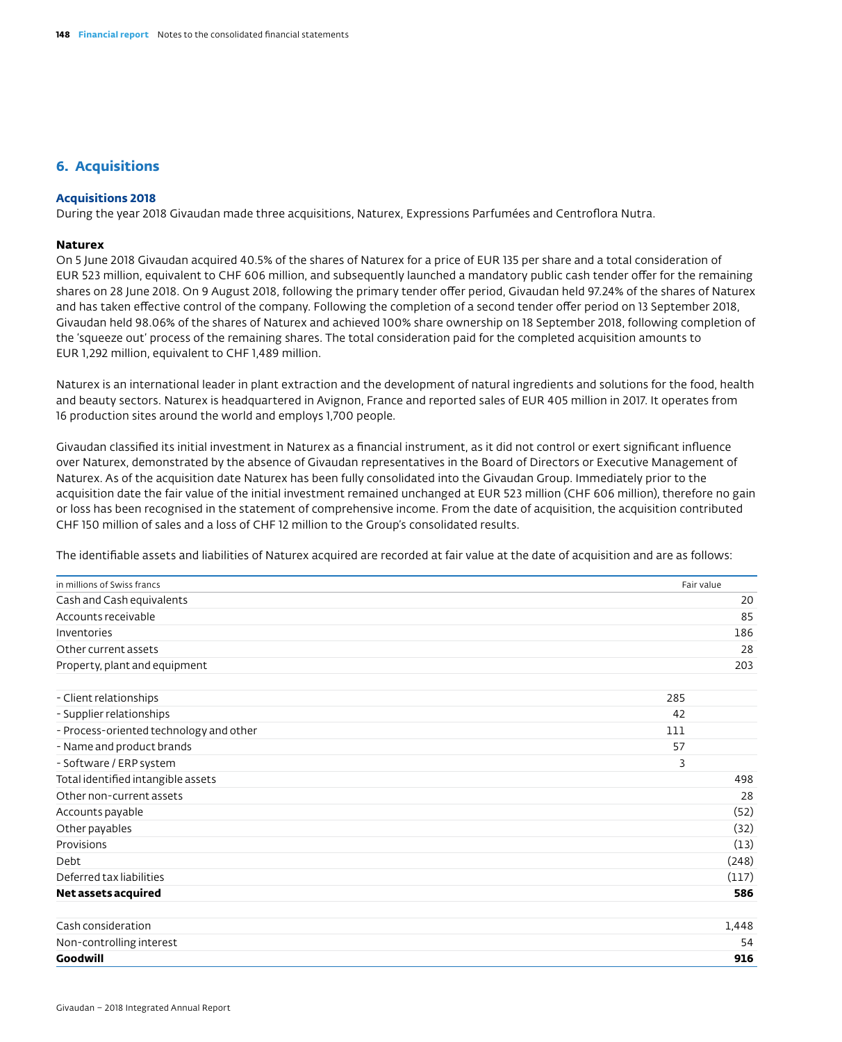## 6. Acquisitions

### Acquisitions 2018

During the year 2018 Givaudan made three acquisitions, Naturex, Expressions Parfumées and Centroflora Nutra.

**Naturex**

On 5 June 2018 Givaudan acquired 40.5% of the shares of Naturex for a price of EUR 135 per share and a total consideration of EUR 523 million, equivalent to CHF 606 million, and subsequently launched a mandatory public cash tender offer for the remaining shares on 28 June 2018. On 9 August 2018, following the primary tender offer period, Givaudan held 97.24% of the shares of Naturex and has taken effective control of the company. Following the completion of a second tender offer period on 13 September 2018, Givaudan held 98.06% of the shares of Naturex and achieved 100% share ownership on 18 September 2018, following completion of the 'squeeze out' process of the remaining shares. The total consideration paid for the completed acquisition amounts to EUR 1,292 million, equivalent to CHF 1,489 million.

Naturex is an international leader in plant extraction and the development of natural ingredients and solutions for the food, health and beauty sectors. Naturex is headquartered in Avignon, France and reported sales of EUR 405 million in 2017. It operates from 16 production sites around the world and employs 1,700 people.

Givaudan classified its initial investment in Naturex as a financial instrument, as it did not control or exert significant influence over Naturex, demonstrated by the absence of Givaudan representatives in the Board of Directors or Executive Management of Naturex. As of the acquisition date Naturex has been fully consolidated into the Givaudan Group. Immediately prior to the acquisition date the fair value of the initial investment remained unchanged at EUR 523 million (CHF 606 million), therefore no gain or loss has been recognised in the statement of comprehensive income. From the date of acquisition, the acquisition contributed CHF 150 million of sales and a loss of CHF 12 million to the Group's consolidated results.

The identifiable assets and liabilities of Naturex acquired are recorded at fair value at the date of acquisition and are as follows:

| in millions of Swiss francs | | Fair value |
|---|---|---|
| Cash and Cash equivalents | | 20 |
| Accounts receivable | | 85 |
| Inventories | | 186 |
| Other current assets | | 28 |
| Property, plant and equipment | | 203 |
| | | |
| - Client relationships | 285 | |
| - Supplier relationships | 42 | |
| - Process-oriented technology and other | 111 | |
| - Name and product brands | 57 | |
| - Software / ERP system | 3 | |
| Total identified intangible assets | | 498 |
| Other non-current assets | | 28 |
| Accounts payable | | (52) |
| Other payables | | (32) |
| Provisions | | (13) |
| Debt | | (248) |
| Deferred tax liabilities | | (117) |
| **Net assets acquired** | | **586** |
| | | |
| Cash consideration | | 1,448 |
| Non-controlling interest | | 54 |
| **Goodwill** | | **916** |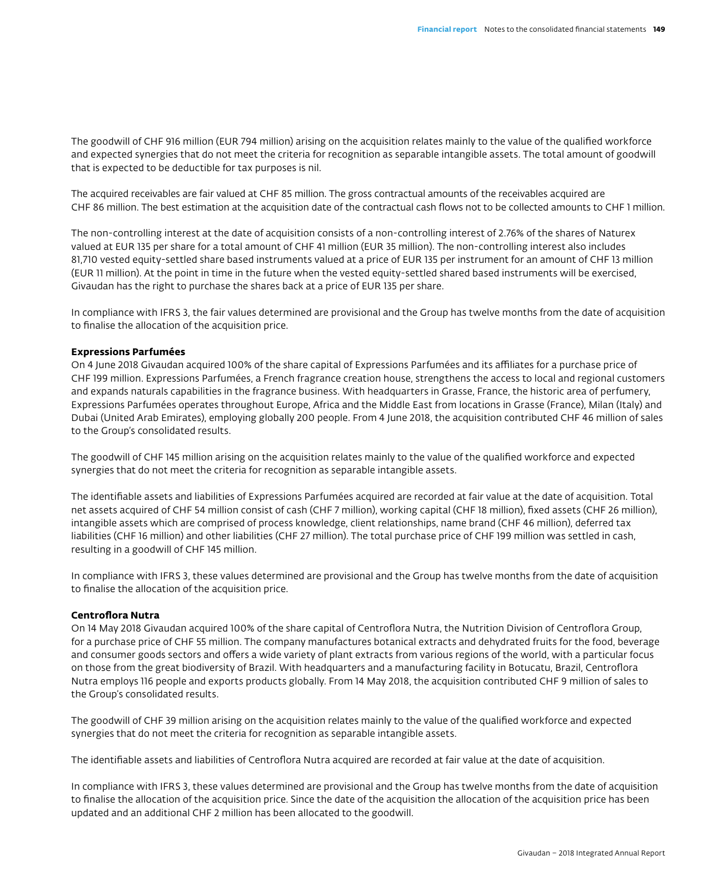The goodwill of CHF 916 million (EUR 794 million) arising on the acquisition relates mainly to the value of the qualified workforce and expected synergies that do not meet the criteria for recognition as separable intangible assets. The total amount of goodwill that is expected to be deductible for tax purposes is nil.

The acquired receivables are fair valued at CHF 85 million. The gross contractual amounts of the receivables acquired are CHF 86 million. The best estimation at the acquisition date of the contractual cash flows not to be collected amounts to CHF 1 million.

The non-controlling interest at the date of acquisition consists of a non-controlling interest of 2.76% of the shares of Naturex valued at EUR 135 per share for a total amount of CHF 41 million (EUR 35 million). The non-controlling interest also includes 81,710 vested equity-settled share based instruments valued at a price of EUR 135 per instrument for an amount of CHF 13 million (EUR 11 million). At the point in time in the future when the vested equity-settled shared based instruments will be exercised, Givaudan has the right to purchase the shares back at a price of EUR 135 per share.

In compliance with IFRS 3, the fair values determined are provisional and the Group has twelve months from the date of acquisition to finalise the allocation of the acquisition price.

**Expressions Parfumées**

On 4 June 2018 Givaudan acquired 100% of the share capital of Expressions Parfumées and its affiliates for a purchase price of CHF 199 million. Expressions Parfumées, a French fragrance creation house, strengthens the access to local and regional customers and expands naturals capabilities in the fragrance business. With headquarters in Grasse, France, the historic area of perfumery, Expressions Parfumées operates throughout Europe, Africa and the Middle East from locations in Grasse (France), Milan (Italy) and Dubai (United Arab Emirates), employing globally 200 people. From 4 June 2018, the acquisition contributed CHF 46 million of sales to the Group's consolidated results.

The goodwill of CHF 145 million arising on the acquisition relates mainly to the value of the qualified workforce and expected synergies that do not meet the criteria for recognition as separable intangible assets.

The identifiable assets and liabilities of Expressions Parfumées acquired are recorded at fair value at the date of acquisition. Total net assets acquired of CHF 54 million consist of cash (CHF 7 million), working capital (CHF 18 million), fixed assets (CHF 26 million), intangible assets which are comprised of process knowledge, client relationships, name brand (CHF 46 million), deferred tax liabilities (CHF 16 million) and other liabilities (CHF 27 million). The total purchase price of CHF 199 million was settled in cash, resulting in a goodwill of CHF 145 million.

In compliance with IFRS 3, these values determined are provisional and the Group has twelve months from the date of acquisition to finalise the allocation of the acquisition price.

**Centroflora Nutra**

On 14 May 2018 Givaudan acquired 100% of the share capital of Centroflora Nutra, the Nutrition Division of Centroflora Group, for a purchase price of CHF 55 million. The company manufactures botanical extracts and dehydrated fruits for the food, beverage and consumer goods sectors and offers a wide variety of plant extracts from various regions of the world, with a particular focus on those from the great biodiversity of Brazil. With headquarters and a manufacturing facility in Botucatu, Brazil, Centroflora Nutra employs 116 people and exports products globally. From 14 May 2018, the acquisition contributed CHF 9 million of sales to the Group's consolidated results.

The goodwill of CHF 39 million arising on the acquisition relates mainly to the value of the qualified workforce and expected synergies that do not meet the criteria for recognition as separable intangible assets.

The identifiable assets and liabilities of Centroflora Nutra acquired are recorded at fair value at the date of acquisition.

In compliance with IFRS 3, these values determined are provisional and the Group has twelve months from the date of acquisition to finalise the allocation of the acquisition price. Since the date of the acquisition the allocation of the acquisition price has been updated and an additional CHF 2 million has been allocated to the goodwill.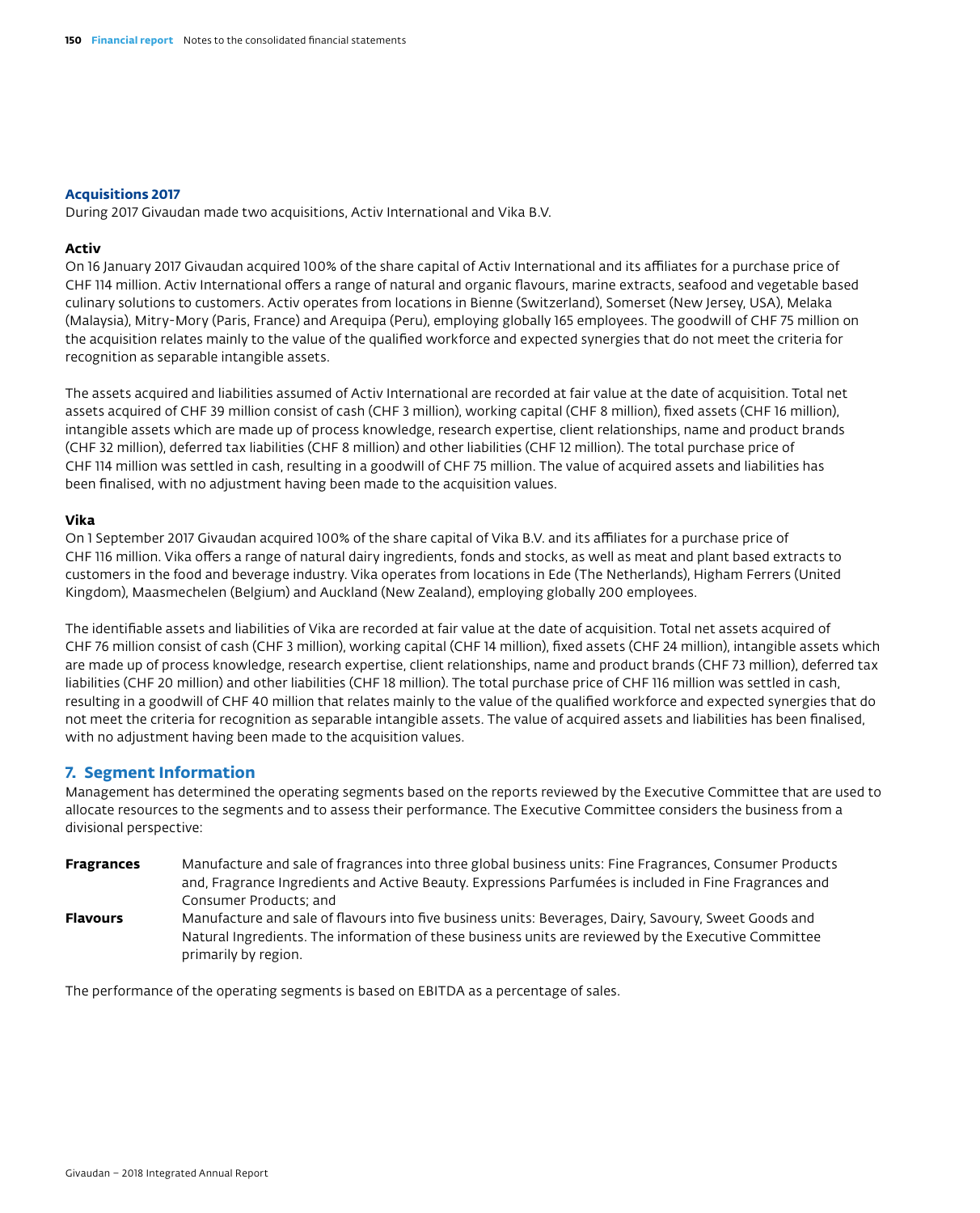### Acquisitions 2017

During 2017 Givaudan made two acquisitions, Activ International and Vika B.V.

#### Activ

On 16 January 2017 Givaudan acquired 100% of the share capital of Activ International and its affiliates for a purchase price of CHF 114 million. Activ International offers a range of natural and organic flavours, marine extracts, seafood and vegetable based culinary solutions to customers. Activ operates from locations in Bienne (Switzerland), Somerset (New Jersey, USA), Melaka (Malaysia), Mitry-Mory (Paris, France) and Arequipa (Peru), employing globally 165 employees. The goodwill of CHF 75 million on the acquisition relates mainly to the value of the qualified workforce and expected synergies that do not meet the criteria for recognition as separable intangible assets.

The assets acquired and liabilities assumed of Activ International are recorded at fair value at the date of acquisition. Total net assets acquired of CHF 39 million consist of cash (CHF 3 million), working capital (CHF 8 million), fixed assets (CHF 16 million), intangible assets which are made up of process knowledge, research expertise, client relationships, name and product brands (CHF 32 million), deferred tax liabilities (CHF 8 million) and other liabilities (CHF 12 million). The total purchase price of CHF 114 million was settled in cash, resulting in a goodwill of CHF 75 million. The value of acquired assets and liabilities has been finalised, with no adjustment having been made to the acquisition values.

#### Vika

On 1 September 2017 Givaudan acquired 100% of the share capital of Vika B.V. and its affiliates for a purchase price of CHF 116 million. Vika offers a range of natural dairy ingredients, fonds and stocks, as well as meat and plant based extracts to customers in the food and beverage industry. Vika operates from locations in Ede (The Netherlands), Higham Ferrers (United Kingdom), Maasmechelen (Belgium) and Auckland (New Zealand), employing globally 200 employees.

The identifiable assets and liabilities of Vika are recorded at fair value at the date of acquisition. Total net assets acquired of CHF 76 million consist of cash (CHF 3 million), working capital (CHF 14 million), fixed assets (CHF 24 million), intangible assets which are made up of process knowledge, research expertise, client relationships, name and product brands (CHF 73 million), deferred tax liabilities (CHF 20 million) and other liabilities (CHF 18 million). The total purchase price of CHF 116 million was settled in cash, resulting in a goodwill of CHF 40 million that relates mainly to the value of the qualified workforce and expected synergies that do not meet the criteria for recognition as separable intangible assets. The value of acquired assets and liabilities has been finalised, with no adjustment having been made to the acquisition values.

## 7. Segment Information

Management has determined the operating segments based on the reports reviewed by the Executive Committee that are used to allocate resources to the segments and to assess their performance. The Executive Committee considers the business from a divisional perspective:

**Fragrances** Manufacture and sale of fragrances into three global business units: Fine Fragrances, Consumer Products and, Fragrance Ingredients and Active Beauty. Expressions Parfumées is included in Fine Fragrances and Consumer Products; and

**Flavours** Manufacture and sale of flavours into five business units: Beverages, Dairy, Savoury, Sweet Goods and Natural Ingredients. The information of these business units are reviewed by the Executive Committee primarily by region.

The performance of the operating segments is based on EBITDA as a percentage of sales.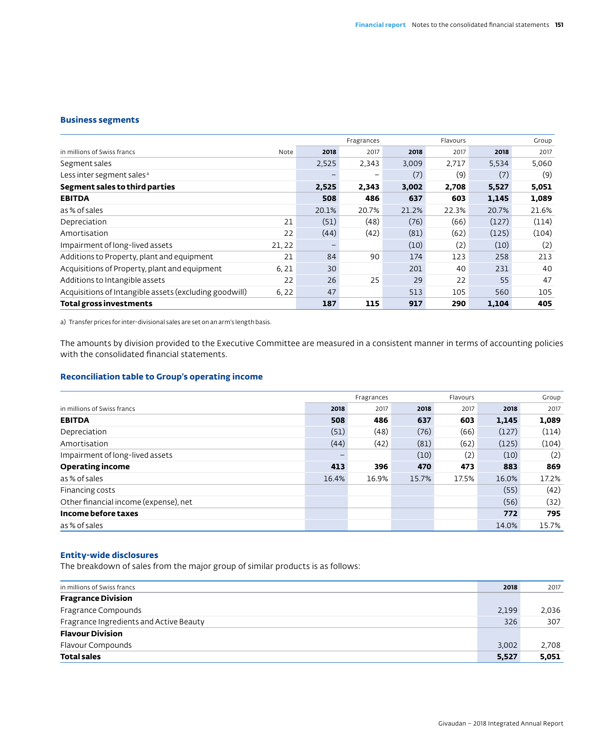### Business segments

| in millions of Swiss francs | Note | Fragrances 2018 | Fragrances 2017 | Flavours 2018 | Flavours 2017 | Group 2018 | Group 2017 |
|---|---|---|---|---|---|---|---|
| Segment sales | | 2,525 | 2,343 | 3,009 | 2,717 | 5,534 | 5,060 |
| Less inter segment sales [a] | | – | – | (7) | (9) | (7) | (9) |
| **Segment sales to third parties** | | **2,525** | **2,343** | **3,002** | **2,708** | **5,527** | **5,051** |
| **EBITDA** | | **508** | **486** | **637** | **603** | **1,145** | **1,089** |
| as % of sales | | 20.1% | 20.7% | 21.2% | 22.3% | 20.7% | 21.6% |
| Depreciation | 21 | (51) | (48) | (76) | (66) | (127) | (114) |
| Amortisation | 22 | (44) | (42) | (81) | (62) | (125) | (104) |
| Impairment of long-lived assets | 21, 22 | – | | (10) | (2) | (10) | (2) |
| Additions to Property, plant and equipment | 21 | 84 | 90 | 174 | 123 | 258 | 213 |
| Acquisitions of Property, plant and equipment | 6, 21 | 30 | | 201 | 40 | 231 | 40 |
| Additions to Intangible assets | 22 | 26 | 25 | 29 | 22 | 55 | 47 |
| Acquisitions of Intangible assets (excluding goodwill) | 6, 22 | 47 | | 513 | 105 | 560 | 105 |
| **Total gross investments** | | **187** | **115** | **917** | **290** | **1,104** | **405** |

a) Transfer prices for inter-divisional sales are set on an arm's length basis.

The amounts by division provided to the Executive Committee are measured in a consistent manner in terms of accounting policies with the consolidated financial statements.

### Reconciliation table to Group's operating income

| in millions of Swiss francs | Fragrances 2018 | Fragrances 2017 | Flavours 2018 | Flavours 2017 | Group 2018 | Group 2017 |
|---|---|---|---|---|---|---|
| **EBITDA** | **508** | **486** | **637** | **603** | **1,145** | **1,089** |
| Depreciation | (51) | (48) | (76) | (66) | (127) | (114) |
| Amortisation | (44) | (42) | (81) | (62) | (125) | (104) |
| Impairment of long-lived assets | – | | (10) | (2) | (10) | (2) |
| **Operating income** | **413** | **396** | **470** | **473** | **883** | **869** |
| as % of sales | 16.4% | 16.9% | 15.7% | 17.5% | 16.0% | 17.2% |
| Financing costs | | | | | (55) | (42) |
| Other financial income (expense), net | | | | | (56) | (32) |
| **Income before taxes** | | | | | **772** | **795** |
| as % of sales | | | | | 14.0% | 15.7% |

### Entity-wide disclosures

The breakdown of sales from the major group of similar products is as follows:

| in millions of Swiss francs | 2018 | 2017 |
|---|---|---|
| **Fragrance Division** | | |
| Fragrance Compounds | 2,199 | 2,036 |
| Fragrance Ingredients and Active Beauty | 326 | 307 |
| **Flavour Division** | | |
| Flavour Compounds | 3,002 | 2,708 |
| **Total sales** | **5,527** | **5,051** |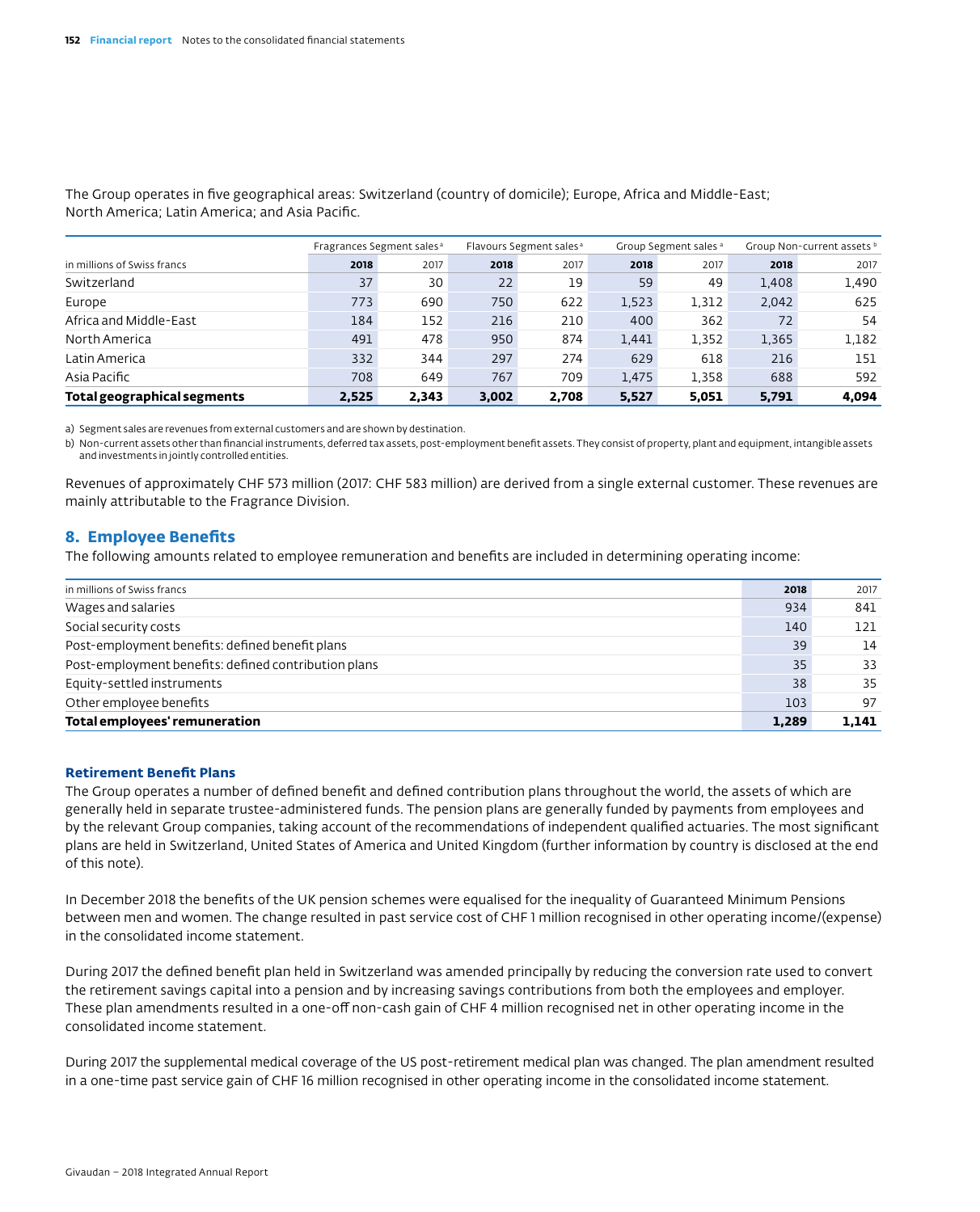The Group operates in five geographical areas: Switzerland (country of domicile); Europe, Africa and Middle-East; North America; Latin America; and Asia Pacific.

| | Fragrances Segment sales[a] | | Flavours Segment sales[a] | | Group Segment sales[a] | | Group Non-current assets[b] | |
|---|---|---|---|---|---|---|---|---|
| in millions of Swiss francs | **2018** | 2017 | **2018** | 2017 | **2018** | 2017 | **2018** | 2017 |
| Switzerland | 37 | 30 | 22 | 19 | 59 | 49 | 1,408 | 1,490 |
| Europe | 773 | 690 | 750 | 622 | 1,523 | 1,312 | 2,042 | 625 |
| Africa and Middle-East | 184 | 152 | 216 | 210 | 400 | 362 | 72 | 54 |
| North America | 491 | 478 | 950 | 874 | 1,441 | 1,352 | 1,365 | 1,182 |
| Latin America | 332 | 344 | 297 | 274 | 629 | 618 | 216 | 151 |
| Asia Pacific | 708 | 649 | 767 | 709 | 1,475 | 1,358 | 688 | 592 |
| **Total geographical segments** | **2,525** | **2,343** | **3,002** | **2,708** | **5,527** | **5,051** | **5,791** | **4,094** |

a) Segment sales are revenues from external customers and are shown by destination.

b) Non-current assets other than financial instruments, deferred tax assets, post-employment benefit assets. They consist of property, plant and equipment, intangible assets and investments in jointly controlled entities.

Revenues of approximately CHF 573 million (2017: CHF 583 million) are derived from a single external customer. These revenues are mainly attributable to the Fragrance Division.

## 8. Employee Benefits

The following amounts related to employee remuneration and benefits are included in determining operating income:

| in millions of Swiss francs | **2018** | 2017 |
|---|---|---|
| Wages and salaries | 934 | 841 |
| Social security costs | 140 | 121 |
| Post-employment benefits: defined benefit plans | 39 | 14 |
| Post-employment benefits: defined contribution plans | 35 | 33 |
| Equity-settled instruments | 38 | 35 |
| Other employee benefits | 103 | 97 |
| **Total employees' remuneration** | **1,289** | **1,141** |

### Retirement Benefit Plans

The Group operates a number of defined benefit and defined contribution plans throughout the world, the assets of which are generally held in separate trustee-administered funds. The pension plans are generally funded by payments from employees and by the relevant Group companies, taking account of the recommendations of independent qualified actuaries. The most significant plans are held in Switzerland, United States of America and United Kingdom (further information by country is disclosed at the end of this note).

In December 2018 the benefits of the UK pension schemes were equalised for the inequality of Guaranteed Minimum Pensions between men and women. The change resulted in past service cost of CHF 1 million recognised in other operating income/(expense) in the consolidated income statement.

During 2017 the defined benefit plan held in Switzerland was amended principally by reducing the conversion rate used to convert the retirement savings capital into a pension and by increasing savings contributions from both the employees and employer. These plan amendments resulted in a one-off non-cash gain of CHF 4 million recognised net in other operating income in the consolidated income statement.

During 2017 the supplemental medical coverage of the US post-retirement medical plan was changed. The plan amendment resulted in a one-time past service gain of CHF 16 million recognised in other operating income in the consolidated income statement.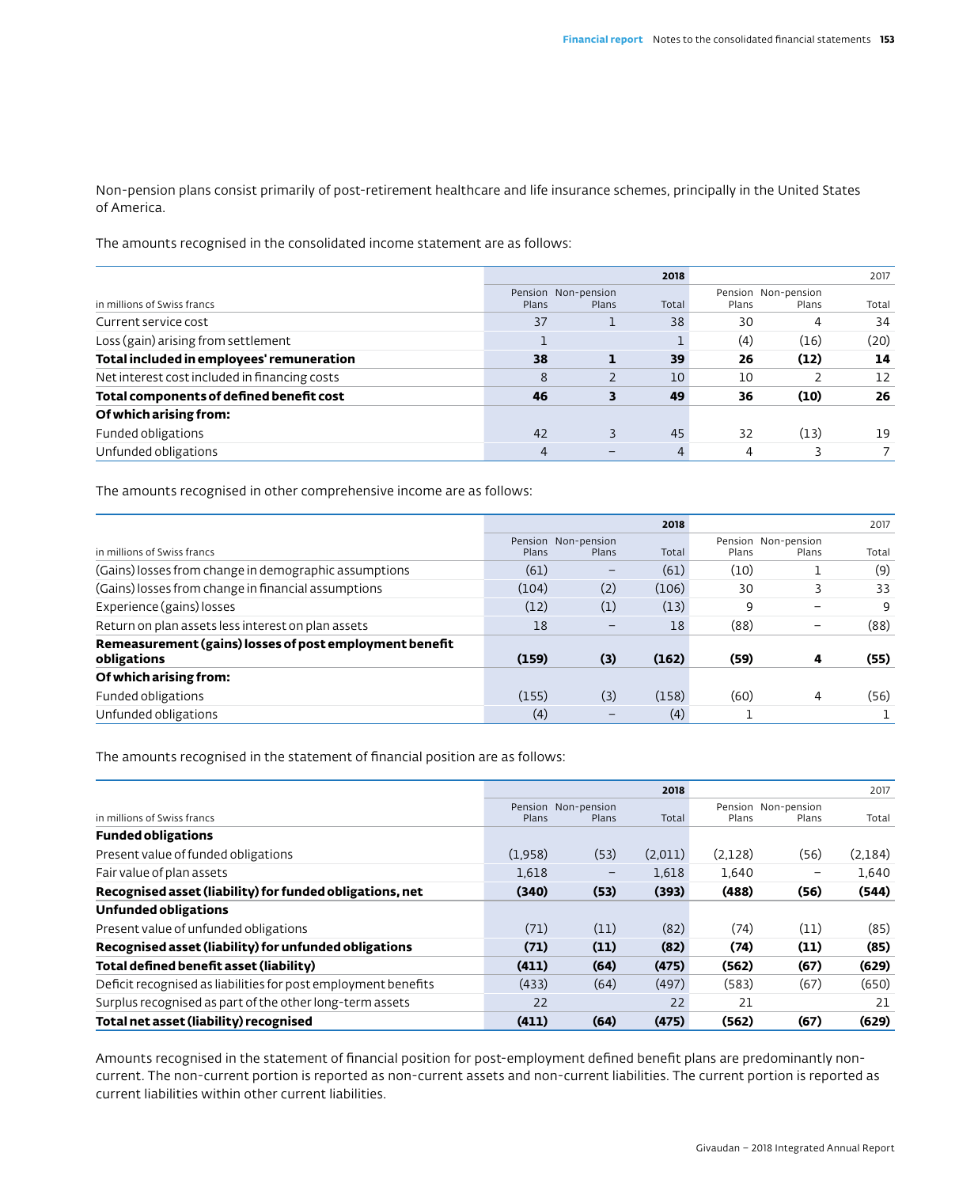Non-pension plans consist primarily of post-retirement healthcare and life insurance schemes, principally in the United States of America.

The amounts recognised in the consolidated income statement are as follows:

| | | | 2018 | | | 2017 |
|---|---|---|---|---|---|---|
| in millions of Swiss francs | Pension Plans | Non-pension Plans | Total | Pension Plans | Non-pension Plans | Total |
| Current service cost | 37 | 1 | 38 | 30 | 4 | 34 |
| Loss (gain) arising from settlement | 1 | | 1 | (4) | (16) | (20) |
| **Total included in employees' remuneration** | **38** | **1** | **39** | **26** | **(12)** | **14** |
| Net interest cost included in financing costs | 8 | 2 | 10 | 10 | 2 | 12 |
| **Total components of defined benefit cost** | **46** | **3** | **49** | **36** | **(10)** | **26** |
| **Of which arising from:** | | | | | | |
| Funded obligations | 42 | 3 | 45 | 32 | (13) | 19 |
| Unfunded obligations | 4 | – | 4 | 4 | 3 | 7 |

The amounts recognised in other comprehensive income are as follows:

| | | | 2018 | | | 2017 |
|---|---|---|---|---|---|---|
| in millions of Swiss francs | Pension Plans | Non-pension Plans | Total | Pension Plans | Non-pension Plans | Total |
| (Gains) losses from change in demographic assumptions | (61) | – | (61) | (10) | 1 | (9) |
| (Gains) losses from change in financial assumptions | (104) | (2) | (106) | 30 | 3 | 33 |
| Experience (gains) losses | (12) | (1) | (13) | 9 | – | 9 |
| Return on plan assets less interest on plan assets | 18 | – | 18 | (88) | – | (88) |
| **Remeasurement (gains) losses of post employment benefit obligations** | **(159)** | **(3)** | **(162)** | **(59)** | **4** | **(55)** |
| **Of which arising from:** | | | | | | |
| Funded obligations | (155) | (3) | (158) | (60) | 4 | (56) |
| Unfunded obligations | (4) | – | (4) | 1 | | 1 |

The amounts recognised in the statement of financial position are as follows:

| | | | 2018 | | | 2017 |
|---|---|---|---|---|---|---|
| in millions of Swiss francs | Pension Plans | Non-pension Plans | Total | Pension Plans | Non-pension Plans | Total |
| **Funded obligations** | | | | | | |
| Present value of funded obligations | (1,958) | (53) | (2,011) | (2,128) | (56) | (2,184) |
| Fair value of plan assets | 1,618 | – | 1,618 | 1,640 | – | 1,640 |
| **Recognised asset (liability) for funded obligations, net** | **(340)** | **(53)** | **(393)** | **(488)** | **(56)** | **(544)** |
| **Unfunded obligations** | | | | | | |
| Present value of unfunded obligations | (71) | (11) | (82) | (74) | (11) | (85) |
| **Recognised asset (liability) for unfunded obligations** | **(71)** | **(11)** | **(82)** | **(74)** | **(11)** | **(85)** |
| **Total defined benefit asset (liability)** | **(411)** | **(64)** | **(475)** | **(562)** | **(67)** | **(629)** |
| Deficit recognised as liabilities for post employment benefits | (433) | (64) | (497) | (583) | (67) | (650) |
| Surplus recognised as part of the other long-term assets | 22 | | 22 | 21 | | 21 |
| **Total net asset (liability) recognised** | **(411)** | **(64)** | **(475)** | **(562)** | **(67)** | **(629)** |

Amounts recognised in the statement of financial position for post-employment defined benefit plans are predominantly non-current. The non-current portion is reported as non-current assets and non-current liabilities. The current portion is reported as current liabilities within other current liabilities.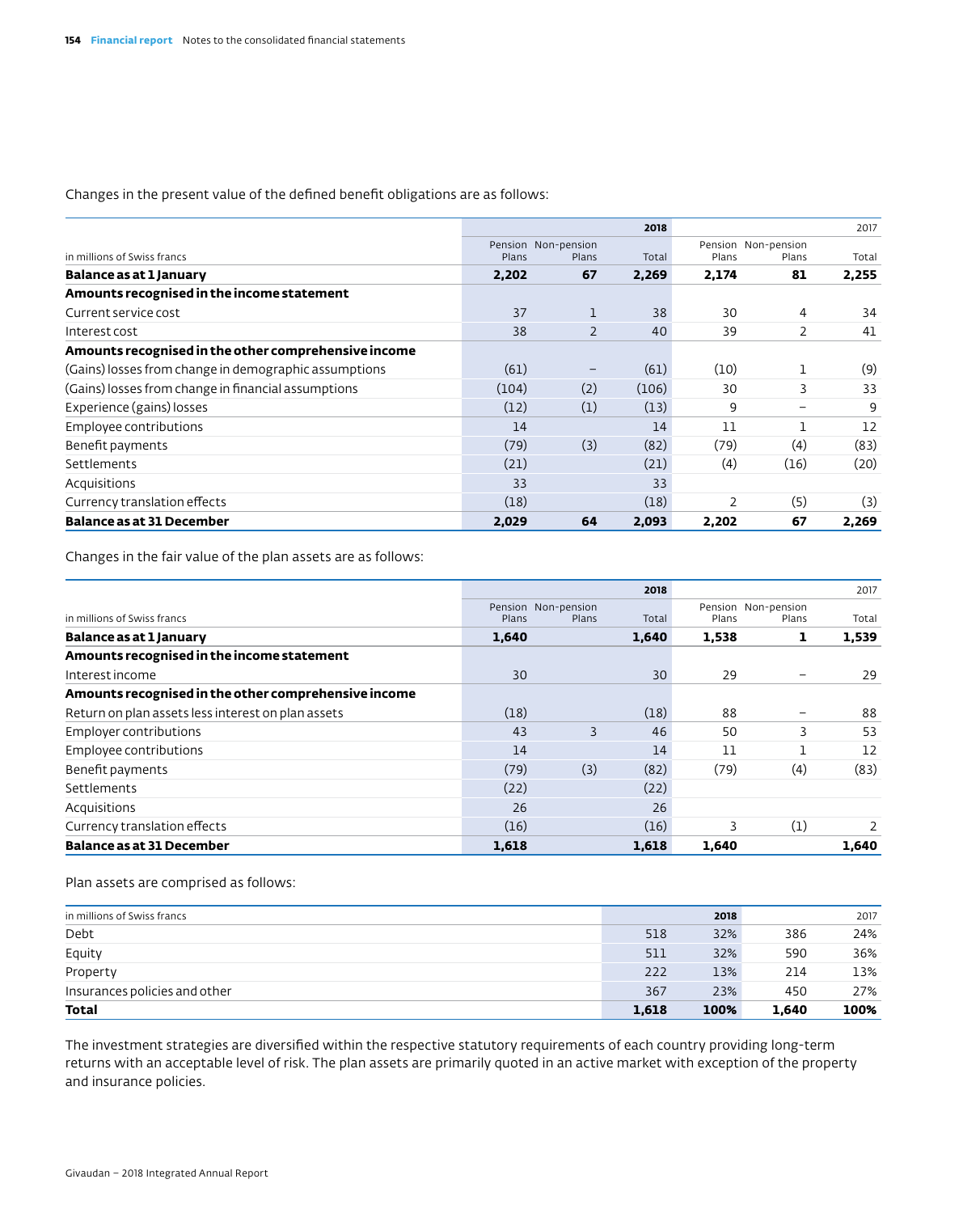Changes in the present value of the defined benefit obligations are as follows:

| in millions of Swiss francs | 2018 Pension Plans | 2018 Non-pension Plans | 2018 Total | 2017 Pension Plans | 2017 Non-pension Plans | 2017 Total |
|---|---|---|---|---|---|---|
| **Balance as at 1 January** | **2,202** | **67** | **2,269** | **2,174** | **81** | **2,255** |
| **Amounts recognised in the income statement** | | | | | | |
| Current service cost | 37 | 1 | 38 | 30 | 4 | 34 |
| Interest cost | 38 | 2 | 40 | 39 | 2 | 41 |
| **Amounts recognised in the other comprehensive income** | | | | | | |
| (Gains) losses from change in demographic assumptions | (61) | – | (61) | (10) | 1 | (9) |
| (Gains) losses from change in financial assumptions | (104) | (2) | (106) | 30 | 3 | 33 |
| Experience (gains) losses | (12) | (1) | (13) | 9 | – | 9 |
| Employee contributions | 14 | | 14 | 11 | 1 | 12 |
| Benefit payments | (79) | (3) | (82) | (79) | (4) | (83) |
| Settlements | (21) | | (21) | (4) | (16) | (20) |
| Acquisitions | 33 | | 33 | | | |
| Currency translation effects | (18) | | (18) | 2 | (5) | (3) |
| **Balance as at 31 December** | **2,029** | **64** | **2,093** | **2,202** | **67** | **2,269** |

Changes in the fair value of the plan assets are as follows:

| in millions of Swiss francs | 2018 Pension Plans | 2018 Non-pension Plans | 2018 Total | 2017 Pension Plans | 2017 Non-pension Plans | 2017 Total |
|---|---|---|---|---|---|---|
| **Balance as at 1 January** | **1,640** | | **1,640** | **1,538** | **1** | **1,539** |
| **Amounts recognised in the income statement** | | | | | | |
| Interest income | 30 | | 30 | 29 | – | 29 |
| **Amounts recognised in the other comprehensive income** | | | | | | |
| Return on plan assets less interest on plan assets | (18) | | (18) | 88 | – | 88 |
| Employer contributions | 43 | 3 | 46 | 50 | 3 | 53 |
| Employee contributions | 14 | | 14 | 11 | 1 | 12 |
| Benefit payments | (79) | (3) | (82) | (79) | (4) | (83) |
| Settlements | (22) | | (22) | | | |
| Acquisitions | 26 | | 26 | | | |
| Currency translation effects | (16) | | (16) | 3 | (1) | 2 |
| **Balance as at 31 December** | **1,618** | | **1,618** | **1,640** | | **1,640** |

Plan assets are comprised as follows:

| in millions of Swiss francs | 2018 | 2018 % | 2017 | 2017 % |
|---|---|---|---|---|
| Debt | 518 | 32% | 386 | 24% |
| Equity | 511 | 32% | 590 | 36% |
| Property | 222 | 13% | 214 | 13% |
| Insurances policies and other | 367 | 23% | 450 | 27% |
| **Total** | **1,618** | **100%** | **1,640** | **100%** |

The investment strategies are diversified within the respective statutory requirements of each country providing long-term returns with an acceptable level of risk. The plan assets are primarily quoted in an active market with exception of the property and insurance policies.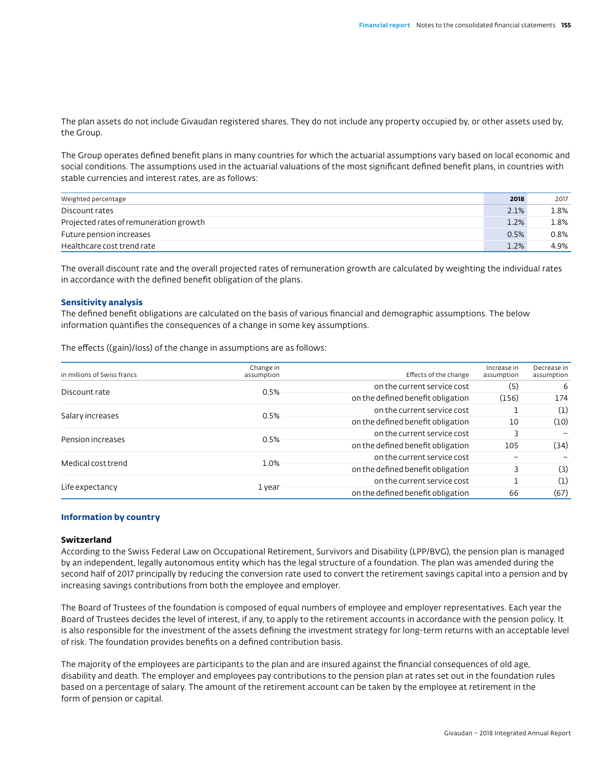The plan assets do not include Givaudan registered shares. They do not include any property occupied by, or other assets used by, the Group.

The Group operates defined benefit plans in many countries for which the actuarial assumptions vary based on local economic and social conditions. The assumptions used in the actuarial valuations of the most significant defined benefit plans, in countries with stable currencies and interest rates, are as follows:

| Weighted percentage | 2018 | 2017 |
|---|---|---|
| Discount rates | 2.1% | 1.8% |
| Projected rates of remuneration growth | 1.2% | 1.8% |
| Future pension increases | 0.5% | 0.8% |
| Healthcare cost trend rate | 1.2% | 4.9% |

The overall discount rate and the overall projected rates of remuneration growth are calculated by weighting the individual rates in accordance with the defined benefit obligation of the plans.

### Sensitivity analysis

The defined benefit obligations are calculated on the basis of various financial and demographic assumptions. The below information quantifies the consequences of a change in some key assumptions.

The effects ((gain)/loss) of the change in assumptions are as follows:

| in millions of Swiss francs | Change in assumption | Effects of the change | Increase in assumption | Decrease in assumption |
|---|---|---|---|---|
| Discount rate | 0.5% | on the current service cost | (5) | 6 |
| | | on the defined benefit obligation | (156) | 174 |
| Salary increases | 0.5% | on the current service cost | 1 | (1) |
| | | on the defined benefit obligation | 10 | (10) |
| Pension increases | 0.5% | on the current service cost | 3 | – |
| | | on the defined benefit obligation | 105 | (34) |
| Medical cost trend | 1.0% | on the current service cost | – | – |
| | | on the defined benefit obligation | 3 | (3) |
| Life expectancy | 1 year | on the current service cost | 1 | (1) |
| | | on the defined benefit obligation | 66 | (67) |

### Information by country

#### Switzerland

According to the Swiss Federal Law on Occupational Retirement, Survivors and Disability (LPP/BVG), the pension plan is managed by an independent, legally autonomous entity which has the legal structure of a foundation. The plan was amended during the second half of 2017 principally by reducing the conversion rate used to convert the retirement savings capital into a pension and by increasing savings contributions from both the employee and employer.

The Board of Trustees of the foundation is composed of equal numbers of employee and employer representatives. Each year the Board of Trustees decides the level of interest, if any, to apply to the retirement accounts in accordance with the pension policy. It is also responsible for the investment of the assets defining the investment strategy for long-term returns with an acceptable level of risk. The foundation provides benefits on a defined contribution basis.

The majority of the employees are participants to the plan and are insured against the financial consequences of old age, disability and death. The employer and employees pay contributions to the pension plan at rates set out in the foundation rules based on a percentage of salary. The amount of the retirement account can be taken by the employee at retirement in the form of pension or capital.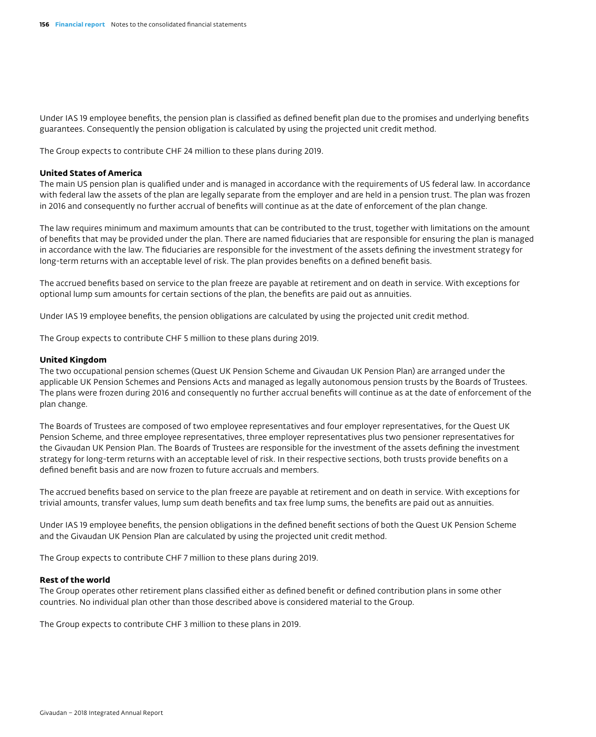Under IAS 19 employee benefits, the pension plan is classified as defined benefit plan due to the promises and underlying benefits guarantees. Consequently the pension obligation is calculated by using the projected unit credit method.

The Group expects to contribute CHF 24 million to these plans during 2019.

**United States of America**

The main US pension plan is qualified under and is managed in accordance with the requirements of US federal law. In accordance with federal law the assets of the plan are legally separate from the employer and are held in a pension trust. The plan was frozen in 2016 and consequently no further accrual of benefits will continue as at the date of enforcement of the plan change.

The law requires minimum and maximum amounts that can be contributed to the trust, together with limitations on the amount of benefits that may be provided under the plan. There are named fiduciaries that are responsible for ensuring the plan is managed in accordance with the law. The fiduciaries are responsible for the investment of the assets defining the investment strategy for long-term returns with an acceptable level of risk. The plan provides benefits on a defined benefit basis.

The accrued benefits based on service to the plan freeze are payable at retirement and on death in service. With exceptions for optional lump sum amounts for certain sections of the plan, the benefits are paid out as annuities.

Under IAS 19 employee benefits, the pension obligations are calculated by using the projected unit credit method.

The Group expects to contribute CHF 5 million to these plans during 2019.

**United Kingdom**

The two occupational pension schemes (Quest UK Pension Scheme and Givaudan UK Pension Plan) are arranged under the applicable UK Pension Schemes and Pensions Acts and managed as legally autonomous pension trusts by the Boards of Trustees. The plans were frozen during 2016 and consequently no further accrual benefits will continue as at the date of enforcement of the plan change.

The Boards of Trustees are composed of two employee representatives and four employer representatives, for the Quest UK Pension Scheme, and three employee representatives, three employer representatives plus two pensioner representatives for the Givaudan UK Pension Plan. The Boards of Trustees are responsible for the investment of the assets defining the investment strategy for long-term returns with an acceptable level of risk. In their respective sections, both trusts provide benefits on a defined benefit basis and are now frozen to future accruals and members.

The accrued benefits based on service to the plan freeze are payable at retirement and on death in service. With exceptions for trivial amounts, transfer values, lump sum death benefits and tax free lump sums, the benefits are paid out as annuities.

Under IAS 19 employee benefits, the pension obligations in the defined benefit sections of both the Quest UK Pension Scheme and the Givaudan UK Pension Plan are calculated by using the projected unit credit method.

The Group expects to contribute CHF 7 million to these plans during 2019.

**Rest of the world**

The Group operates other retirement plans classified either as defined benefit or defined contribution plans in some other countries. No individual plan other than those described above is considered material to the Group.

The Group expects to contribute CHF 3 million to these plans in 2019.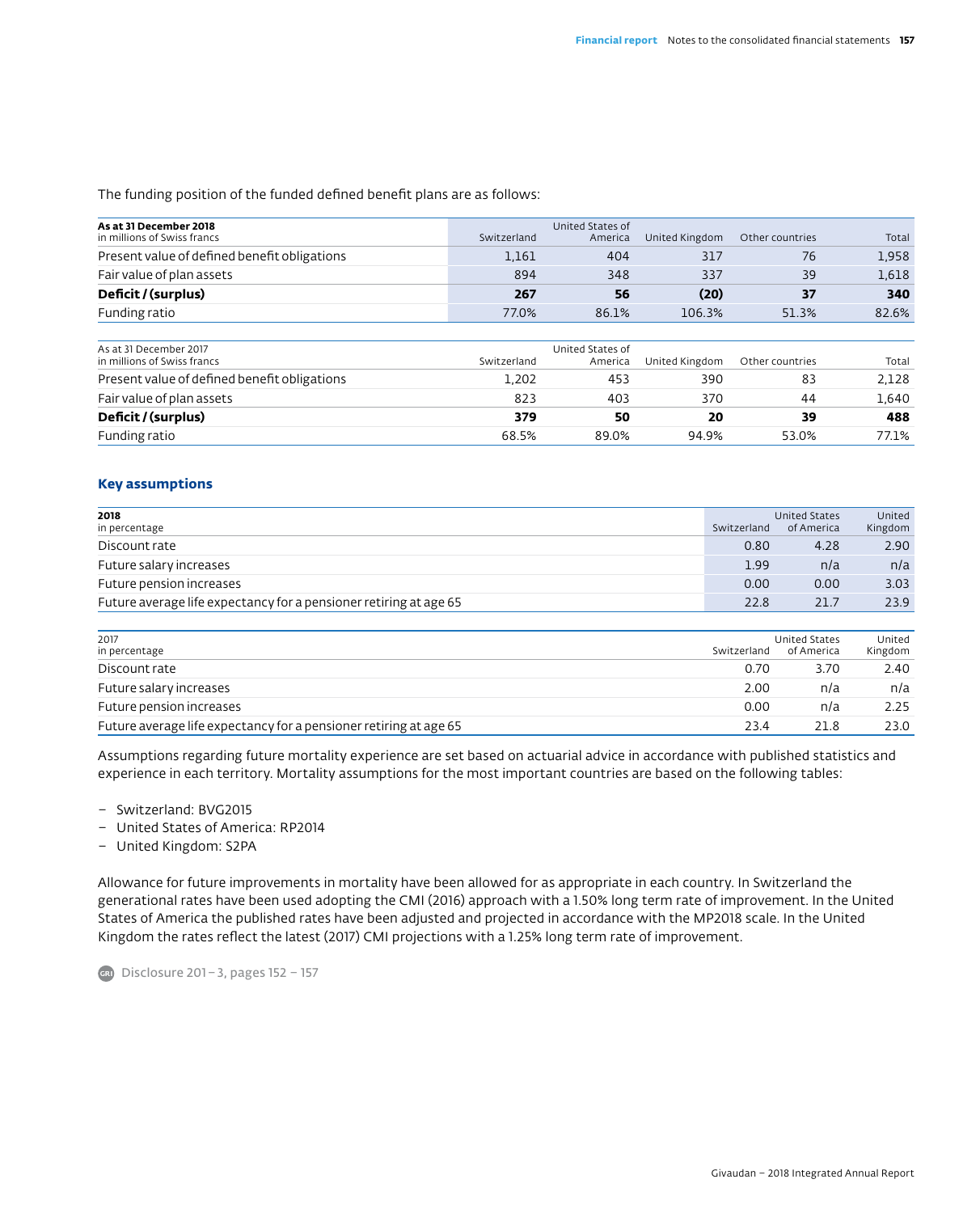The funding position of the funded defined benefit plans are as follows:

| **As at 31 December 2018**<br>in millions of Swiss francs | Switzerland | United States of America | United Kingdom | Other countries | Total |
|---|---|---|---|---|---|
| Present value of defined benefit obligations | 1,161 | 404 | 317 | 76 | 1,958 |
| Fair value of plan assets | 894 | 348 | 337 | 39 | 1,618 |
| **Deficit / (surplus)** | **267** | **56** | **(20)** | **37** | **340** |
| Funding ratio | 77.0% | 86.1% | 106.3% | 51.3% | 82.6% |

| As at 31 December 2017<br>in millions of Swiss francs | Switzerland | United States of America | United Kingdom | Other countries | Total |
|---|---|---|---|---|---|
| Present value of defined benefit obligations | 1,202 | 453 | 390 | 83 | 2,128 |
| Fair value of plan assets | 823 | 403 | 370 | 44 | 1,640 |
| **Deficit / (surplus)** | **379** | **50** | **20** | **39** | **488** |
| Funding ratio | 68.5% | 89.0% | 94.9% | 53.0% | 77.1% |

## Key assumptions

| **2018**<br>in percentage | Switzerland | United States of America | United Kingdom |
|---|---|---|---|
| Discount rate | 0.80 | 4.28 | 2.90 |
| Future salary increases | 1.99 | n/a | n/a |
| Future pension increases | 0.00 | 0.00 | 3.03 |
| Future average life expectancy for a pensioner retiring at age 65 | 22.8 | 21.7 | 23.9 |

| 2017<br>in percentage | Switzerland | United States of America | United Kingdom |
|---|---|---|---|
| Discount rate | 0.70 | 3.70 | 2.40 |
| Future salary increases | 2.00 | n/a | n/a |
| Future pension increases | 0.00 | n/a | 2.25 |
| Future average life expectancy for a pensioner retiring at age 65 | 23.4 | 21.8 | 23.0 |

Assumptions regarding future mortality experience are set based on actuarial advice in accordance with published statistics and experience in each territory. Mortality assumptions for the most important countries are based on the following tables:

- Switzerland: BVG2015
- United States of America: RP2014
- United Kingdom: S2PA

Allowance for future improvements in mortality have been allowed for as appropriate in each country. In Switzerland the generational rates have been used adopting the CMI (2016) approach with a 1.50% long term rate of improvement. In the United States of America the published rates have been adjusted and projected in accordance with the MP2018 scale. In the United Kingdom the rates reflect the latest (2017) CMI projections with a 1.25% long term rate of improvement.

GRI Disclosure 201 – 3, pages 152 – 157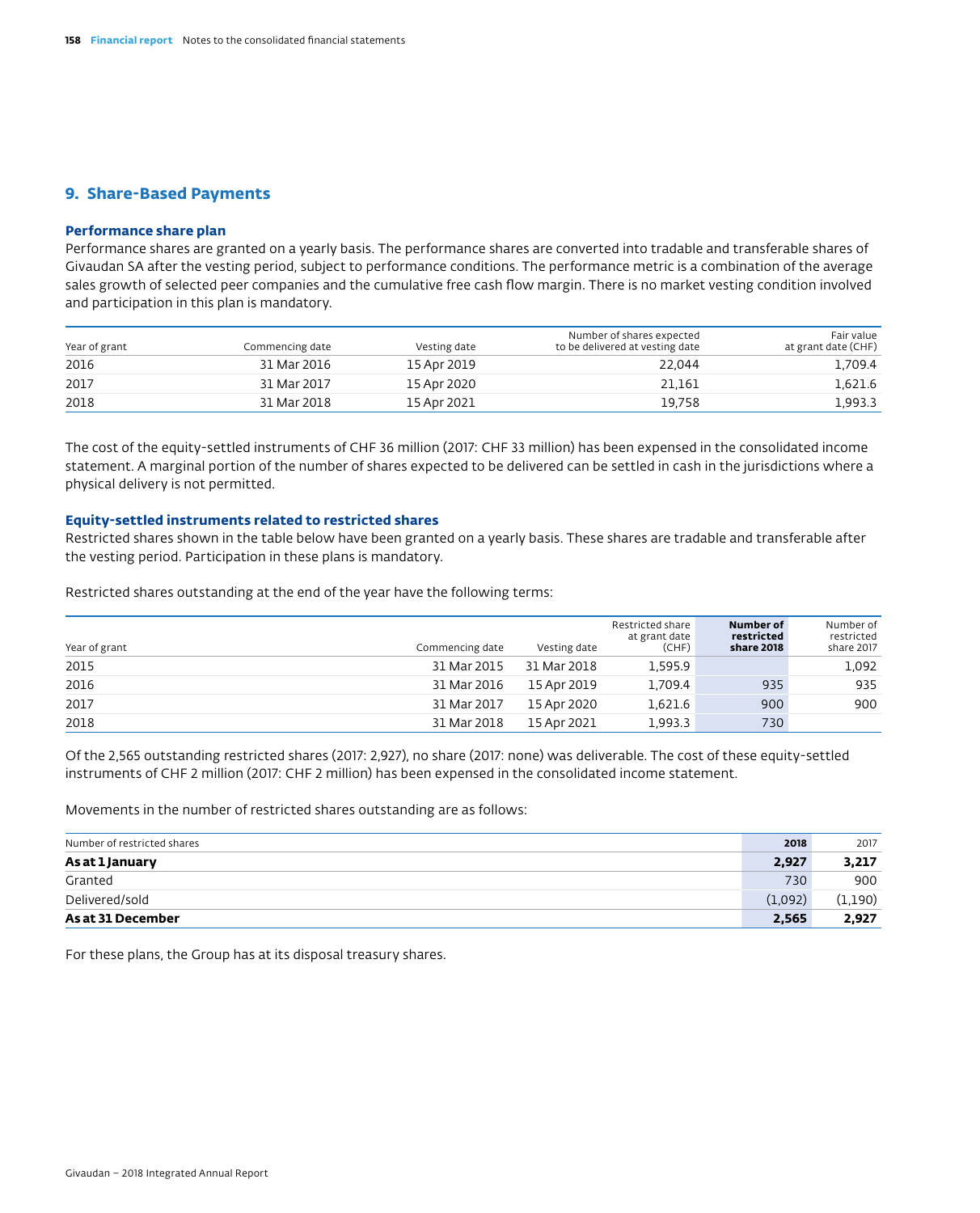## 9. Share-Based Payments

### Performance share plan

Performance shares are granted on a yearly basis. The performance shares are converted into tradable and transferable shares of Givaudan SA after the vesting period, subject to performance conditions. The performance metric is a combination of the average sales growth of selected peer companies and the cumulative free cash flow margin. There is no market vesting condition involved and participation in this plan is mandatory.

| Year of grant | Commencing date | Vesting date | Number of shares expected to be delivered at vesting date | Fair value at grant date (CHF) |
|---|---|---|---|---|
| 2016 | 31 Mar 2016 | 15 Apr 2019 | 22,044 | 1,709.4 |
| 2017 | 31 Mar 2017 | 15 Apr 2020 | 21,161 | 1,621.6 |
| 2018 | 31 Mar 2018 | 15 Apr 2021 | 19,758 | 1,993.3 |

The cost of the equity-settled instruments of CHF 36 million (2017: CHF 33 million) has been expensed in the consolidated income statement. A marginal portion of the number of shares expected to be delivered can be settled in cash in the jurisdictions where a physical delivery is not permitted.

### Equity-settled instruments related to restricted shares

Restricted shares shown in the table below have been granted on a yearly basis. These shares are tradable and transferable after the vesting period. Participation in these plans is mandatory.

Restricted shares outstanding at the end of the year have the following terms:

| Year of grant | Commencing date | Vesting date | Restricted share at grant date (CHF) | **Number of restricted share 2018** | Number of restricted share 2017 |
|---|---|---|---|---|---|
| 2015 | 31 Mar 2015 | 31 Mar 2018 | 1,595.9 | | 1,092 |
| 2016 | 31 Mar 2016 | 15 Apr 2019 | 1,709.4 | 935 | 935 |
| 2017 | 31 Mar 2017 | 15 Apr 2020 | 1,621.6 | 900 | 900 |
| 2018 | 31 Mar 2018 | 15 Apr 2021 | 1,993.3 | 730 | |

Of the 2,565 outstanding restricted shares (2017: 2,927), no share (2017: none) was deliverable. The cost of these equity-settled instruments of CHF 2 million (2017: CHF 2 million) has been expensed in the consolidated income statement.

Movements in the number of restricted shares outstanding are as follows:

| Number of restricted shares | **2018** | 2017 |
|---|---|---|
| **As at 1 January** | **2,927** | **3,217** |
| Granted | 730 | 900 |
| Delivered/sold | (1,092) | (1,190) |
| **As at 31 December** | **2,565** | **2,927** |

For these plans, the Group has at its disposal treasury shares.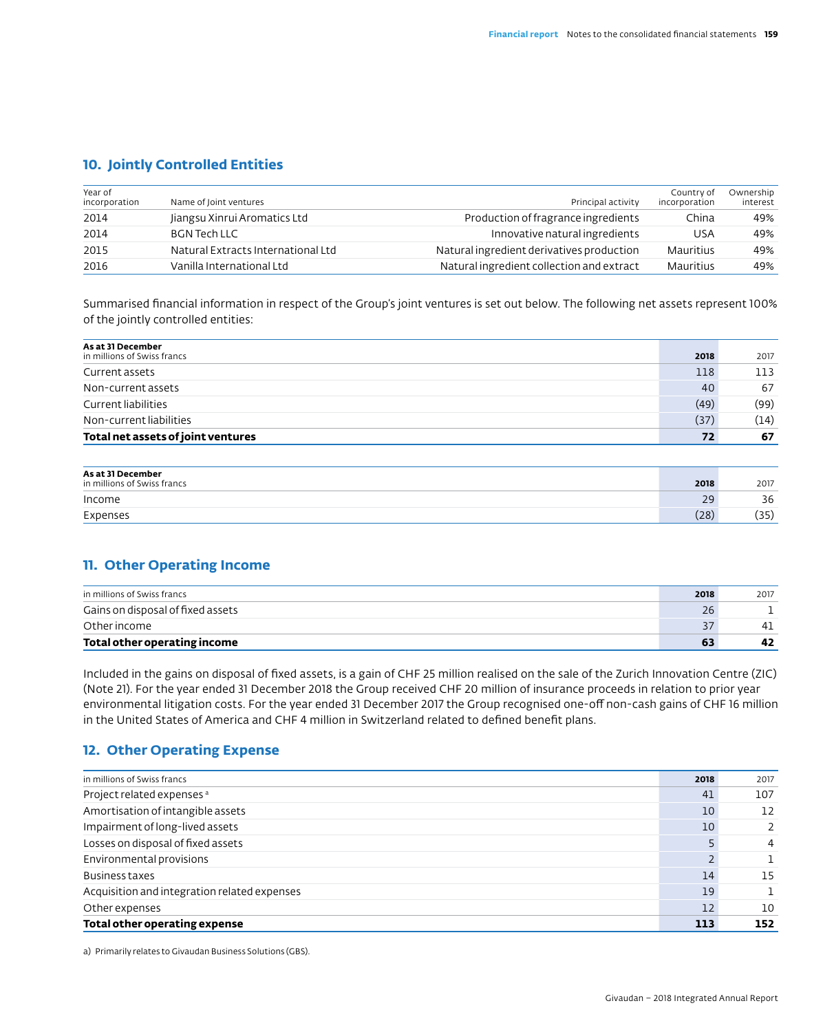## 10. Jointly Controlled Entities

| Year of incorporation | Name of Joint ventures | Principal activity | Country of incorporation | Ownership interest |
|---|---|---|---|---|
| 2014 | Jiangsu Xinrui Aromatics Ltd | Production of fragrance ingredients | China | 49% |
| 2014 | BGN Tech LLC | Innovative natural ingredients | USA | 49% |
| 2015 | Natural Extracts International Ltd | Natural ingredient derivatives production | Mauritius | 49% |
| 2016 | Vanilla International Ltd | Natural ingredient collection and extract | Mauritius | 49% |

Summarised financial information in respect of the Group's joint ventures is set out below. The following net assets represent 100% of the jointly controlled entities:

| As at 31 December<br>in millions of Swiss francs | 2018 | 2017 |
|---|---|---|
| Current assets | 118 | 113 |
| Non-current assets | 40 | 67 |
| Current liabilities | (49) | (99) |
| Non-current liabilities | (37) | (14) |
| **Total net assets of joint ventures** | **72** | **67** |

| As at 31 December<br>in millions of Swiss francs | 2018 | 2017 |
|---|---|---|
| Income | 29 | 36 |
| Expenses | (28) | (35) |

## 11. Other Operating Income

| in millions of Swiss francs | 2018 | 2017 |
|---|---|---|
| Gains on disposal of fixed assets | 26 | 1 |
| Other income | 37 | 41 |
| **Total other operating income** | **63** | **42** |

Included in the gains on disposal of fixed assets, is a gain of CHF 25 million realised on the sale of the Zurich Innovation Centre (ZIC) (Note 21). For the year ended 31 December 2018 the Group received CHF 20 million of insurance proceeds in relation to prior year environmental litigation costs. For the year ended 31 December 2017 the Group recognised one-off non-cash gains of CHF 16 million in the United States of America and CHF 4 million in Switzerland related to defined benefit plans.

## 12. Other Operating Expense

| in millions of Swiss francs | 2018 | 2017 |
|---|---|---|
| Project related expenses [a] | 41 | 107 |
| Amortisation of intangible assets | 10 | 12 |
| Impairment of long-lived assets | 10 | 2 |
| Losses on disposal of fixed assets | 5 | 4 |
| Environmental provisions | 2 | 1 |
| Business taxes | 14 | 15 |
| Acquisition and integration related expenses | 19 | 1 |
| Other expenses | 12 | 10 |
| **Total other operating expense** | **113** | **152** |

a) Primarily relates to Givaudan Business Solutions (GBS).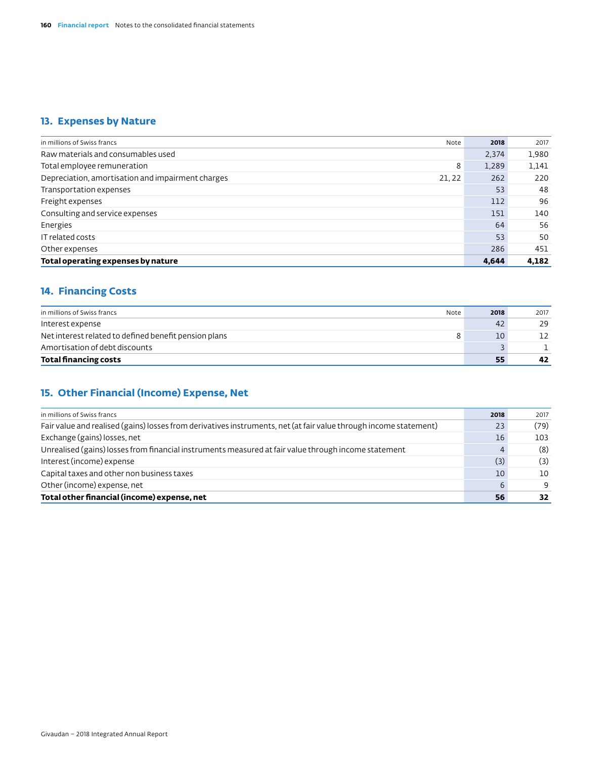## 13. Expenses by Nature

| in millions of Swiss francs | Note | 2018 | 2017 |
|---|---|---|---|
| Raw materials and consumables used | | 2,374 | 1,980 |
| Total employee remuneration | 8 | 1,289 | 1,141 |
| Depreciation, amortisation and impairment charges | 21, 22 | 262 | 220 |
| Transportation expenses | | 53 | 48 |
| Freight expenses | | 112 | 96 |
| Consulting and service expenses | | 151 | 140 |
| Energies | | 64 | 56 |
| IT related costs | | 53 | 50 |
| Other expenses | | 286 | 451 |
| **Total operating expenses by nature** | | **4,644** | **4,182** |

## 14. Financing Costs

| in millions of Swiss francs | Note | 2018 | 2017 |
|---|---|---|---|
| Interest expense | | 42 | 29 |
| Net interest related to defined benefit pension plans | 8 | 10 | 12 |
| Amortisation of debt discounts | | 3 | 1 |
| **Total financing costs** | | **55** | **42** |

## 15. Other Financial (Income) Expense, Net

| in millions of Swiss francs | 2018 | 2017 |
|---|---|---|
| Fair value and realised (gains) losses from derivatives instruments, net (at fair value through income statement) | 23 | (79) |
| Exchange (gains) losses, net | 16 | 103 |
| Unrealised (gains) losses from financial instruments measured at fair value through income statement | 4 | (8) |
| Interest (income) expense | (3) | (3) |
| Capital taxes and other non business taxes | 10 | 10 |
| Other (income) expense, net | 6 | 9 |
| **Total other financial (income) expense, net** | **56** | **32** |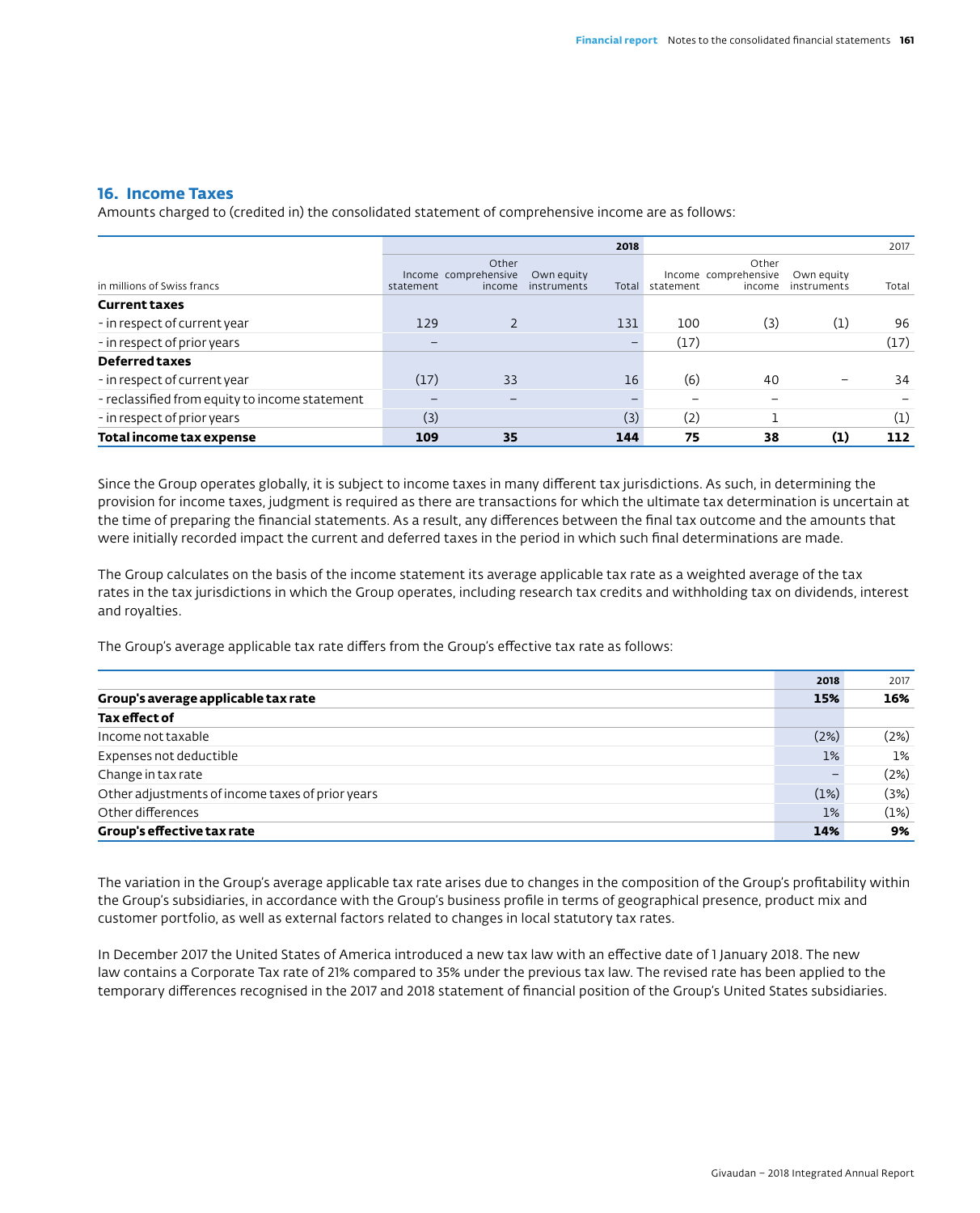## 16. Income Taxes

Amounts charged to (credited in) the consolidated statement of comprehensive income are as follows:

| in millions of Swiss francs | 2018 Income statement | 2018 Other comprehensive income | 2018 Own equity instruments | 2018 Total | 2017 Income statement | 2017 Other comprehensive income | 2017 Own equity instruments | 2017 Total |
|---|---|---|---|---|---|---|---|---|
| **Current taxes** | | | | | | | | |
| - in respect of current year | 129 | 2 | | 131 | 100 | (3) | (1) | 96 |
| - in respect of prior years | – | | | – | (17) | | | (17) |
| **Deferred taxes** | | | | | | | | |
| - in respect of current year | (17) | 33 | | 16 | (6) | 40 | – | 34 |
| - reclassified from equity to income statement | – | – | | – | – | – | | – |
| - in respect of prior years | (3) | | | (3) | (2) | 1 | | (1) |
| **Total income tax expense** | **109** | **35** | | **144** | **75** | **38** | **(1)** | **112** |

Since the Group operates globally, it is subject to income taxes in many different tax jurisdictions. As such, in determining the provision for income taxes, judgment is required as there are transactions for which the ultimate tax determination is uncertain at the time of preparing the financial statements. As a result, any differences between the final tax outcome and the amounts that were initially recorded impact the current and deferred taxes in the period in which such final determinations are made.

The Group calculates on the basis of the income statement its average applicable tax rate as a weighted average of the tax rates in the tax jurisdictions in which the Group operates, including research tax credits and withholding tax on dividends, interest and royalties.

The Group's average applicable tax rate differs from the Group's effective tax rate as follows:

| | 2018 | 2017 |
|---|---|---|
| **Group's average applicable tax rate** | **15%** | **16%** |
| **Tax effect of** | | |
| Income not taxable | (2%) | (2%) |
| Expenses not deductible | 1% | 1% |
| Change in tax rate | – | (2%) |
| Other adjustments of income taxes of prior years | (1%) | (3%) |
| Other differences | 1% | (1%) |
| **Group's effective tax rate** | **14%** | **9%** |

The variation in the Group's average applicable tax rate arises due to changes in the composition of the Group's profitability within the Group's subsidiaries, in accordance with the Group's business profile in terms of geographical presence, product mix and customer portfolio, as well as external factors related to changes in local statutory tax rates.

In December 2017 the United States of America introduced a new tax law with an effective date of 1 January 2018. The new law contains a Corporate Tax rate of 21% compared to 35% under the previous tax law. The revised rate has been applied to the temporary differences recognised in the 2017 and 2018 statement of financial position of the Group's United States subsidiaries.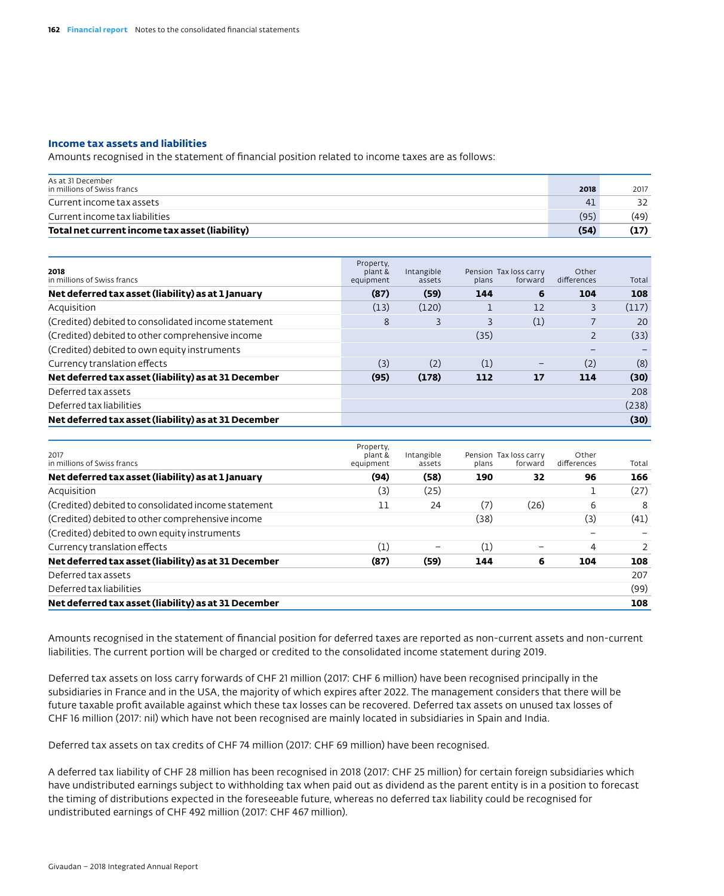## Income tax assets and liabilities

Amounts recognised in the statement of financial position related to income taxes are as follows:

| As at 31 December<br>in millions of Swiss francs | 2018 | 2017 |
|---|---|---|
| Current income tax assets | 41 | 32 |
| Current income tax liabilities | (95) | (49) |
| **Total net current income tax asset (liability)** | **(54)** | **(17)** |

| 2018<br>in millions of Swiss francs | Property, plant & equipment | Intangible assets | Pension plans | Tax loss carry forward | Other differences | Total |
|---|---|---|---|---|---|---|
| **Net deferred tax asset (liability) as at 1 January** | **(87)** | **(59)** | **144** | **6** | **104** | **108** |
| Acquisition | (13) | (120) | 1 | 12 | 3 | (117) |
| (Credited) debited to consolidated income statement | 8 | 3 | 3 | (1) | 7 | 20 |
| (Credited) debited to other comprehensive income | | | (35) | | 2 | (33) |
| (Credited) debited to own equity instruments | | | | | – | – |
| Currency translation effects | (3) | (2) | (1) | – | (2) | (8) |
| **Net deferred tax asset (liability) as at 31 December** | **(95)** | **(178)** | **112** | **17** | **114** | **(30)** |
| Deferred tax assets | | | | | | 208 |
| Deferred tax liabilities | | | | | | (238) |
| **Net deferred tax asset (liability) as at 31 December** | | | | | | **(30)** |

| 2017<br>in millions of Swiss francs | Property, plant & equipment | Intangible assets | Pension plans | Tax loss carry forward | Other differences | Total |
|---|---|---|---|---|---|---|
| **Net deferred tax asset (liability) as at 1 January** | **(94)** | **(58)** | **190** | **32** | **96** | **166** |
| Acquisition | (3) | (25) | | | 1 | (27) |
| (Credited) debited to consolidated income statement | 11 | 24 | (7) | (26) | 6 | 8 |
| (Credited) debited to other comprehensive income | | | (38) | | (3) | (41) |
| (Credited) debited to own equity instruments | | | | | – | – |
| Currency translation effects | (1) | – | (1) | – | 4 | 2 |
| **Net deferred tax asset (liability) as at 31 December** | **(87)** | **(59)** | **144** | **6** | **104** | **108** |
| Deferred tax assets | | | | | | 207 |
| Deferred tax liabilities | | | | | | (99) |
| **Net deferred tax asset (liability) as at 31 December** | | | | | | **108** |

Amounts recognised in the statement of financial position for deferred taxes are reported as non-current assets and non-current liabilities. The current portion will be charged or credited to the consolidated income statement during 2019.

Deferred tax assets on loss carry forwards of CHF 21 million (2017: CHF 6 million) have been recognised principally in the subsidiaries in France and in the USA, the majority of which expires after 2022. The management considers that there will be future taxable profit available against which these tax losses can be recovered. Deferred tax assets on unused tax losses of CHF 16 million (2017: nil) which have not been recognised are mainly located in subsidiaries in Spain and India.

Deferred tax assets on tax credits of CHF 74 million (2017: CHF 69 million) have been recognised.

A deferred tax liability of CHF 28 million has been recognised in 2018 (2017: CHF 25 million) for certain foreign subsidiaries which have undistributed earnings subject to withholding tax when paid out as dividend as the parent entity is in a position to forecast the timing of distributions expected in the foreseeable future, whereas no deferred tax liability could be recognised for undistributed earnings of CHF 492 million (2017: CHF 467 million).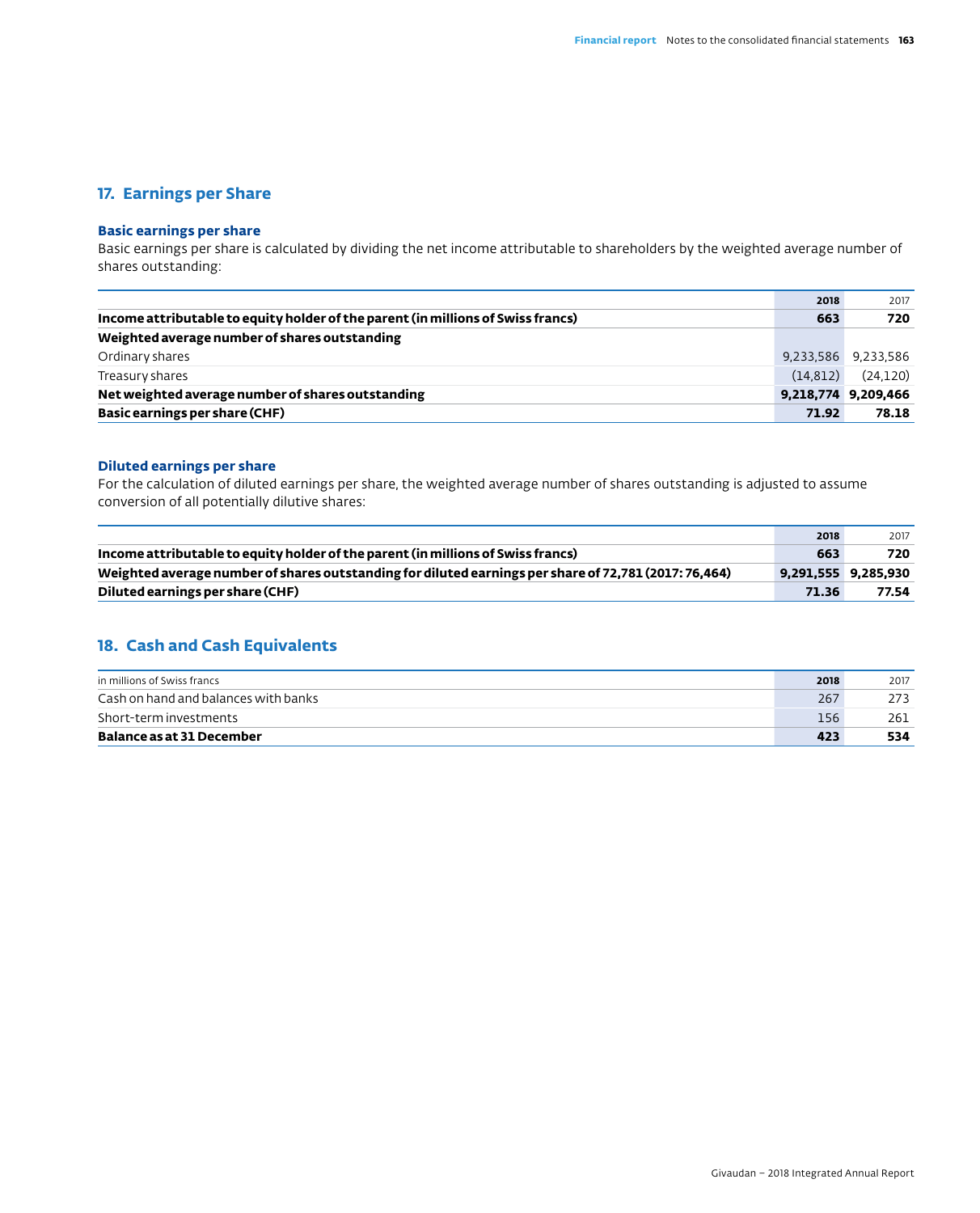## 17. Earnings per Share

### Basic earnings per share

Basic earnings per share is calculated by dividing the net income attributable to shareholders by the weighted average number of shares outstanding:

| | 2018 | 2017 |
|---|---|---|
| **Income attributable to equity holder of the parent (in millions of Swiss francs)** | **663** | **720** |
| **Weighted average number of shares outstanding** | | |
| Ordinary shares | 9,233,586 | 9,233,586 |
| Treasury shares | (14,812) | (24,120) |
| **Net weighted average number of shares outstanding** | **9,218,774** | **9,209,466** |
| **Basic earnings per share (CHF)** | **71.92** | **78.18** |

### Diluted earnings per share

For the calculation of diluted earnings per share, the weighted average number of shares outstanding is adjusted to assume conversion of all potentially dilutive shares:

| | 2018 | 2017 |
|---|---|---|
| **Income attributable to equity holder of the parent (in millions of Swiss francs)** | **663** | **720** |
| **Weighted average number of shares outstanding for diluted earnings per share of 72,781 (2017: 76,464)** | **9,291,555** | **9,285,930** |
| **Diluted earnings per share (CHF)** | **71.36** | **77.54** |

## 18. Cash and Cash Equivalents

| in millions of Swiss francs | 2018 | 2017 |
|---|---|---|
| Cash on hand and balances with banks | 267 | 273 |
| Short-term investments | 156 | 261 |
| **Balance as at 31 December** | **423** | **534** |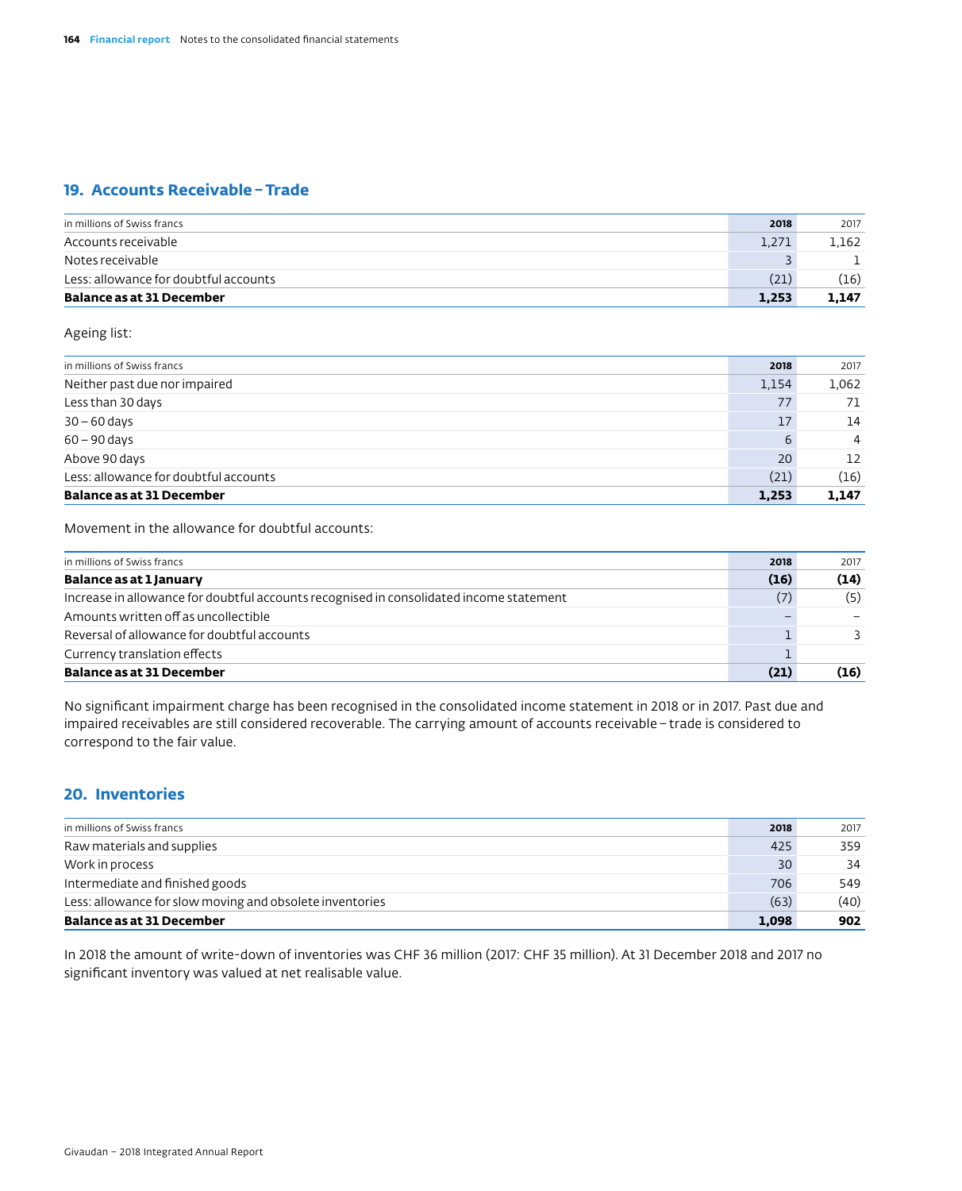## 19. Accounts Receivable – Trade

| in millions of Swiss francs | 2018 | 2017 |
|---|---|---|
| Accounts receivable | 1,271 | 1,162 |
| Notes receivable | 3 | 1 |
| Less: allowance for doubtful accounts | (21) | (16) |
| **Balance as at 31 December** | **1,253** | **1,147** |

Ageing list:

| in millions of Swiss francs | 2018 | 2017 |
|---|---|---|
| Neither past due nor impaired | 1,154 | 1,062 |
| Less than 30 days | 77 | 71 |
| 30 – 60 days | 17 | 14 |
| 60 – 90 days | 6 | 4 |
| Above 90 days | 20 | 12 |
| Less: allowance for doubtful accounts | (21) | (16) |
| **Balance as at 31 December** | **1,253** | **1,147** |

Movement in the allowance for doubtful accounts:

| in millions of Swiss francs | 2018 | 2017 |
|---|---|---|
| **Balance as at 1 January** | **(16)** | **(14)** |
| Increase in allowance for doubtful accounts recognised in consolidated income statement | (7) | (5) |
| Amounts written off as uncollectible | – | – |
| Reversal of allowance for doubtful accounts | 1 | 3 |
| Currency translation effects | 1 | |
| **Balance as at 31 December** | **(21)** | **(16)** |

No significant impairment charge has been recognised in the consolidated income statement in 2018 or in 2017. Past due and impaired receivables are still considered recoverable. The carrying amount of accounts receivable – trade is considered to correspond to the fair value.

## 20. Inventories

| in millions of Swiss francs | 2018 | 2017 |
|---|---|---|
| Raw materials and supplies | 425 | 359 |
| Work in process | 30 | 34 |
| Intermediate and finished goods | 706 | 549 |
| Less: allowance for slow moving and obsolete inventories | (63) | (40) |
| **Balance as at 31 December** | **1,098** | **902** |

In 2018 the amount of write-down of inventories was CHF 36 million (2017: CHF 35 million). At 31 December 2018 and 2017 no significant inventory was valued at net realisable value.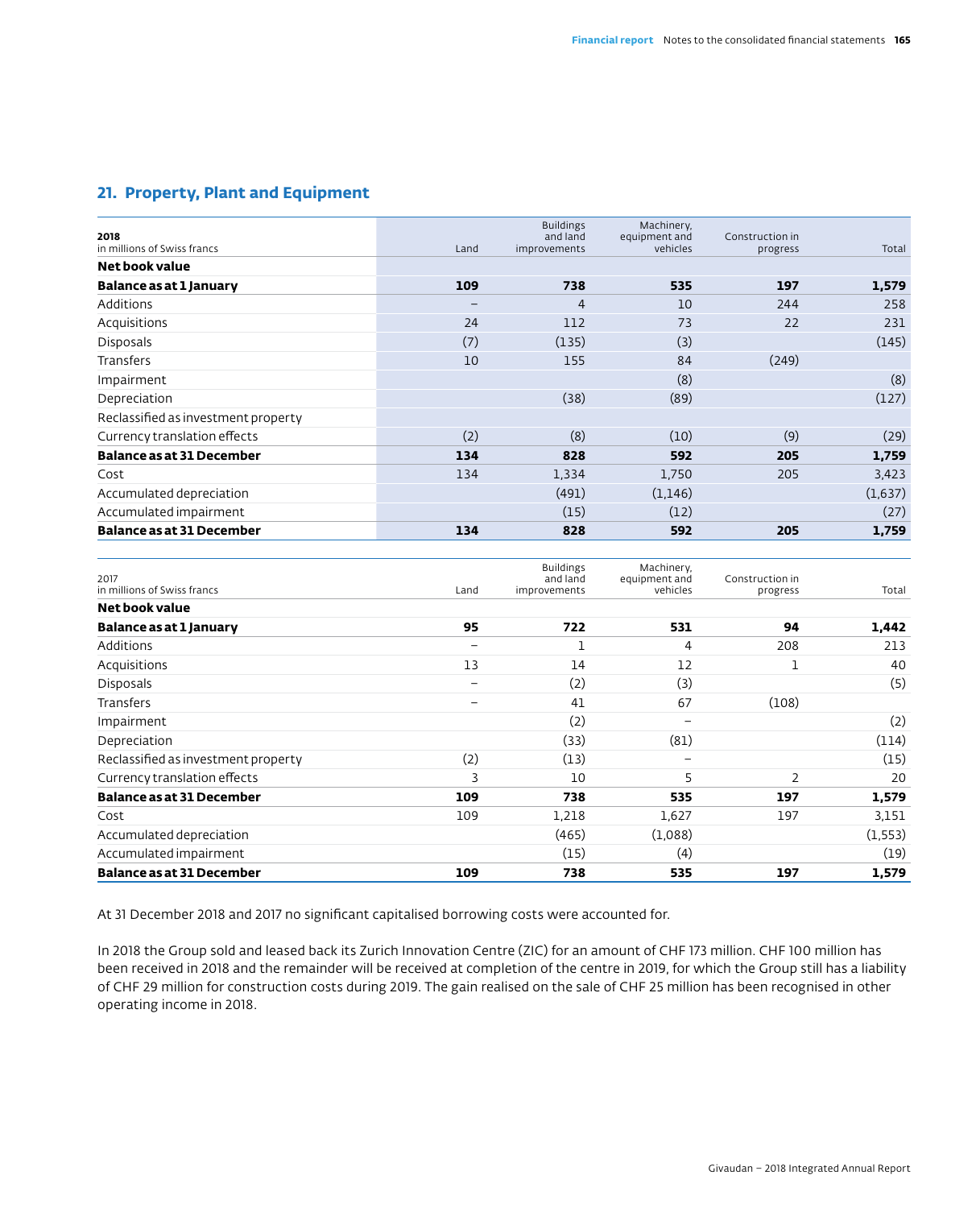## 21. Property, Plant and Equipment

| **2018**<br>in millions of Swiss francs | Land | Buildings and land improvements | Machinery, equipment and vehicles | Construction in progress | Total |
|---|---|---|---|---|---|
| **Net book value** | | | | | |
| **Balance as at 1 January** | **109** | **738** | **535** | **197** | **1,579** |
| Additions | – | 4 | 10 | 244 | 258 |
| Acquisitions | 24 | 112 | 73 | 22 | 231 |
| Disposals | (7) | (135) | (3) | | (145) |
| Transfers | 10 | 155 | 84 | (249) | |
| Impairment | | | (8) | | (8) |
| Depreciation | | (38) | (89) | | (127) |
| Reclassified as investment property | | | | | |
| Currency translation effects | (2) | (8) | (10) | (9) | (29) |
| **Balance as at 31 December** | **134** | **828** | **592** | **205** | **1,759** |
| Cost | 134 | 1,334 | 1,750 | 205 | 3,423 |
| Accumulated depreciation | | (491) | (1,146) | | (1,637) |
| Accumulated impairment | | (15) | (12) | | (27) |
| **Balance as at 31 December** | **134** | **828** | **592** | **205** | **1,759** |

| 2017<br>in millions of Swiss francs | Land | Buildings and land improvements | Machinery, equipment and vehicles | Construction in progress | Total |
|---|---|---|---|---|---|
| **Net book value** | | | | | |
| **Balance as at 1 January** | **95** | **722** | **531** | **94** | **1,442** |
| Additions | – | 1 | 4 | 208 | 213 |
| Acquisitions | 13 | 14 | 12 | 1 | 40 |
| Disposals | – | (2) | (3) | | (5) |
| Transfers | – | 41 | 67 | (108) | |
| Impairment | | (2) | – | | (2) |
| Depreciation | | (33) | (81) | | (114) |
| Reclassified as investment property | (2) | (13) | – | | (15) |
| Currency translation effects | 3 | 10 | 5 | 2 | 20 |
| **Balance as at 31 December** | **109** | **738** | **535** | **197** | **1,579** |
| Cost | 109 | 1,218 | 1,627 | 197 | 3,151 |
| Accumulated depreciation | | (465) | (1,088) | | (1,553) |
| Accumulated impairment | | (15) | (4) | | (19) |
| **Balance as at 31 December** | **109** | **738** | **535** | **197** | **1,579** |

At 31 December 2018 and 2017 no significant capitalised borrowing costs were accounted for.

In 2018 the Group sold and leased back its Zurich Innovation Centre (ZIC) for an amount of CHF 173 million. CHF 100 million has been received in 2018 and the remainder will be received at completion of the centre in 2019, for which the Group still has a liability of CHF 29 million for construction costs during 2019. The gain realised on the sale of CHF 25 million has been recognised in other operating income in 2018.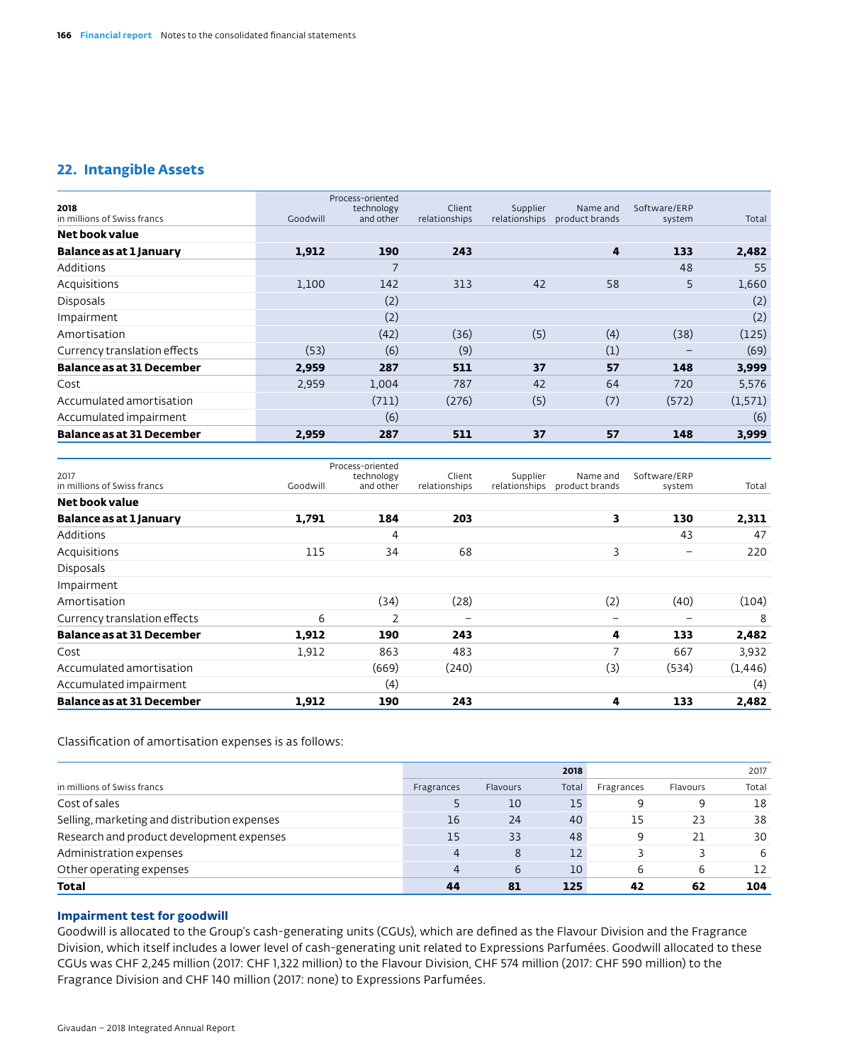## 22. Intangible Assets

| 2018<br>in millions of Swiss francs | Goodwill | Process-oriented technology and other | Client relationships | Supplier relationships | Name and product brands | Software/ERP system | Total |
|---|---|---|---|---|---|---|---|
| **Net book value** | | | | | | | |
| **Balance as at 1 January** | **1,912** | **190** | **243** | | **4** | **133** | **2,482** |
| Additions | | 7 | | | | 48 | 55 |
| Acquisitions | 1,100 | 142 | 313 | 42 | 58 | 5 | 1,660 |
| Disposals | | (2) | | | | | (2) |
| Impairment | | (2) | | | | | (2) |
| Amortisation | | (42) | (36) | (5) | (4) | (38) | (125) |
| Currency translation effects | (53) | (6) | (9) | | (1) | – | (69) |
| **Balance as at 31 December** | **2,959** | **287** | **511** | **37** | **57** | **148** | **3,999** |
| Cost | 2,959 | 1,004 | 787 | 42 | 64 | 720 | 5,576 |
| Accumulated amortisation | | (711) | (276) | (5) | (7) | (572) | (1,571) |
| Accumulated impairment | | (6) | | | | | (6) |
| **Balance as at 31 December** | **2,959** | **287** | **511** | **37** | **57** | **148** | **3,999** |

| 2017<br>in millions of Swiss francs | Goodwill | Process-oriented technology and other | Client relationships | Supplier relationships | Name and product brands | Software/ERP system | Total |
|---|---|---|---|---|---|---|---|
| **Net book value** | | | | | | | |
| **Balance as at 1 January** | **1,791** | **184** | **203** | | **3** | **130** | **2,311** |
| Additions | | 4 | | | | 43 | 47 |
| Acquisitions | 115 | 34 | 68 | | 3 | – | 220 |
| Disposals | | | | | | | |
| Impairment | | | | | | | |
| Amortisation | | (34) | (28) | | (2) | (40) | (104) |
| Currency translation effects | 6 | 2 | – | | – | – | 8 |
| **Balance as at 31 December** | **1,912** | **190** | **243** | | **4** | **133** | **2,482** |
| Cost | 1,912 | 863 | 483 | | 7 | 667 | 3,932 |
| Accumulated amortisation | | (669) | (240) | | (3) | (534) | (1,446) |
| Accumulated impairment | | (4) | | | | | (4) |
| **Balance as at 31 December** | **1,912** | **190** | **243** | | **4** | **133** | **2,482** |

Classification of amortisation expenses is as follows:

| | | | **2018** | | | 2017 |
|---|---|---|---|---|---|---|
| in millions of Swiss francs | Fragrances | Flavours | Total | Fragrances | Flavours | Total |
| Cost of sales | 5 | 10 | 15 | 9 | 9 | 18 |
| Selling, marketing and distribution expenses | 16 | 24 | 40 | 15 | 23 | 38 |
| Research and product development expenses | 15 | 33 | 48 | 9 | 21 | 30 |
| Administration expenses | 4 | 8 | 12 | 3 | 3 | 6 |
| Other operating expenses | 4 | 6 | 10 | 6 | 6 | 12 |
| **Total** | **44** | **81** | **125** | **42** | **62** | **104** |

### Impairment test for goodwill

Goodwill is allocated to the Group's cash-generating units (CGUs), which are defined as the Flavour Division and the Fragrance Division, which itself includes a lower level of cash-generating unit related to Expressions Parfumées. Goodwill allocated to these CGUs was CHF 2,245 million (2017: CHF 1,322 million) to the Flavour Division, CHF 574 million (2017: CHF 590 million) to the Fragrance Division and CHF 140 million (2017: none) to Expressions Parfumées.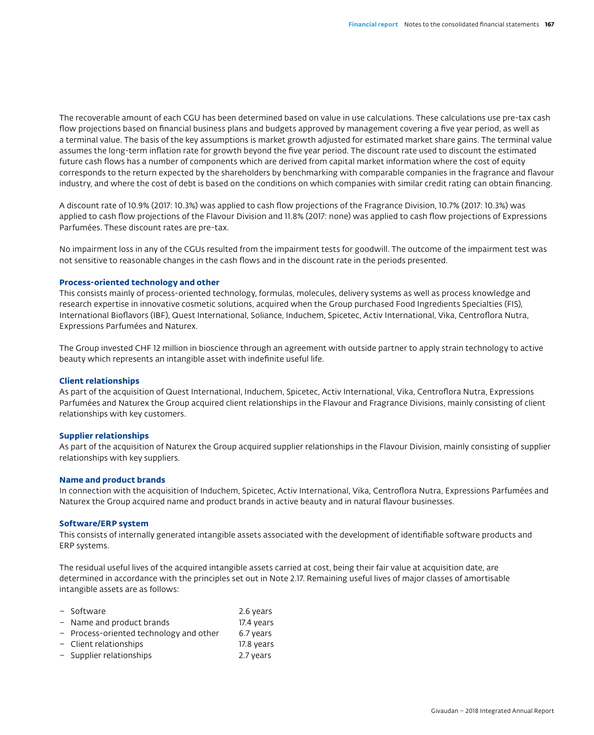The recoverable amount of each CGU has been determined based on value in use calculations. These calculations use pre-tax cash flow projections based on financial business plans and budgets approved by management covering a five year period, as well as a terminal value. The basis of the key assumptions is market growth adjusted for estimated market share gains. The terminal value assumes the long-term inflation rate for growth beyond the five year period. The discount rate used to discount the estimated future cash flows has a number of components which are derived from capital market information where the cost of equity corresponds to the return expected by the shareholders by benchmarking with comparable companies in the fragrance and flavour industry, and where the cost of debt is based on the conditions on which companies with similar credit rating can obtain financing.

A discount rate of 10.9% (2017: 10.3%) was applied to cash flow projections of the Fragrance Division, 10.7% (2017: 10.3%) was applied to cash flow projections of the Flavour Division and 11.8% (2017: none) was applied to cash flow projections of Expressions Parfumées. These discount rates are pre-tax.

No impairment loss in any of the CGUs resulted from the impairment tests for goodwill. The outcome of the impairment test was not sensitive to reasonable changes in the cash flows and in the discount rate in the periods presented.

### Process-oriented technology and other

This consists mainly of process-oriented technology, formulas, molecules, delivery systems as well as process knowledge and research expertise in innovative cosmetic solutions, acquired when the Group purchased Food Ingredients Specialties (FIS), International Bioflavors (IBF), Quest International, Soliance, Induchem, Spicetec, Activ International, Vika, Centroflora Nutra, Expressions Parfumées and Naturex.

The Group invested CHF 12 million in bioscience through an agreement with outside partner to apply strain technology to active beauty which represents an intangible asset with indefinite useful life.

### Client relationships

As part of the acquisition of Quest International, Induchem, Spicetec, Activ International, Vika, Centroflora Nutra, Expressions Parfumées and Naturex the Group acquired client relationships in the Flavour and Fragrance Divisions, mainly consisting of client relationships with key customers.

### Supplier relationships

As part of the acquisition of Naturex the Group acquired supplier relationships in the Flavour Division, mainly consisting of supplier relationships with key suppliers.

### Name and product brands

In connection with the acquisition of Induchem, Spicetec, Activ International, Vika, Centroflora Nutra, Expressions Parfumées and Naturex the Group acquired name and product brands in active beauty and in natural flavour businesses.

### Software/ERP system

This consists of internally generated intangible assets associated with the development of identifiable software products and ERP systems.

The residual useful lives of the acquired intangible assets carried at cost, being their fair value at acquisition date, are determined in accordance with the principles set out in Note 2.17. Remaining useful lives of major classes of amortisable intangible assets are as follows:

- Software 2.6 years
- Name and product brands 17.4 years
- Process-oriented technology and other 6.7 years
- Client relationships 17.8 years
- Supplier relationships 2.7 years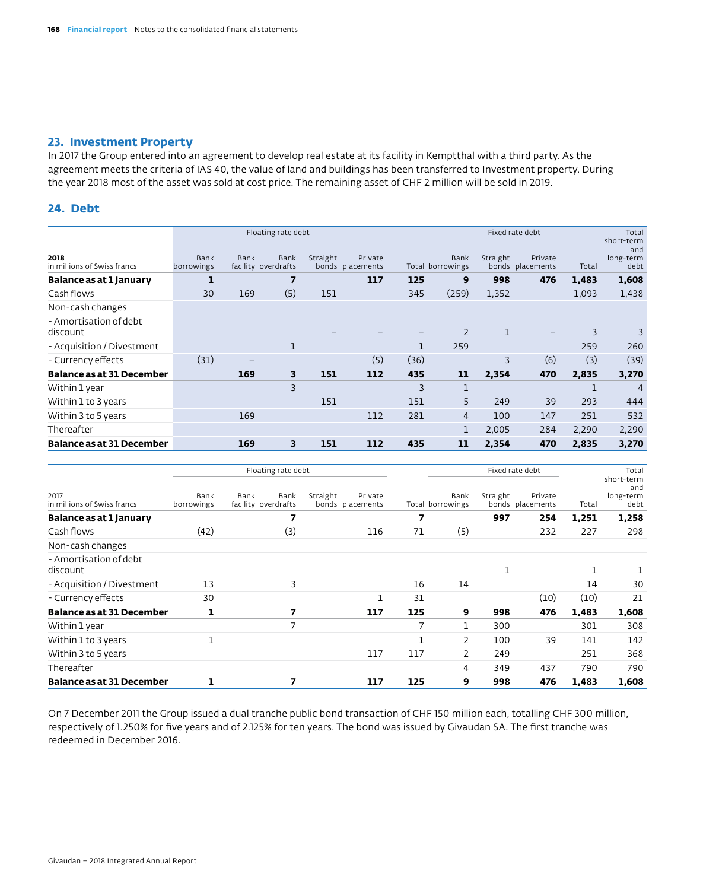## 23. Investment Property

In 2017 the Group entered into an agreement to develop real estate at its facility in Kemptthal with a third party. As the agreement meets the criteria of IAS 40, the value of land and buildings has been transferred to Investment property. During the year 2018 most of the asset was sold at cost price. The remaining asset of CHF 2 million will be sold in 2019.

## 24. Debt

| 2018<br>in millions of Swiss francs | Floating rate debt | | | | | | Fixed rate debt | | | | Total short-term and long-term debt |
|---|---|---|---|---|---|---|---|---|---|---|---|
| | Bank borrowings | Bank facility | Bank overdrafts | Straight bonds | Private placements | Total | Bank borrowings | Straight bonds | Private placements | Total | |
| **Balance as at 1 January** | **1** | | **7** | | **117** | **125** | **9** | **998** | **476** | **1,483** | **1,608** |
| Cash flows | 30 | 169 | (5) | 151 | | 345 | (259) | 1,352 | | 1,093 | 1,438 |
| Non-cash changes | | | | | | | | | | | |
| - Amortisation of debt discount | | | | – | – | – | 2 | 1 | – | 3 | 3 |
| - Acquisition / Divestment | | | 1 | | | 1 | 259 | | | 259 | 260 |
| - Currency effects | (31) | – | | | (5) | (36) | | 3 | (6) | (3) | (39) |
| **Balance as at 31 December** | | **169** | **3** | **151** | **112** | **435** | **11** | **2,354** | **470** | **2,835** | **3,270** |
| Within 1 year | | | 3 | | | 3 | 1 | | | 1 | 4 |
| Within 1 to 3 years | | | | 151 | | 151 | 5 | 249 | 39 | 293 | 444 |
| Within 3 to 5 years | | 169 | | | 112 | 281 | 4 | 100 | 147 | 251 | 532 |
| Thereafter | | | | | | | 1 | 2,005 | 284 | 2,290 | 2,290 |
| **Balance as at 31 December** | | **169** | **3** | **151** | **112** | **435** | **11** | **2,354** | **470** | **2,835** | **3,270** |

| 2017<br>in millions of Swiss francs | Floating rate debt | | | | | | Fixed rate debt | | | | Total short-term and long-term debt |
|---|---|---|---|---|---|---|---|---|---|---|---|
| | Bank borrowings | Bank facility | Bank overdrafts | Straight bonds | Private placements | Total | Bank borrowings | Straight bonds | Private placements | Total | |
| **Balance as at 1 January** | | | **7** | | | **7** | | **997** | **254** | **1,251** | **1,258** |
| Cash flows | (42) | | (3) | | 116 | 71 | (5) | | 232 | 227 | 298 |
| Non-cash changes | | | | | | | | | | | |
| - Amortisation of debt discount | | | | | | | | 1 | | 1 | 1 |
| - Acquisition / Divestment | 13 | | 3 | | | 16 | 14 | | | 14 | 30 |
| - Currency effects | 30 | | | | 1 | 31 | | | (10) | (10) | 21 |
| **Balance as at 31 December** | **1** | | **7** | | **117** | **125** | **9** | **998** | **476** | **1,483** | **1,608** |
| Within 1 year | | | 7 | | | 7 | 1 | 300 | | 301 | 308 |
| Within 1 to 3 years | 1 | | | | | 1 | 2 | 100 | 39 | 141 | 142 |
| Within 3 to 5 years | | | | | 117 | 117 | 2 | 249 | | 251 | 368 |
| Thereafter | | | | | | | 4 | 349 | 437 | 790 | 790 |
| **Balance as at 31 December** | **1** | | **7** | | **117** | **125** | **9** | **998** | **476** | **1,483** | **1,608** |

On 7 December 2011 the Group issued a dual tranche public bond transaction of CHF 150 million each, totalling CHF 300 million, respectively of 1.250% for five years and of 2.125% for ten years. The bond was issued by Givaudan SA. The first tranche was redeemed in December 2016.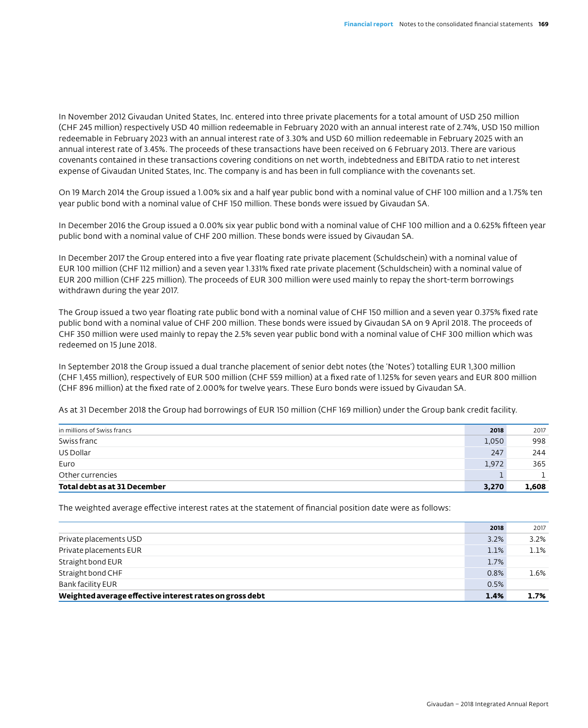In November 2012 Givaudan United States, Inc. entered into three private placements for a total amount of USD 250 million (CHF 245 million) respectively USD 40 million redeemable in February 2020 with an annual interest rate of 2.74%, USD 150 million redeemable in February 2023 with an annual interest rate of 3.30% and USD 60 million redeemable in February 2025 with an annual interest rate of 3.45%. The proceeds of these transactions have been received on 6 February 2013. There are various covenants contained in these transactions covering conditions on net worth, indebtedness and EBITDA ratio to net interest expense of Givaudan United States, Inc. The company is and has been in full compliance with the covenants set.

On 19 March 2014 the Group issued a 1.00% six and a half year public bond with a nominal value of CHF 100 million and a 1.75% ten year public bond with a nominal value of CHF 150 million. These bonds were issued by Givaudan SA.

In December 2016 the Group issued a 0.00% six year public bond with a nominal value of CHF 100 million and a 0.625% fifteen year public bond with a nominal value of CHF 200 million. These bonds were issued by Givaudan SA.

In December 2017 the Group entered into a five year floating rate private placement (Schuldschein) with a nominal value of EUR 100 million (CHF 112 million) and a seven year 1.331% fixed rate private placement (Schuldschein) with a nominal value of EUR 200 million (CHF 225 million). The proceeds of EUR 300 million were used mainly to repay the short-term borrowings withdrawn during the year 2017.

The Group issued a two year floating rate public bond with a nominal value of CHF 150 million and a seven year 0.375% fixed rate public bond with a nominal value of CHF 200 million. These bonds were issued by Givaudan SA on 9 April 2018. The proceeds of CHF 350 million were used mainly to repay the 2.5% seven year public bond with a nominal value of CHF 300 million which was redeemed on 15 June 2018.

In September 2018 the Group issued a dual tranche placement of senior debt notes (the 'Notes') totalling EUR 1,300 million (CHF 1,455 million), respectively of EUR 500 million (CHF 559 million) at a fixed rate of 1.125% for seven years and EUR 800 million (CHF 896 million) at the fixed rate of 2.000% for twelve years. These Euro bonds were issued by Givaudan SA.

As at 31 December 2018 the Group had borrowings of EUR 150 million (CHF 169 million) under the Group bank credit facility.

| in millions of Swiss francs | 2018 | 2017 |
|---|---|---|
| Swiss franc | 1,050 | 998 |
| US Dollar | 247 | 244 |
| Euro | 1,972 | 365 |
| Other currencies | 1 | 1 |
| **Total debt as at 31 December** | **3,270** | **1,608** |

The weighted average effective interest rates at the statement of financial position date were as follows:

| | 2018 | 2017 |
|---|---|---|
| Private placements USD | 3.2% | 3.2% |
| Private placements EUR | 1.1% | 1.1% |
| Straight bond EUR | 1.7% | |
| Straight bond CHF | 0.8% | 1.6% |
| Bank facility EUR | 0.5% | |
| **Weighted average effective interest rates on gross debt** | **1.4%** | **1.7%** |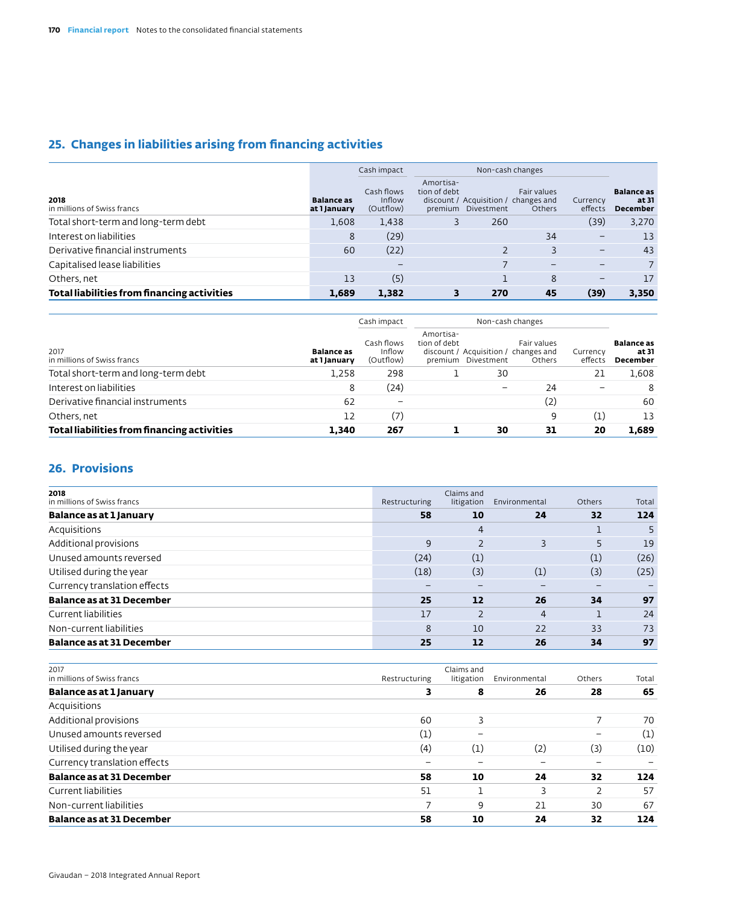## 25. Changes in liabilities arising from financing activities

| 2018<br>in millions of Swiss francs | Balance as at 1 January | Cash impact | Non-cash changes | | | | Balance as at 31 December |
|---|---|---|---|---|---|---|---|
| | | Cash flows Inflow (Outflow) | Amortisation of debt discount / premium | Acquisition / Divestment | Fair values changes and Others | Currency effects | |
| Total short-term and long-term debt | 1,608 | 1,438 | 3 | 260 | | (39) | 3,270 |
| Interest on liabilities | 8 | (29) | | | 34 | – | 13 |
| Derivative financial instruments | 60 | (22) | | 2 | 3 | – | 43 |
| Capitalised lease liabilities | | – | | 7 | – | – | 7 |
| Others, net | 13 | (5) | | 1 | 8 | – | 17 |
| **Total liabilities from financing activities** | **1,689** | **1,382** | **3** | **270** | **45** | **(39)** | **3,350** |

| 2017<br>in millions of Swiss francs | Balance as at 1 January | Cash impact | Non-cash changes | | | | Balance as at 31 December |
|---|---|---|---|---|---|---|---|
| | | Cash flows Inflow (Outflow) | Amortisation of debt discount / premium | Acquisition / Divestment | Fair values changes and Others | Currency effects | |
| Total short-term and long-term debt | 1,258 | 298 | 1 | 30 | | 21 | 1,608 |
| Interest on liabilities | 8 | (24) | | – | 24 | – | 8 |
| Derivative financial instruments | 62 | – | | | (2) | | 60 |
| Others, net | 12 | (7) | | | 9 | (1) | 13 |
| **Total liabilities from financing activities** | **1,340** | **267** | **1** | **30** | **31** | **20** | **1,689** |

## 26. Provisions

| 2018<br>in millions of Swiss francs | Restructuring | Claims and litigation | Environmental | Others | Total |
|---|---|---|---|---|---|
| **Balance as at 1 January** | **58** | **10** | **24** | **32** | **124** |
| Acquisitions | | 4 | | 1 | 5 |
| Additional provisions | 9 | 2 | 3 | 5 | 19 |
| Unused amounts reversed | (24) | (1) | | (1) | (26) |
| Utilised during the year | (18) | (3) | (1) | (3) | (25) |
| Currency translation effects | – | – | – | – | – |
| **Balance as at 31 December** | **25** | **12** | **26** | **34** | **97** |
| Current liabilities | 17 | 2 | 4 | 1 | 24 |
| Non-current liabilities | 8 | 10 | 22 | 33 | 73 |
| **Balance as at 31 December** | **25** | **12** | **26** | **34** | **97** |

| 2017<br>in millions of Swiss francs | Restructuring | Claims and litigation | Environmental | Others | Total |
|---|---|---|---|---|---|
| **Balance as at 1 January** | **3** | **8** | **26** | **28** | **65** |
| Acquisitions | | | | | |
| Additional provisions | 60 | 3 | | 7 | 70 |
| Unused amounts reversed | (1) | – | | – | (1) |
| Utilised during the year | (4) | (1) | (2) | (3) | (10) |
| Currency translation effects | – | – | – | – | – |
| **Balance as at 31 December** | **58** | **10** | **24** | **32** | **124** |
| Current liabilities | 51 | 1 | 3 | 2 | 57 |
| Non-current liabilities | 7 | 9 | 21 | 30 | 67 |
| **Balance as at 31 December** | **58** | **10** | **24** | **32** | **124** |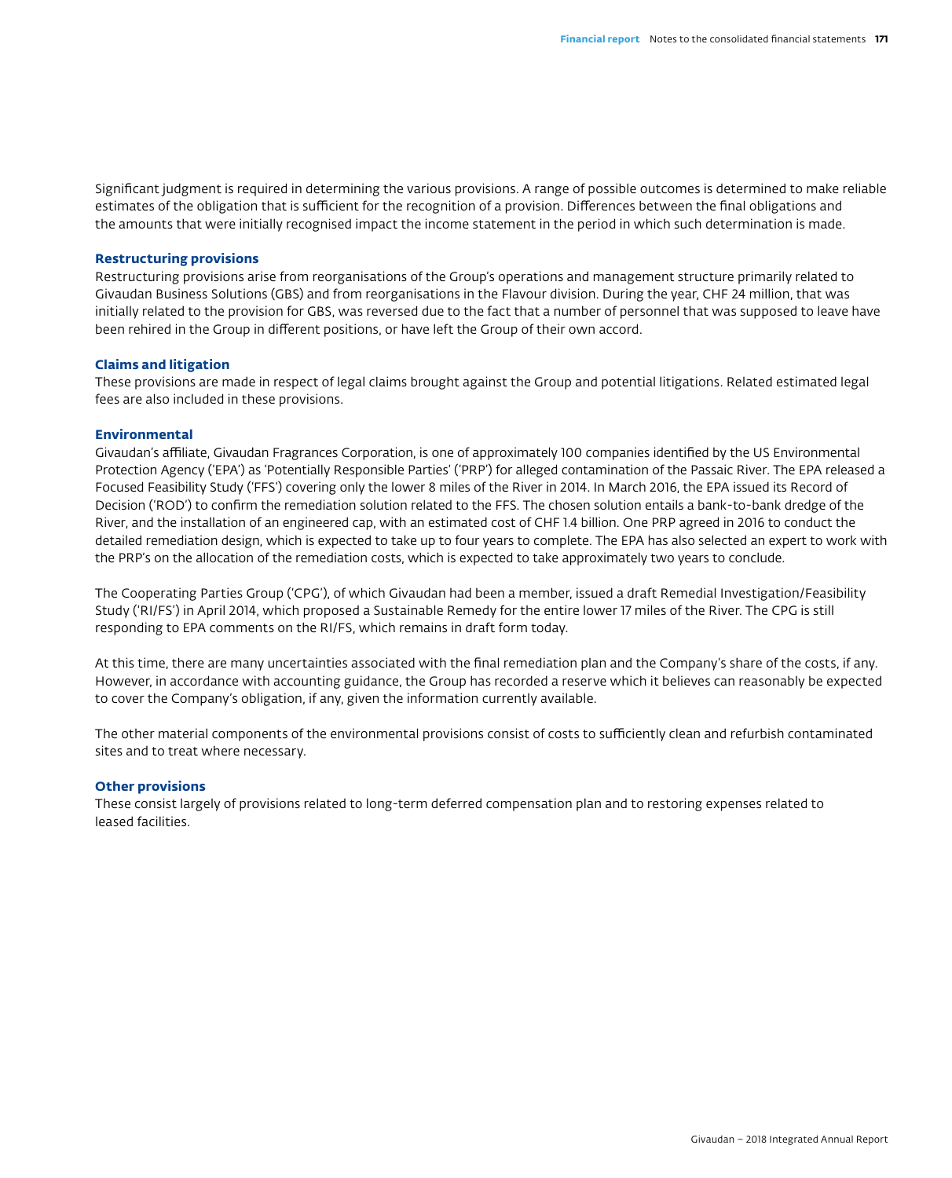Significant judgment is required in determining the various provisions. A range of possible outcomes is determined to make reliable estimates of the obligation that is sufficient for the recognition of a provision. Differences between the final obligations and the amounts that were initially recognised impact the income statement in the period in which such determination is made.

### Restructuring provisions

Restructuring provisions arise from reorganisations of the Group's operations and management structure primarily related to Givaudan Business Solutions (GBS) and from reorganisations in the Flavour division. During the year, CHF 24 million, that was initially related to the provision for GBS, was reversed due to the fact that a number of personnel that was supposed to leave have been rehired in the Group in different positions, or have left the Group of their own accord.

### Claims and litigation

These provisions are made in respect of legal claims brought against the Group and potential litigations. Related estimated legal fees are also included in these provisions.

### Environmental

Givaudan's affiliate, Givaudan Fragrances Corporation, is one of approximately 100 companies identified by the US Environmental Protection Agency ('EPA') as 'Potentially Responsible Parties' ('PRP') for alleged contamination of the Passaic River. The EPA released a Focused Feasibility Study ('FFS') covering only the lower 8 miles of the River in 2014. In March 2016, the EPA issued its Record of Decision ('ROD') to confirm the remediation solution related to the FFS. The chosen solution entails a bank-to-bank dredge of the River, and the installation of an engineered cap, with an estimated cost of CHF 1.4 billion. One PRP agreed in 2016 to conduct the detailed remediation design, which is expected to take up to four years to complete. The EPA has also selected an expert to work with the PRP's on the allocation of the remediation costs, which is expected to take approximately two years to conclude.

The Cooperating Parties Group ('CPG'), of which Givaudan had been a member, issued a draft Remedial Investigation/Feasibility Study ('RI/FS') in April 2014, which proposed a Sustainable Remedy for the entire lower 17 miles of the River. The CPG is still responding to EPA comments on the RI/FS, which remains in draft form today.

At this time, there are many uncertainties associated with the final remediation plan and the Company's share of the costs, if any. However, in accordance with accounting guidance, the Group has recorded a reserve which it believes can reasonably be expected to cover the Company's obligation, if any, given the information currently available.

The other material components of the environmental provisions consist of costs to sufficiently clean and refurbish contaminated sites and to treat where necessary.

### Other provisions

These consist largely of provisions related to long-term deferred compensation plan and to restoring expenses related to leased facilities.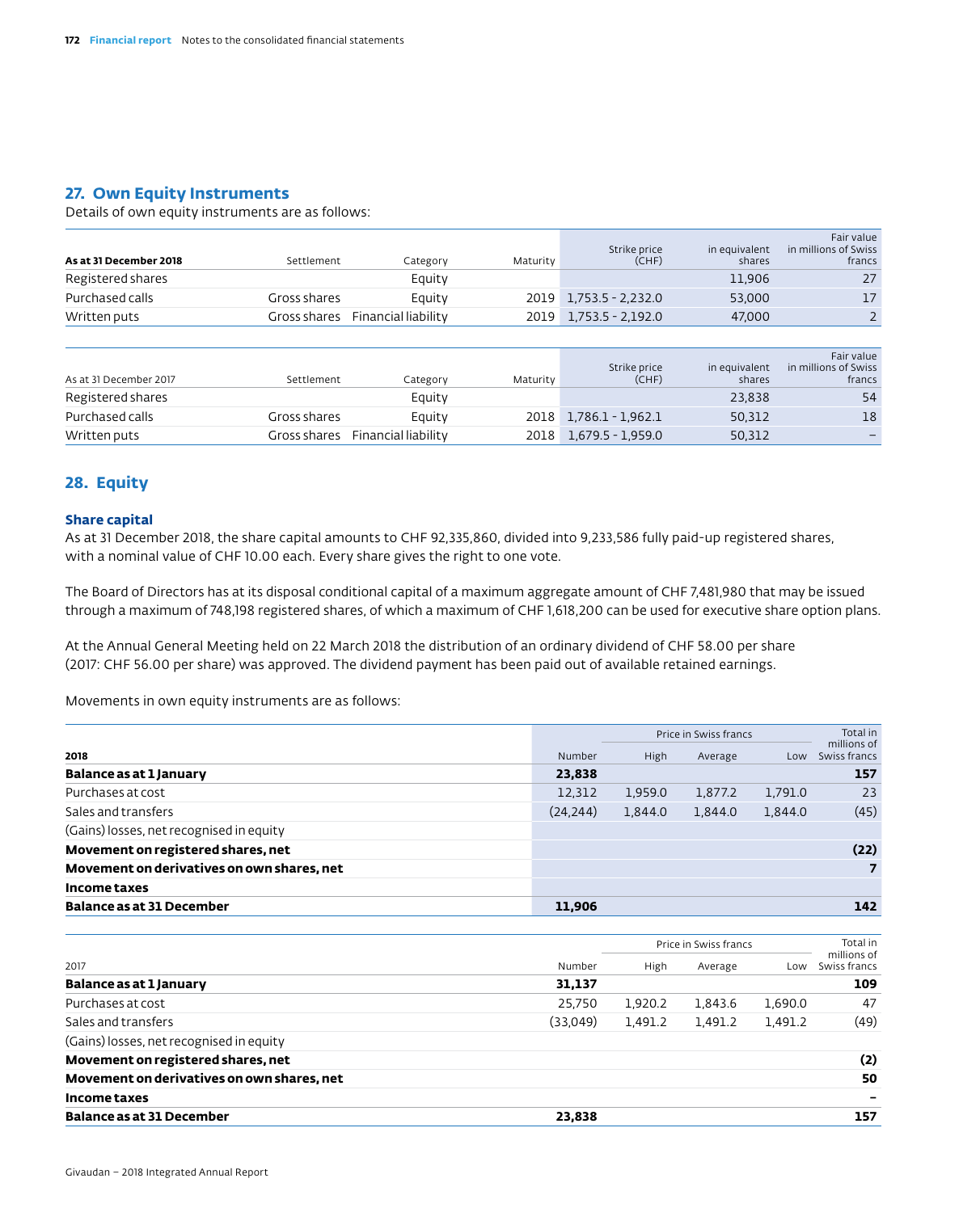## 27. Own Equity Instruments

Details of own equity instruments are as follows:

| As at 31 December 2018 | Settlement | Category | Maturity | Strike price (CHF) | in equivalent shares | Fair value in millions of Swiss francs |
|---|---|---|---|---|---|---|
| Registered shares | | Equity | | | 11,906 | 27 |
| Purchased calls | Gross shares | Equity | 2019 | 1,753.5 - 2,232.0 | 53,000 | 17 |
| Written puts | Gross shares | Financial liability | 2019 | 1,753.5 - 2,192.0 | 47,000 | 2 |

| As at 31 December 2017 | Settlement | Category | Maturity | Strike price (CHF) | in equivalent shares | Fair value in millions of Swiss francs |
|---|---|---|---|---|---|---|
| Registered shares | | Equity | | | 23,838 | 54 |
| Purchased calls | Gross shares | Equity | 2018 | 1,786.1 - 1,962.1 | 50,312 | 18 |
| Written puts | Gross shares | Financial liability | 2018 | 1,679.5 - 1,959.0 | 50,312 | – |

## 28. Equity

### Share capital

As at 31 December 2018, the share capital amounts to CHF 92,335,860, divided into 9,233,586 fully paid-up registered shares, with a nominal value of CHF 10.00 each. Every share gives the right to one vote.

The Board of Directors has at its disposal conditional capital of a maximum aggregate amount of CHF 7,481,980 that may be issued through a maximum of 748,198 registered shares, of which a maximum of CHF 1,618,200 can be used for executive share option plans.

At the Annual General Meeting held on 22 March 2018 the distribution of an ordinary dividend of CHF 58.00 per share (2017: CHF 56.00 per share) was approved. The dividend payment has been paid out of available retained earnings.

Movements in own equity instruments are as follows:

| | | Price in Swiss francs | | | Total in millions of Swiss francs |
|---|---|---|---|---|---|
| **2018** | Number | High | Average | Low | |
| **Balance as at 1 January** | **23,838** | | | | **157** |
| Purchases at cost | 12,312 | 1,959.0 | 1,877.2 | 1,791.0 | 23 |
| Sales and transfers | (24,244) | 1,844.0 | 1,844.0 | 1,844.0 | (45) |
| (Gains) losses, net recognised in equity | | | | | |
| **Movement on registered shares, net** | | | | | **(22)** |
| **Movement on derivatives on own shares, net** | | | | | **7** |
| **Income taxes** | | | | | |
| **Balance as at 31 December** | **11,906** | | | | **142** |

| | | Price in Swiss francs | | | Total in millions of Swiss francs |
|---|---|---|---|---|---|
| 2017 | Number | High | Average | Low | |
| **Balance as at 1 January** | **31,137** | | | | **109** |
| Purchases at cost | 25,750 | 1,920.2 | 1,843.6 | 1,690.0 | 47 |
| Sales and transfers | (33,049) | 1,491.2 | 1,491.2 | 1,491.2 | (49) |
| (Gains) losses, net recognised in equity | | | | | |
| **Movement on registered shares, net** | | | | | **(2)** |
| **Movement on derivatives on own shares, net** | | | | | **50** |
| **Income taxes** | | | | | **–** |
| **Balance as at 31 December** | **23,838** | | | | **157** |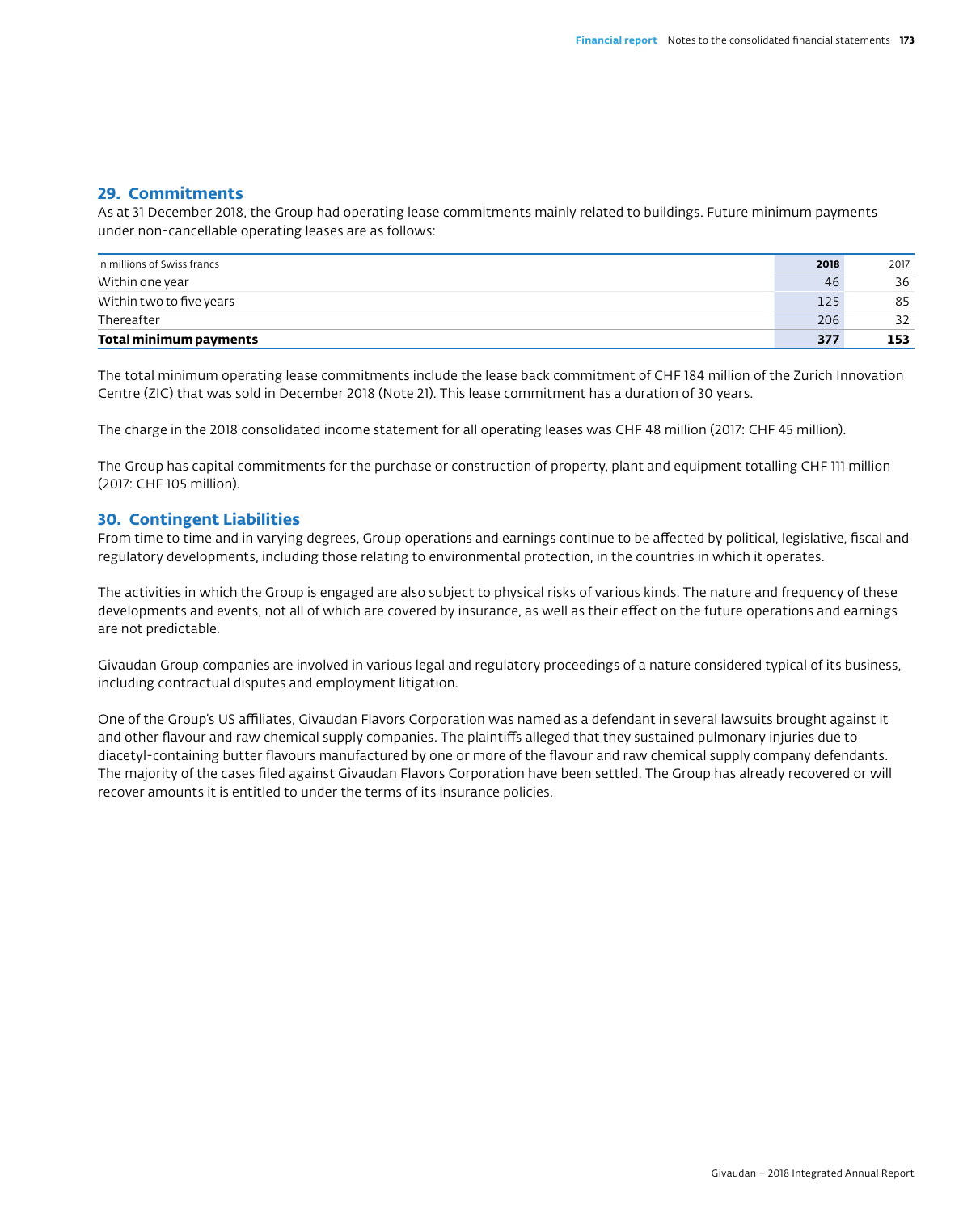## 29. Commitments

As at 31 December 2018, the Group had operating lease commitments mainly related to buildings. Future minimum payments under non-cancellable operating leases are as follows:

| in millions of Swiss francs | 2018 | 2017 |
|---|---|---|
| Within one year | 46 | 36 |
| Within two to five years | 125 | 85 |
| Thereafter | 206 | 32 |
| **Total minimum payments** | **377** | **153** |

The total minimum operating lease commitments include the lease back commitment of CHF 184 million of the Zurich Innovation Centre (ZIC) that was sold in December 2018 (Note 21). This lease commitment has a duration of 30 years.

The charge in the 2018 consolidated income statement for all operating leases was CHF 48 million (2017: CHF 45 million).

The Group has capital commitments for the purchase or construction of property, plant and equipment totalling CHF 111 million (2017: CHF 105 million).

## 30. Contingent Liabilities

From time to time and in varying degrees, Group operations and earnings continue to be affected by political, legislative, fiscal and regulatory developments, including those relating to environmental protection, in the countries in which it operates.

The activities in which the Group is engaged are also subject to physical risks of various kinds. The nature and frequency of these developments and events, not all of which are covered by insurance, as well as their effect on the future operations and earnings are not predictable.

Givaudan Group companies are involved in various legal and regulatory proceedings of a nature considered typical of its business, including contractual disputes and employment litigation.

One of the Group's US affiliates, Givaudan Flavors Corporation was named as a defendant in several lawsuits brought against it and other flavour and raw chemical supply companies. The plaintiffs alleged that they sustained pulmonary injuries due to diacetyl-containing butter flavours manufactured by one or more of the flavour and raw chemical supply company defendants. The majority of the cases filed against Givaudan Flavors Corporation have been settled. The Group has already recovered or will recover amounts it is entitled to under the terms of its insurance policies.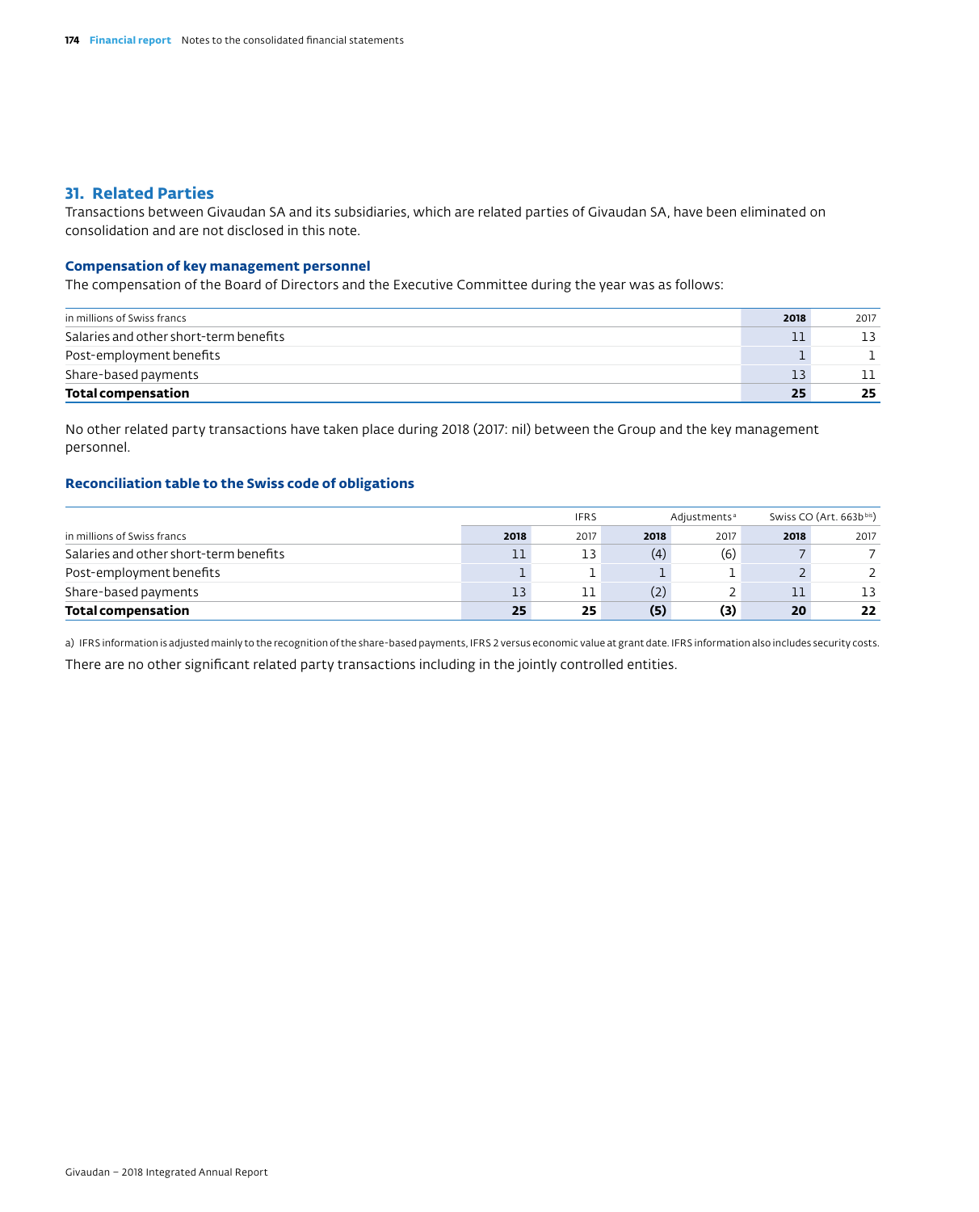## 31. Related Parties

Transactions between Givaudan SA and its subsidiaries, which are related parties of Givaudan SA, have been eliminated on consolidation and are not disclosed in this note.

### Compensation of key management personnel

The compensation of the Board of Directors and the Executive Committee during the year was as follows:

| in millions of Swiss francs | 2018 | 2017 |
|---|---|---|
| Salaries and other short-term benefits | 11 | 13 |
| Post-employment benefits | 1 | 1 |
| Share-based payments | 13 | 11 |
| **Total compensation** | **25** | **25** |

No other related party transactions have taken place during 2018 (2017: nil) between the Group and the key management personnel.

### Reconciliation table to the Swiss code of obligations

| | IFRS | | Adjustments[a] | | Swiss CO (Art. 663b[bis]) | |
|---|---|---|---|---|---|---|
| in millions of Swiss francs | 2018 | 2017 | 2018 | 2017 | 2018 | 2017 |
| Salaries and other short-term benefits | 11 | 13 | (4) | (6) | 7 | 7 |
| Post-employment benefits | 1 | 1 | 1 | 1 | 2 | 2 |
| Share-based payments | 13 | 11 | (2) | 2 | 11 | 13 |
| **Total compensation** | **25** | **25** | **(5)** | **(3)** | **20** | **22** |

a) IFRS information is adjusted mainly to the recognition of the share-based payments, IFRS 2 versus economic value at grant date. IFRS information also includes security costs.

There are no other significant related party transactions including in the jointly controlled entities.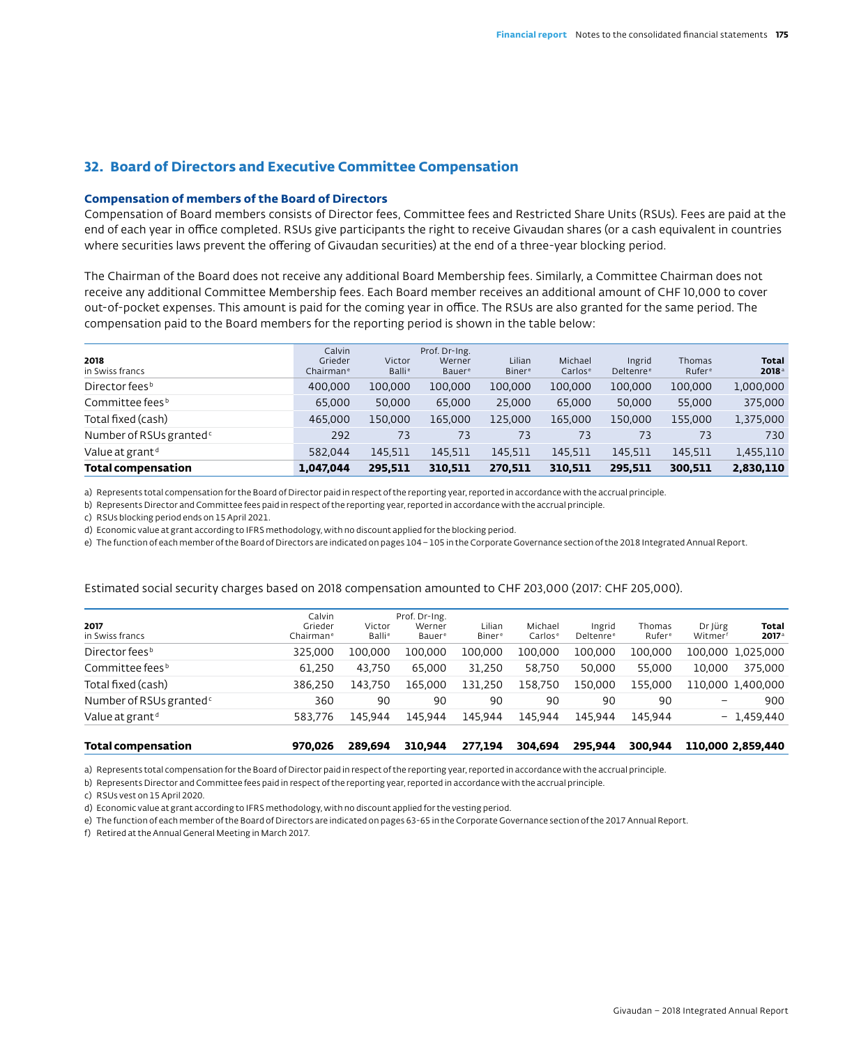## 32. Board of Directors and Executive Committee Compensation

### Compensation of members of the Board of Directors

Compensation of Board members consists of Director fees, Committee fees and Restricted Share Units (RSUs). Fees are paid at the end of each year in office completed. RSUs give participants the right to receive Givaudan shares (or a cash equivalent in countries where securities laws prevent the offering of Givaudan securities) at the end of a three-year blocking period.

The Chairman of the Board does not receive any additional Board Membership fees. Similarly, a Committee Chairman does not receive any additional Committee Membership fees. Each Board member receives an additional amount of CHF 10,000 to cover out-of-pocket expenses. This amount is paid for the coming year in office. The RSUs are also granted for the same period. The compensation paid to the Board members for the reporting period is shown in the table below:

| 2018<br>in Swiss francs | Calvin Grieder Chairman[e] | Victor Balli[e] | Prof. Dr-Ing. Werner Bauer[e] | Lilian Biner[e] | Michael Carlos[e] | Ingrid Deltenre[e] | Thomas Rufer[e] | **Total 2018**[a] |
|---|---|---|---|---|---|---|---|---|
| Director fees[b] | 400,000 | 100,000 | 100,000 | 100,000 | 100,000 | 100,000 | 100,000 | 1,000,000 |
| Committee fees[b] | 65,000 | 50,000 | 65,000 | 25,000 | 65,000 | 50,000 | 55,000 | 375,000 |
| Total fixed (cash) | 465,000 | 150,000 | 165,000 | 125,000 | 165,000 | 150,000 | 155,000 | 1,375,000 |
| Number of RSUs granted[c] | 292 | 73 | 73 | 73 | 73 | 73 | 73 | 730 |
| Value at grant[d] | 582,044 | 145,511 | 145,511 | 145,511 | 145,511 | 145,511 | 145,511 | 1,455,110 |
| **Total compensation** | **1,047,044** | **295,511** | **310,511** | **270,511** | **310,511** | **295,511** | **300,511** | **2,830,110** |

a) Represents total compensation for the Board of Director paid in respect of the reporting year, reported in accordance with the accrual principle.

b) Represents Director and Committee fees paid in respect of the reporting year, reported in accordance with the accrual principle.

c) RSUs blocking period ends on 15 April 2021.

d) Economic value at grant according to IFRS methodology, with no discount applied for the blocking period.

e) The function of each member of the Board of Directors are indicated on pages 104 – 105 in the Corporate Governance section of the 2018 Integrated Annual Report.

Estimated social security charges based on 2018 compensation amounted to CHF 203,000 (2017: CHF 205,000).

| 2017<br>in Swiss francs | Calvin Grieder Chairman[e] | Victor Balli[e] | Prof. Dr-Ing. Werner Bauer[e] | Lilian Biner[e] | Michael Carlos[e] | Ingrid Deltenre[e] | Thomas Rufer[e] | Dr Jürg Witmer[f] | **Total 2017**[a] |
|---|---|---|---|---|---|---|---|---|---|
| Director fees[b] | 325,000 | 100,000 | 100,000 | 100,000 | 100,000 | 100,000 | 100,000 | 100,000 | 1,025,000 |
| Committee fees[b] | 61,250 | 43,750 | 65,000 | 31,250 | 58,750 | 50,000 | 55,000 | 10,000 | 375,000 |
| Total fixed (cash) | 386,250 | 143,750 | 165,000 | 131,250 | 158,750 | 150,000 | 155,000 | 110,000 | 1,400,000 |
| Number of RSUs granted[c] | 360 | 90 | 90 | 90 | 90 | 90 | 90 | – | 900 |
| Value at grant[d] | 583,776 | 145,944 | 145,944 | 145,944 | 145,944 | 145,944 | 145,944 | – | 1,459,440 |
| **Total compensation** | **970,026** | **289,694** | **310,944** | **277,194** | **304,694** | **295,944** | **300,944** | **110,000** | **2,859,440** |

a) Represents total compensation for the Board of Director paid in respect of the reporting year, reported in accordance with the accrual principle.

b) Represents Director and Committee fees paid in respect of the reporting year, reported in accordance with the accrual principle.

c) RSUs vest on 15 April 2020.

d) Economic value at grant according to IFRS methodology, with no discount applied for the vesting period.

e) The function of each member of the Board of Directors are indicated on pages 63-65 in the Corporate Governance section of the 2017 Annual Report.

f) Retired at the Annual General Meeting in March 2017.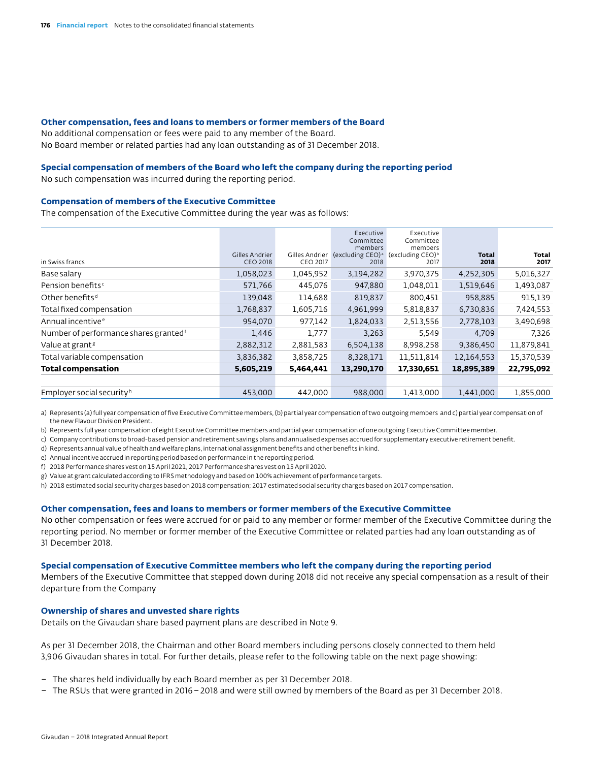### Other compensation, fees and loans to members or former members of the Board

No additional compensation or fees were paid to any member of the Board.
No Board member or related parties had any loan outstanding as of 31 December 2018.

### Special compensation of members of the Board who left the company during the reporting period

No such compensation was incurred during the reporting period.

### Compensation of members of the Executive Committee

The compensation of the Executive Committee during the year was as follows:

| in Swiss francs | Gilles Andrier CEO 2018 | Gilles Andrier CEO 2017 | Executive Committee members (excluding CEO)[a] 2018 | Executive Committee members (excluding CEO)[b] 2017 | **Total 2018** | **Total 2017** |
|---|---|---|---|---|---|---|
| Base salary | 1,058,023 | 1,045,952 | 3,194,282 | 3,970,375 | 4,252,305 | 5,016,327 |
| Pension benefits[c] | 571,766 | 445,076 | 947,880 | 1,048,011 | 1,519,646 | 1,493,087 |
| Other benefits[d] | 139,048 | 114,688 | 819,837 | 800,451 | 958,885 | 915,139 |
| Total fixed compensation | 1,768,837 | 1,605,716 | 4,961,999 | 5,818,837 | 6,730,836 | 7,424,553 |
| Annual incentive[e] | 954,070 | 977,142 | 1,824,033 | 2,513,556 | 2,778,103 | 3,490,698 |
| Number of performance shares granted[f] | 1,446 | 1,777 | 3,263 | 5,549 | 4,709 | 7,326 |
| Value at grant[g] | 2,882,312 | 2,881,583 | 6,504,138 | 8,998,258 | 9,386,450 | 11,879,841 |
| Total variable compensation | 3,836,382 | 3,858,725 | 8,328,171 | 11,511,814 | 12,164,553 | 15,370,539 |
| **Total compensation** | **5,605,219** | **5,464,441** | **13,290,170** | **17,330,651** | **18,895,389** | **22,795,092** |
| | | | | | | |
| Employer social security[h] | 453,000 | 442,000 | 988,000 | 1,413,000 | 1,441,000 | 1,855,000 |

a) Represents (a) full year compensation of five Executive Committee members, (b) partial year compensation of two outgoing members and c) partial year compensation of the new Flavour Division President.
b) Represents full year compensation of eight Executive Committee members and partial year compensation of one outgoing Executive Committee member.
c) Company contributions to broad-based pension and retirement savings plans and annualised expenses accrued for supplementary executive retirement benefit.
d) Represents annual value of health and welfare plans, international assignment benefits and other benefits in kind.
e) Annual incentive accrued in reporting period based on performance in the reporting period.
f) 2018 Performance shares vest on 15 April 2021, 2017 Performance shares vest on 15 April 2020.
g) Value at grant calculated according to IFRS methodology and based on 100% achievement of performance targets.
h) 2018 estimated social security charges based on 2018 compensation; 2017 estimated social security charges based on 2017 compensation.

### Other compensation, fees and loans to members or former members of the Executive Committee

No other compensation or fees were accrued for or paid to any member or former member of the Executive Committee during the reporting period. No member or former member of the Executive Committee or related parties had any loan outstanding as of 31 December 2018.

### Special compensation of Executive Committee members who left the company during the reporting period

Members of the Executive Committee that stepped down during 2018 did not receive any special compensation as a result of their departure from the Company

### Ownership of shares and unvested share rights

Details on the Givaudan share based payment plans are described in Note 9.

As per 31 December 2018, the Chairman and other Board members including persons closely connected to them held 3,906 Givaudan shares in total. For further details, please refer to the following table on the next page showing:

- The shares held individually by each Board member as per 31 December 2018.
- The RSUs that were granted in 2016 – 2018 and were still owned by members of the Board as per 31 December 2018.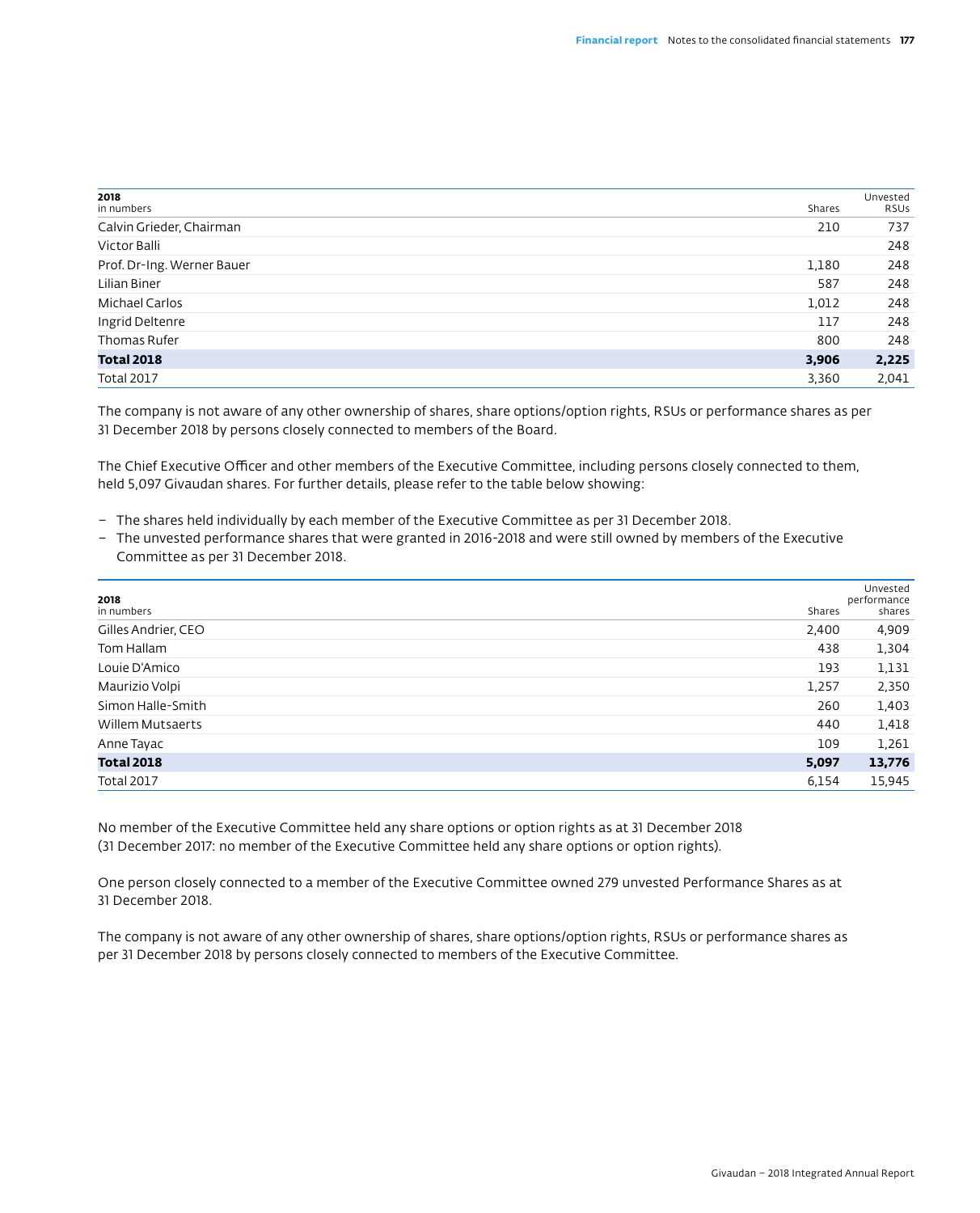| 2018<br>in numbers | Shares | Unvested RSUs |
|---|---|---|
| Calvin Grieder, Chairman | 210 | 737 |
| Victor Balli | | 248 |
| Prof. Dr-Ing. Werner Bauer | 1,180 | 248 |
| Lilian Biner | 587 | 248 |
| Michael Carlos | 1,012 | 248 |
| Ingrid Deltenre | 117 | 248 |
| Thomas Rufer | 800 | 248 |
| **Total 2018** | **3,906** | **2,225** |
| Total 2017 | 3,360 | 2,041 |

The company is not aware of any other ownership of shares, share options/option rights, RSUs or performance shares as per 31 December 2018 by persons closely connected to members of the Board.

The Chief Executive Officer and other members of the Executive Committee, including persons closely connected to them, held 5,097 Givaudan shares. For further details, please refer to the table below showing:

- The shares held individually by each member of the Executive Committee as per 31 December 2018.
- The unvested performance shares that were granted in 2016-2018 and were still owned by members of the Executive Committee as per 31 December 2018.

| 2018<br>in numbers | Shares | Unvested performance shares |
|---|---|---|
| Gilles Andrier, CEO | 2,400 | 4,909 |
| Tom Hallam | 438 | 1,304 |
| Louie D'Amico | 193 | 1,131 |
| Maurizio Volpi | 1,257 | 2,350 |
| Simon Halle-Smith | 260 | 1,403 |
| Willem Mutsaerts | 440 | 1,418 |
| Anne Tayac | 109 | 1,261 |
| **Total 2018** | **5,097** | **13,776** |
| Total 2017 | 6,154 | 15,945 |

No member of the Executive Committee held any share options or option rights as at 31 December 2018 (31 December 2017: no member of the Executive Committee held any share options or option rights).

One person closely connected to a member of the Executive Committee owned 279 unvested Performance Shares as at 31 December 2018.

The company is not aware of any other ownership of shares, share options/option rights, RSUs or performance shares as per 31 December 2018 by persons closely connected to members of the Executive Committee.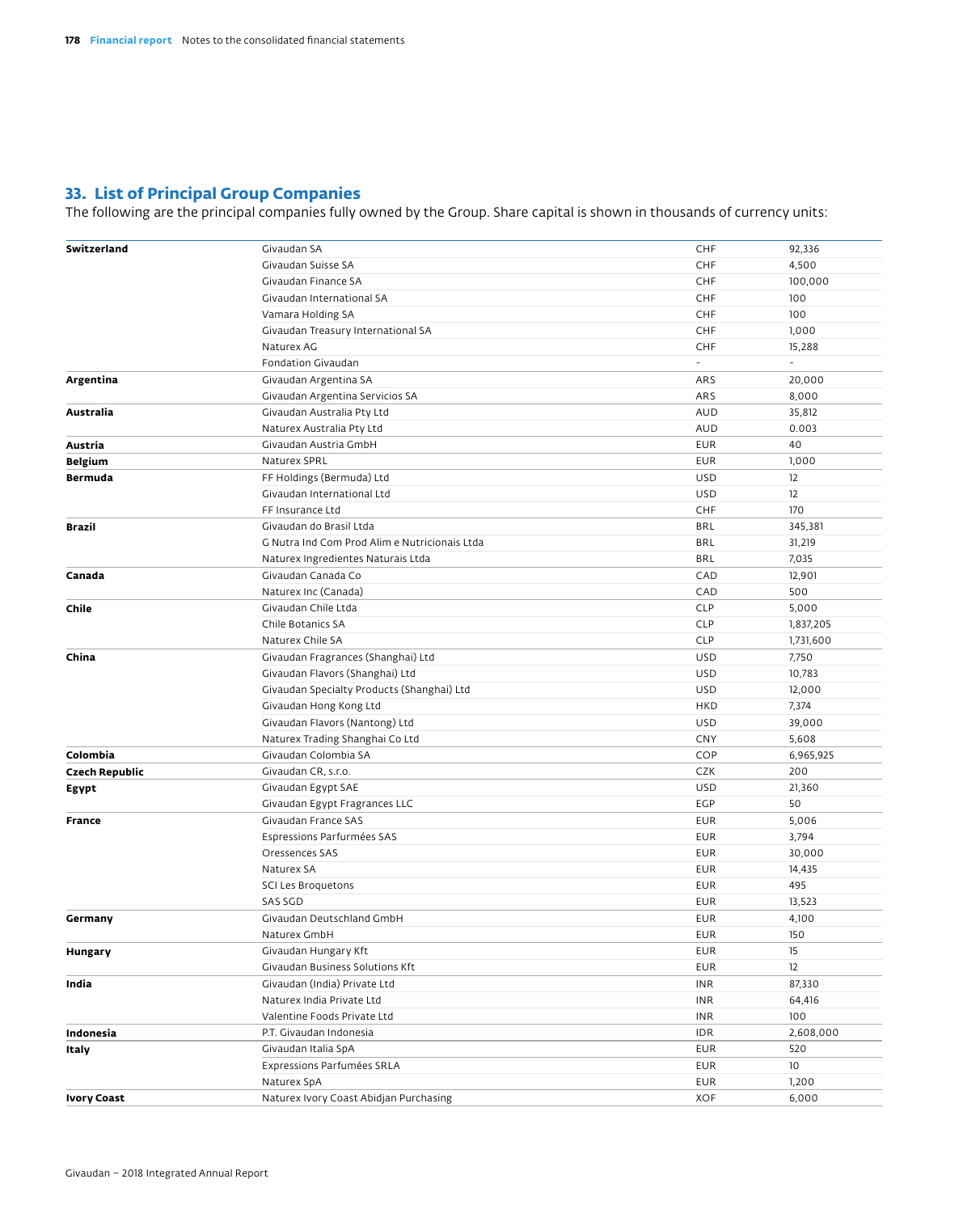## 33. List of Principal Group Companies

The following are the principal companies fully owned by the Group. Share capital is shown in thousands of currency units:

| | | | |
|---|---|---|---|
| **Switzerland** | Givaudan SA | CHF | 92,336 |
| | Givaudan Suisse SA | CHF | 4,500 |
| | Givaudan Finance SA | CHF | 100,000 |
| | Givaudan International SA | CHF | 100 |
| | Vamara Holding SA | CHF | 100 |
| | Givaudan Treasury International SA | CHF | 1,000 |
| | Naturex AG | CHF | 15,288 |
| | Fondation Givaudan | - | - |
| **Argentina** | Givaudan Argentina SA | ARS | 20,000 |
| | Givaudan Argentina Servicios SA | ARS | 8,000 |
| **Australia** | Givaudan Australia Pty Ltd | AUD | 35,812 |
| | Naturex Australia Pty Ltd | AUD | 0.003 |
| **Austria** | Givaudan Austria GmbH | EUR | 40 |
| **Belgium** | Naturex SPRL | EUR | 1,000 |
| **Bermuda** | FF Holdings (Bermuda) Ltd | USD | 12 |
| | Givaudan International Ltd | USD | 12 |
| | FF Insurance Ltd | CHF | 170 |
| **Brazil** | Givaudan do Brasil Ltda | BRL | 345,381 |
| | G Nutra Ind Com Prod Alim e Nutricionais Ltda | BRL | 31,219 |
| | Naturex Ingredientes Naturais Ltda | BRL | 7,035 |
| **Canada** | Givaudan Canada Co | CAD | 12,901 |
| | Naturex Inc (Canada) | CAD | 500 |
| **Chile** | Givaudan Chile Ltda | CLP | 5,000 |
| | Chile Botanics SA | CLP | 1,837,205 |
| | Naturex Chile SA | CLP | 1,731,600 |
| **China** | Givaudan Fragrances (Shanghai) Ltd | USD | 7,750 |
| | Givaudan Flavors (Shanghai) Ltd | USD | 10,783 |
| | Givaudan Specialty Products (Shanghai) Ltd | USD | 12,000 |
| | Givaudan Hong Kong Ltd | HKD | 7,374 |
| | Givaudan Flavors (Nantong) Ltd | USD | 39,000 |
| | Naturex Trading Shanghai Co Ltd | CNY | 5,608 |
| **Colombia** | Givaudan Colombia SA | COP | 6,965,925 |
| **Czech Republic** | Givaudan CR, s.r.o. | CZK | 200 |
| **Egypt** | Givaudan Egypt SAE | USD | 21,360 |
| | Givaudan Egypt Fragrances LLC | EGP | 50 |
| **France** | Givaudan France SAS | EUR | 5,006 |
| | Espressions Parfurmées SAS | EUR | 3,794 |
| | Oressences SAS | EUR | 30,000 |
| | Naturex SA | EUR | 14,435 |
| | SCI Les Broquetons | EUR | 495 |
| | SAS SGD | EUR | 13,523 |
| **Germany** | Givaudan Deutschland GmbH | EUR | 4,100 |
| | Naturex GmbH | EUR | 150 |
| **Hungary** | Givaudan Hungary Kft | EUR | 15 |
| | Givaudan Business Solutions Kft | EUR | 12 |
| **India** | Givaudan (India) Private Ltd | INR | 87,330 |
| | Naturex India Private Ltd | INR | 64,416 |
| | Valentine Foods Private Ltd | INR | 100 |
| **Indonesia** | P.T. Givaudan Indonesia | IDR | 2,608,000 |
| **Italy** | Givaudan Italia SpA | EUR | 520 |
| | Expressions Parfumées SRLA | EUR | 10 |
| | Naturex SpA | EUR | 1,200 |
| **Ivory Coast** | Naturex Ivory Coast Abidjan Purchasing | XOF | 6,000 |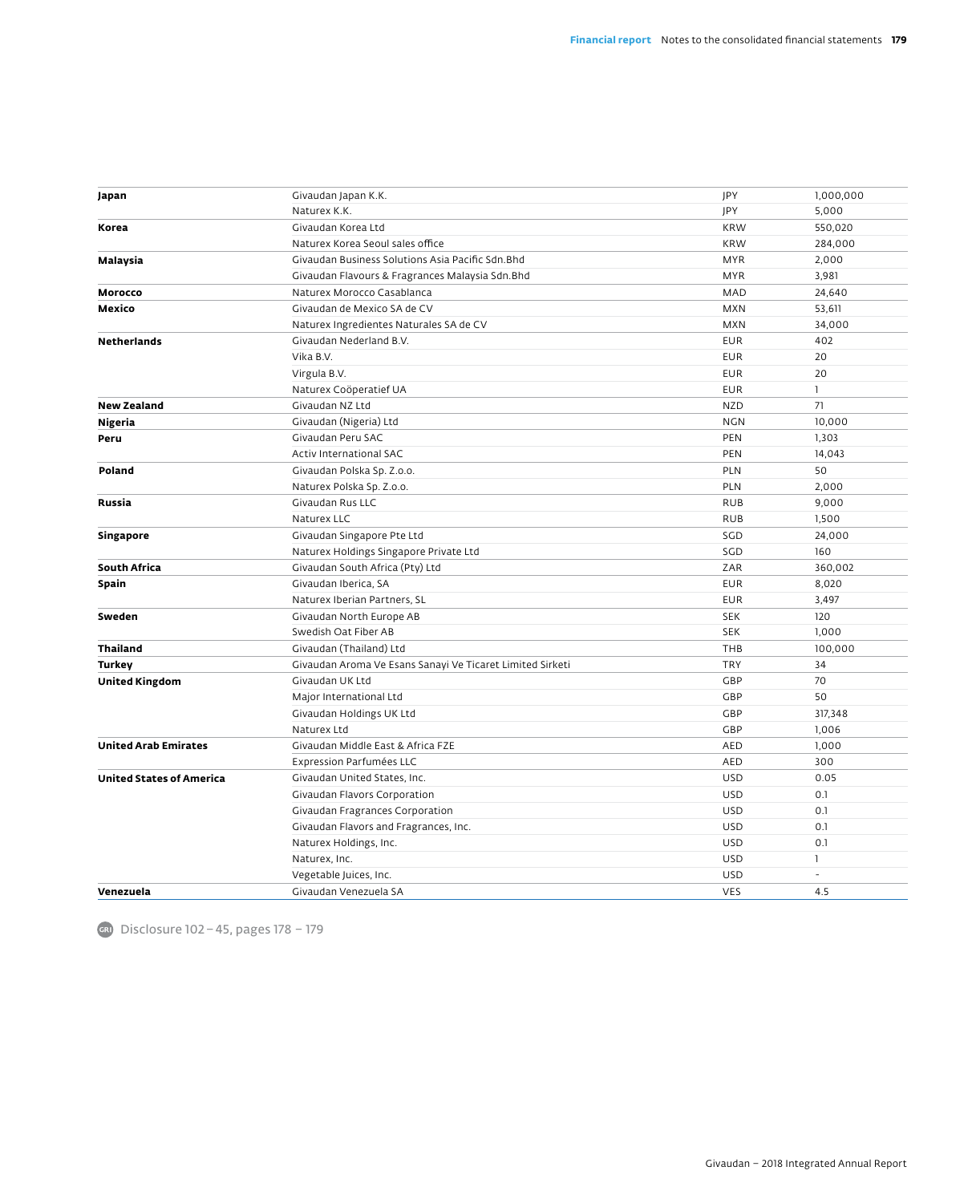| | | | |
|---|---|---|---|
| **Japan** | Givaudan Japan K.K. | JPY | 1,000,000 |
| | Naturex K.K. | JPY | 5,000 |
| **Korea** | Givaudan Korea Ltd | KRW | 550,020 |
| | Naturex Korea Seoul sales office | KRW | 284,000 |
| **Malaysia** | Givaudan Business Solutions Asia Pacific Sdn.Bhd | MYR | 2,000 |
| | Givaudan Flavours & Fragrances Malaysia Sdn.Bhd | MYR | 3,981 |
| **Morocco** | Naturex Morocco Casablanca | MAD | 24,640 |
| **Mexico** | Givaudan de Mexico SA de CV | MXN | 53,611 |
| | Naturex Ingredientes Naturales SA de CV | MXN | 34,000 |
| **Netherlands** | Givaudan Nederland B.V. | EUR | 402 |
| | Vika B.V. | EUR | 20 |
| | Virgula B.V. | EUR | 20 |
| | Naturex Coöperatief UA | EUR | 1 |
| **New Zealand** | Givaudan NZ Ltd | NZD | 71 |
| **Nigeria** | Givaudan (Nigeria) Ltd | NGN | 10,000 |
| **Peru** | Givaudan Peru SAC | PEN | 1,303 |
| | Activ International SAC | PEN | 14,043 |
| **Poland** | Givaudan Polska Sp. Z.o.o. | PLN | 50 |
| | Naturex Polska Sp. Z.o.o. | PLN | 2,000 |
| **Russia** | Givaudan Rus LLC | RUB | 9,000 |
| | Naturex LLC | RUB | 1,500 |
| **Singapore** | Givaudan Singapore Pte Ltd | SGD | 24,000 |
| | Naturex Holdings Singapore Private Ltd | SGD | 160 |
| **South Africa** | Givaudan South Africa (Pty) Ltd | ZAR | 360,002 |
| **Spain** | Givaudan Iberica, SA | EUR | 8,020 |
| | Naturex Iberian Partners, SL | EUR | 3,497 |
| **Sweden** | Givaudan North Europe AB | SEK | 120 |
| | Swedish Oat Fiber AB | SEK | 1,000 |
| **Thailand** | Givaudan (Thailand) Ltd | THB | 100,000 |
| **Turkey** | Givaudan Aroma Ve Esans Sanayi Ve Ticaret Limited Sirketi | TRY | 34 |
| **United Kingdom** | Givaudan UK Ltd | GBP | 70 |
| | Major International Ltd | GBP | 50 |
| | Givaudan Holdings UK Ltd | GBP | 317,348 |
| | Naturex Ltd | GBP | 1,006 |
| **United Arab Emirates** | Givaudan Middle East & Africa FZE | AED | 1,000 |
| | Expression Parfumées LLC | AED | 300 |
| **United States of America** | Givaudan United States, Inc. | USD | 0.05 |
| | Givaudan Flavors Corporation | USD | 0.1 |
| | Givaudan Fragrances Corporation | USD | 0.1 |
| | Givaudan Flavors and Fragrances, Inc. | USD | 0.1 |
| | Naturex Holdings, Inc. | USD | 0.1 |
| | Naturex, Inc. | USD | 1 |
| | Vegetable Juices, Inc. | USD | - |
| **Venezuela** | Givaudan Venezuela SA | VES | 4.5 |

GRI Disclosure 102 – 45, pages 178 – 179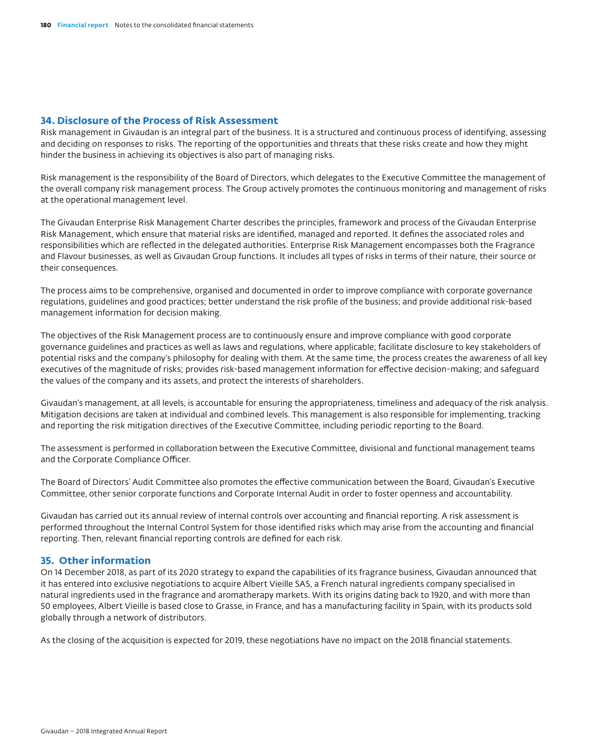## 34. Disclosure of the Process of Risk Assessment

Risk management in Givaudan is an integral part of the business. It is a structured and continuous process of identifying, assessing and deciding on responses to risks. The reporting of the opportunities and threats that these risks create and how they might hinder the business in achieving its objectives is also part of managing risks.

Risk management is the responsibility of the Board of Directors, which delegates to the Executive Committee the management of the overall company risk management process. The Group actively promotes the continuous monitoring and management of risks at the operational management level.

The Givaudan Enterprise Risk Management Charter describes the principles, framework and process of the Givaudan Enterprise Risk Management, which ensure that material risks are identified, managed and reported. It defines the associated roles and responsibilities which are reflected in the delegated authorities. Enterprise Risk Management encompasses both the Fragrance and Flavour businesses, as well as Givaudan Group functions. It includes all types of risks in terms of their nature, their source or their consequences.

The process aims to be comprehensive, organised and documented in order to improve compliance with corporate governance regulations, guidelines and good practices; better understand the risk profile of the business; and provide additional risk-based management information for decision making.

The objectives of the Risk Management process are to continuously ensure and improve compliance with good corporate governance guidelines and practices as well as laws and regulations, where applicable; facilitate disclosure to key stakeholders of potential risks and the company's philosophy for dealing with them. At the same time, the process creates the awareness of all key executives of the magnitude of risks; provides risk-based management information for effective decision-making; and safeguard the values of the company and its assets, and protect the interests of shareholders.

Givaudan's management, at all levels, is accountable for ensuring the appropriateness, timeliness and adequacy of the risk analysis. Mitigation decisions are taken at individual and combined levels. This management is also responsible for implementing, tracking and reporting the risk mitigation directives of the Executive Committee, including periodic reporting to the Board.

The assessment is performed in collaboration between the Executive Committee, divisional and functional management teams and the Corporate Compliance Officer.

The Board of Directors' Audit Committee also promotes the effective communication between the Board, Givaudan's Executive Committee, other senior corporate functions and Corporate Internal Audit in order to foster openness and accountability.

Givaudan has carried out its annual review of internal controls over accounting and financial reporting. A risk assessment is performed throughout the Internal Control System for those identified risks which may arise from the accounting and financial reporting. Then, relevant financial reporting controls are defined for each risk.

## 35. Other information

On 14 December 2018, as part of its 2020 strategy to expand the capabilities of its fragrance business, Givaudan announced that it has entered into exclusive negotiations to acquire Albert Vieille SAS, a French natural ingredients company specialised in natural ingredients used in the fragrance and aromatherapy markets. With its origins dating back to 1920, and with more than 50 employees, Albert Vieille is based close to Grasse, in France, and has a manufacturing facility in Spain, with its products sold globally through a network of distributors.

As the closing of the acquisition is expected for 2019, these negotiations have no impact on the 2018 financial statements.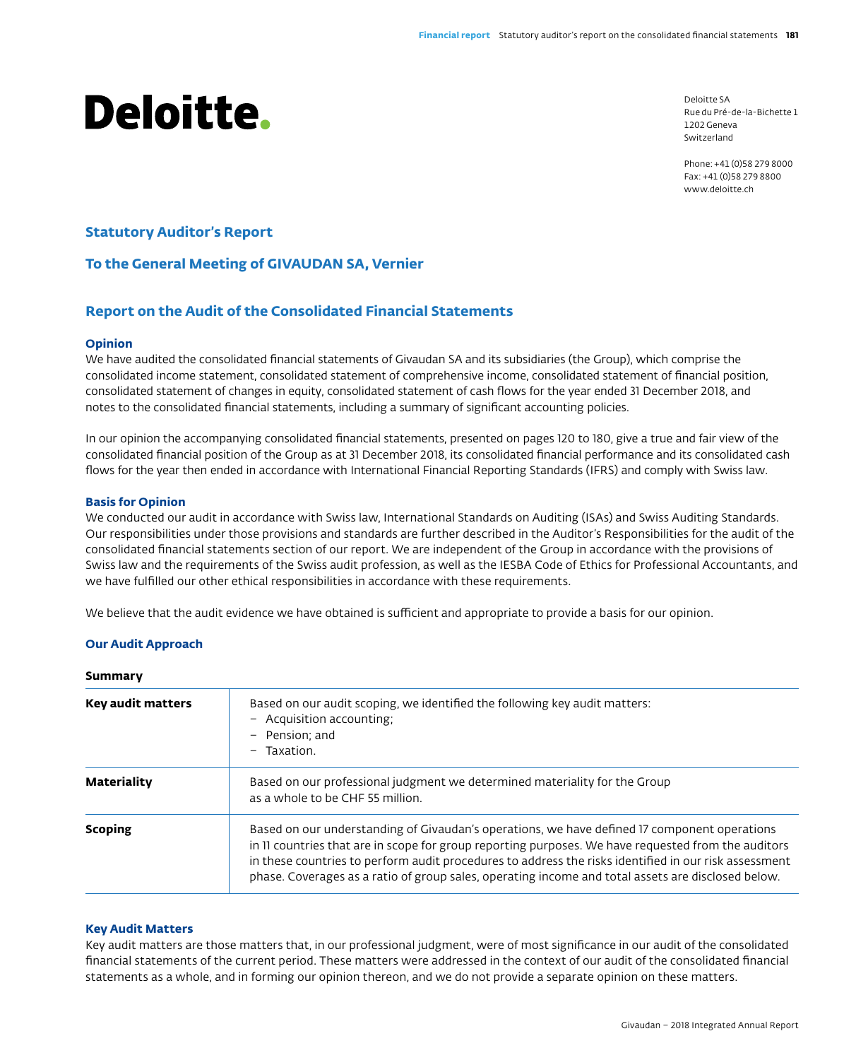# Deloitte.

Deloitte SA
Rue du Pré-de-la-Bichette 1
1202 Geneva
Switzerland

Phone: +41 (0)58 279 8000
Fax: +41 (0)58 279 8800
www.deloitte.ch

## Statutory Auditor's Report

## To the General Meeting of GIVAUDAN SA, Vernier

## Report on the Audit of the Consolidated Financial Statements

### Opinion

We have audited the consolidated financial statements of Givaudan SA and its subsidiaries (the Group), which comprise the consolidated income statement, consolidated statement of comprehensive income, consolidated statement of financial position, consolidated statement of changes in equity, consolidated statement of cash flows for the year ended 31 December 2018, and notes to the consolidated financial statements, including a summary of significant accounting policies.

In our opinion the accompanying consolidated financial statements, presented on pages 120 to 180, give a true and fair view of the consolidated financial position of the Group as at 31 December 2018, its consolidated financial performance and its consolidated cash flows for the year then ended in accordance with International Financial Reporting Standards (IFRS) and comply with Swiss law.

### Basis for Opinion

We conducted our audit in accordance with Swiss law, International Standards on Auditing (ISAs) and Swiss Auditing Standards. Our responsibilities under those provisions and standards are further described in the Auditor's Responsibilities for the audit of the consolidated financial statements section of our report. We are independent of the Group in accordance with the provisions of Swiss law and the requirements of the Swiss audit profession, as well as the IESBA Code of Ethics for Professional Accountants, and we have fulfilled our other ethical responsibilities in accordance with these requirements.

We believe that the audit evidence we have obtained is sufficient and appropriate to provide a basis for our opinion.

### Our Audit Approach

**Summary**

| | |
|---|---|
| **Key audit matters** | Based on our audit scoping, we identified the following key audit matters:<br>– Acquisition accounting;<br>– Pension; and<br>– Taxation. |
| **Materiality** | Based on our professional judgment we determined materiality for the Group as a whole to be CHF 55 million. |
| **Scoping** | Based on our understanding of Givaudan's operations, we have defined 17 component operations in 11 countries that are in scope for group reporting purposes. We have requested from the auditors in these countries to perform audit procedures to address the risks identified in our risk assessment phase. Coverages as a ratio of group sales, operating income and total assets are disclosed below. |

### Key Audit Matters

Key audit matters are those matters that, in our professional judgment, were of most significance in our audit of the consolidated financial statements of the current period. These matters were addressed in the context of our audit of the consolidated financial statements as a whole, and in forming our opinion thereon, and we do not provide a separate opinion on these matters.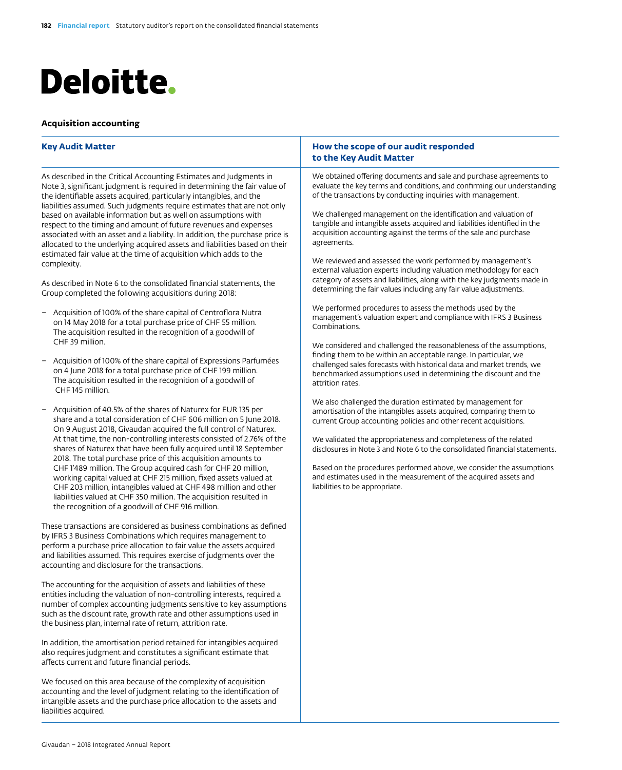Deloitte.

### Acquisition accounting

| Key Audit Matter | How the scope of our audit responded to the Key Audit Matter |
|---|---|
| As described in the Critical Accounting Estimates and Judgments in Note 3, significant judgment is required in determining the fair value of the identifiable assets acquired, particularly intangibles, and the liabilities assumed. Such judgments require estimates that are not only based on available information but as well on assumptions with respect to the timing and amount of future revenues and expenses associated with an asset and a liability. In addition, the purchase price is allocated to the underlying acquired assets and liabilities based on their estimated fair value at the time of acquisition which adds to the complexity.<br><br>As described in Note 6 to the consolidated financial statements, the Group completed the following acquisitions during 2018:<br><br>– Acquisition of 100% of the share capital of Centroflora Nutra on 14 May 2018 for a total purchase price of CHF 55 million. The acquisition resulted in the recognition of a goodwill of CHF 39 million.<br><br>– Acquisition of 100% of the share capital of Expressions Parfumées on 4 June 2018 for a total purchase price of CHF 199 million. The acquisition resulted in the recognition of a goodwill of CHF 145 million.<br><br>– Acquisition of 40.5% of the shares of Naturex for EUR 135 per share and a total consideration of CHF 606 million on 5 June 2018. On 9 August 2018, Givaudan acquired the full control of Naturex. At that time, the non-controlling interests consisted of 2.76% of the shares of Naturex that have been fully acquired until 18 September 2018. The total purchase price of this acquisition amounts to CHF 1'489 million. The Group acquired cash for CHF 20 million, working capital valued at CHF 215 million, fixed assets valued at CHF 203 million, intangibles valued at CHF 498 million and other liabilities valued at CHF 350 million. The acquisition resulted in the recognition of a goodwill of CHF 916 million.<br><br>These transactions are considered as business combinations as defined by IFRS 3 Business Combinations which requires management to perform a purchase price allocation to fair value the assets acquired and liabilities assumed. This requires exercise of judgments over the accounting and disclosure for the transactions.<br><br>The accounting for the acquisition of assets and liabilities of these entities including the valuation of non-controlling interests, required a number of complex accounting judgments sensitive to key assumptions such as the discount rate, growth rate and other assumptions used in the business plan, internal rate of return, attrition rate.<br><br>In addition, the amortisation period retained for intangibles acquired also requires judgment and constitutes a significant estimate that affects current and future financial periods.<br><br>We focused on this area because of the complexity of acquisition accounting and the level of judgment relating to the identification of intangible assets and the purchase price allocation to the assets and liabilities acquired. | We obtained offering documents and sale and purchase agreements to evaluate the key terms and conditions, and confirming our understanding of the transactions by conducting inquiries with management.<br><br>We challenged management on the identification and valuation of tangible and intangible assets acquired and liabilities identified in the acquisition accounting against the terms of the sale and purchase agreements.<br><br>We reviewed and assessed the work performed by management's external valuation experts including valuation methodology for each category of assets and liabilities, along with the key judgments made in determining the fair values including any fair value adjustments.<br><br>We performed procedures to assess the methods used by the management's valuation expert and compliance with IFRS 3 Business Combinations.<br><br>We considered and challenged the reasonableness of the assumptions, finding them to be within an acceptable range. In particular, we challenged sales forecasts with historical data and market trends, we benchmarked assumptions used in determining the discount and the attrition rates.<br><br>We also challenged the duration estimated by management for amortisation of the intangibles assets acquired, comparing them to current Group accounting policies and other recent acquisitions.<br><br>We validated the appropriateness and completeness of the related disclosures in Note 3 and Note 6 to the consolidated financial statements.<br><br>Based on the procedures performed above, we consider the assumptions and estimates used in the measurement of the acquired assets and liabilities to be appropriate. |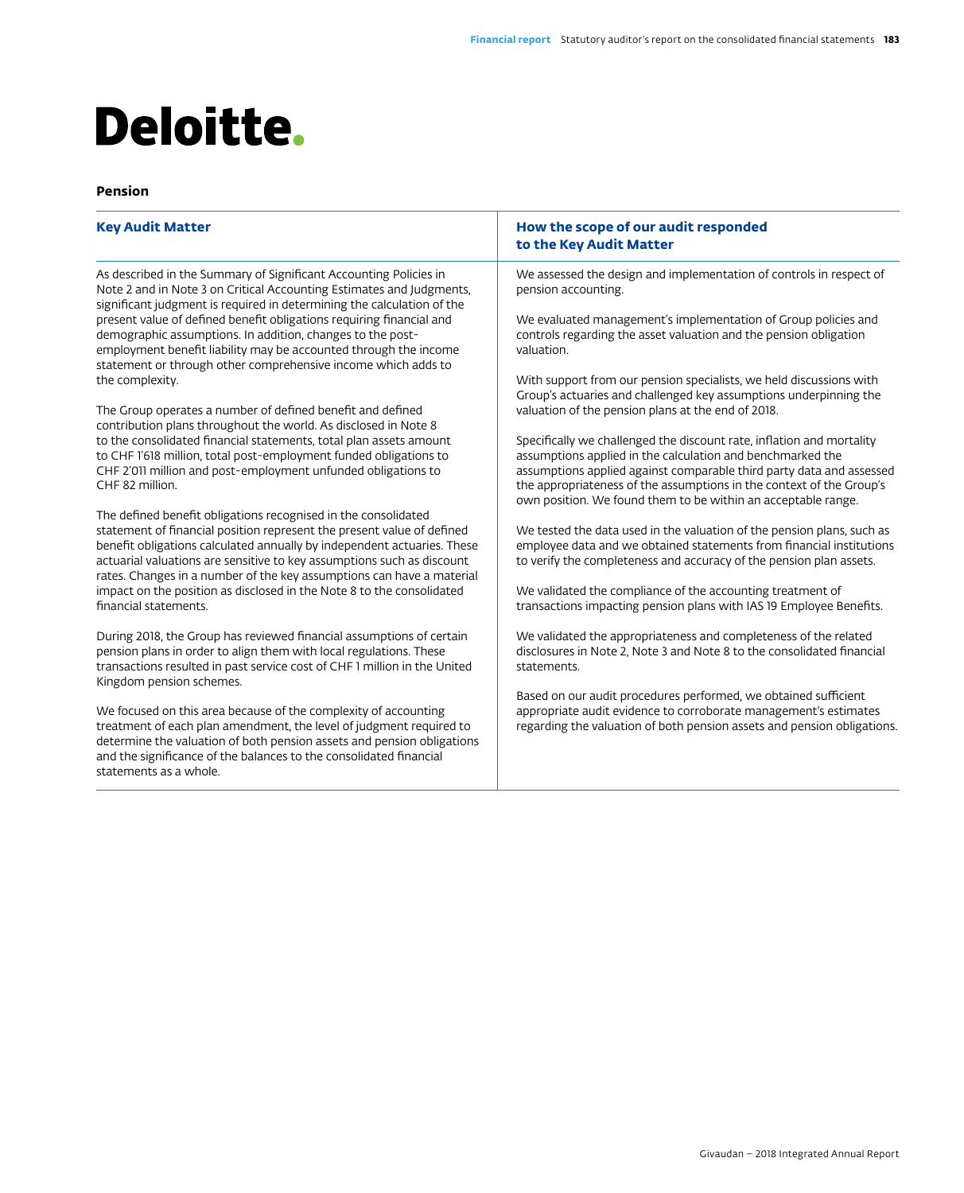# Deloitte.

**Pension**

| Key Audit Matter | How the scope of our audit responded to the Key Audit Matter |
|---|---|
| As described in the Summary of Significant Accounting Policies in Note 2 and in Note 3 on Critical Accounting Estimates and Judgments, significant judgment is required in determining the calculation of the present value of defined benefit obligations requiring financial and demographic assumptions. In addition, changes to the post-employment benefit liability may be accounted through the income statement or through other comprehensive income which adds to the complexity.<br><br>The Group operates a number of defined benefit and defined contribution plans throughout the world. As disclosed in Note 8 to the consolidated financial statements, total plan assets amount to CHF 1'618 million, total post-employment funded obligations to CHF 2'011 million and post-employment unfunded obligations to CHF 82 million.<br><br>The defined benefit obligations recognised in the consolidated statement of financial position represent the present value of defined benefit obligations calculated annually by independent actuaries. These actuarial valuations are sensitive to key assumptions such as discount rates. Changes in a number of the key assumptions can have a material impact on the position as disclosed in the Note 8 to the consolidated financial statements.<br><br>During 2018, the Group has reviewed financial assumptions of certain pension plans in order to align them with local regulations. These transactions resulted in past service cost of CHF 1 million in the United Kingdom pension schemes.<br><br>We focused on this area because of the complexity of accounting treatment of each plan amendment, the level of judgment required to determine the valuation of both pension assets and pension obligations and the significance of the balances to the consolidated financial statements as a whole. | We assessed the design and implementation of controls in respect of pension accounting.<br><br>We evaluated management's implementation of Group policies and controls regarding the asset valuation and the pension obligation valuation.<br><br>With support from our pension specialists, we held discussions with Group's actuaries and challenged key assumptions underpinning the valuation of the pension plans at the end of 2018.<br><br>Specifically we challenged the discount rate, inflation and mortality assumptions applied in the calculation and benchmarked the assumptions applied against comparable third party data and assessed the appropriateness of the assumptions in the context of the Group's own position. We found them to be within an acceptable range.<br><br>We tested the data used in the valuation of the pension plans, such as employee data and we obtained statements from financial institutions to verify the completeness and accuracy of the pension plan assets.<br><br>We validated the compliance of the accounting treatment of transactions impacting pension plans with IAS 19 Employee Benefits.<br><br>We validated the appropriateness and completeness of the related disclosures in Note 2, Note 3 and Note 8 to the consolidated financial statements.<br><br>Based on our audit procedures performed, we obtained sufficient appropriate audit evidence to corroborate management's estimates regarding the valuation of both pension assets and pension obligations. |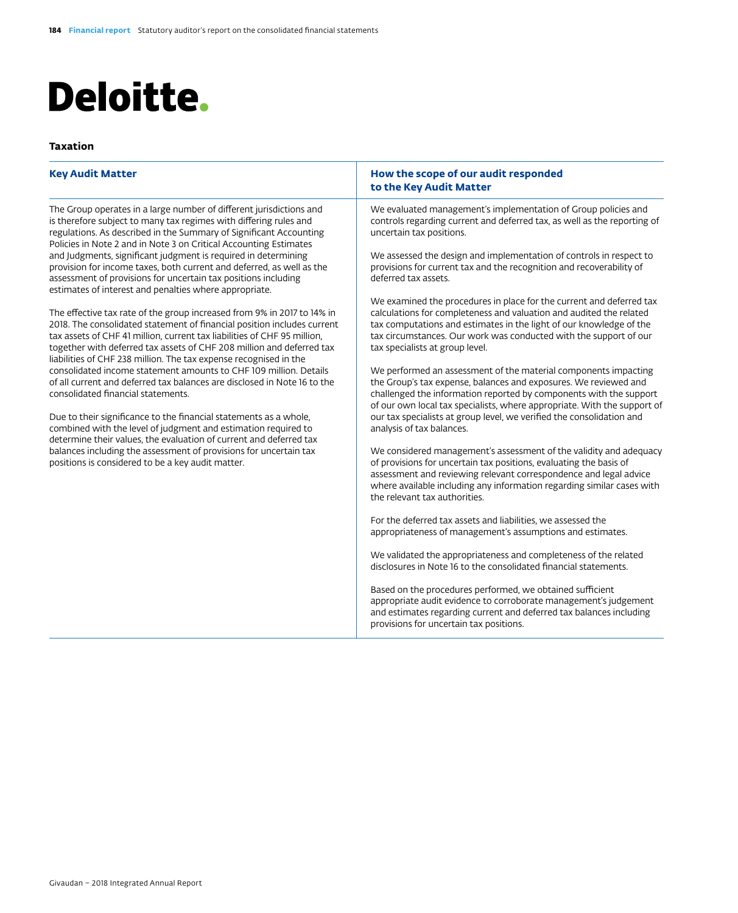Deloitte.

### Taxation

| Key Audit Matter | How the scope of our audit responded to the Key Audit Matter |
|---|---|
| The Group operates in a large number of different jurisdictions and is therefore subject to many tax regimes with differing rules and regulations. As described in the Summary of Significant Accounting Policies in Note 2 and in Note 3 on Critical Accounting Estimates and Judgments, significant judgment is required in determining provision for income taxes, both current and deferred, as well as the assessment of provisions for uncertain tax positions including estimates of interest and penalties where appropriate.<br><br>The effective tax rate of the group increased from 9% in 2017 to 14% in 2018. The consolidated statement of financial position includes current tax assets of CHF 41 million, current tax liabilities of CHF 95 million, together with deferred tax assets of CHF 208 million and deferred tax liabilities of CHF 238 million. The tax expense recognised in the consolidated income statement amounts to CHF 109 million. Details of all current and deferred tax balances are disclosed in Note 16 to the consolidated financial statements.<br><br>Due to their significance to the financial statements as a whole, combined with the level of judgment and estimation required to determine their values, the evaluation of current and deferred tax balances including the assessment of provisions for uncertain tax positions is considered to be a key audit matter. | We evaluated management's implementation of Group policies and controls regarding current and deferred tax, as well as the reporting of uncertain tax positions.<br><br>We assessed the design and implementation of controls in respect to provisions for current tax and the recognition and recoverability of deferred tax assets.<br><br>We examined the procedures in place for the current and deferred tax calculations for completeness and valuation and audited the related tax computations and estimates in the light of our knowledge of the tax circumstances. Our work was conducted with the support of our tax specialists at group level.<br><br>We performed an assessment of the material components impacting the Group's tax expense, balances and exposures. We reviewed and challenged the information reported by components with the support of our own local tax specialists, where appropriate. With the support of our tax specialists at group level, we verified the consolidation and analysis of tax balances.<br><br>We considered management's assessment of the validity and adequacy of provisions for uncertain tax positions, evaluating the basis of assessment and reviewing relevant correspondence and legal advice where available including any information regarding similar cases with the relevant tax authorities.<br><br>For the deferred tax assets and liabilities, we assessed the appropriateness of management's assumptions and estimates.<br><br>We validated the appropriateness and completeness of the related disclosures in Note 16 to the consolidated financial statements.<br><br>Based on the procedures performed, we obtained sufficient appropriate audit evidence to corroborate management's judgement and estimates regarding current and deferred tax balances including provisions for uncertain tax positions. |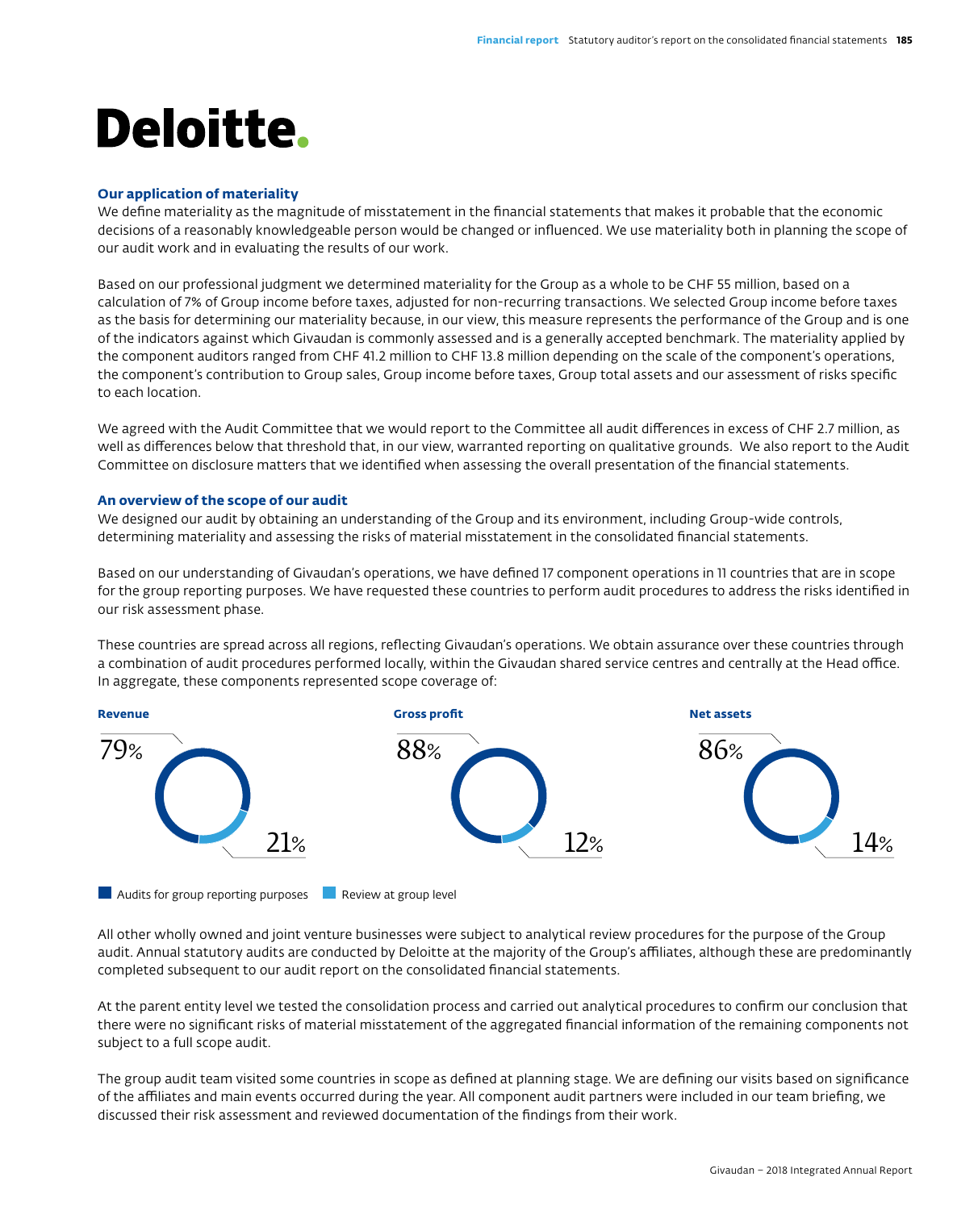Deloitte.

### Our application of materiality

We define materiality as the magnitude of misstatement in the financial statements that makes it probable that the economic decisions of a reasonably knowledgeable person would be changed or influenced. We use materiality both in planning the scope of our audit work and in evaluating the results of our work.

Based on our professional judgment we determined materiality for the Group as a whole to be CHF 55 million, based on a calculation of 7% of Group income before taxes, adjusted for non-recurring transactions. We selected Group income before taxes as the basis for determining our materiality because, in our view, this measure represents the performance of the Group and is one of the indicators against which Givaudan is commonly assessed and is a generally accepted benchmark. The materiality applied by the component auditors ranged from CHF 41.2 million to CHF 13.8 million depending on the scale of the component's operations, the component's contribution to Group sales, Group income before taxes, Group total assets and our assessment of risks specific to each location.

We agreed with the Audit Committee that we would report to the Committee all audit differences in excess of CHF 2.7 million, as well as differences below that threshold that, in our view, warranted reporting on qualitative grounds. We also report to the Audit Committee on disclosure matters that we identified when assessing the overall presentation of the financial statements.

### An overview of the scope of our audit

We designed our audit by obtaining an understanding of the Group and its environment, including Group-wide controls, determining materiality and assessing the risks of material misstatement in the consolidated financial statements.

Based on our understanding of Givaudan's operations, we have defined 17 component operations in 11 countries that are in scope for the group reporting purposes. We have requested these countries to perform audit procedures to address the risks identified in our risk assessment phase.

These countries are spread across all regions, reflecting Givaudan's operations. We obtain assurance over these countries through a combination of audit procedures performed locally, within the Givaudan shared service centres and centrally at the Head office. In aggregate, these components represented scope coverage of:

| | Revenue | Gross profit | Net assets |
|---|---|---|---|
| Audits for group reporting purposes | 79% | 88% | 86% |
| Review at group level | 21% | 12% | 14% |

All other wholly owned and joint venture businesses were subject to analytical review procedures for the purpose of the Group audit. Annual statutory audits are conducted by Deloitte at the majority of the Group's affiliates, although these are predominantly completed subsequent to our audit report on the consolidated financial statements.

At the parent entity level we tested the consolidation process and carried out analytical procedures to confirm our conclusion that there were no significant risks of material misstatement of the aggregated financial information of the remaining components not subject to a full scope audit.

The group audit team visited some countries in scope as defined at planning stage. We are defining our visits based on significance of the affiliates and main events occurred during the year. All component audit partners were included in our team briefing, we discussed their risk assessment and reviewed documentation of the findings from their work.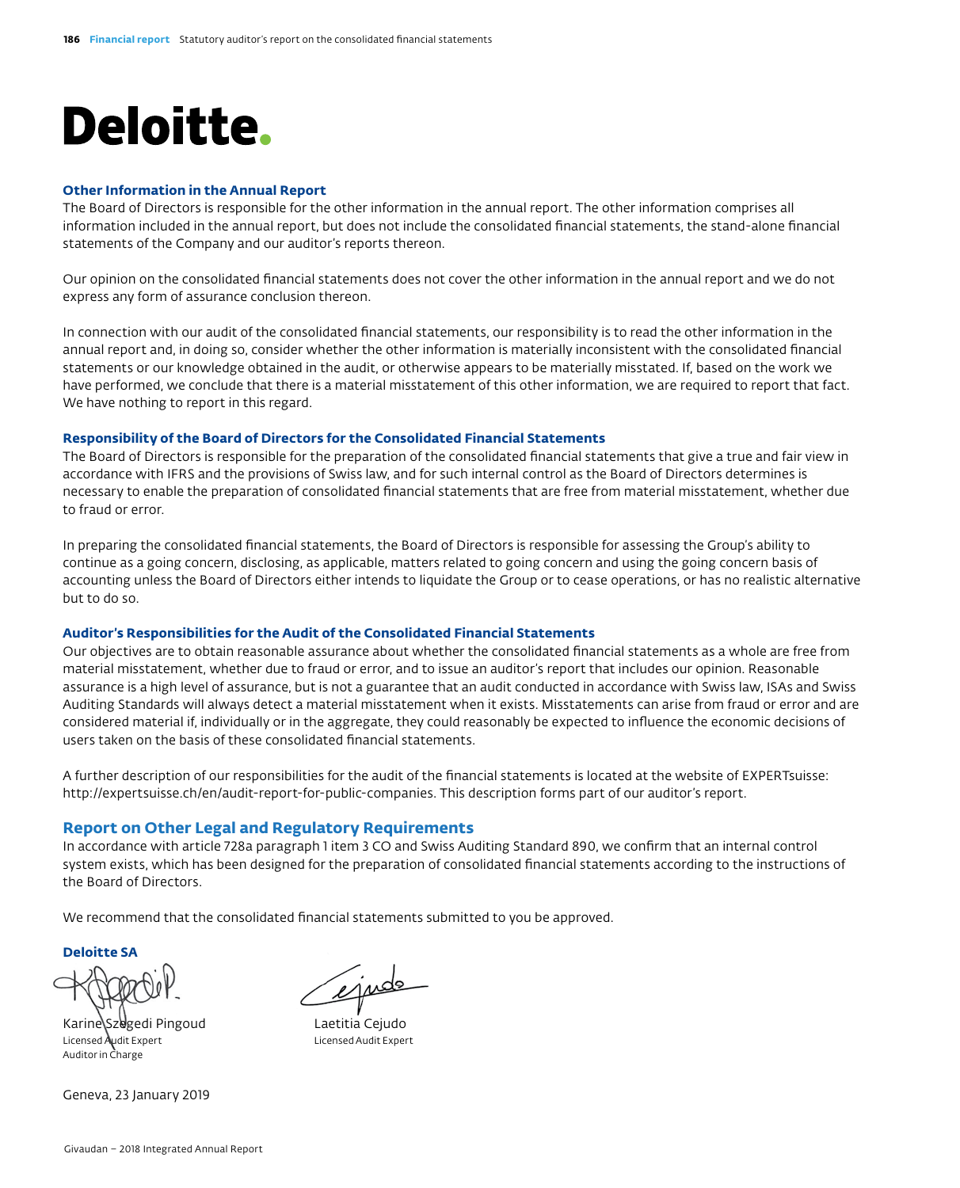**Deloitte.**

### Other Information in the Annual Report

The Board of Directors is responsible for the other information in the annual report. The other information comprises all information included in the annual report, but does not include the consolidated financial statements, the stand-alone financial statements of the Company and our auditor's reports thereon.

Our opinion on the consolidated financial statements does not cover the other information in the annual report and we do not express any form of assurance conclusion thereon.

In connection with our audit of the consolidated financial statements, our responsibility is to read the other information in the annual report and, in doing so, consider whether the other information is materially inconsistent with the consolidated financial statements or our knowledge obtained in the audit, or otherwise appears to be materially misstated. If, based on the work we have performed, we conclude that there is a material misstatement of this other information, we are required to report that fact. We have nothing to report in this regard.

### Responsibility of the Board of Directors for the Consolidated Financial Statements

The Board of Directors is responsible for the preparation of the consolidated financial statements that give a true and fair view in accordance with IFRS and the provisions of Swiss law, and for such internal control as the Board of Directors determines is necessary to enable the preparation of consolidated financial statements that are free from material misstatement, whether due to fraud or error.

In preparing the consolidated financial statements, the Board of Directors is responsible for assessing the Group's ability to continue as a going concern, disclosing, as applicable, matters related to going concern and using the going concern basis of accounting unless the Board of Directors either intends to liquidate the Group or to cease operations, or has no realistic alternative but to do so.

### Auditor's Responsibilities for the Audit of the Consolidated Financial Statements

Our objectives are to obtain reasonable assurance about whether the consolidated financial statements as a whole are free from material misstatement, whether due to fraud or error, and to issue an auditor's report that includes our opinion. Reasonable assurance is a high level of assurance, but is not a guarantee that an audit conducted in accordance with Swiss law, ISAs and Swiss Auditing Standards will always detect a material misstatement when it exists. Misstatements can arise from fraud or error and are considered material if, individually or in the aggregate, they could reasonably be expected to influence the economic decisions of users taken on the basis of these consolidated financial statements.

A further description of our responsibilities for the audit of the financial statements is located at the website of EXPERTsuisse: http://expertsuisse.ch/en/audit-report-for-public-companies. This description forms part of our auditor's report.

## Report on Other Legal and Regulatory Requirements

In accordance with article 728a paragraph 1 item 3 CO and Swiss Auditing Standard 890, we confirm that an internal control system exists, which has been designed for the preparation of consolidated financial statements according to the instructions of the Board of Directors.

We recommend that the consolidated financial statements submitted to you be approved.

**Deloitte SA**

Karine Szegedi Pingoud
Licensed Audit Expert
Auditor in Charge

Laetitia Cejudo
Licensed Audit Expert

Geneva, 23 January 2019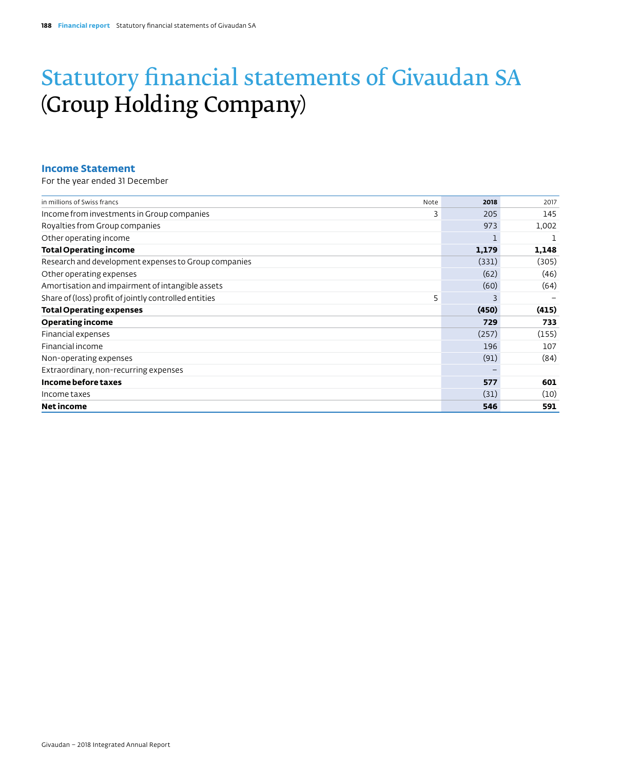# Statutory financial statements of Givaudan SA (Group Holding Company)

## Income Statement

For the year ended 31 December

| in millions of Swiss francs | Note | **2018** | 2017 |
|---|---|---|---|
| Income from investments in Group companies | 3 | 205 | 145 |
| Royalties from Group companies | | 973 | 1,002 |
| Other operating income | | 1 | 1 |
| **Total Operating income** | | **1,179** | **1,148** |
| Research and development expenses to Group companies | | (331) | (305) |
| Other operating expenses | | (62) | (46) |
| Amortisation and impairment of intangible assets | | (60) | (64) |
| Share of (loss) profit of jointly controlled entities | 5 | 3 | – |
| **Total Operating expenses** | | **(450)** | **(415)** |
| **Operating income** | | **729** | **733** |
| Financial expenses | | (257) | (155) |
| Financial income | | 196 | 107 |
| Non-operating expenses | | (91) | (84) |
| Extraordinary, non-recurring expenses | | – | |
| **Income before taxes** | | **577** | **601** |
| Income taxes | | (31) | (10) |
| **Net income** | | **546** | **591** |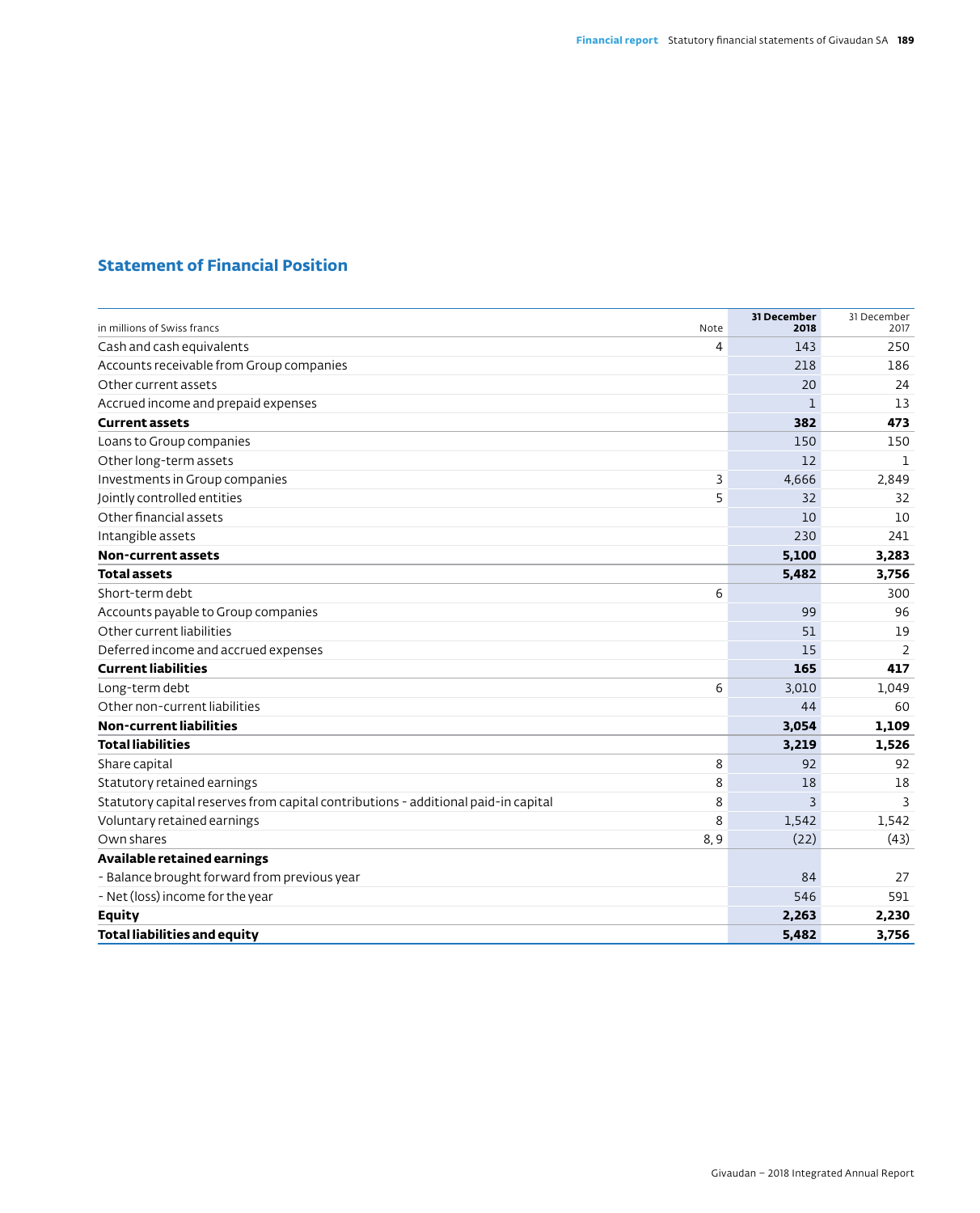## Statement of Financial Position

| in millions of Swiss francs | Note | 31 December 2018 | 31 December 2017 |
|---|---|---|---|
| Cash and cash equivalents | 4 | 143 | 250 |
| Accounts receivable from Group companies | | 218 | 186 |
| Other current assets | | 20 | 24 |
| Accrued income and prepaid expenses | | 1 | 13 |
| **Current assets** | | **382** | **473** |
| Loans to Group companies | | 150 | 150 |
| Other long-term assets | | 12 | 1 |
| Investments in Group companies | 3 | 4,666 | 2,849 |
| Jointly controlled entities | 5 | 32 | 32 |
| Other financial assets | | 10 | 10 |
| Intangible assets | | 230 | 241 |
| **Non-current assets** | | **5,100** | **3,283** |
| **Total assets** | | **5,482** | **3,756** |
| Short-term debt | 6 | | 300 |
| Accounts payable to Group companies | | 99 | 96 |
| Other current liabilities | | 51 | 19 |
| Deferred income and accrued expenses | | 15 | 2 |
| **Current liabilities** | | **165** | **417** |
| Long-term debt | 6 | 3,010 | 1,049 |
| Other non-current liabilities | | 44 | 60 |
| **Non-current liabilities** | | **3,054** | **1,109** |
| **Total liabilities** | | **3,219** | **1,526** |
| Share capital | 8 | 92 | 92 |
| Statutory retained earnings | 8 | 18 | 18 |
| Statutory capital reserves from capital contributions - additional paid-in capital | 8 | 3 | 3 |
| Voluntary retained earnings | 8 | 1,542 | 1,542 |
| Own shares | 8, 9 | (22) | (43) |
| **Available retained earnings** | | | |
| - Balance brought forward from previous year | | 84 | 27 |
| - Net (loss) income for the year | | 546 | 591 |
| **Equity** | | **2,263** | **2,230** |
| **Total liabilities and equity** | | **5,482** | **3,756** |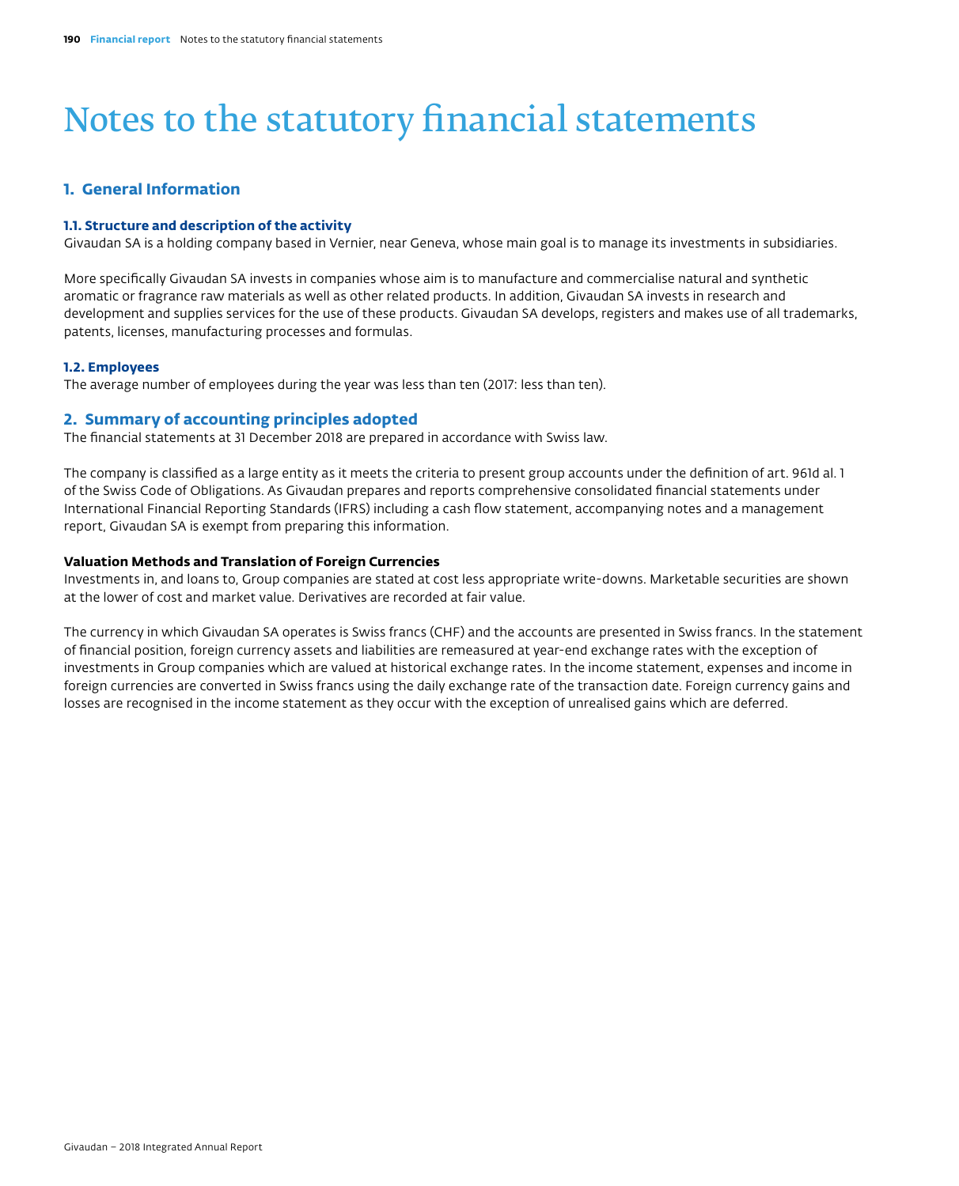# Notes to the statutory financial statements

## 1. General Information

### 1.1. Structure and description of the activity

Givaudan SA is a holding company based in Vernier, near Geneva, whose main goal is to manage its investments in subsidiaries.

More specifically Givaudan SA invests in companies whose aim is to manufacture and commercialise natural and synthetic aromatic or fragrance raw materials as well as other related products. In addition, Givaudan SA invests in research and development and supplies services for the use of these products. Givaudan SA develops, registers and makes use of all trademarks, patents, licenses, manufacturing processes and formulas.

### 1.2. Employees

The average number of employees during the year was less than ten (2017: less than ten).

## 2. Summary of accounting principles adopted

The financial statements at 31 December 2018 are prepared in accordance with Swiss law.

The company is classified as a large entity as it meets the criteria to present group accounts under the definition of art. 961d al. 1 of the Swiss Code of Obligations. As Givaudan prepares and reports comprehensive consolidated financial statements under International Financial Reporting Standards (IFRS) including a cash flow statement, accompanying notes and a management report, Givaudan SA is exempt from preparing this information.

**Valuation Methods and Translation of Foreign Currencies**

Investments in, and loans to, Group companies are stated at cost less appropriate write-downs. Marketable securities are shown at the lower of cost and market value. Derivatives are recorded at fair value.

The currency in which Givaudan SA operates is Swiss francs (CHF) and the accounts are presented in Swiss francs. In the statement of financial position, foreign currency assets and liabilities are remeasured at year-end exchange rates with the exception of investments in Group companies which are valued at historical exchange rates. In the income statement, expenses and income in foreign currencies are converted in Swiss francs using the daily exchange rate of the transaction date. Foreign currency gains and losses are recognised in the income statement as they occur with the exception of unrealised gains which are deferred.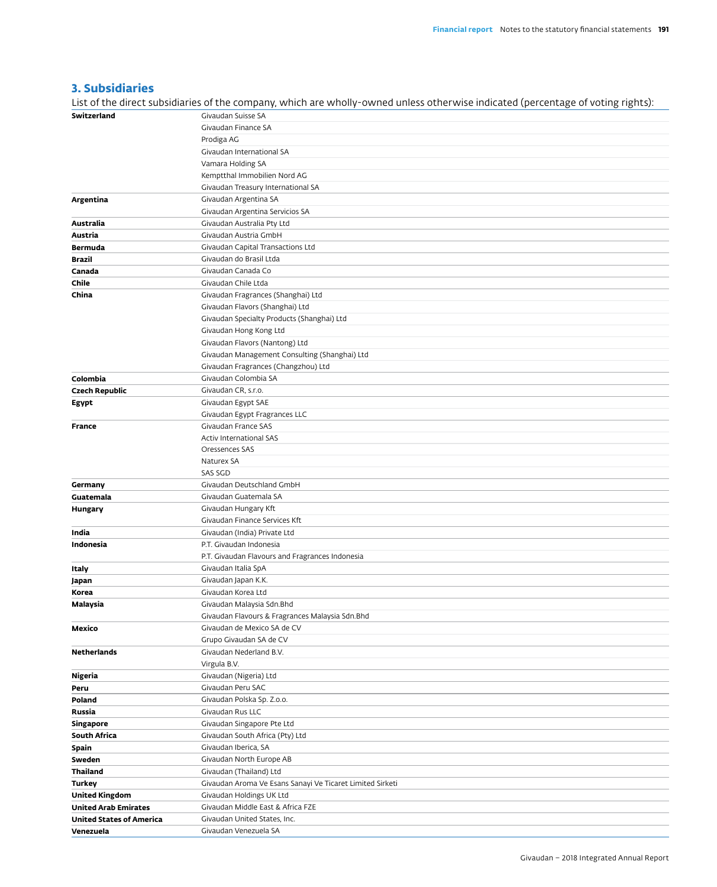## 3. Subsidiaries

List of the direct subsidiaries of the company, which are wholly-owned unless otherwise indicated (percentage of voting rights):

| | |
|---|---|
| **Switzerland** | Givaudan Suisse SA |
| | Givaudan Finance SA |
| | Prodiga AG |
| | Givaudan International SA |
| | Vamara Holding SA |
| | Kemptthal Immobilien Nord AG |
| | Givaudan Treasury International SA |
| **Argentina** | Givaudan Argentina SA |
| | Givaudan Argentina Servicios SA |
| **Australia** | Givaudan Australia Pty Ltd |
| **Austria** | Givaudan Austria GmbH |
| **Bermuda** | Givaudan Capital Transactions Ltd |
| **Brazil** | Givaudan do Brasil Ltda |
| **Canada** | Givaudan Canada Co |
| **Chile** | Givaudan Chile Ltda |
| **China** | Givaudan Fragrances (Shanghai) Ltd |
| | Givaudan Flavors (Shanghai) Ltd |
| | Givaudan Specialty Products (Shanghai) Ltd |
| | Givaudan Hong Kong Ltd |
| | Givaudan Flavors (Nantong) Ltd |
| | Givaudan Management Consulting (Shanghai) Ltd |
| | Givaudan Fragrances (Changzhou) Ltd |
| **Colombia** | Givaudan Colombia SA |
| **Czech Republic** | Givaudan CR, s.r.o. |
| **Egypt** | Givaudan Egypt SAE |
| | Givaudan Egypt Fragrances LLC |
| **France** | Givaudan France SAS |
| | Activ International SAS |
| | Oressences SAS |
| | Naturex SA |
| | SAS SGD |
| **Germany** | Givaudan Deutschland GmbH |
| **Guatemala** | Givaudan Guatemala SA |
| **Hungary** | Givaudan Hungary Kft |
| | Givaudan Finance Services Kft |
| **India** | Givaudan (India) Private Ltd |
| **Indonesia** | P.T. Givaudan Indonesia |
| | P.T. Givaudan Flavours and Fragrances Indonesia |
| **Italy** | Givaudan Italia SpA |
| **Japan** | Givaudan Japan K.K. |
| **Korea** | Givaudan Korea Ltd |
| **Malaysia** | Givaudan Malaysia Sdn.Bhd |
| | Givaudan Flavours & Fragrances Malaysia Sdn.Bhd |
| **Mexico** | Givaudan de Mexico SA de CV |
| | Grupo Givaudan SA de CV |
| **Netherlands** | Givaudan Nederland B.V. |
| | Virgula B.V. |
| **Nigeria** | Givaudan (Nigeria) Ltd |
| **Peru** | Givaudan Peru SAC |
| **Poland** | Givaudan Polska Sp. Z.o.o. |
| **Russia** | Givaudan Rus LLC |
| **Singapore** | Givaudan Singapore Pte Ltd |
| **South Africa** | Givaudan South Africa (Pty) Ltd |
| **Spain** | Givaudan Iberica, SA |
| **Sweden** | Givaudan North Europe AB |
| **Thailand** | Givaudan (Thailand) Ltd |
| **Turkey** | Givaudan Aroma Ve Esans Sanayi Ve Ticaret Limited Sirketi |
| **United Kingdom** | Givaudan Holdings UK Ltd |
| **United Arab Emirates** | Givaudan Middle East & Africa FZE |
| **United States of America** | Givaudan United States, Inc. |
| **Venezuela** | Givaudan Venezuela SA |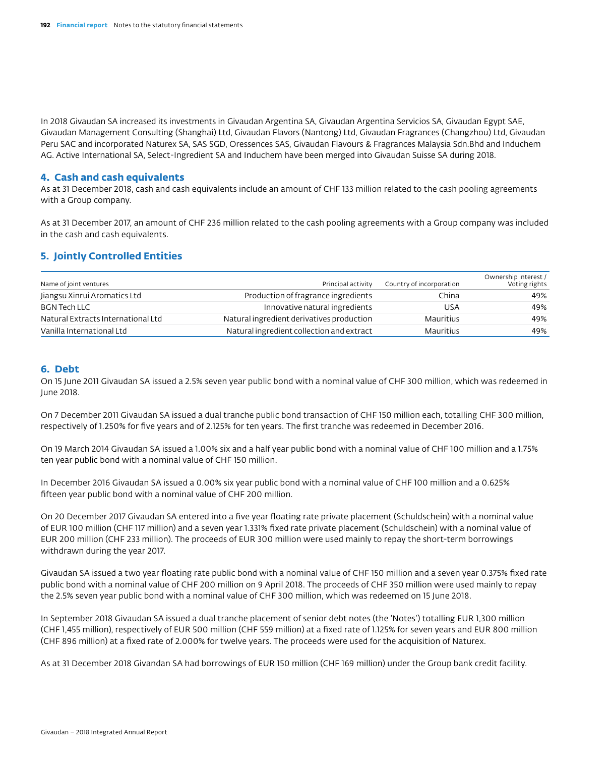In 2018 Givaudan SA increased its investments in Givaudan Argentina SA, Givaudan Argentina Servicios SA, Givaudan Egypt SAE, Givaudan Management Consulting (Shanghai) Ltd, Givaudan Flavors (Nantong) Ltd, Givaudan Fragrances (Changzhou) Ltd, Givaudan Peru SAC and incorporated Naturex SA, SAS SGD, Oressences SAS, Givaudan Flavours & Fragrances Malaysia Sdn.Bhd and Induchem AG. Active International SA, Select-Ingredient SA and Induchem have been merged into Givaudan Suisse SA during 2018.

## 4. Cash and cash equivalents

As at 31 December 2018, cash and cash equivalents include an amount of CHF 133 million related to the cash pooling agreements with a Group company.

As at 31 December 2017, an amount of CHF 236 million related to the cash pooling agreements with a Group company was included in the cash and cash equivalents.

## 5. Jointly Controlled Entities

| Name of joint ventures | Principal activity | Country of incorporation | Ownership interest / Voting rights |
|---|---|---|---|
| Jiangsu Xinrui Aromatics Ltd | Production of fragrance ingredients | China | 49% |
| BGN Tech LLC | Innovative natural ingredients | USA | 49% |
| Natural Extracts International Ltd | Natural ingredient derivatives production | Mauritius | 49% |
| Vanilla International Ltd | Natural ingredient collection and extract | Mauritius | 49% |

## 6. Debt

On 15 June 2011 Givaudan SA issued a 2.5% seven year public bond with a nominal value of CHF 300 million, which was redeemed in June 2018.

On 7 December 2011 Givaudan SA issued a dual tranche public bond transaction of CHF 150 million each, totalling CHF 300 million, respectively of 1.250% for five years and of 2.125% for ten years. The first tranche was redeemed in December 2016.

On 19 March 2014 Givaudan SA issued a 1.00% six and a half year public bond with a nominal value of CHF 100 million and a 1.75% ten year public bond with a nominal value of CHF 150 million.

In December 2016 Givaudan SA issued a 0.00% six year public bond with a nominal value of CHF 100 million and a 0.625% fifteen year public bond with a nominal value of CHF 200 million.

On 20 December 2017 Givaudan SA entered into a five year floating rate private placement (Schuldschein) with a nominal value of EUR 100 million (CHF 117 million) and a seven year 1.331% fixed rate private placement (Schuldschein) with a nominal value of EUR 200 million (CHF 233 million). The proceeds of EUR 300 million were used mainly to repay the short-term borrowings withdrawn during the year 2017.

Givaudan SA issued a two year floating rate public bond with a nominal value of CHF 150 million and a seven year 0.375% fixed rate public bond with a nominal value of CHF 200 million on 9 April 2018. The proceeds of CHF 350 million were used mainly to repay the 2.5% seven year public bond with a nominal value of CHF 300 million, which was redeemed on 15 June 2018.

In September 2018 Givaudan SA issued a dual tranche placement of senior debt notes (the 'Notes') totalling EUR 1,300 million (CHF 1,455 million), respectively of EUR 500 million (CHF 559 million) at a fixed rate of 1.125% for seven years and EUR 800 million (CHF 896 million) at a fixed rate of 2.000% for twelve years. The proceeds were used for the acquisition of Naturex.

As at 31 December 2018 Givandan SA had borrowings of EUR 150 million (CHF 169 million) under the Group bank credit facility.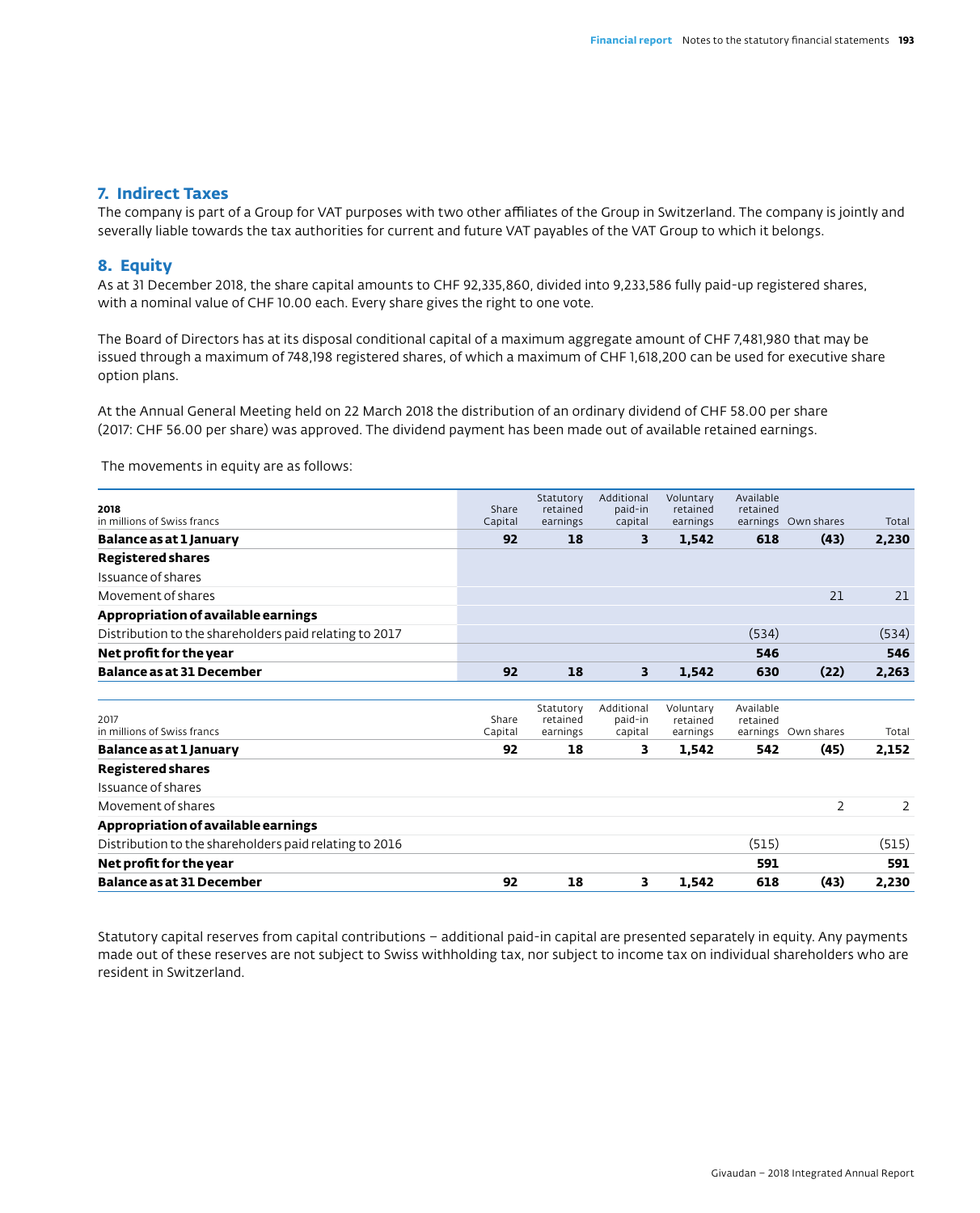## 7. Indirect Taxes

The company is part of a Group for VAT purposes with two other affiliates of the Group in Switzerland. The company is jointly and severally liable towards the tax authorities for current and future VAT payables of the VAT Group to which it belongs.

## 8. Equity

As at 31 December 2018, the share capital amounts to CHF 92,335,860, divided into 9,233,586 fully paid-up registered shares, with a nominal value of CHF 10.00 each. Every share gives the right to one vote.

The Board of Directors has at its disposal conditional capital of a maximum aggregate amount of CHF 7,481,980 that may be issued through a maximum of 748,198 registered shares, of which a maximum of CHF 1,618,200 can be used for executive share option plans.

At the Annual General Meeting held on 22 March 2018 the distribution of an ordinary dividend of CHF 58.00 per share (2017: CHF 56.00 per share) was approved. The dividend payment has been made out of available retained earnings.

The movements in equity are as follows:

| **2018**<br>in millions of Swiss francs | Share Capital | Statutory retained earnings | Additional paid-in capital | Voluntary retained earnings | Available retained earnings | Own shares | Total |
|---|---|---|---|---|---|---|---|
| **Balance as at 1 January** | **92** | **18** | **3** | **1,542** | **618** | **(43)** | **2,230** |
| **Registered shares** | | | | | | | |
| Issuance of shares | | | | | | | |
| Movement of shares | | | | | | 21 | 21 |
| **Appropriation of available earnings** | | | | | | | |
| Distribution to the shareholders paid relating to 2017 | | | | | (534) | | (534) |
| **Net profit for the year** | | | | | **546** | | **546** |
| **Balance as at 31 December** | **92** | **18** | **3** | **1,542** | **630** | **(22)** | **2,263** |

| 2017<br>in millions of Swiss francs | Share Capital | Statutory retained earnings | Additional paid-in capital | Voluntary retained earnings | Available retained earnings | Own shares | Total |
|---|---|---|---|---|---|---|---|
| **Balance as at 1 January** | **92** | **18** | **3** | **1,542** | **542** | **(45)** | **2,152** |
| **Registered shares** | | | | | | | |
| Issuance of shares | | | | | | | |
| Movement of shares | | | | | | 2 | 2 |
| **Appropriation of available earnings** | | | | | | | |
| Distribution to the shareholders paid relating to 2016 | | | | | (515) | | (515) |
| **Net profit for the year** | | | | | **591** | | **591** |
| **Balance as at 31 December** | **92** | **18** | **3** | **1,542** | **618** | **(43)** | **2,230** |

Statutory capital reserves from capital contributions – additional paid-in capital are presented separately in equity. Any payments made out of these reserves are not subject to Swiss withholding tax, nor subject to income tax on individual shareholders who are resident in Switzerland.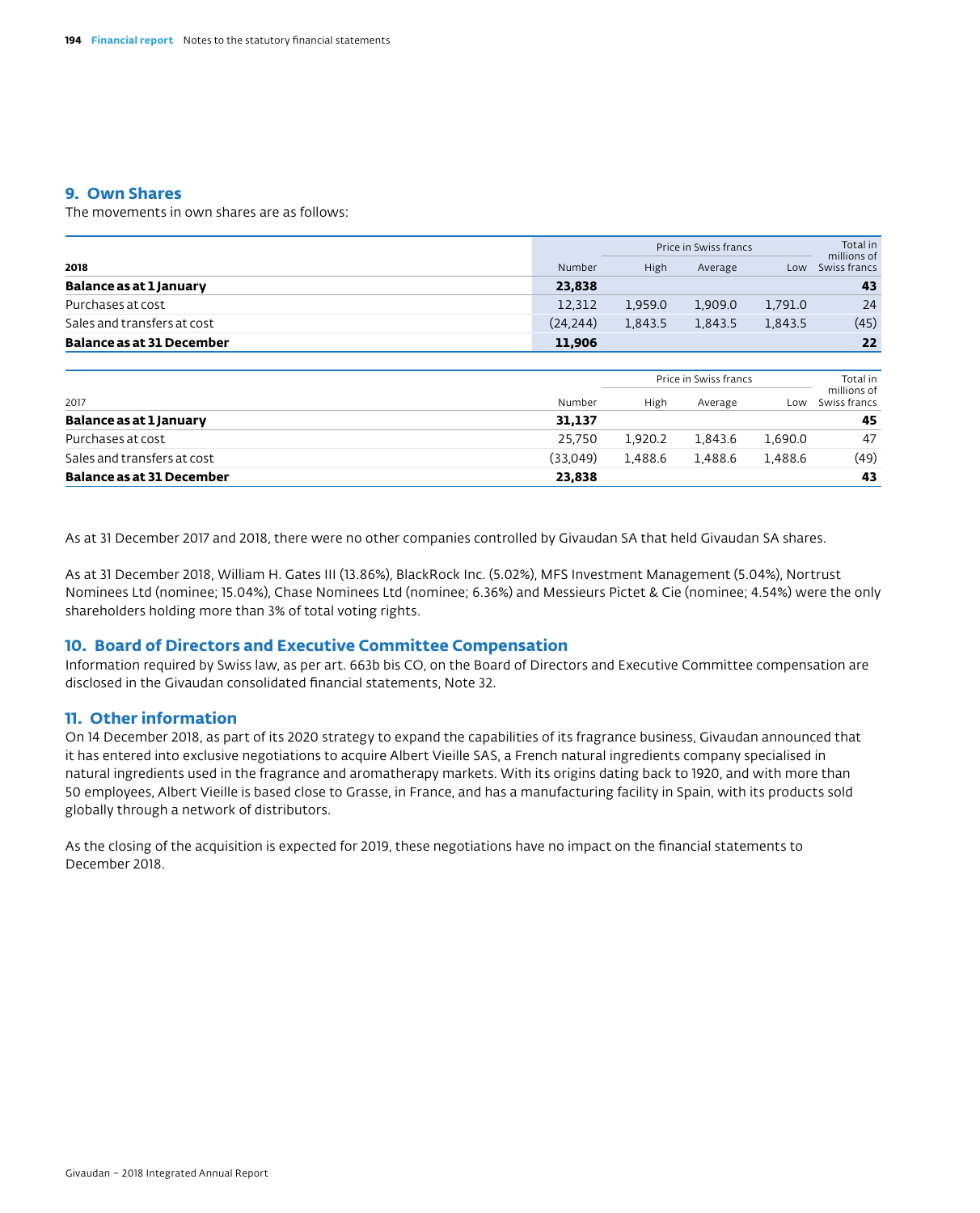## 9. Own Shares

The movements in own shares are as follows:

| 2018 | Number | Price in Swiss francs High | Average | Low | Total in millions of Swiss francs |
|---|---|---|---|---|---|
| **Balance as at 1 January** | **23,838** | | | | **43** |
| Purchases at cost | 12,312 | 1,959.0 | 1,909.0 | 1,791.0 | 24 |
| Sales and transfers at cost | (24,244) | 1,843.5 | 1,843.5 | 1,843.5 | (45) |
| **Balance as at 31 December** | **11,906** | | | | **22** |

| 2017 | Number | Price in Swiss francs High | Average | Low | Total in millions of Swiss francs |
|---|---|---|---|---|---|
| **Balance as at 1 January** | **31,137** | | | | **45** |
| Purchases at cost | 25,750 | 1,920.2 | 1,843.6 | 1,690.0 | 47 |
| Sales and transfers at cost | (33,049) | 1,488.6 | 1,488.6 | 1,488.6 | (49) |
| **Balance as at 31 December** | **23,838** | | | | **43** |

As at 31 December 2017 and 2018, there were no other companies controlled by Givaudan SA that held Givaudan SA shares.

As at 31 December 2018, William H. Gates III (13.86%), BlackRock Inc. (5.02%), MFS Investment Management (5.04%), Nortrust Nominees Ltd (nominee; 15.04%), Chase Nominees Ltd (nominee; 6.36%) and Messieurs Pictet & Cie (nominee; 4.54%) were the only shareholders holding more than 3% of total voting rights.

## 10. Board of Directors and Executive Committee Compensation

Information required by Swiss law, as per art. 663b bis CO, on the Board of Directors and Executive Committee compensation are disclosed in the Givaudan consolidated financial statements, Note 32.

## 11. Other information

On 14 December 2018, as part of its 2020 strategy to expand the capabilities of its fragrance business, Givaudan announced that it has entered into exclusive negotiations to acquire Albert Vieille SAS, a French natural ingredients company specialised in natural ingredients used in the fragrance and aromatherapy markets. With its origins dating back to 1920, and with more than 50 employees, Albert Vieille is based close to Grasse, in France, and has a manufacturing facility in Spain, with its products sold globally through a network of distributors.

As the closing of the acquisition is expected for 2019, these negotiations have no impact on the financial statements to December 2018.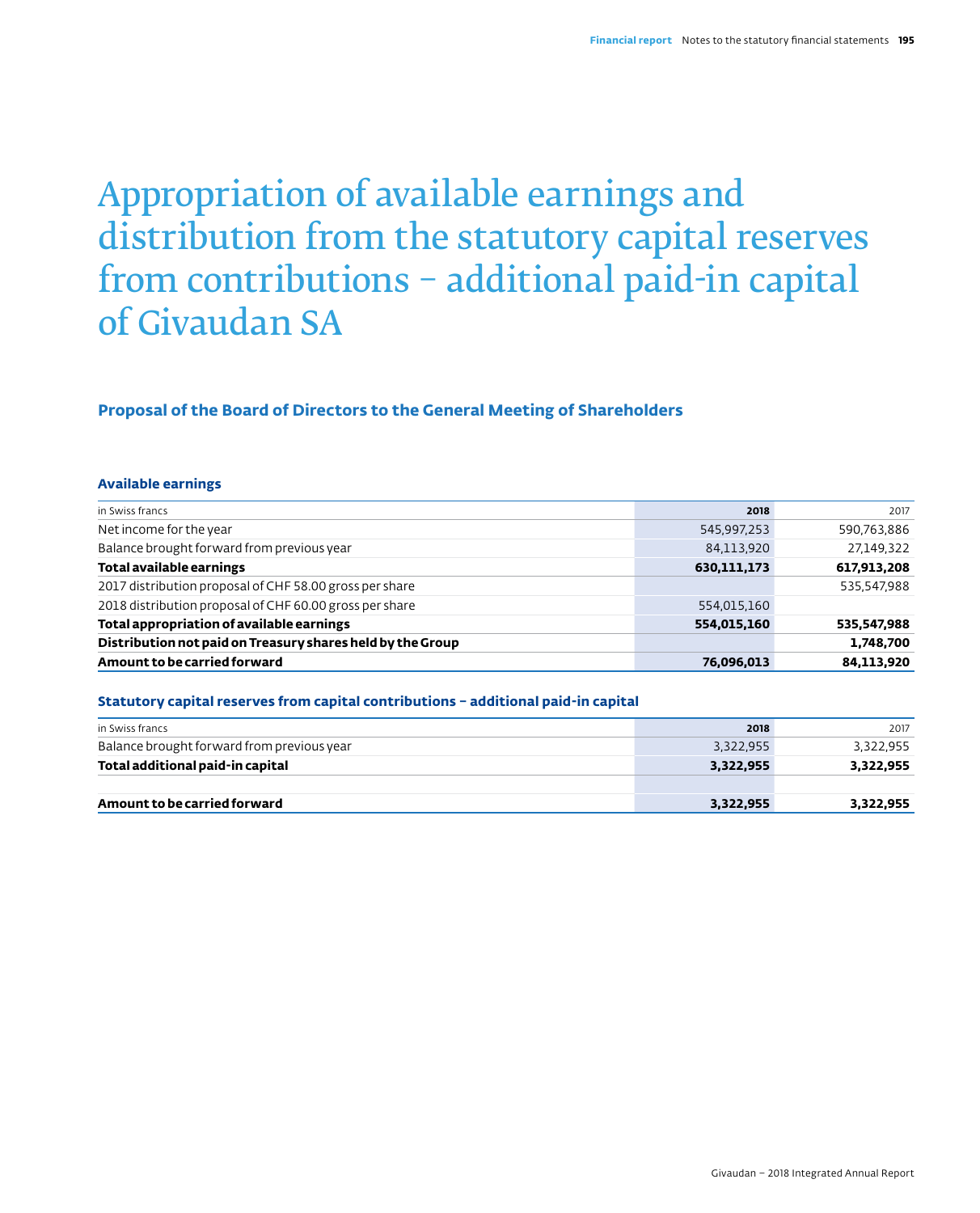# Appropriation of available earnings and distribution from the statutory capital reserves from contributions – additional paid-in capital of Givaudan SA

## Proposal of the Board of Directors to the General Meeting of Shareholders

### Available earnings

| in Swiss francs | 2018 | 2017 |
|---|---|---|
| Net income for the year | 545,997,253 | 590,763,886 |
| Balance brought forward from previous year | 84,113,920 | 27,149,322 |
| **Total available earnings** | **630,111,173** | **617,913,208** |
| 2017 distribution proposal of CHF 58.00 gross per share | | 535,547,988 |
| 2018 distribution proposal of CHF 60.00 gross per share | 554,015,160 | |
| **Total appropriation of available earnings** | **554,015,160** | **535,547,988** |
| **Distribution not paid on Treasury shares held by the Group** | | **1,748,700** |
| **Amount to be carried forward** | **76,096,013** | **84,113,920** |

### Statutory capital reserves from capital contributions – additional paid-in capital

| in Swiss francs | 2018 | 2017 |
|---|---|---|
| Balance brought forward from previous year | 3,322,955 | 3,322,955 |
| **Total additional paid-in capital** | **3,322,955** | **3,322,955** |
| | | |
| **Amount to be carried forward** | **3,322,955** | **3,322,955** |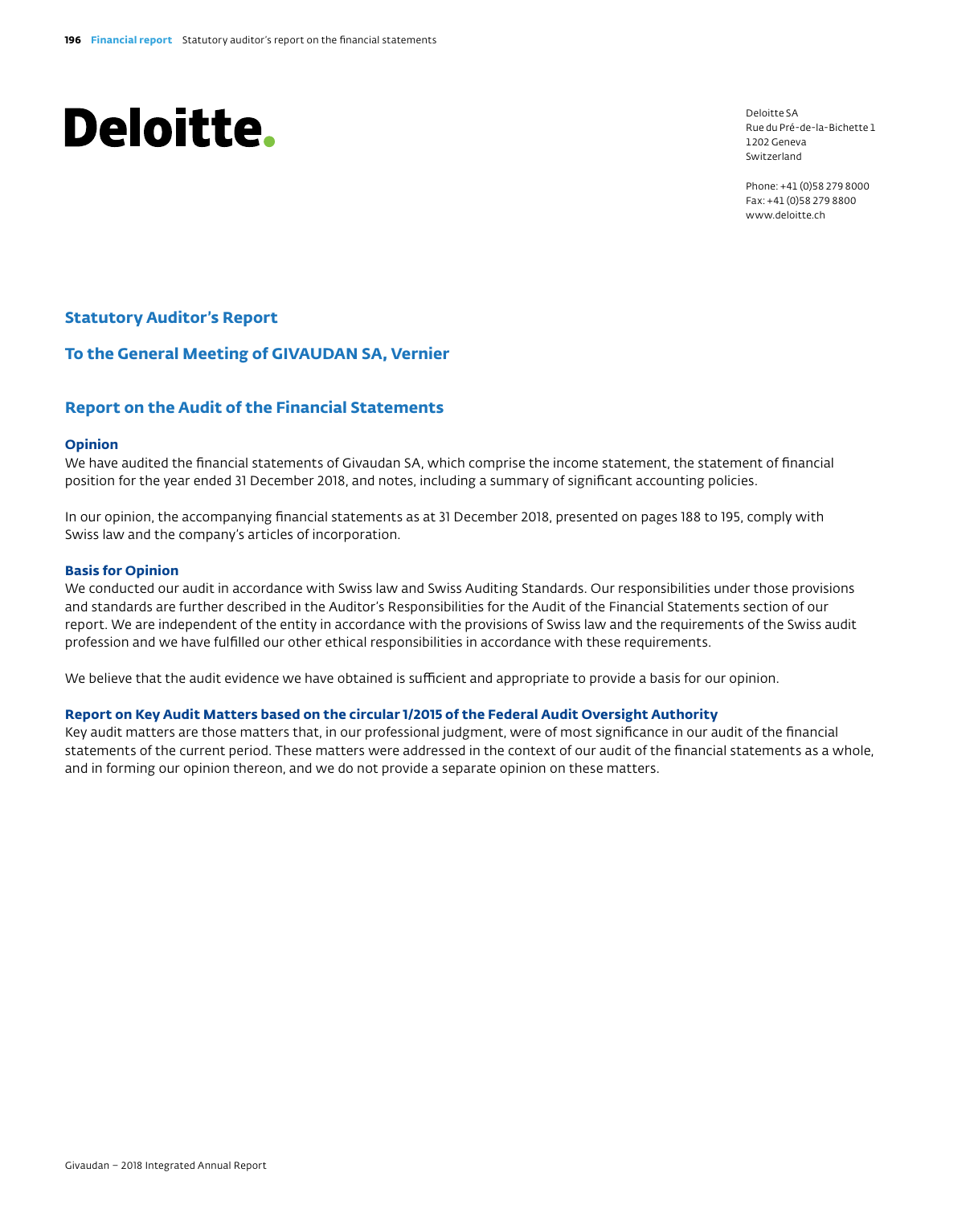Deloitte.

Deloitte SA
Rue du Pré-de-la-Bichette 1
1202 Geneva
Switzerland

Phone: +41 (0)58 279 8000
Fax: +41 (0)58 279 8800
www.deloitte.ch

## Statutory Auditor's Report

## To the General Meeting of GIVAUDAN SA, Vernier

## Report on the Audit of the Financial Statements

### Opinion

We have audited the financial statements of Givaudan SA, which comprise the income statement, the statement of financial position for the year ended 31 December 2018, and notes, including a summary of significant accounting policies.

In our opinion, the accompanying financial statements as at 31 December 2018, presented on pages 188 to 195, comply with Swiss law and the company's articles of incorporation.

### Basis for Opinion

We conducted our audit in accordance with Swiss law and Swiss Auditing Standards. Our responsibilities under those provisions and standards are further described in the Auditor's Responsibilities for the Audit of the Financial Statements section of our report. We are independent of the entity in accordance with the provisions of Swiss law and the requirements of the Swiss audit profession and we have fulfilled our other ethical responsibilities in accordance with these requirements.

We believe that the audit evidence we have obtained is sufficient and appropriate to provide a basis for our opinion.

### Report on Key Audit Matters based on the circular 1/2015 of the Federal Audit Oversight Authority

Key audit matters are those matters that, in our professional judgment, were of most significance in our audit of the financial statements of the current period. These matters were addressed in the context of our audit of the financial statements as a whole, and in forming our opinion thereon, and we do not provide a separate opinion on these matters.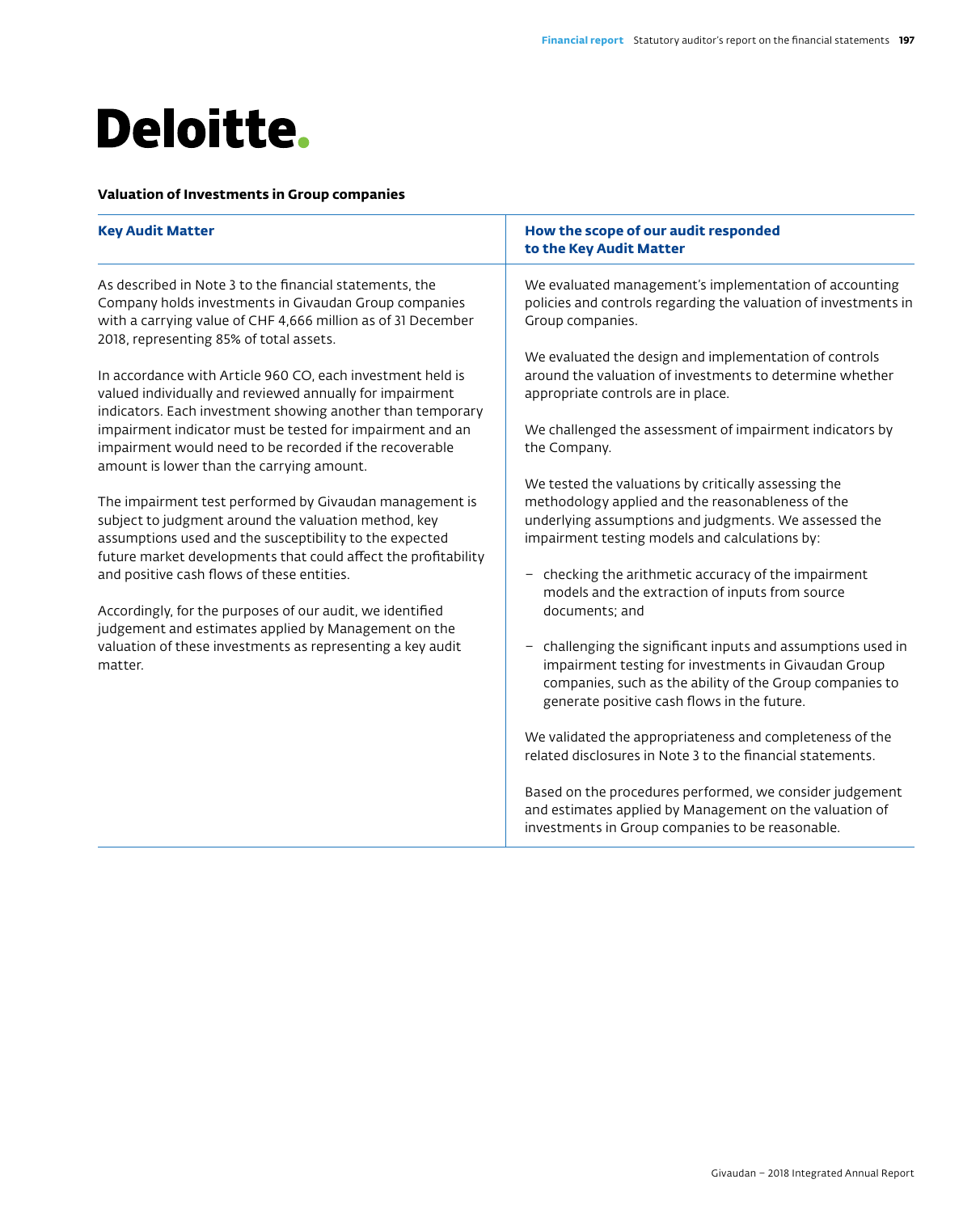Deloitte.

### Valuation of Investments in Group companies

| Key Audit Matter | How the scope of our audit responded to the Key Audit Matter |
| --- | --- |
| As described in Note 3 to the financial statements, the Company holds investments in Givaudan Group companies with a carrying value of CHF 4,666 million as of 31 December 2018, representing 85% of total assets.<br><br>In accordance with Article 960 CO, each investment held is valued individually and reviewed annually for impairment indicators. Each investment showing another than temporary impairment indicator must be tested for impairment and an impairment would need to be recorded if the recoverable amount is lower than the carrying amount.<br><br>The impairment test performed by Givaudan management is subject to judgment around the valuation method, key assumptions used and the susceptibility to the expected future market developments that could affect the profitability and positive cash flows of these entities.<br><br>Accordingly, for the purposes of our audit, we identified judgement and estimates applied by Management on the valuation of these investments as representing a key audit matter. | We evaluated management's implementation of accounting policies and controls regarding the valuation of investments in Group companies.<br><br>We evaluated the design and implementation of controls around the valuation of investments to determine whether appropriate controls are in place.<br><br>We challenged the assessment of impairment indicators by the Company.<br><br>We tested the valuations by critically assessing the methodology applied and the reasonableness of the underlying assumptions and judgments. We assessed the impairment testing models and calculations by:<br><br>– checking the arithmetic accuracy of the impairment models and the extraction of inputs from source documents; and<br><br>– challenging the significant inputs and assumptions used in impairment testing for investments in Givaudan Group companies, such as the ability of the Group companies to generate positive cash flows in the future.<br><br>We validated the appropriateness and completeness of the related disclosures in Note 3 to the financial statements.<br><br>Based on the procedures performed, we consider judgement and estimates applied by Management on the valuation of investments in Group companies to be reasonable. |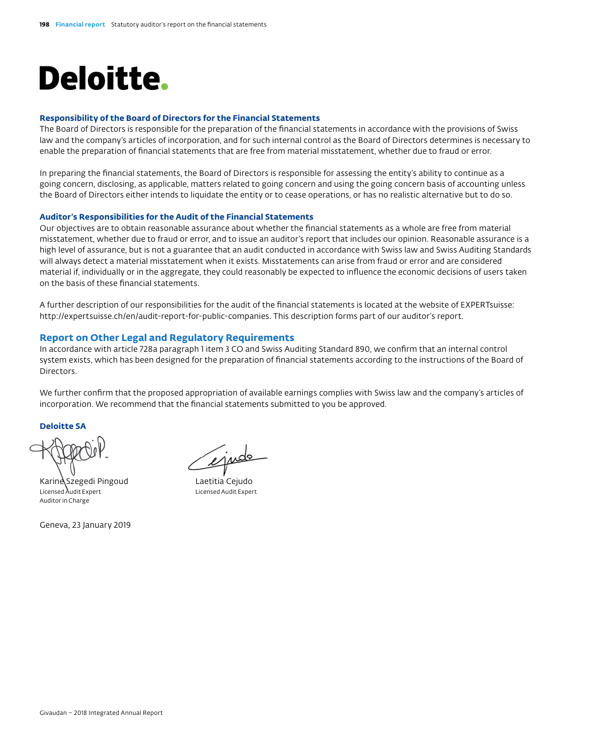# Deloitte.

### Responsibility of the Board of Directors for the Financial Statements

The Board of Directors is responsible for the preparation of the financial statements in accordance with the provisions of Swiss law and the company's articles of incorporation, and for such internal control as the Board of Directors determines is necessary to enable the preparation of financial statements that are free from material misstatement, whether due to fraud or error.

In preparing the financial statements, the Board of Directors is responsible for assessing the entity's ability to continue as a going concern, disclosing, as applicable, matters related to going concern and using the going concern basis of accounting unless the Board of Directors either intends to liquidate the entity or to cease operations, or has no realistic alternative but to do so.

### Auditor's Responsibilities for the Audit of the Financial Statements

Our objectives are to obtain reasonable assurance about whether the financial statements as a whole are free from material misstatement, whether due to fraud or error, and to issue an auditor's report that includes our opinion. Reasonable assurance is a high level of assurance, but is not a guarantee that an audit conducted in accordance with Swiss law and Swiss Auditing Standards will always detect a material misstatement when it exists. Misstatements can arise from fraud or error and are considered material if, individually or in the aggregate, they could reasonably be expected to influence the economic decisions of users taken on the basis of these financial statements.

A further description of our responsibilities for the audit of the financial statements is located at the website of EXPERTsuisse: http://expertsuisse.ch/en/audit-report-for-public-companies. This description forms part of our auditor's report.

## Report on Other Legal and Regulatory Requirements

In accordance with article 728a paragraph 1 item 3 CO and Swiss Auditing Standard 890, we confirm that an internal control system exists, which has been designed for the preparation of financial statements according to the instructions of the Board of Directors.

We further confirm that the proposed appropriation of available earnings complies with Swiss law and the company's articles of incorporation. We recommend that the financial statements submitted to you be approved.

**Deloitte SA**

Karine Szegedi Pingoud
Licensed Audit Expert
Auditor in Charge

Laetitia Cejudo
Licensed Audit Expert

Geneva, 23 January 2019